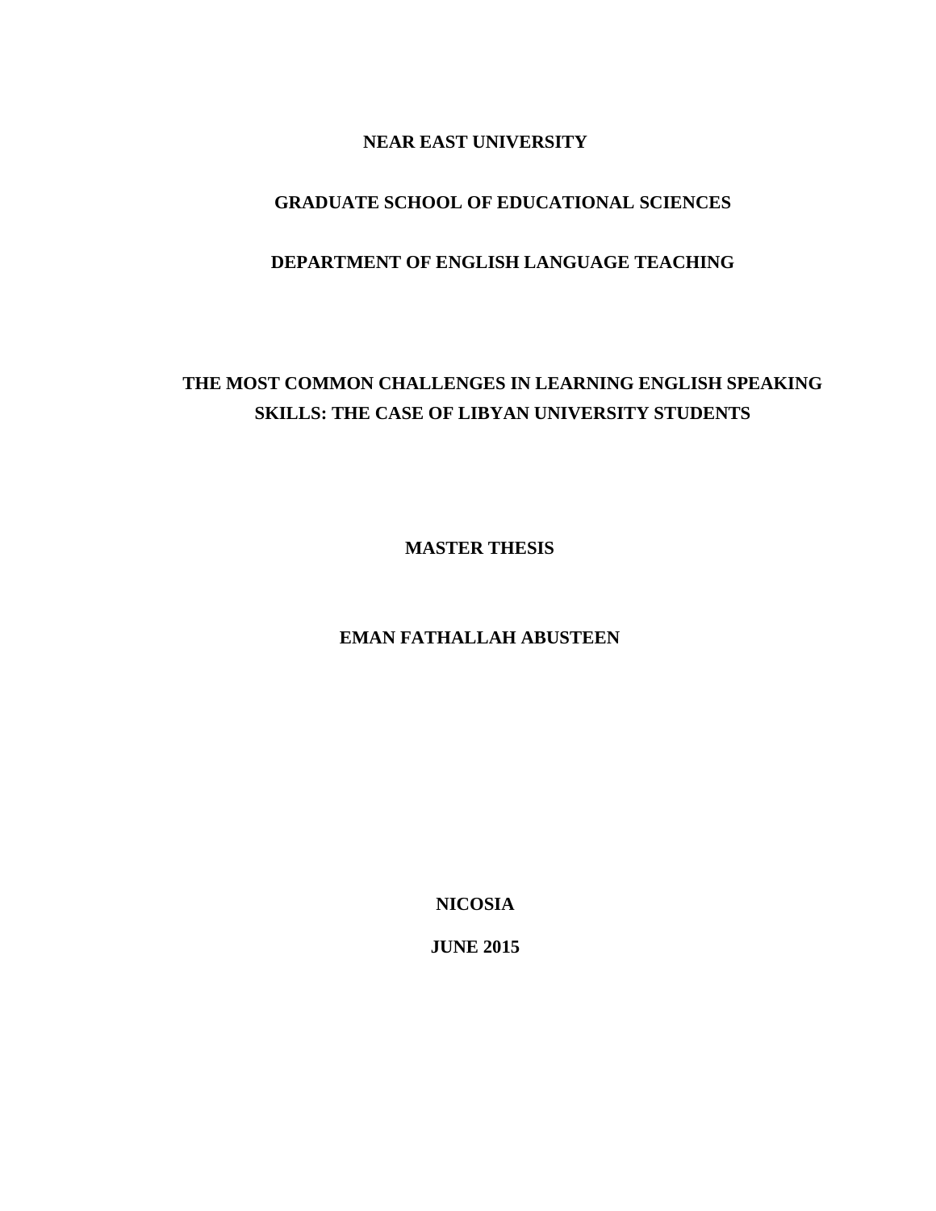**NEAR EAST UNIVERSITY**

**GRADUATE SCHOOL OF EDUCATIONAL SCIENCES**

**DEPARTMENT OF ENGLISH LANGUAGE TEACHING**

# THE MOST COMMON CHALLENGES IN LEARNING ENGLISH SPEAKING SKILLS: THE CASE OF LIBYAN UNIVERSITY STUDENTS

**MASTER THESIS**

**EMAN FATHALLAH ABUSTEEN**

**NICOSIA**

**JUNE 2015**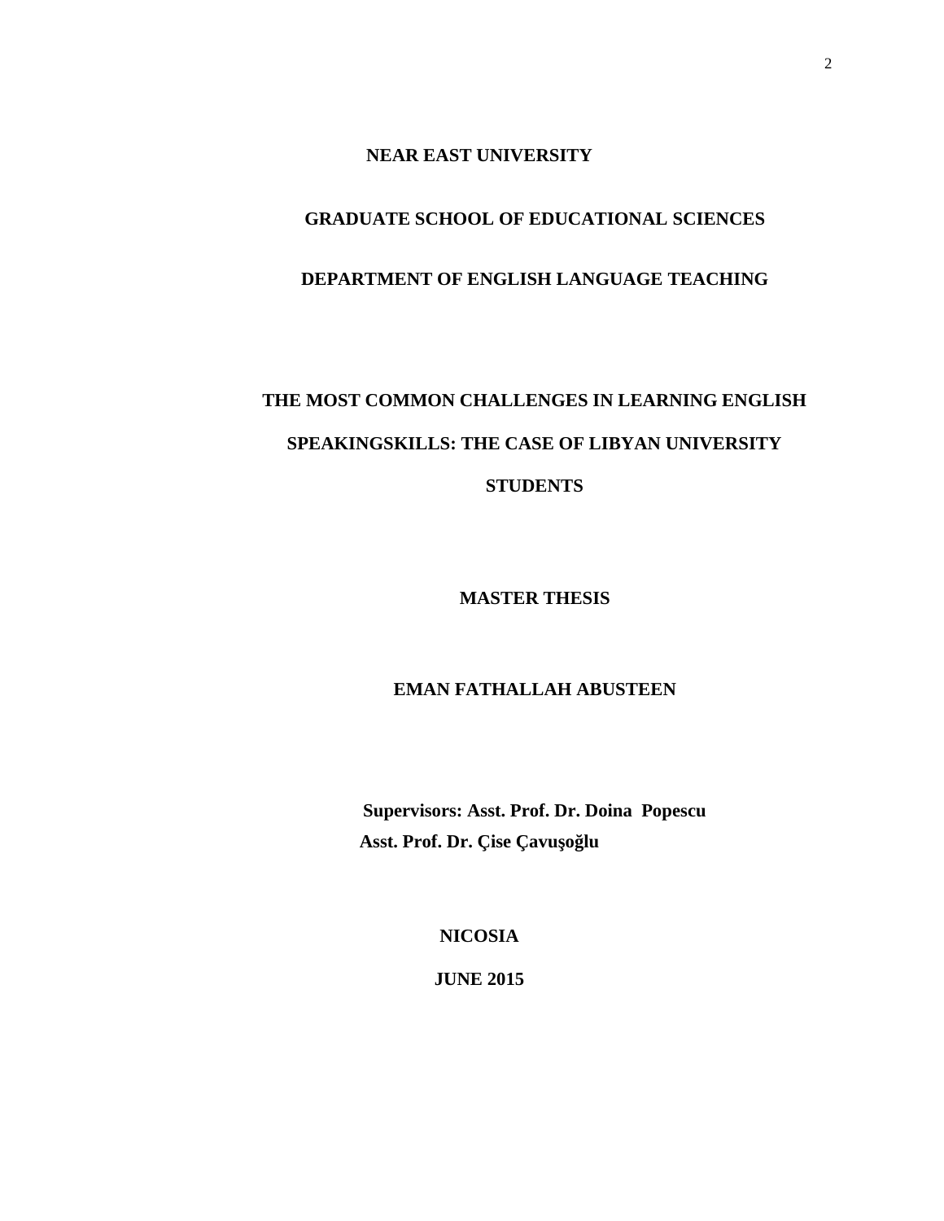**NEAR EAST UNIVERSITY**

**GRADUATE SCHOOL OF EDUCATIONAL SCIENCES**

**DEPARTMENT OF ENGLISH LANGUAGE TEACHING**

# THE MOST COMMON CHALLENGES IN LEARNING ENGLISH SPEAKINGSKILLS: THE CASE OF LIBYAN UNIVERSITY STUDENTS

**MASTER THESIS**

**EMAN FATHALLAH ABUSTEEN**

**Supervisors: Asst. Prof. Dr. Doina Popescu**
**Asst. Prof. Dr. Çise Çavuşoğlu**

**NICOSIA**

**JUNE 2015**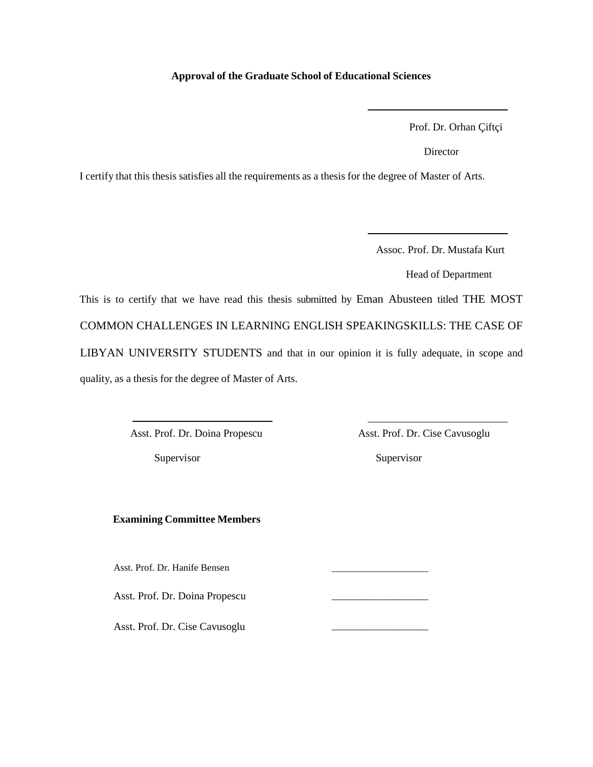**Approval of the Graduate School of Educational Sciences**

Prof. Dr. Orhan Çiftçi

Director

I certify that this thesis satisfies all the requirements as a thesis for the degree of Master of Arts.

Assoc. Prof. Dr. Mustafa Kurt

Head of Department

This is to certify that we have read this thesis submitted by Eman Abusteen titled THE MOST COMMON CHALLENGES IN LEARNING ENGLISH SPEAKINGSKILLS: THE CASE OF LIBYAN UNIVERSITY STUDENTS and that in our opinion it is fully adequate, in scope and quality, as a thesis for the degree of Master of Arts.

Asst. Prof. Dr. Doina Propescu

Supervisor

Asst. Prof. Dr. Cise Cavusoglu

Supervisor

**Examining Committee Members**

Asst. Prof. Dr. Hanife Bensen ___________________

Asst. Prof. Dr. Doina Propescu ___________________

Asst. Prof. Dr. Cise Cavusoglu ___________________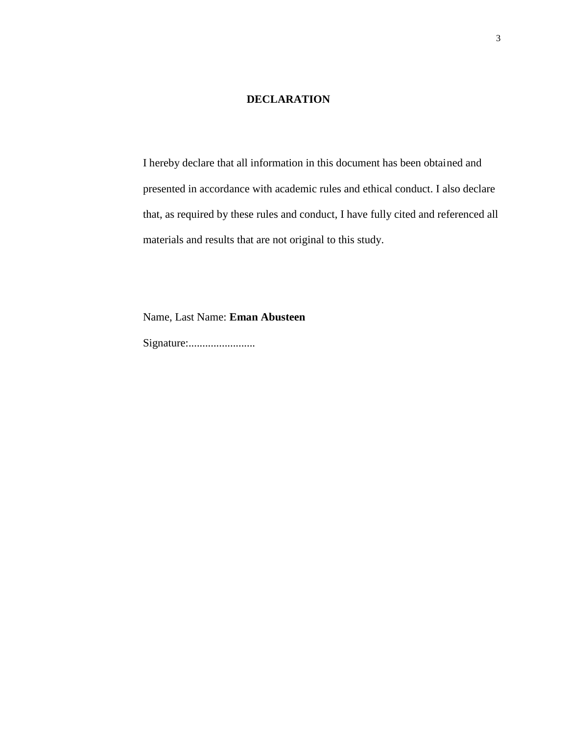# DECLARATION

I hereby declare that all information in this document has been obtained and presented in accordance with academic rules and ethical conduct. I also declare that, as required by these rules and conduct, I have fully cited and referenced all materials and results that are not original to this study.

Name, Last Name: **Eman Abusteen**

Signature:........................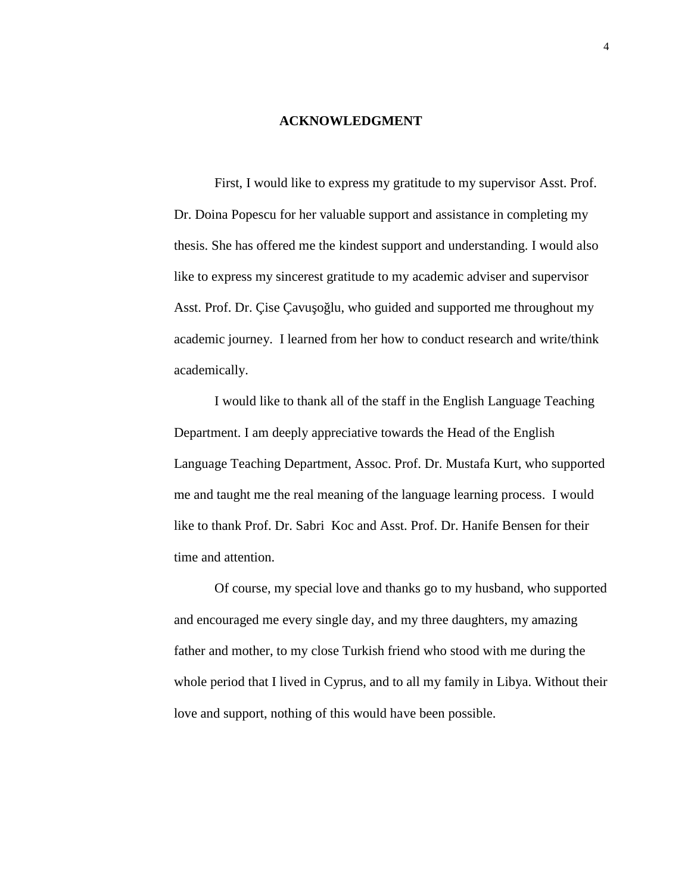# ACKNOWLEDGMENT

First, I would like to express my gratitude to my supervisor Asst. Prof. Dr. Doina Popescu for her valuable support and assistance in completing my thesis. She has offered me the kindest support and understanding. I would also like to express my sincerest gratitude to my academic adviser and supervisor Asst. Prof. Dr. Çise Çavuşoğlu, who guided and supported me throughout my academic journey. I learned from her how to conduct research and write/think academically.

I would like to thank all of the staff in the English Language Teaching Department. I am deeply appreciative towards the Head of the English Language Teaching Department, Assoc. Prof. Dr. Mustafa Kurt, who supported me and taught me the real meaning of the language learning process. I would like to thank Prof. Dr. Sabri Koc and Asst. Prof. Dr. Hanife Bensen for their time and attention.

Of course, my special love and thanks go to my husband, who supported and encouraged me every single day, and my three daughters, my amazing father and mother, to my close Turkish friend who stood with me during the whole period that I lived in Cyprus, and to all my family in Libya. Without their love and support, nothing of this would have been possible.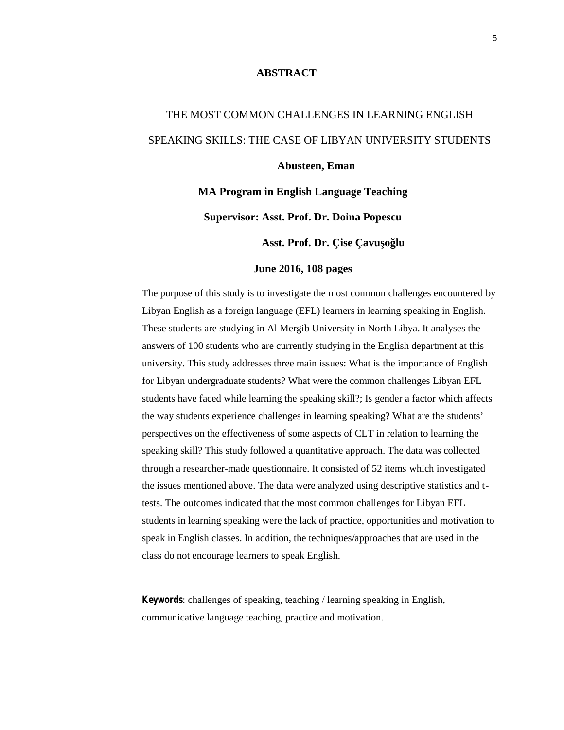# ABSTRACT

THE MOST COMMON CHALLENGES IN LEARNING ENGLISH SPEAKING SKILLS: THE CASE OF LIBYAN UNIVERSITY STUDENTS

**Abusteen, Eman**

**MA Program in English Language Teaching**

**Supervisor: Asst. Prof. Dr. Doina Popescu**

**Asst. Prof. Dr. Çise Çavuşoğlu**

**June 2016, 108 pages**

The purpose of this study is to investigate the most common challenges encountered by Libyan English as a foreign language (EFL) learners in learning speaking in English. These students are studying in Al Mergib University in North Libya. It analyses the answers of 100 students who are currently studying in the English department at this university. This study addresses three main issues: What is the importance of English for Libyan undergraduate students? What were the common challenges Libyan EFL students have faced while learning the speaking skill?; Is gender a factor which affects the way students experience challenges in learning speaking? What are the students' perspectives on the effectiveness of some aspects of CLT in relation to learning the speaking skill? This study followed a quantitative approach. The data was collected through a researcher-made questionnaire. It consisted of 52 items which investigated the issues mentioned above. The data were analyzed using descriptive statistics and t-tests. The outcomes indicated that the most common challenges for Libyan EFL students in learning speaking were the lack of practice, opportunities and motivation to speak in English classes. In addition, the techniques/approaches that are used in the class do not encourage learners to speak English.

**Keywords**: challenges of speaking, teaching / learning speaking in English, communicative language teaching, practice and motivation.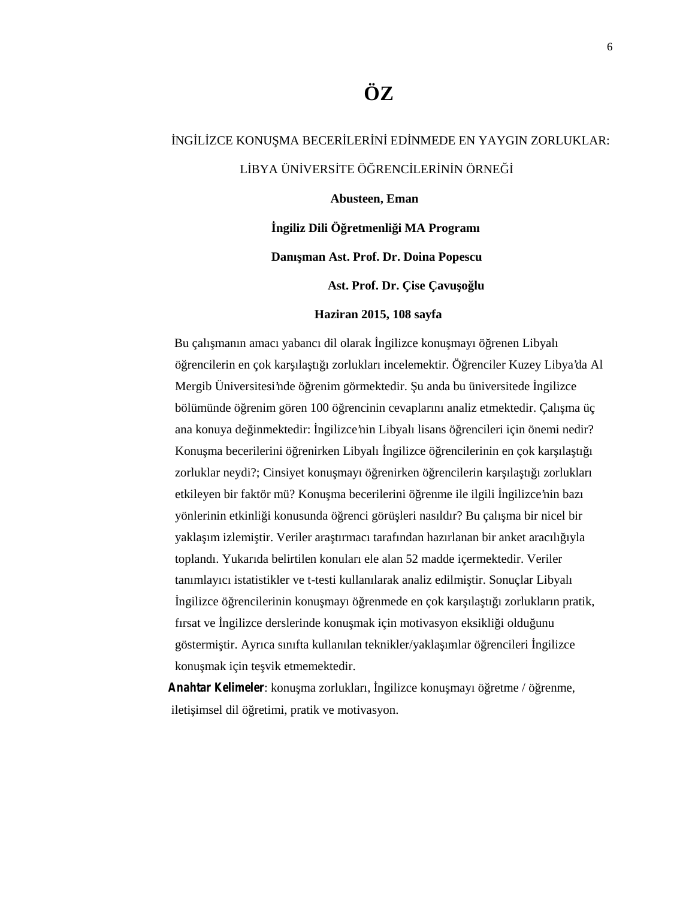# ÖZ

İNGİLİZCE KONUŞMA BECERİLERİNİ EDİNMEDE EN YAYGIN ZORLUKLAR:

LİBYA ÜNİVERSİTE ÖĞRENCİLERİNİN ÖRNEĞİ

**Abusteen, Eman**

**İngiliz Dili Öğretmenliği MA Programı**

**Danışman Ast. Prof. Dr. Doina Popescu**

**Ast. Prof. Dr. Çise Çavuşoğlu**

**Haziran 2015, 108 sayfa**

Bu çalışmanın amacı yabancı dil olarak İngilizce konuşmayı öğrenen Libyalı öğrencilerin en çok karşılaştığı zorlukları incelemektir. Öğrenciler Kuzey Libya'da Al Mergib Üniversitesi'nde öğrenim görmektedir. Şu anda bu üniversitede İngilizce bölümünde öğrenim gören 100 öğrencinin cevaplarını analiz etmektedir. Çalışma üç ana konuya değinmektedir: İngilizce'nin Libyalı lisans öğrencileri için önemi nedir? Konuşma becerilerini öğrenirken Libyalı İngilizce öğrencilerinin en çok karşılaştığı zorluklar neydi?; Cinsiyet konuşmayı öğrenirken öğrencilerin karşılaştığı zorlukları etkileyen bir faktör mü? Konuşma becerilerini öğrenme ile ilgili İngilizce'nin bazı yönlerinin etkinliği konusunda öğrenci görüşleri nasıldır? Bu çalışma bir nicel bir yaklaşım izlemiştir. Veriler araştırmacı tarafından hazırlanan bir anket aracılığıyla toplandı. Yukarıda belirtilen konuları ele alan 52 madde içermektedir. Veriler tanımlayıcı istatistikler ve t-testi kullanılarak analiz edilmiştir. Sonuçlar Libyalı İngilizce öğrencilerinin konuşmayı öğrenmede en çok karşılaştığı zorlukların pratik, fırsat ve İngilizce derslerinde konuşmak için motivasyon eksikliği olduğunu göstermiştir. Ayrıca sınıfta kullanılan teknikler/yaklaşımlar öğrencileri İngilizce konuşmak için teşvik etmemektedir.

***Anahtar Kelimeler***: konuşma zorlukları, İngilizce konuşmayı öğretme / öğrenme, iletişimsel dil öğretimi, pratik ve motivasyon.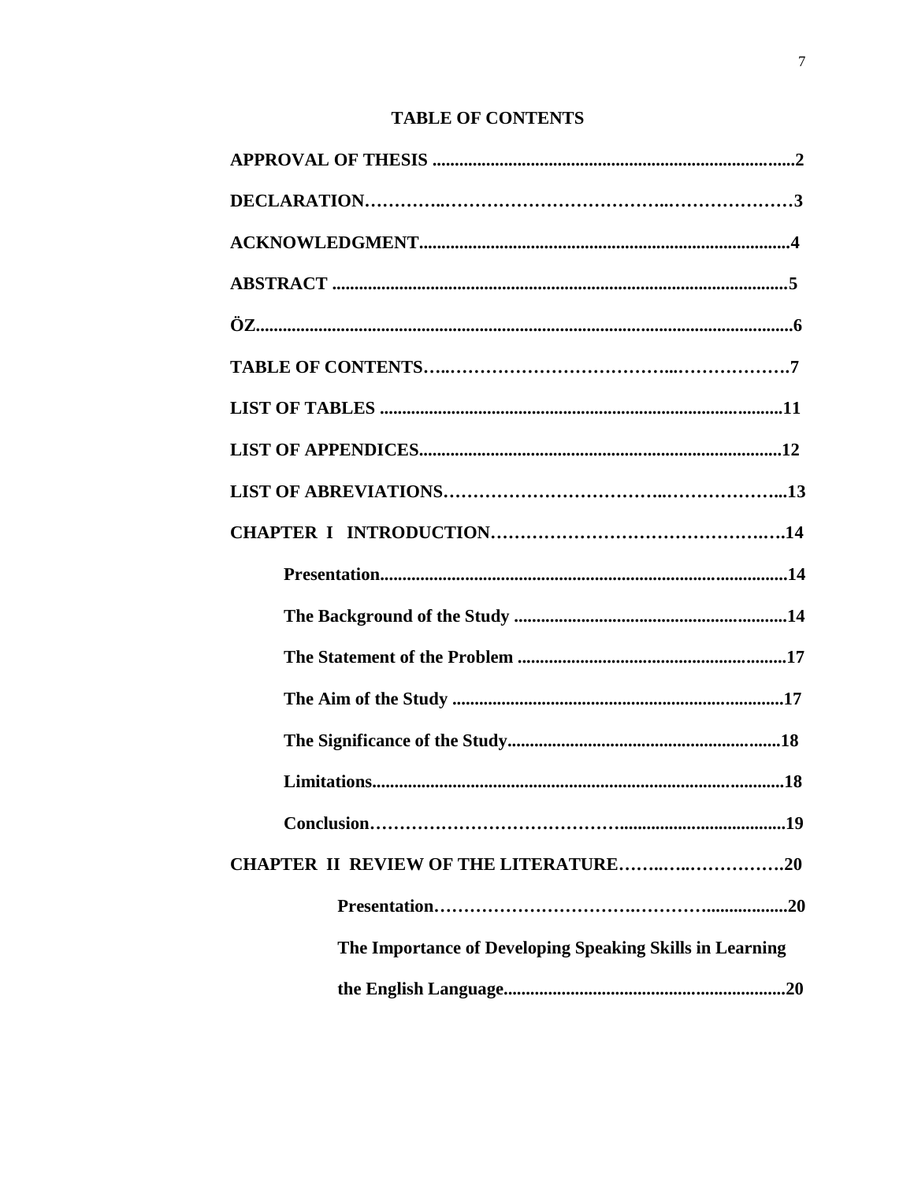## TABLE OF CONTENTS

**APPROVAL OF THESIS ..................................................................................2**

**DECLARATION…………..……………………………..…………………3**

**ACKNOWLEDGMENT..................................................................................4**

**ABSTRACT .....................................................................................................5**

**ÖZ.......................................................................................................................6**

**TABLE OF CONTENTS…..………………………………...……………….7**

**LIST OF TABLES ..........................................................................................11**

**LIST OF APPENDICES.................................................................................12**

**LIST OF ABREVIATIONS……………………………..………………...13**

**CHAPTER I INTRODUCTION…………………………………….….14**

- **Presentation..........................................................................................14**
- **The Background of the Study .............................................................14**
- **The Statement of the Problem ............................................................17**
- **The Aim of the Study ..........................................................................17**
- **The Significance of the Study.............................................................18**
- **Limitations............................................................................................18**
- **Conclusion…………………………………....................................19**

**CHAPTER II REVIEW OF THE LITERATURE……..…..…………….20**

- **Presentation…………………………..………....................20**
- **The Importance of Developing Speaking Skills in Learning the English Language...............................................................20**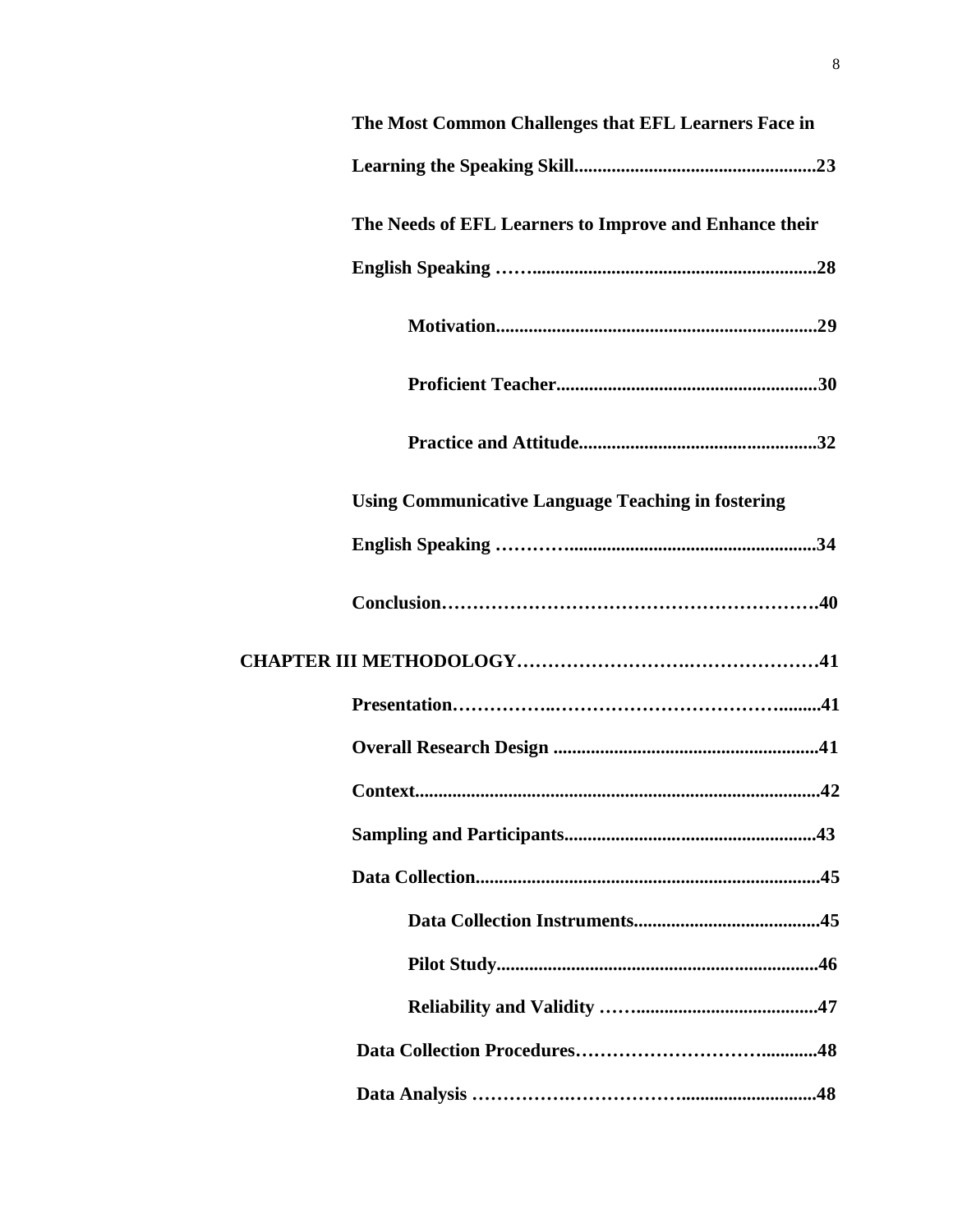**The Most Common Challenges that EFL Learners Face in Learning the Speaking Skill....................................................23**

**The Needs of EFL Learners to Improve and Enhance their English Speaking ……..............................................................28**

- **Motivation.....................................................................29**
- **Proficient Teacher........................................................30**
- **Practice and Attitude...................................................32**

**Using Communicative Language Teaching in fostering English Speaking …………......................................................34**

**Conclusion…………………………………………………….40**

**CHAPTER III METHODOLOGY…………………………….…………………41**

**Presentation……………..……………………………….........41**

**Overall Research Design .........................................................41**

**Context......................................................................................42**

**Sampling and Participants......................................................43**

**Data Collection.........................................................................45**

- **Data Collection Instruments........................................45**
- **Pilot Study.....................................................................46**
- **Reliability and Validity ……........................................47**

**Data Collection Procedures……………………….............48**

**Data Analysis …………….……………….............................48**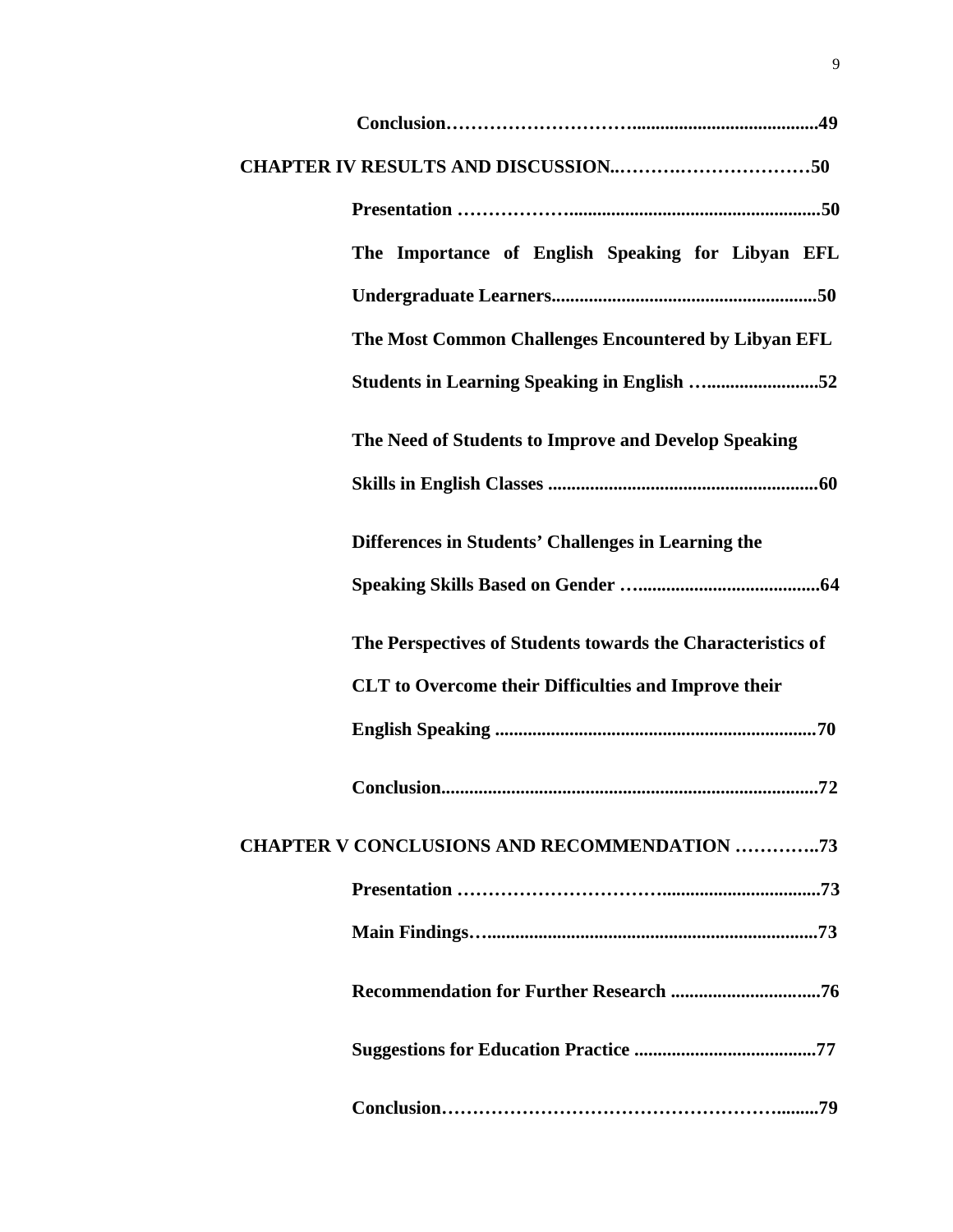**Conclusion……………………….......................................49**

**CHAPTER IV RESULTS AND DISCUSSION..……….…………………50**

**Presentation ………………......................................................50**

**The Importance of English Speaking for Libyan EFL Undergraduate Learners.........................................................50**

**The Most Common Challenges Encountered by Libyan EFL Students in Learning Speaking in English …........................52**

**The Need of Students to Improve and Develop Speaking Skills in English Classes ..........................................................60**

**Differences in Students' Challenges in Learning the Speaking Skills Based on Gender …......................................64**

**The Perspectives of Students towards the Characteristics of CLT to Overcome their Difficulties and Improve their English Speaking .....................................................................70**

**Conclusion.................................................................................72**

**CHAPTER V CONCLUSIONS AND RECOMMENDATION …………..73**

**Presentation …………………………..................................73**

**Main Findings….......................................................................73**

**Recommendation for Further Research ................................76**

**Suggestions for Education Practice .......................................77**

**Conclusion………………………………………………........79**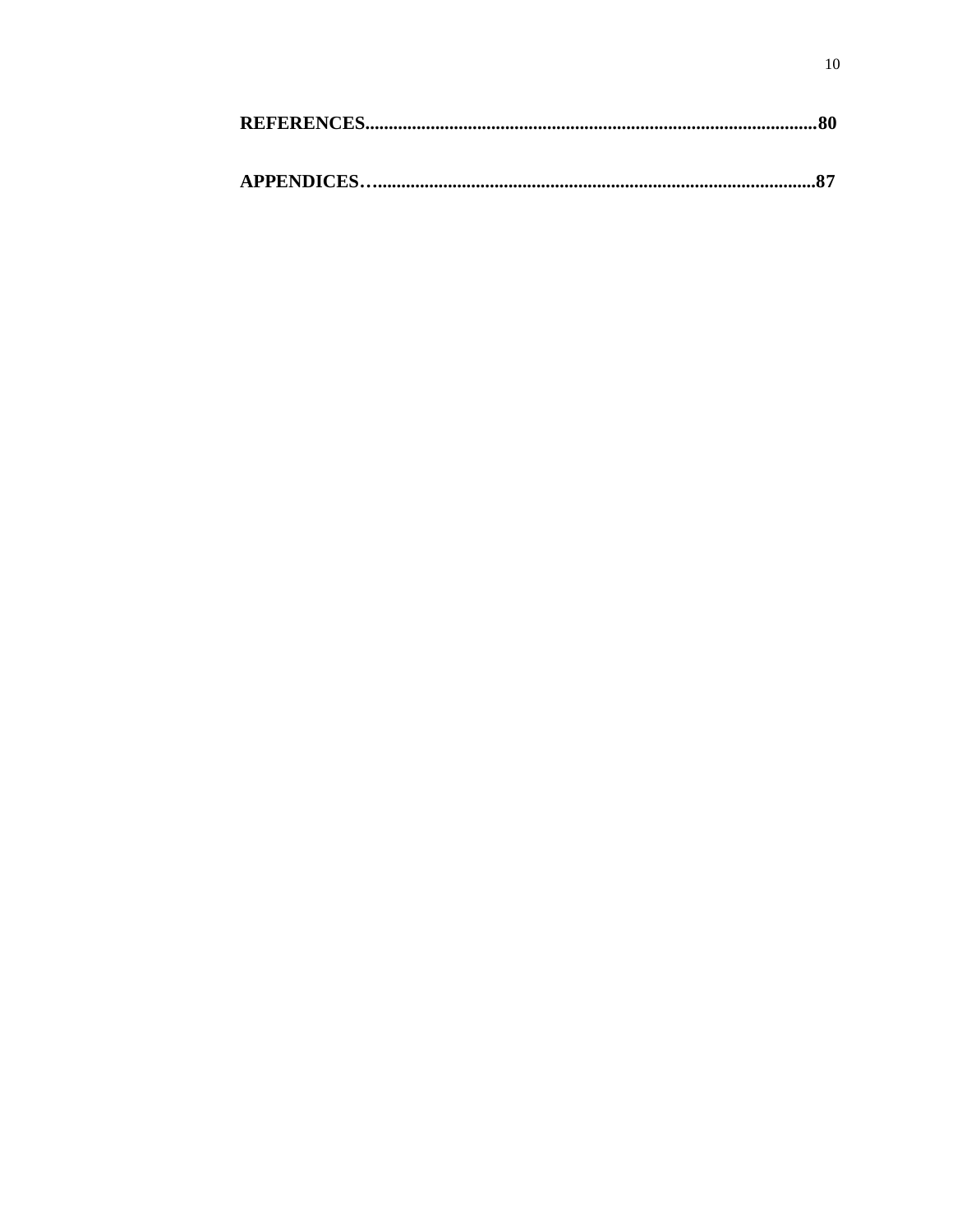**REFERENCES...............................................................................................80**

**APPENDICES…...........................................................................................87**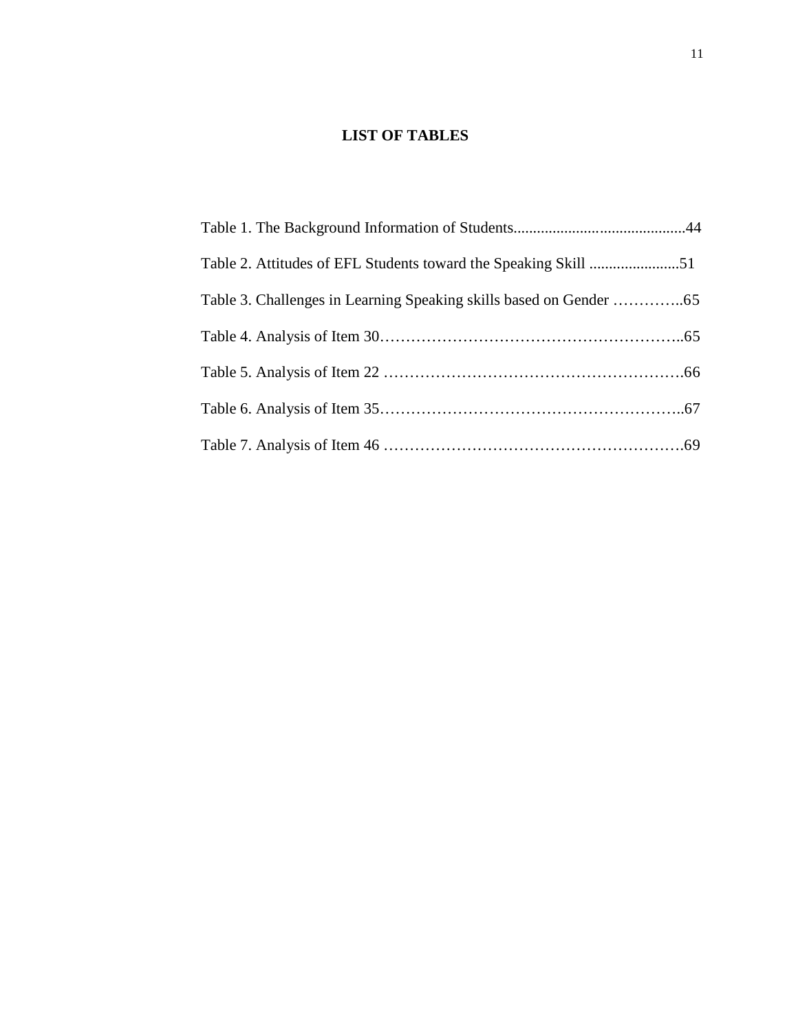# LIST OF TABLES

Table 1. The Background Information of Students............................................44

Table 2. Attitudes of EFL Students toward the Speaking Skill .......................51

Table 3. Challenges in Learning Speaking skills based on Gender …………..65

Table 4. Analysis of Item 30…………………………………………………..65

Table 5. Analysis of Item 22 ………………………………………………….66

Table 6. Analysis of Item 35…………………………………………………..67

Table 7. Analysis of Item 46 ………………………………………………….69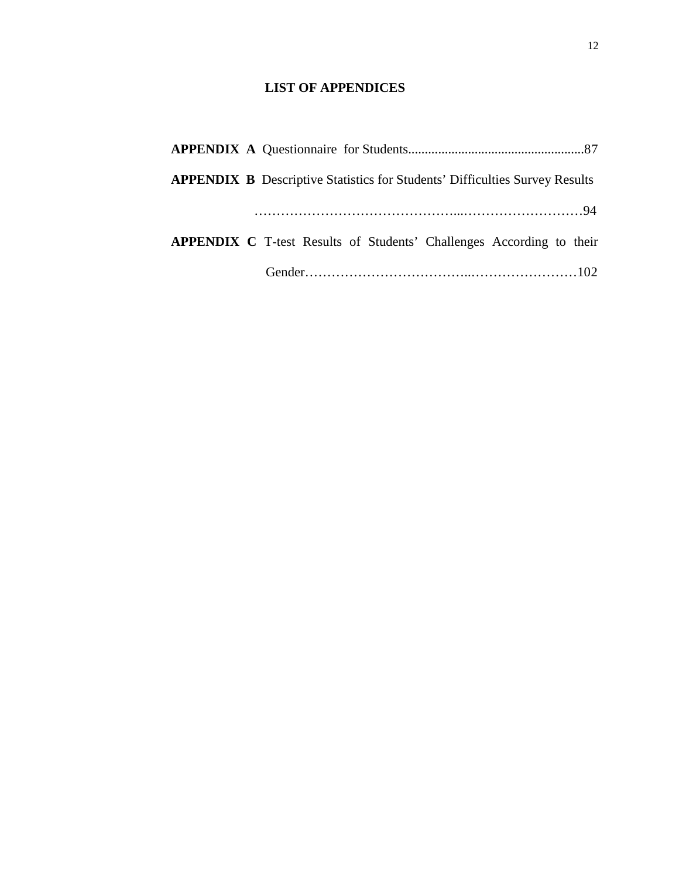# LIST OF APPENDICES

**APPENDIX A** Questionnaire for Students....................................................87

**APPENDIX B** Descriptive Statistics for Students' Difficulties Survey Results ……………………………………...………………………94

**APPENDIX C** T-test Results of Students' Challenges According to their Gender……………………………..……………………102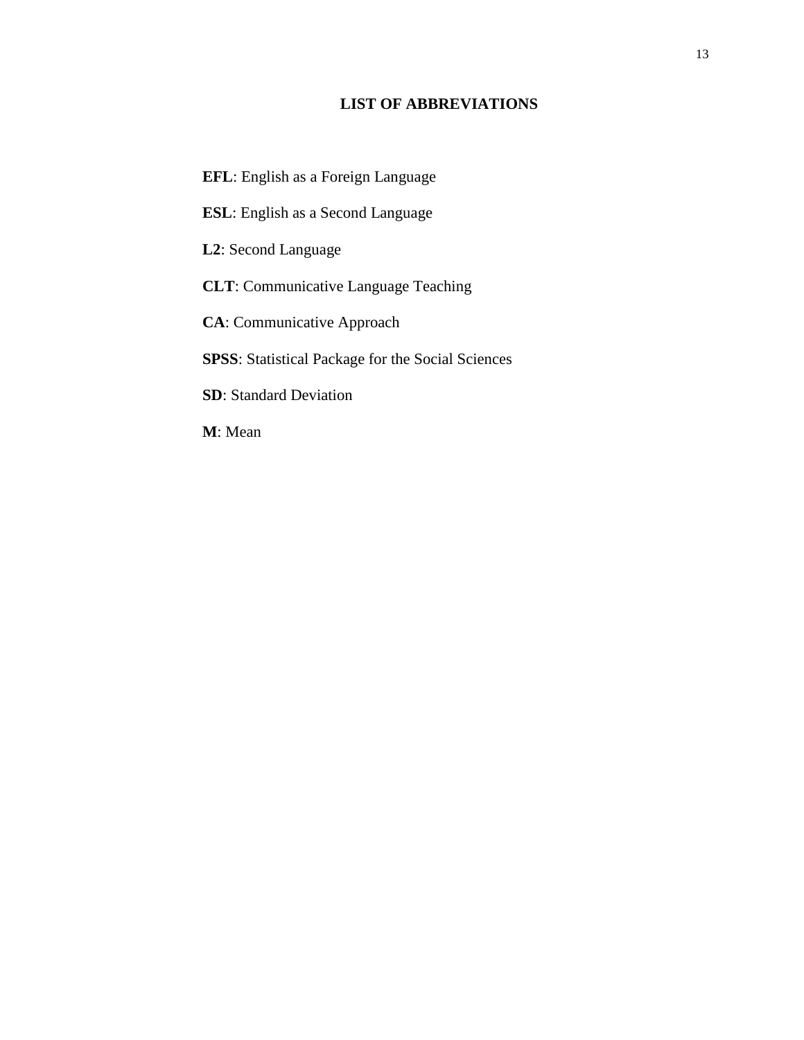# LIST OF ABBREVIATIONS

**EFL**: English as a Foreign Language

**ESL**: English as a Second Language

**L2**: Second Language

**CLT**: Communicative Language Teaching

**CA**: Communicative Approach

**SPSS**: Statistical Package for the Social Sciences

**SD**: Standard Deviation

**M**: Mean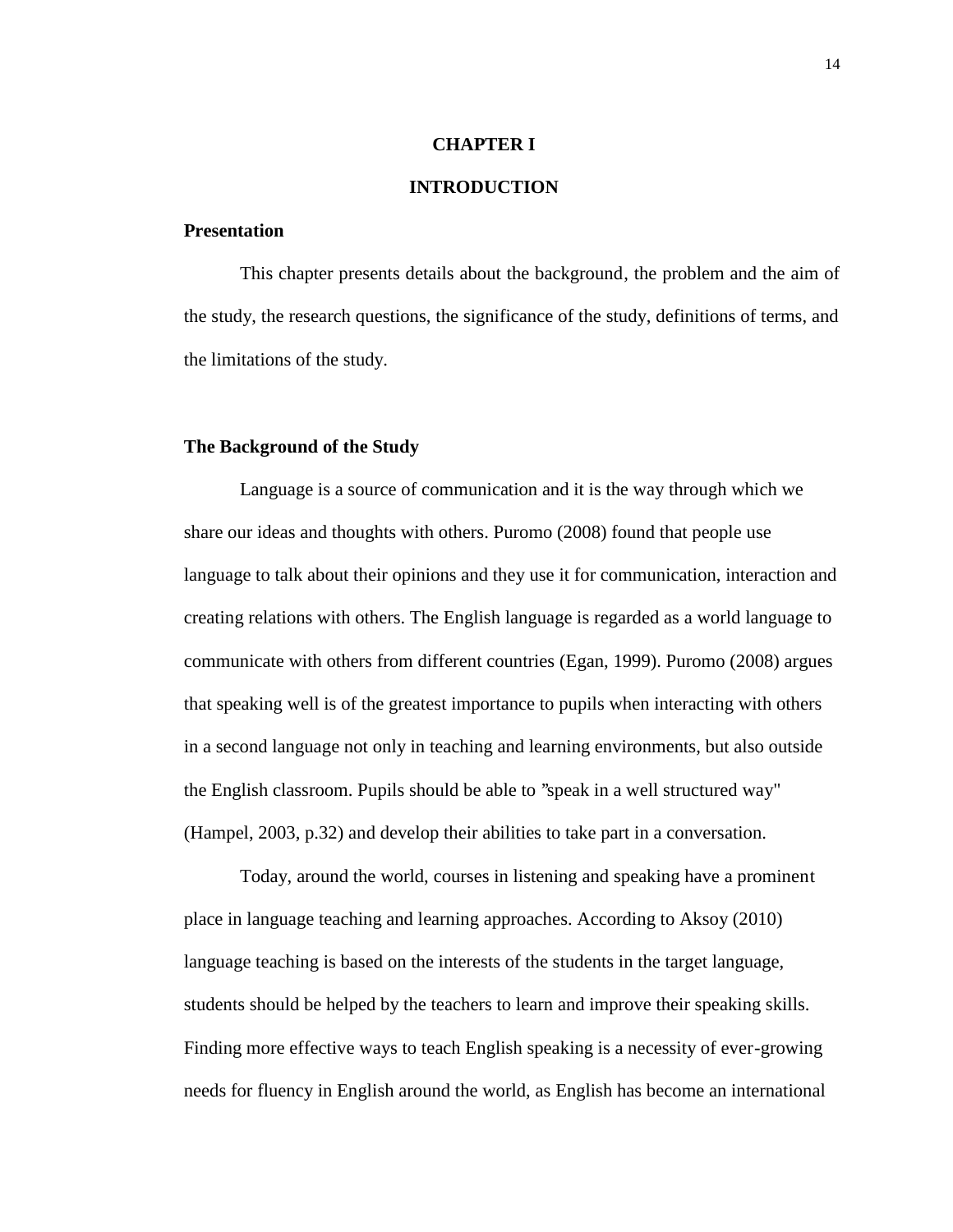# CHAPTER I

# INTRODUCTION

## Presentation

This chapter presents details about the background, the problem and the aim of the study, the research questions, the significance of the study, definitions of terms, and the limitations of the study.

## The Background of the Study

Language is a source of communication and it is the way through which we share our ideas and thoughts with others. Puromo (2008) found that people use language to talk about their opinions and they use it for communication, interaction and creating relations with others. The English language is regarded as a world language to communicate with others from different countries (Egan, 1999). Puromo (2008) argues that speaking well is of the greatest importance to pupils when interacting with others in a second language not only in teaching and learning environments, but also outside the English classroom. Pupils should be able to ”speak in a well structured way" (Hampel, 2003, p.32) and develop their abilities to take part in a conversation.

Today, around the world, courses in listening and speaking have a prominent place in language teaching and learning approaches. According to Aksoy (2010) language teaching is based on the interests of the students in the target language, students should be helped by the teachers to learn and improve their speaking skills. Finding more effective ways to teach English speaking is a necessity of ever-growing needs for fluency in English around the world, as English has become an international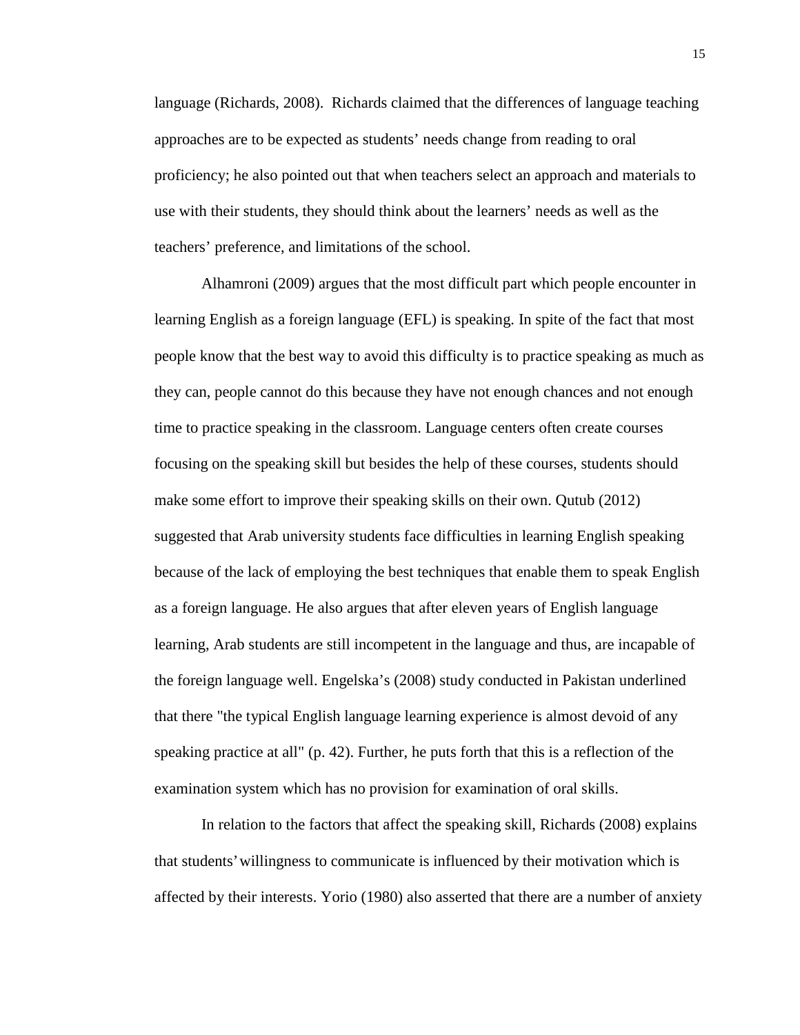language (Richards, 2008). Richards claimed that the differences of language teaching approaches are to be expected as students' needs change from reading to oral proficiency; he also pointed out that when teachers select an approach and materials to use with their students, they should think about the learners' needs as well as the teachers' preference, and limitations of the school.

Alhamroni (2009) argues that the most difficult part which people encounter in learning English as a foreign language (EFL) is speaking. In spite of the fact that most people know that the best way to avoid this difficulty is to practice speaking as much as they can, people cannot do this because they have not enough chances and not enough time to practice speaking in the classroom. Language centers often create courses focusing on the speaking skill but besides the help of these courses, students should make some effort to improve their speaking skills on their own. Qutub (2012) suggested that Arab university students face difficulties in learning English speaking because of the lack of employing the best techniques that enable them to speak English as a foreign language. He also argues that after eleven years of English language learning, Arab students are still incompetent in the language and thus, are incapable of the foreign language well. Engelska's (2008) study conducted in Pakistan underlined that there "the typical English language learning experience is almost devoid of any speaking practice at all" (p. 42). Further, he puts forth that this is a reflection of the examination system which has no provision for examination of oral skills.

In relation to the factors that affect the speaking skill, Richards (2008) explains that students' willingness to communicate is influenced by their motivation which is affected by their interests. Yorio (1980) also asserted that there are a number of anxiety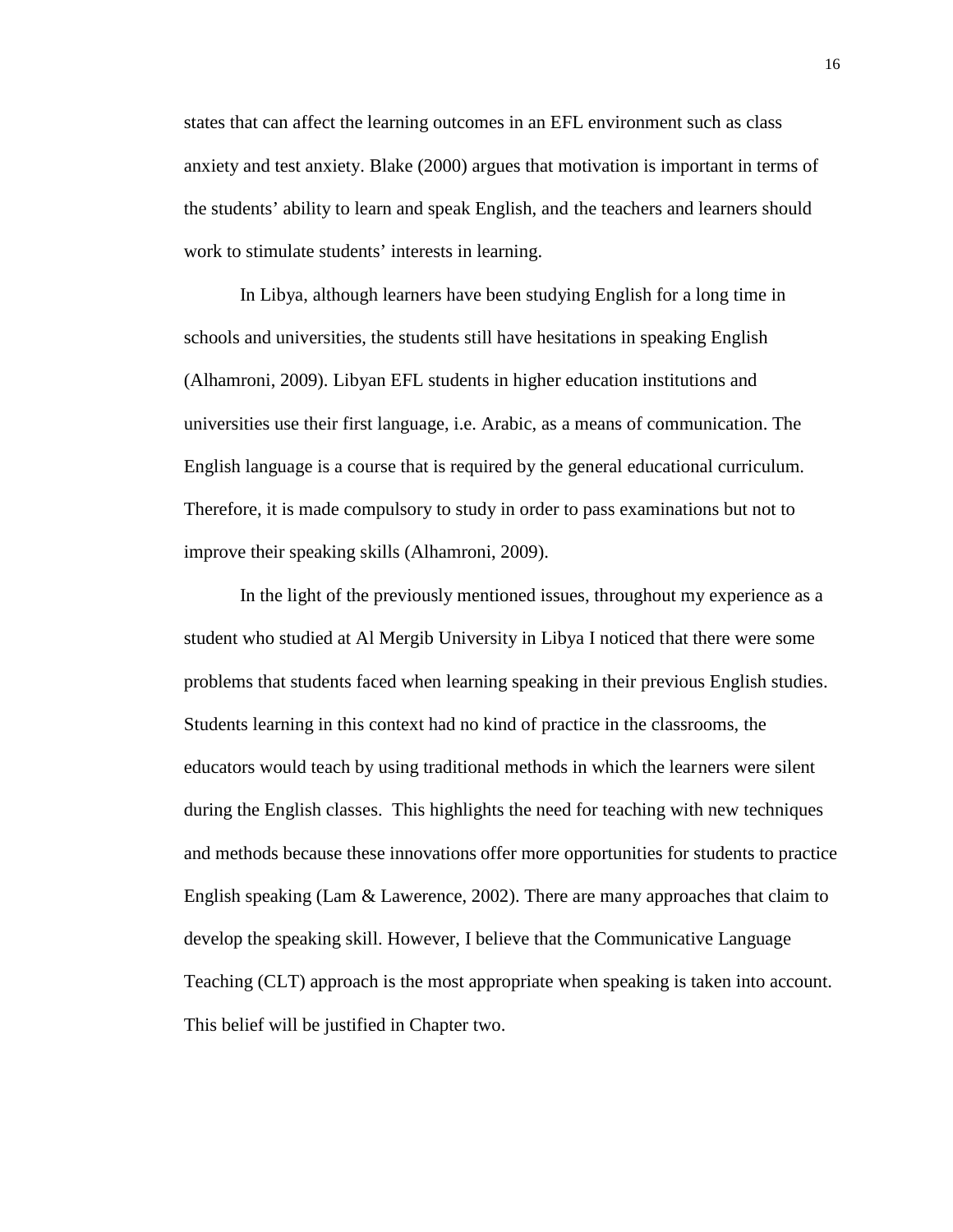states that can affect the learning outcomes in an EFL environment such as class anxiety and test anxiety. Blake (2000) argues that motivation is important in terms of the students' ability to learn and speak English, and the teachers and learners should work to stimulate students' interests in learning.

In Libya, although learners have been studying English for a long time in schools and universities, the students still have hesitations in speaking English (Alhamroni, 2009). Libyan EFL students in higher education institutions and universities use their first language, i.e. Arabic, as a means of communication. The English language is a course that is required by the general educational curriculum. Therefore, it is made compulsory to study in order to pass examinations but not to improve their speaking skills (Alhamroni, 2009).

In the light of the previously mentioned issues, throughout my experience as a student who studied at Al Mergib University in Libya I noticed that there were some problems that students faced when learning speaking in their previous English studies. Students learning in this context had no kind of practice in the classrooms, the educators would teach by using traditional methods in which the learners were silent during the English classes. This highlights the need for teaching with new techniques and methods because these innovations offer more opportunities for students to practice English speaking (Lam & Lawerence, 2002). There are many approaches that claim to develop the speaking skill. However, I believe that the Communicative Language Teaching (CLT) approach is the most appropriate when speaking is taken into account. This belief will be justified in Chapter two.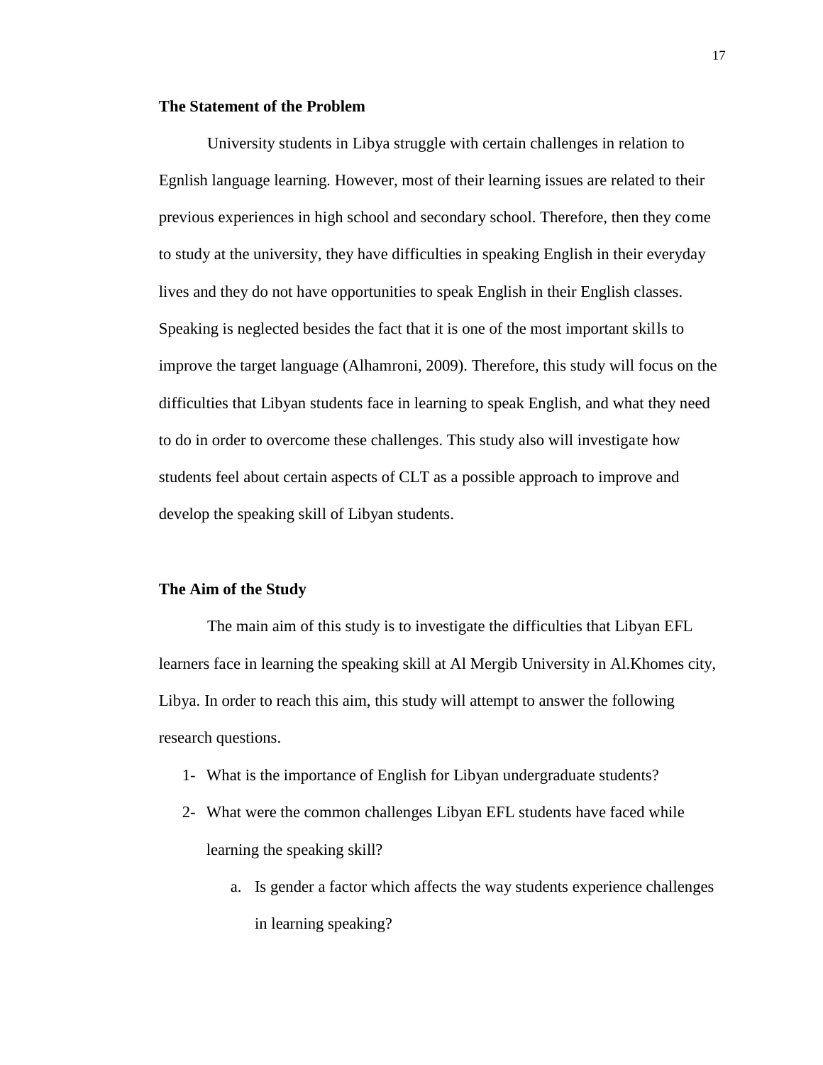**The Statement of the Problem**

University students in Libya struggle with certain challenges in relation to Egnlish language learning. However, most of their learning issues are related to their previous experiences in high school and secondary school. Therefore, then they come to study at the university, they have difficulties in speaking English in their everyday lives and they do not have opportunities to speak English in their English classes. Speaking is neglected besides the fact that it is one of the most important skills to improve the target language (Alhamroni, 2009). Therefore, this study will focus on the difficulties that Libyan students face in learning to speak English, and what they need to do in order to overcome these challenges. This study also will investigate how students feel about certain aspects of CLT as a possible approach to improve and develop the speaking skill of Libyan students.

**The Aim of the Study**

The main aim of this study is to investigate the difficulties that Libyan EFL learners face in learning the speaking skill at Al Mergib University in Al.Khomes city, Libya. In order to reach this aim, this study will attempt to answer the following research questions.

1- What is the importance of English for Libyan undergraduate students?

2- What were the common challenges Libyan EFL students have faced while learning the speaking skill?

   a. Is gender a factor which affects the way students experience challenges in learning speaking?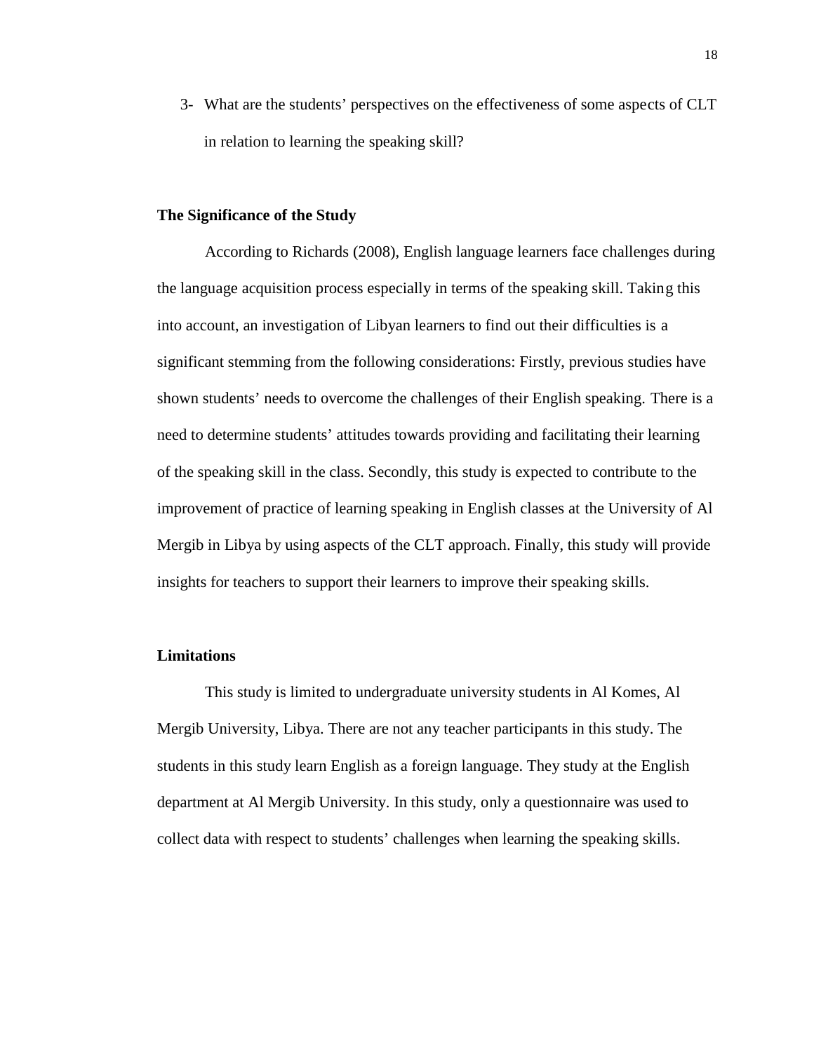3- What are the students' perspectives on the effectiveness of some aspects of CLT in relation to learning the speaking skill?

## The Significance of the Study

According to Richards (2008), English language learners face challenges during the language acquisition process especially in terms of the speaking skill. Taking this into account, an investigation of Libyan learners to find out their difficulties is a significant stemming from the following considerations: Firstly, previous studies have shown students' needs to overcome the challenges of their English speaking. There is a need to determine students' attitudes towards providing and facilitating their learning of the speaking skill in the class. Secondly, this study is expected to contribute to the improvement of practice of learning speaking in English classes at the University of Al Mergib in Libya by using aspects of the CLT approach. Finally, this study will provide insights for teachers to support their learners to improve their speaking skills.

## Limitations

This study is limited to undergraduate university students in Al Komes, Al Mergib University, Libya. There are not any teacher participants in this study. The students in this study learn English as a foreign language. They study at the English department at Al Mergib University. In this study, only a questionnaire was used to collect data with respect to students' challenges when learning the speaking skills.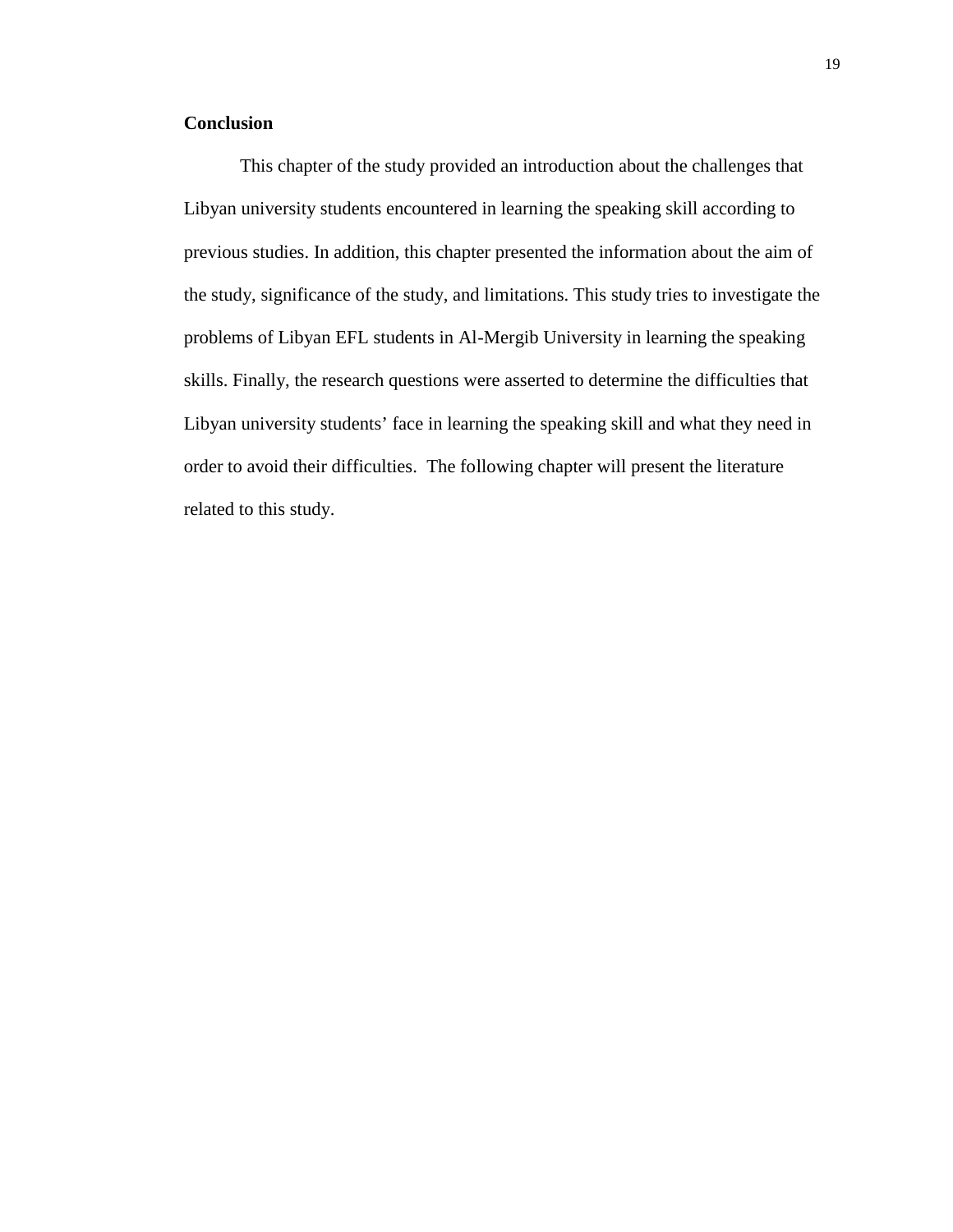**Conclusion**

This chapter of the study provided an introduction about the challenges that Libyan university students encountered in learning the speaking skill according to previous studies. In addition, this chapter presented the information about the aim of the study, significance of the study, and limitations. This study tries to investigate the problems of Libyan EFL students in Al-Mergib University in learning the speaking skills. Finally, the research questions were asserted to determine the difficulties that Libyan university students' face in learning the speaking skill and what they need in order to avoid their difficulties. The following chapter will present the literature related to this study.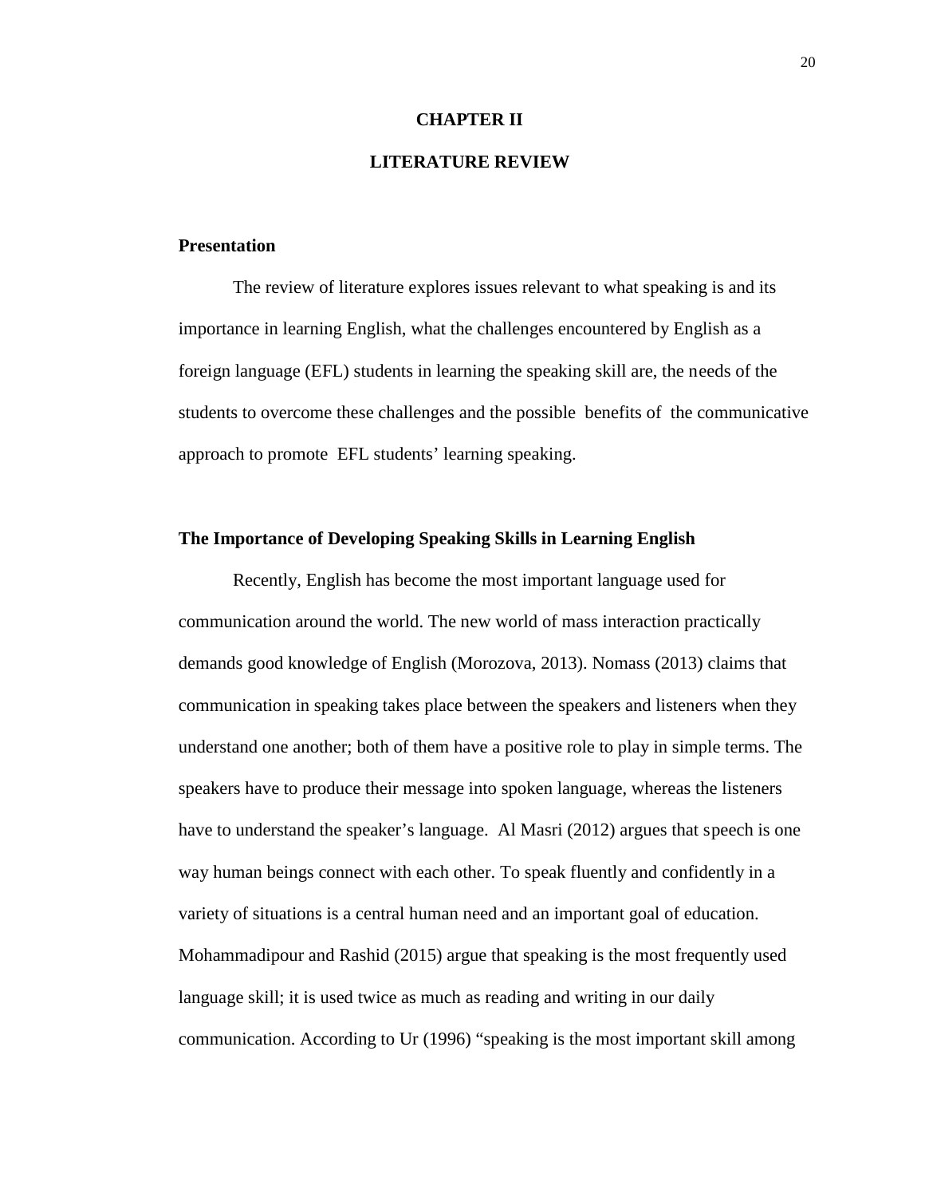# CHAPTER II

# LITERATURE REVIEW

## Presentation

The review of literature explores issues relevant to what speaking is and its importance in learning English, what the challenges encountered by English as a foreign language (EFL) students in learning the speaking skill are, the needs of the students to overcome these challenges and the possible benefits of the communicative approach to promote EFL students' learning speaking.

## The Importance of Developing Speaking Skills in Learning English

Recently, English has become the most important language used for communication around the world. The new world of mass interaction practically demands good knowledge of English (Morozova, 2013). Nomass (2013) claims that communication in speaking takes place between the speakers and listeners when they understand one another; both of them have a positive role to play in simple terms. The speakers have to produce their message into spoken language, whereas the listeners have to understand the speaker's language. Al Masri (2012) argues that speech is one way human beings connect with each other. To speak fluently and confidently in a variety of situations is a central human need and an important goal of education. Mohammadipour and Rashid (2015) argue that speaking is the most frequently used language skill; it is used twice as much as reading and writing in our daily communication. According to Ur (1996) "speaking is the most important skill among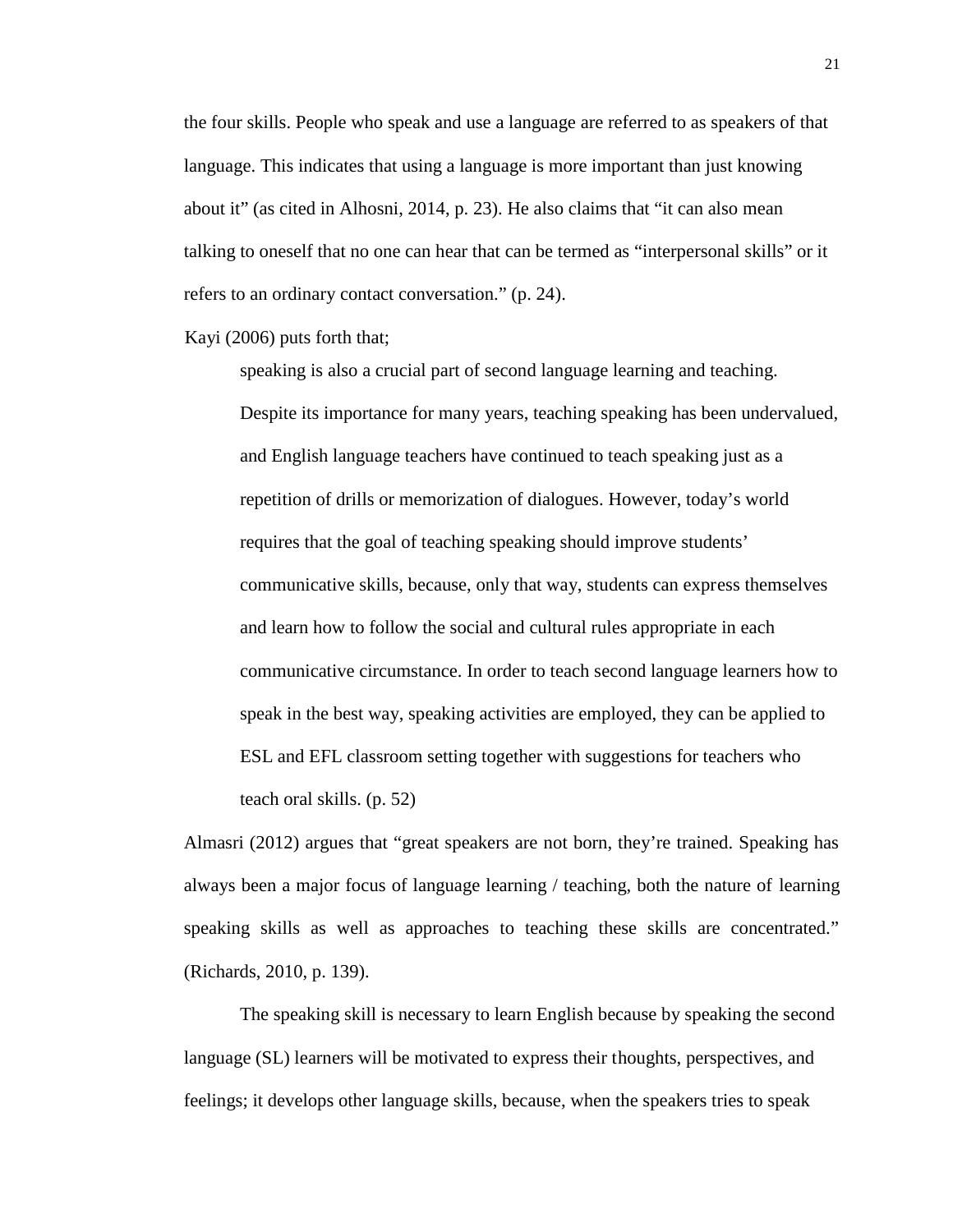the four skills. People who speak and use a language are referred to as speakers of that language. This indicates that using a language is more important than just knowing about it" (as cited in Alhosni, 2014, p. 23). He also claims that "it can also mean talking to oneself that no one can hear that can be termed as "interpersonal skills" or it refers to an ordinary contact conversation." (p. 24).

Kayi (2006) puts forth that;

> speaking is also a crucial part of second language learning and teaching. Despite its importance for many years, teaching speaking has been undervalued, and English language teachers have continued to teach speaking just as a repetition of drills or memorization of dialogues. However, today's world requires that the goal of teaching speaking should improve students' communicative skills, because, only that way, students can express themselves and learn how to follow the social and cultural rules appropriate in each communicative circumstance. In order to teach second language learners how to speak in the best way, speaking activities are employed, they can be applied to ESL and EFL classroom setting together with suggestions for teachers who teach oral skills. (p. 52)

Almasri (2012) argues that "great speakers are not born, they're trained. Speaking has always been a major focus of language learning / teaching, both the nature of learning speaking skills as well as approaches to teaching these skills are concentrated." (Richards, 2010, p. 139).

The speaking skill is necessary to learn English because by speaking the second language (SL) learners will be motivated to express their thoughts, perspectives, and feelings; it develops other language skills, because, when the speakers tries to speak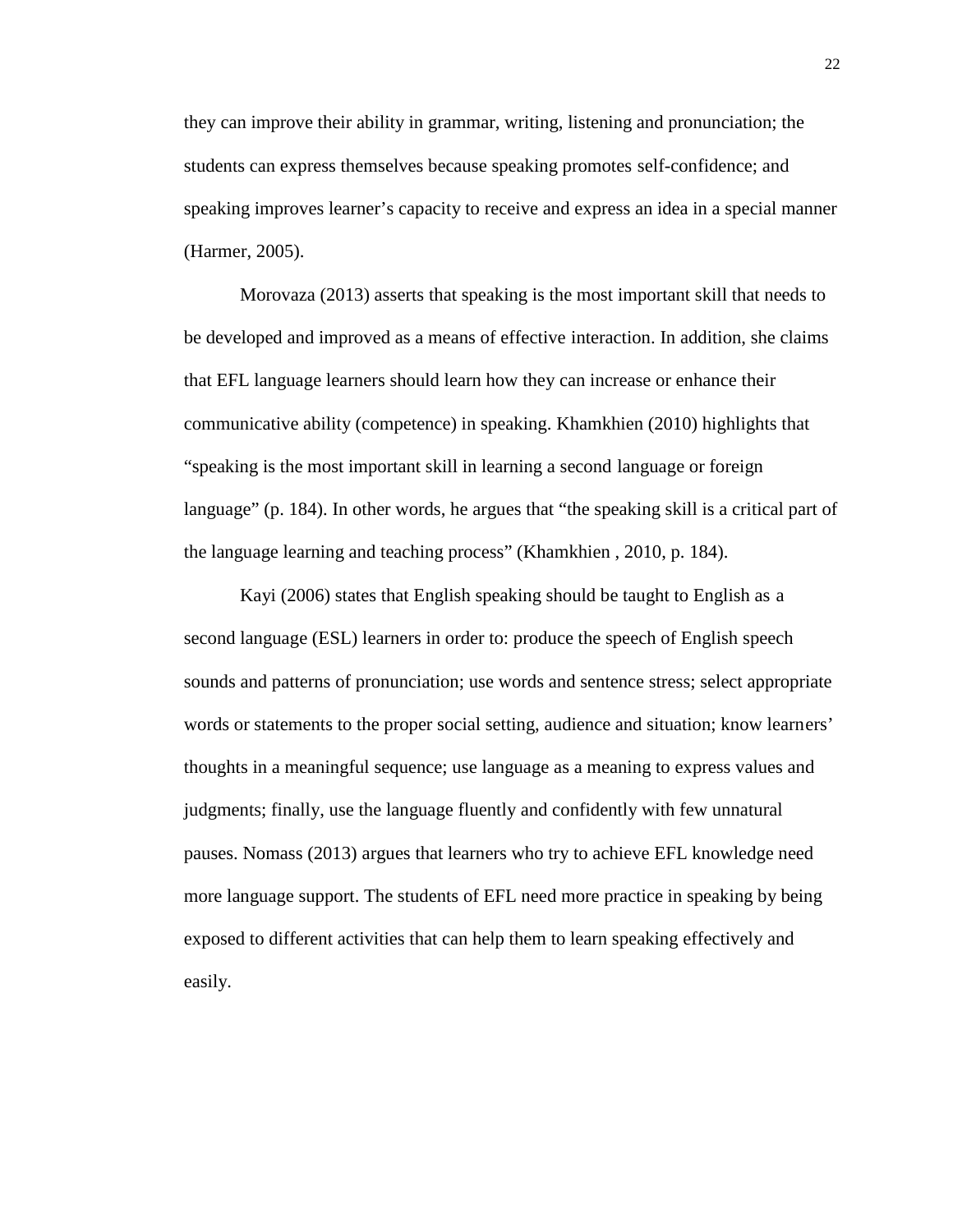they can improve their ability in grammar, writing, listening and pronunciation; the students can express themselves because speaking promotes self-confidence; and speaking improves learner's capacity to receive and express an idea in a special manner (Harmer, 2005).

Morovaza (2013) asserts that speaking is the most important skill that needs to be developed and improved as a means of effective interaction. In addition, she claims that EFL language learners should learn how they can increase or enhance their communicative ability (competence) in speaking. Khamkhien (2010) highlights that "speaking is the most important skill in learning a second language or foreign language" (p. 184). In other words, he argues that "the speaking skill is a critical part of the language learning and teaching process" (Khamkhien , 2010, p. 184).

Kayi (2006) states that English speaking should be taught to English as a second language (ESL) learners in order to: produce the speech of English speech sounds and patterns of pronunciation; use words and sentence stress; select appropriate words or statements to the proper social setting, audience and situation; know learners' thoughts in a meaningful sequence; use language as a meaning to express values and judgments; finally, use the language fluently and confidently with few unnatural pauses. Nomass (2013) argues that learners who try to achieve EFL knowledge need more language support. The students of EFL need more practice in speaking by being exposed to different activities that can help them to learn speaking effectively and easily.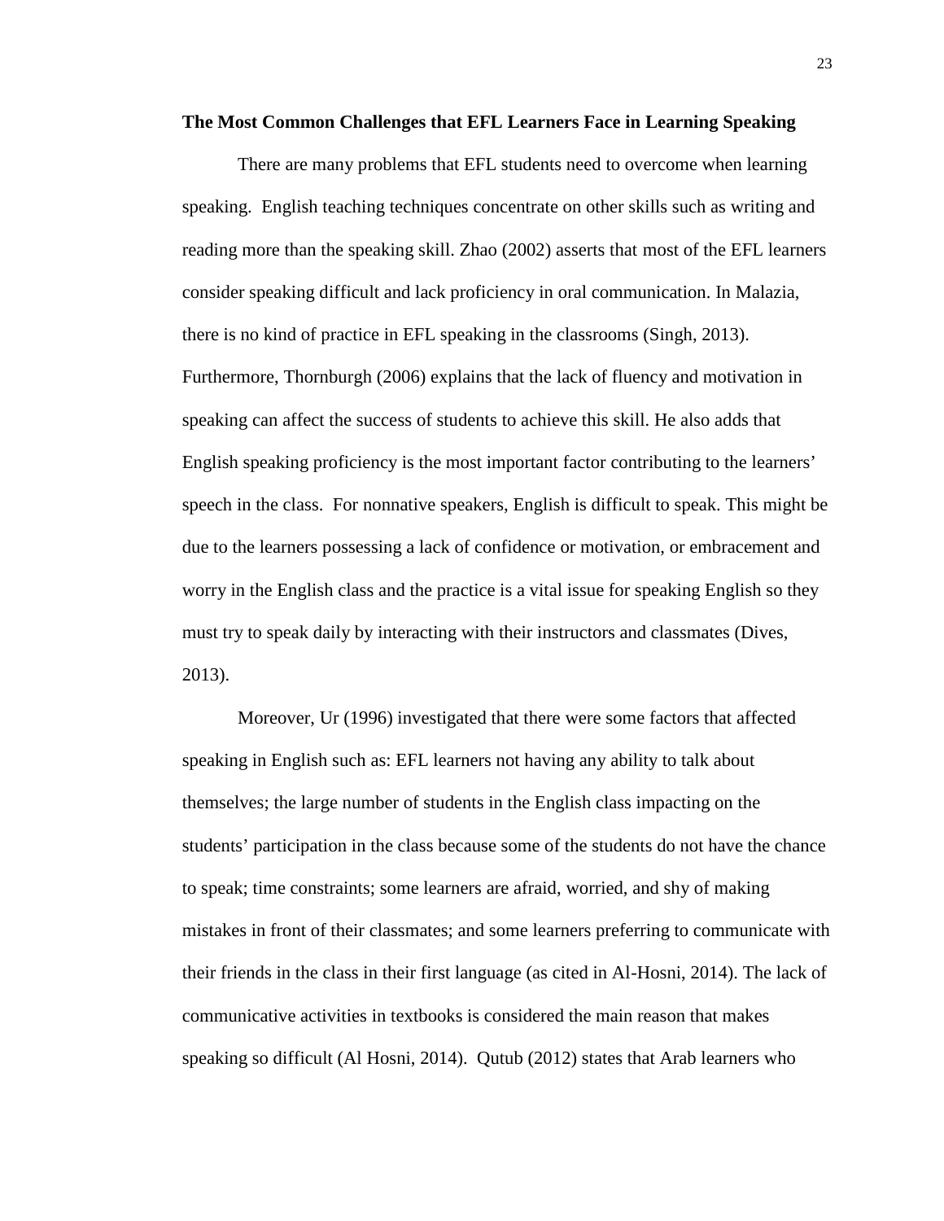**The Most Common Challenges that EFL Learners Face in Learning Speaking**

There are many problems that EFL students need to overcome when learning speaking. English teaching techniques concentrate on other skills such as writing and reading more than the speaking skill. Zhao (2002) asserts that most of the EFL learners consider speaking difficult and lack proficiency in oral communication. In Malazia, there is no kind of practice in EFL speaking in the classrooms (Singh, 2013). Furthermore, Thornburgh (2006) explains that the lack of fluency and motivation in speaking can affect the success of students to achieve this skill. He also adds that English speaking proficiency is the most important factor contributing to the learners' speech in the class. For nonnative speakers, English is difficult to speak. This might be due to the learners possessing a lack of confidence or motivation, or embracement and worry in the English class and the practice is a vital issue for speaking English so they must try to speak daily by interacting with their instructors and classmates (Dives, 2013).

Moreover, Ur (1996) investigated that there were some factors that affected speaking in English such as: EFL learners not having any ability to talk about themselves; the large number of students in the English class impacting on the students' participation in the class because some of the students do not have the chance to speak; time constraints; some learners are afraid, worried, and shy of making mistakes in front of their classmates; and some learners preferring to communicate with their friends in the class in their first language (as cited in Al-Hosni, 2014). The lack of communicative activities in textbooks is considered the main reason that makes speaking so difficult (Al Hosni, 2014). Qutub (2012) states that Arab learners who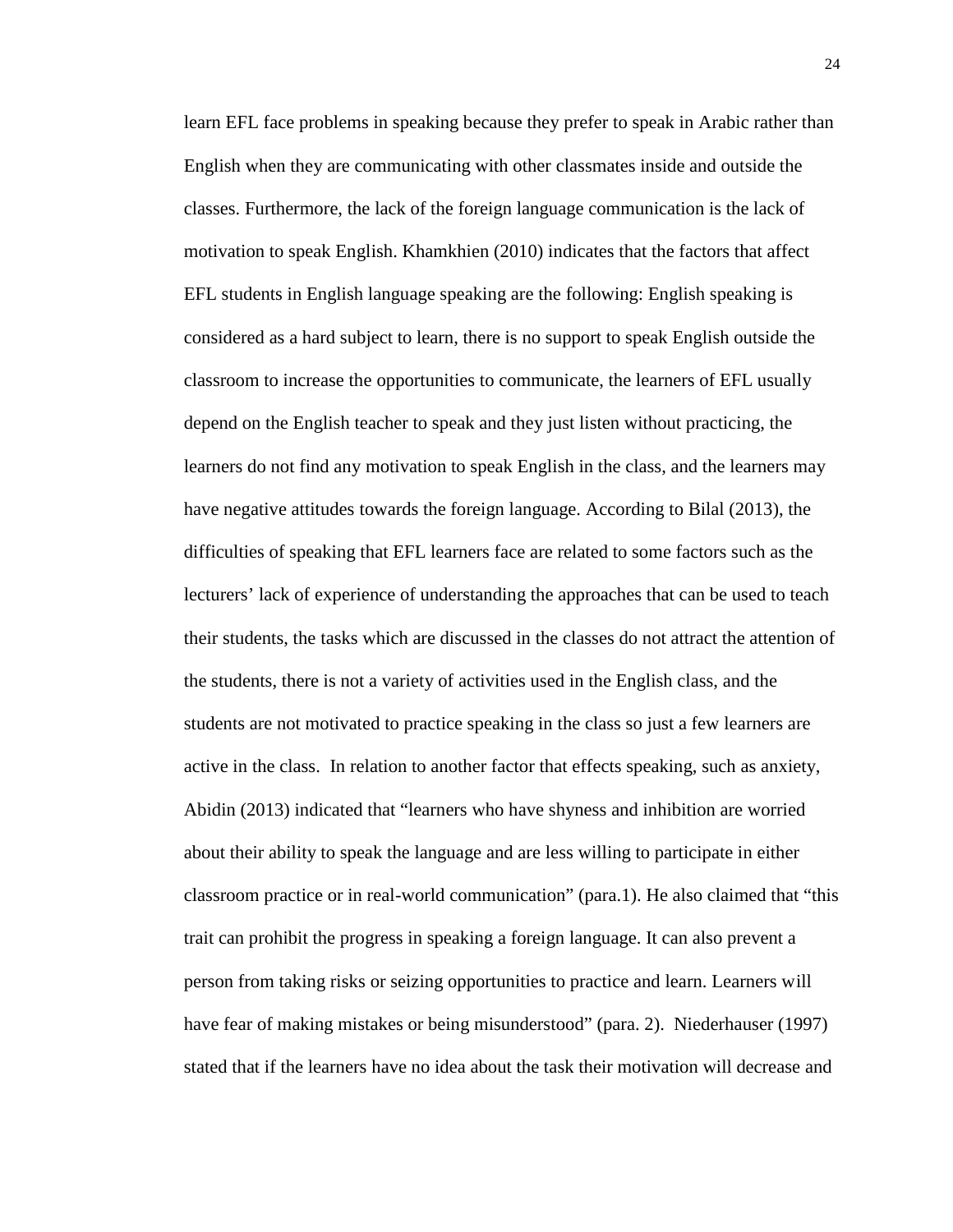learn EFL face problems in speaking because they prefer to speak in Arabic rather than English when they are communicating with other classmates inside and outside the classes. Furthermore, the lack of the foreign language communication is the lack of motivation to speak English. Khamkhien (2010) indicates that the factors that affect EFL students in English language speaking are the following: English speaking is considered as a hard subject to learn, there is no support to speak English outside the classroom to increase the opportunities to communicate, the learners of EFL usually depend on the English teacher to speak and they just listen without practicing, the learners do not find any motivation to speak English in the class, and the learners may have negative attitudes towards the foreign language. According to Bilal (2013), the difficulties of speaking that EFL learners face are related to some factors such as the lecturers' lack of experience of understanding the approaches that can be used to teach their students, the tasks which are discussed in the classes do not attract the attention of the students, there is not a variety of activities used in the English class, and the students are not motivated to practice speaking in the class so just a few learners are active in the class. In relation to another factor that effects speaking, such as anxiety, Abidin (2013) indicated that "learners who have shyness and inhibition are worried about their ability to speak the language and are less willing to participate in either classroom practice or in real-world communication" (para.1). He also claimed that "this trait can prohibit the progress in speaking a foreign language. It can also prevent a person from taking risks or seizing opportunities to practice and learn. Learners will have fear of making mistakes or being misunderstood" (para. 2). Niederhauser (1997) stated that if the learners have no idea about the task their motivation will decrease and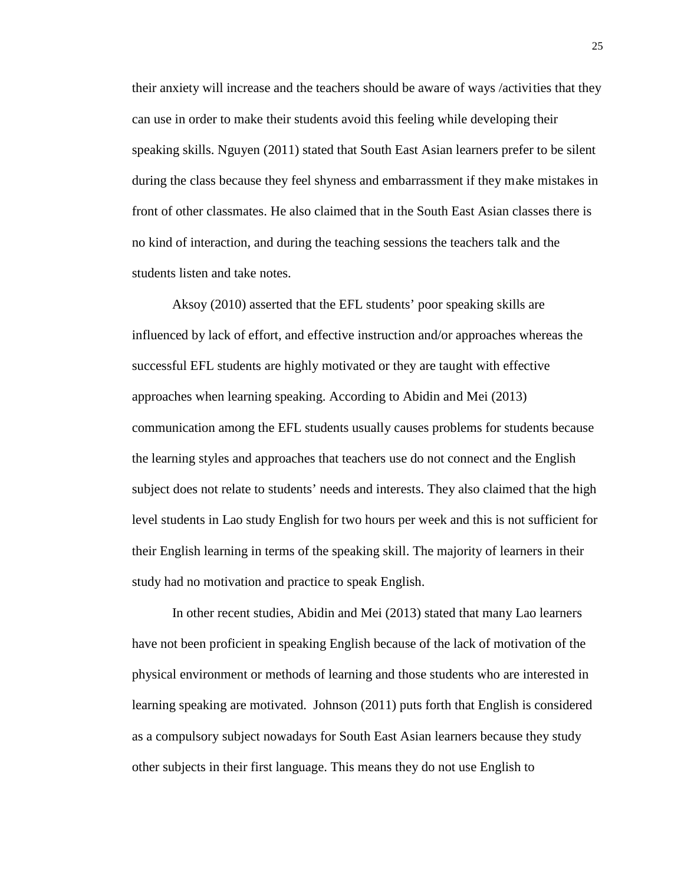their anxiety will increase and the teachers should be aware of ways /activities that they can use in order to make their students avoid this feeling while developing their speaking skills. Nguyen (2011) stated that South East Asian learners prefer to be silent during the class because they feel shyness and embarrassment if they make mistakes in front of other classmates. He also claimed that in the South East Asian classes there is no kind of interaction, and during the teaching sessions the teachers talk and the students listen and take notes.

Aksoy (2010) asserted that the EFL students' poor speaking skills are influenced by lack of effort, and effective instruction and/or approaches whereas the successful EFL students are highly motivated or they are taught with effective approaches when learning speaking. According to Abidin and Mei (2013) communication among the EFL students usually causes problems for students because the learning styles and approaches that teachers use do not connect and the English subject does not relate to students' needs and interests. They also claimed that the high level students in Lao study English for two hours per week and this is not sufficient for their English learning in terms of the speaking skill. The majority of learners in their study had no motivation and practice to speak English.

In other recent studies, Abidin and Mei (2013) stated that many Lao learners have not been proficient in speaking English because of the lack of motivation of the physical environment or methods of learning and those students who are interested in learning speaking are motivated. Johnson (2011) puts forth that English is considered as a compulsory subject nowadays for South East Asian learners because they study other subjects in their first language. This means they do not use English to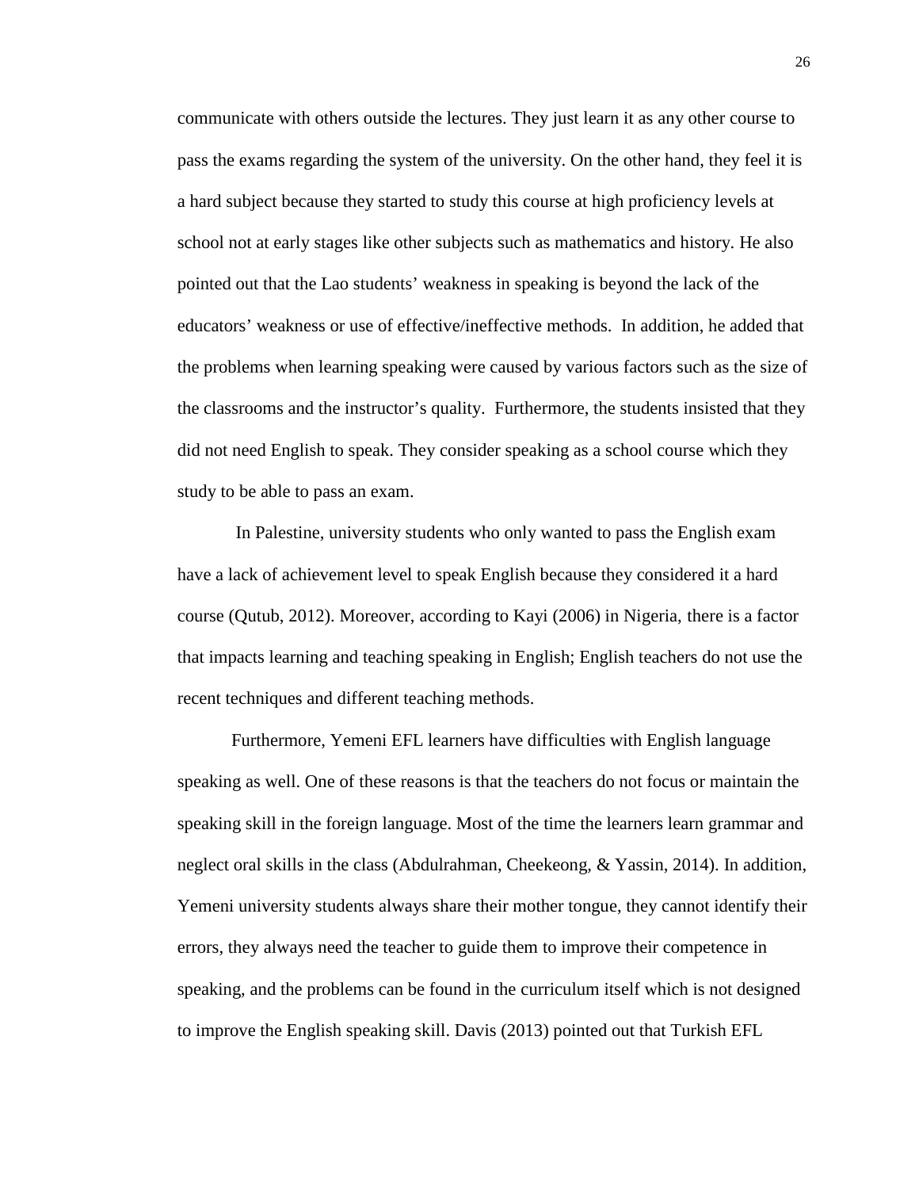communicate with others outside the lectures. They just learn it as any other course to pass the exams regarding the system of the university. On the other hand, they feel it is a hard subject because they started to study this course at high proficiency levels at school not at early stages like other subjects such as mathematics and history. He also pointed out that the Lao students' weakness in speaking is beyond the lack of the educators' weakness or use of effective/ineffective methods. In addition, he added that the problems when learning speaking were caused by various factors such as the size of the classrooms and the instructor's quality. Furthermore, the students insisted that they did not need English to speak. They consider speaking as a school course which they study to be able to pass an exam.

In Palestine, university students who only wanted to pass the English exam have a lack of achievement level to speak English because they considered it a hard course (Qutub, 2012). Moreover, according to Kayi (2006) in Nigeria, there is a factor that impacts learning and teaching speaking in English; English teachers do not use the recent techniques and different teaching methods.

Furthermore, Yemeni EFL learners have difficulties with English language speaking as well. One of these reasons is that the teachers do not focus or maintain the speaking skill in the foreign language. Most of the time the learners learn grammar and neglect oral skills in the class (Abdulrahman, Cheekeong, & Yassin, 2014). In addition, Yemeni university students always share their mother tongue, they cannot identify their errors, they always need the teacher to guide them to improve their competence in speaking, and the problems can be found in the curriculum itself which is not designed to improve the English speaking skill. Davis (2013) pointed out that Turkish EFL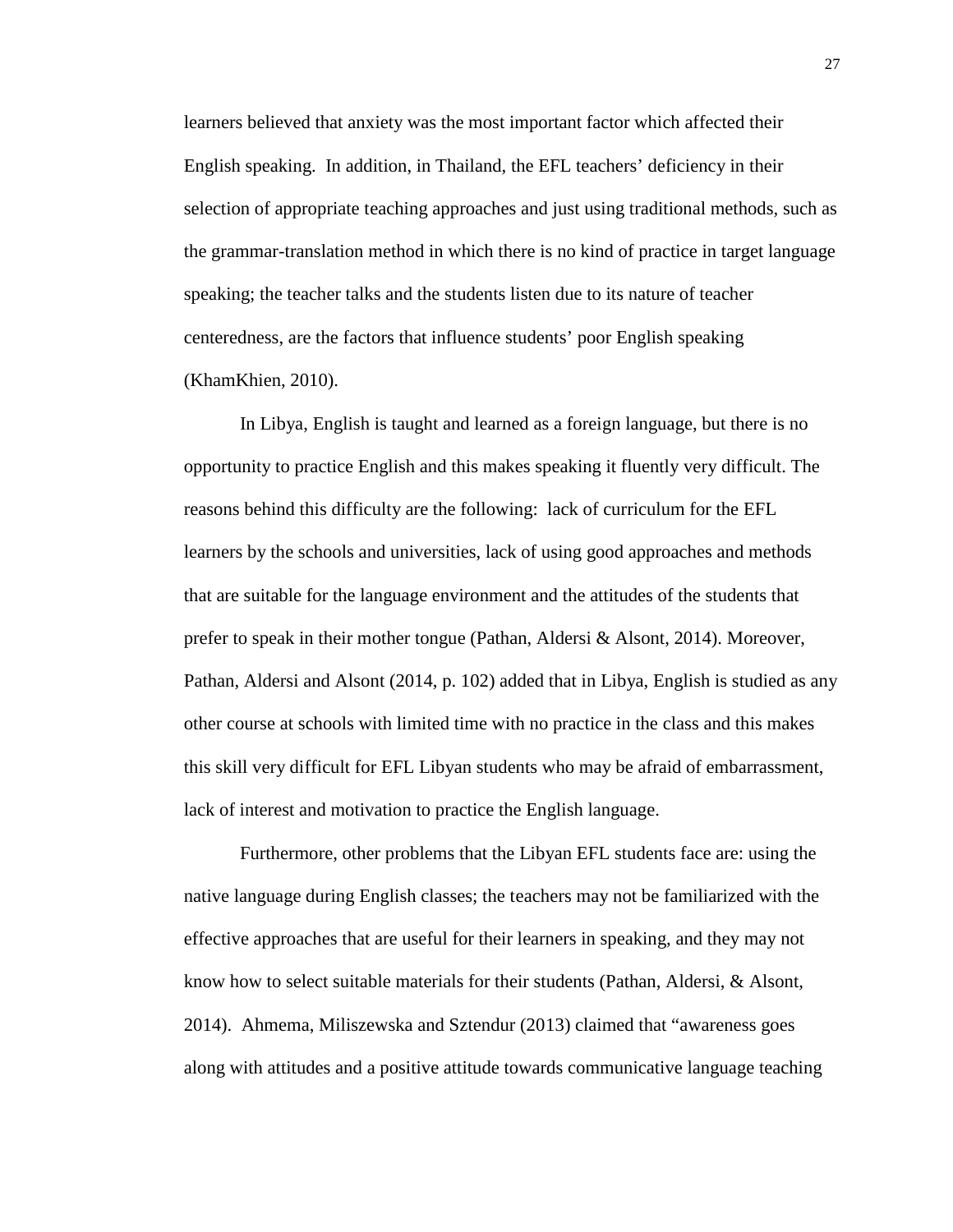learners believed that anxiety was the most important factor which affected their English speaking. In addition, in Thailand, the EFL teachers' deficiency in their selection of appropriate teaching approaches and just using traditional methods, such as the grammar-translation method in which there is no kind of practice in target language speaking; the teacher talks and the students listen due to its nature of teacher centeredness, are the factors that influence students' poor English speaking (KhamKhien, 2010).

In Libya, English is taught and learned as a foreign language, but there is no opportunity to practice English and this makes speaking it fluently very difficult. The reasons behind this difficulty are the following: lack of curriculum for the EFL learners by the schools and universities, lack of using good approaches and methods that are suitable for the language environment and the attitudes of the students that prefer to speak in their mother tongue (Pathan, Aldersi & Alsont, 2014). Moreover, Pathan, Aldersi and Alsont (2014, p. 102) added that in Libya, English is studied as any other course at schools with limited time with no practice in the class and this makes this skill very difficult for EFL Libyan students who may be afraid of embarrassment, lack of interest and motivation to practice the English language.

Furthermore, other problems that the Libyan EFL students face are: using the native language during English classes; the teachers may not be familiarized with the effective approaches that are useful for their learners in speaking, and they may not know how to select suitable materials for their students (Pathan, Aldersi, & Alsont, 2014). Ahmema, Miliszewska and Sztendur (2013) claimed that "awareness goes along with attitudes and a positive attitude towards communicative language teaching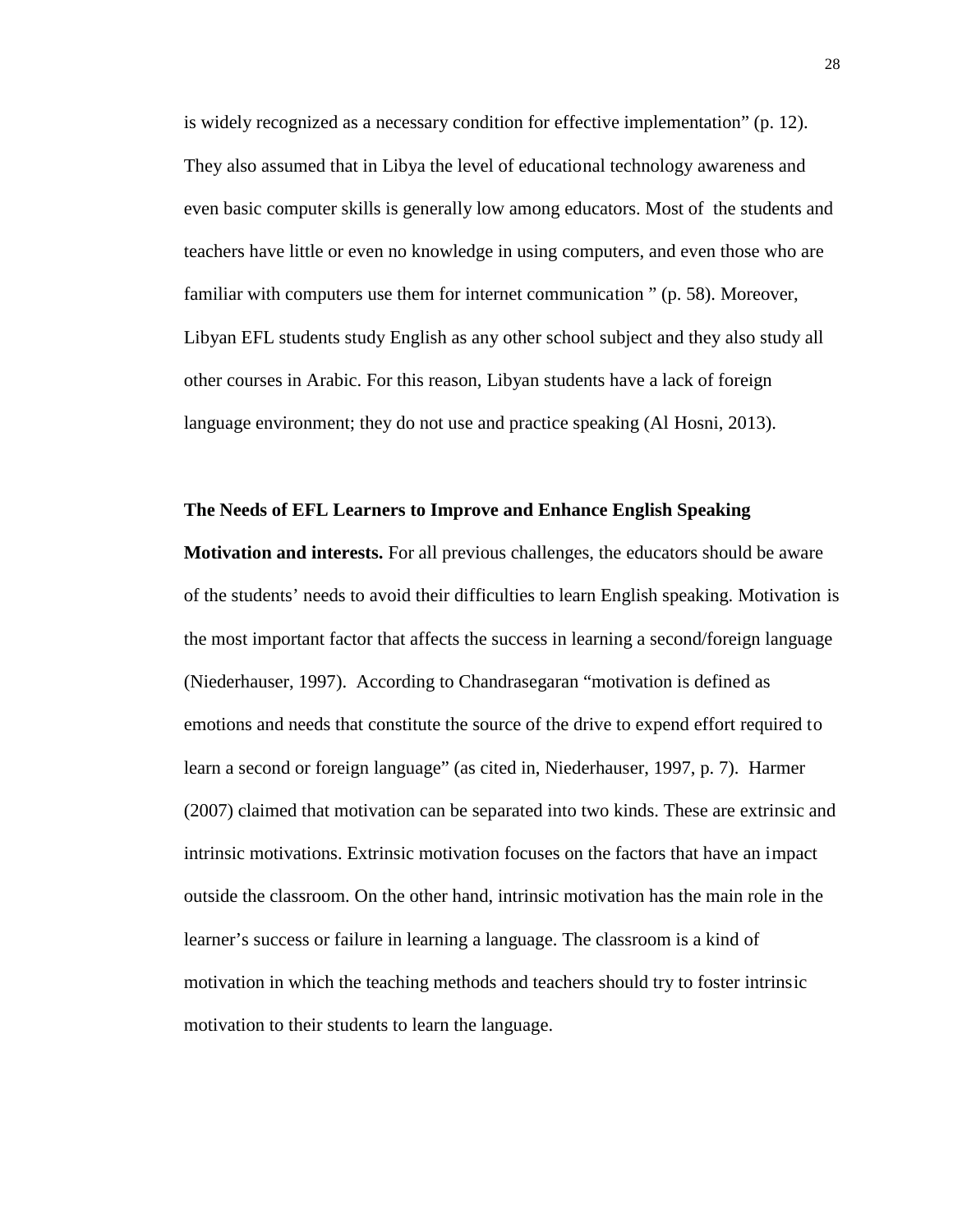is widely recognized as a necessary condition for effective implementation" (p. 12). They also assumed that in Libya the level of educational technology awareness and even basic computer skills is generally low among educators. Most of the students and teachers have little or even no knowledge in using computers, and even those who are familiar with computers use them for internet communication " (p. 58). Moreover, Libyan EFL students study English as any other school subject and they also study all other courses in Arabic. For this reason, Libyan students have a lack of foreign language environment; they do not use and practice speaking (Al Hosni, 2013).

## The Needs of EFL Learners to Improve and Enhance English Speaking

**Motivation and interests.** For all previous challenges, the educators should be aware of the students' needs to avoid their difficulties to learn English speaking. Motivation is the most important factor that affects the success in learning a second/foreign language (Niederhauser, 1997). According to Chandrasegaran "motivation is defined as emotions and needs that constitute the source of the drive to expend effort required to learn a second or foreign language" (as cited in, Niederhauser, 1997, p. 7). Harmer (2007) claimed that motivation can be separated into two kinds. These are extrinsic and intrinsic motivations. Extrinsic motivation focuses on the factors that have an impact outside the classroom. On the other hand, intrinsic motivation has the main role in the learner's success or failure in learning a language. The classroom is a kind of motivation in which the teaching methods and teachers should try to foster intrinsic motivation to their students to learn the language.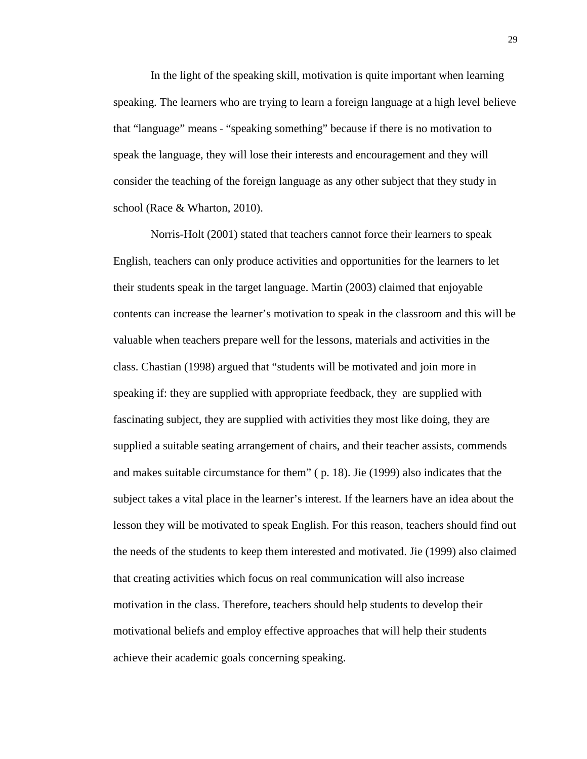In the light of the speaking skill, motivation is quite important when learning speaking. The learners who are trying to learn a foreign language at a high level believe that “language” means - “speaking something” because if there is no motivation to speak the language, they will lose their interests and encouragement and they will consider the teaching of the foreign language as any other subject that they study in school (Race & Wharton, 2010).

Norris-Holt (2001) stated that teachers cannot force their learners to speak English, teachers can only produce activities and opportunities for the learners to let their students speak in the target language. Martin (2003) claimed that enjoyable contents can increase the learner’s motivation to speak in the classroom and this will be valuable when teachers prepare well for the lessons, materials and activities in the class. Chastian (1998) argued that “students will be motivated and join more in speaking if: they are supplied with appropriate feedback, they are supplied with fascinating subject, they are supplied with activities they most like doing, they are supplied a suitable seating arrangement of chairs, and their teacher assists, commends and makes suitable circumstance for them” ( p. 18). Jie (1999) also indicates that the subject takes a vital place in the learner’s interest. If the learners have an idea about the lesson they will be motivated to speak English. For this reason, teachers should find out the needs of the students to keep them interested and motivated. Jie (1999) also claimed that creating activities which focus on real communication will also increase motivation in the class. Therefore, teachers should help students to develop their motivational beliefs and employ effective approaches that will help their students achieve their academic goals concerning speaking.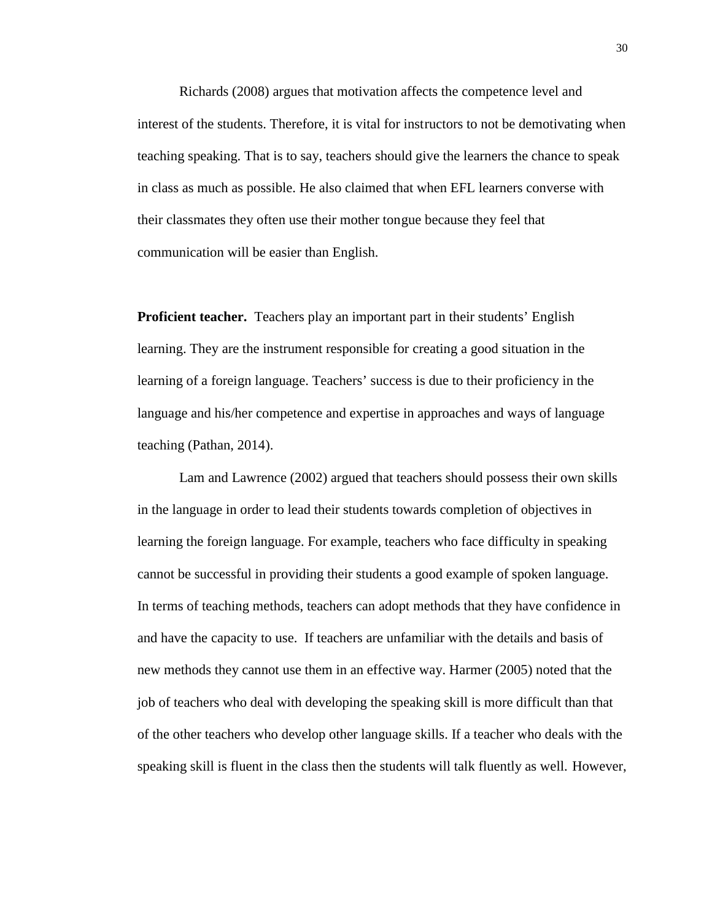Richards (2008) argues that motivation affects the competence level and interest of the students. Therefore, it is vital for instructors to not be demotivating when teaching speaking. That is to say, teachers should give the learners the chance to speak in class as much as possible. He also claimed that when EFL learners converse with their classmates they often use their mother tongue because they feel that communication will be easier than English.

**Proficient teacher.** Teachers play an important part in their students' English learning. They are the instrument responsible for creating a good situation in the learning of a foreign language. Teachers' success is due to their proficiency in the language and his/her competence and expertise in approaches and ways of language teaching (Pathan, 2014).

Lam and Lawrence (2002) argued that teachers should possess their own skills in the language in order to lead their students towards completion of objectives in learning the foreign language. For example, teachers who face difficulty in speaking cannot be successful in providing their students a good example of spoken language. In terms of teaching methods, teachers can adopt methods that they have confidence in and have the capacity to use. If teachers are unfamiliar with the details and basis of new methods they cannot use them in an effective way. Harmer (2005) noted that the job of teachers who deal with developing the speaking skill is more difficult than that of the other teachers who develop other language skills. If a teacher who deals with the speaking skill is fluent in the class then the students will talk fluently as well. However,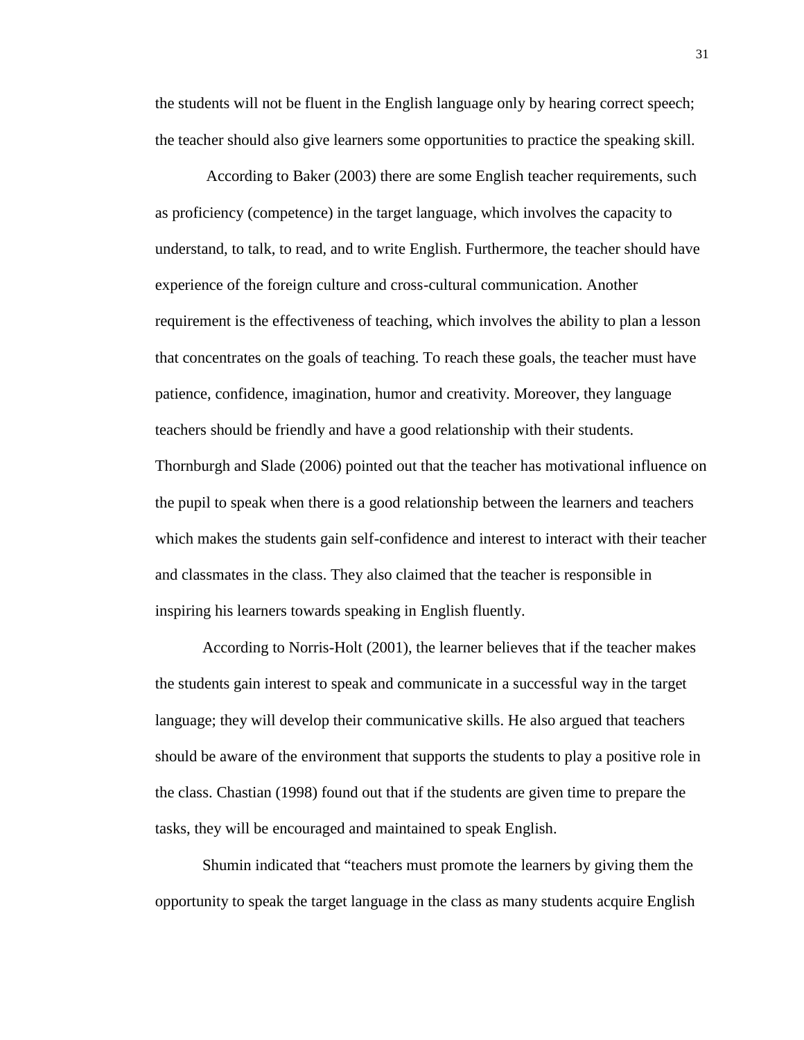the students will not be fluent in the English language only by hearing correct speech; the teacher should also give learners some opportunities to practice the speaking skill.

According to Baker (2003) there are some English teacher requirements, such as proficiency (competence) in the target language, which involves the capacity to understand, to talk, to read, and to write English. Furthermore, the teacher should have experience of the foreign culture and cross-cultural communication. Another requirement is the effectiveness of teaching, which involves the ability to plan a lesson that concentrates on the goals of teaching. To reach these goals, the teacher must have patience, confidence, imagination, humor and creativity. Moreover, they language teachers should be friendly and have a good relationship with their students. Thornburgh and Slade (2006) pointed out that the teacher has motivational influence on the pupil to speak when there is a good relationship between the learners and teachers which makes the students gain self-confidence and interest to interact with their teacher and classmates in the class. They also claimed that the teacher is responsible in inspiring his learners towards speaking in English fluently.

According to Norris-Holt (2001), the learner believes that if the teacher makes the students gain interest to speak and communicate in a successful way in the target language; they will develop their communicative skills. He also argued that teachers should be aware of the environment that supports the students to play a positive role in the class. Chastian (1998) found out that if the students are given time to prepare the tasks, they will be encouraged and maintained to speak English.

Shumin indicated that "teachers must promote the learners by giving them the opportunity to speak the target language in the class as many students acquire English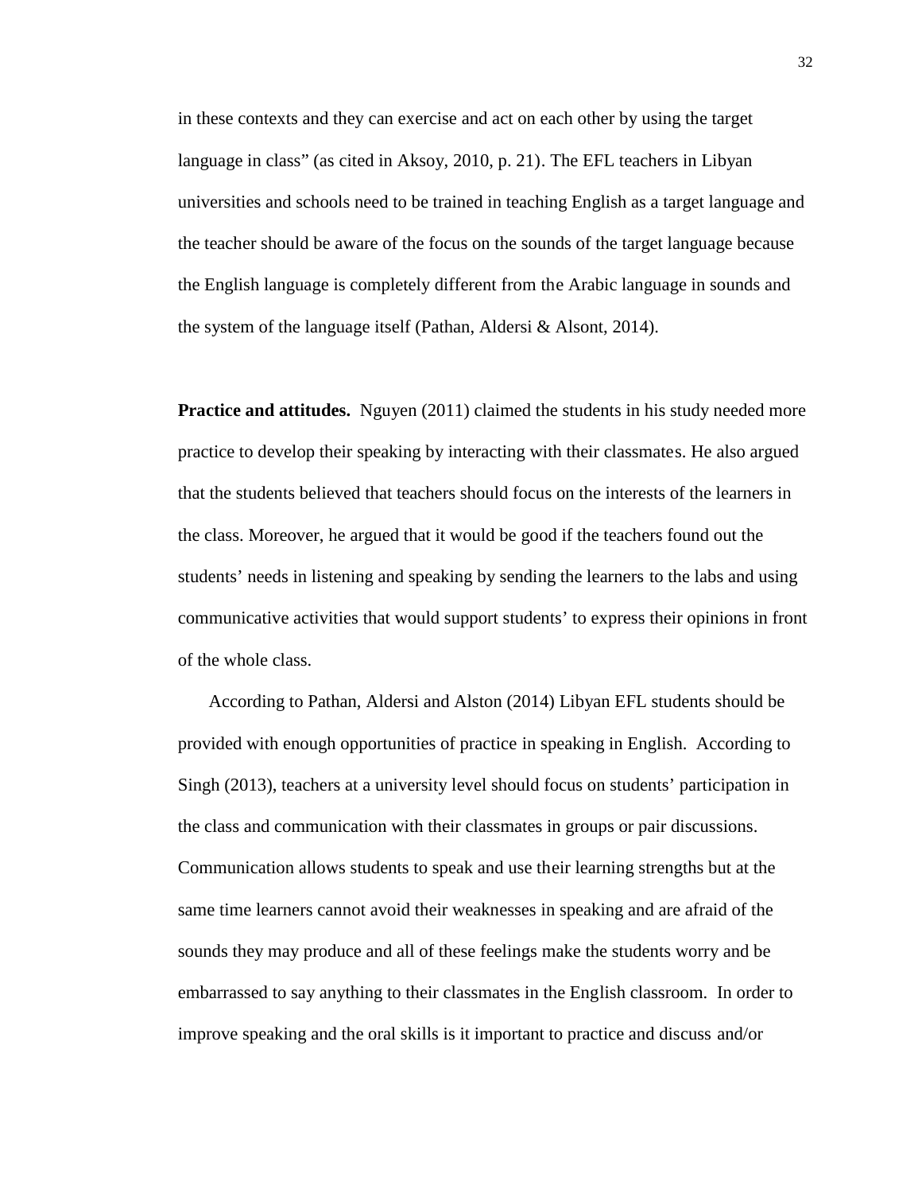in these contexts and they can exercise and act on each other by using the target language in class" (as cited in Aksoy, 2010, p. 21). The EFL teachers in Libyan universities and schools need to be trained in teaching English as a target language and the teacher should be aware of the focus on the sounds of the target language because the English language is completely different from the Arabic language in sounds and the system of the language itself (Pathan, Aldersi & Alsont, 2014).

**Practice and attitudes.** Nguyen (2011) claimed the students in his study needed more practice to develop their speaking by interacting with their classmates. He also argued that the students believed that teachers should focus on the interests of the learners in the class. Moreover, he argued that it would be good if the teachers found out the students' needs in listening and speaking by sending the learners to the labs and using communicative activities that would support students' to express their opinions in front of the whole class.

According to Pathan, Aldersi and Alston (2014) Libyan EFL students should be provided with enough opportunities of practice in speaking in English. According to Singh (2013), teachers at a university level should focus on students' participation in the class and communication with their classmates in groups or pair discussions. Communication allows students to speak and use their learning strengths but at the same time learners cannot avoid their weaknesses in speaking and are afraid of the sounds they may produce and all of these feelings make the students worry and be embarrassed to say anything to their classmates in the English classroom. In order to improve speaking and the oral skills is it important to practice and discuss and/or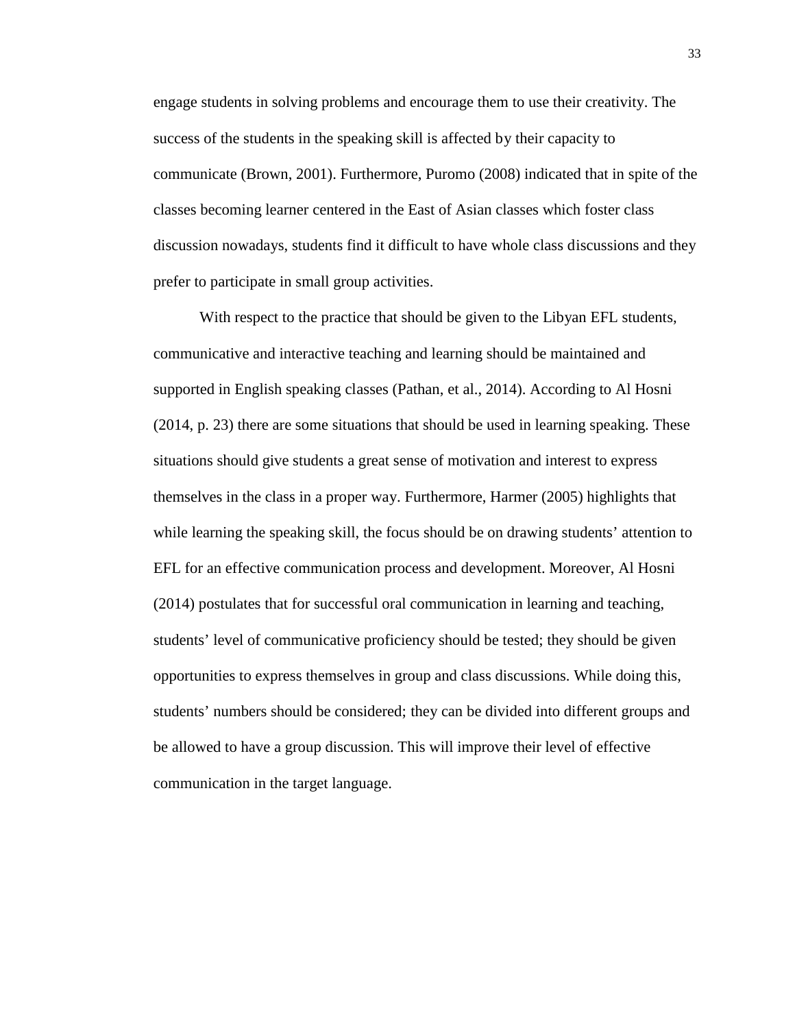engage students in solving problems and encourage them to use their creativity. The success of the students in the speaking skill is affected by their capacity to communicate (Brown, 2001). Furthermore, Puromo (2008) indicated that in spite of the classes becoming learner centered in the East of Asian classes which foster class discussion nowadays, students find it difficult to have whole class discussions and they prefer to participate in small group activities.

With respect to the practice that should be given to the Libyan EFL students, communicative and interactive teaching and learning should be maintained and supported in English speaking classes (Pathan, et al., 2014). According to Al Hosni (2014, p. 23) there are some situations that should be used in learning speaking. These situations should give students a great sense of motivation and interest to express themselves in the class in a proper way. Furthermore, Harmer (2005) highlights that while learning the speaking skill, the focus should be on drawing students' attention to EFL for an effective communication process and development. Moreover, Al Hosni (2014) postulates that for successful oral communication in learning and teaching, students' level of communicative proficiency should be tested; they should be given opportunities to express themselves in group and class discussions. While doing this, students' numbers should be considered; they can be divided into different groups and be allowed to have a group discussion. This will improve their level of effective communication in the target language.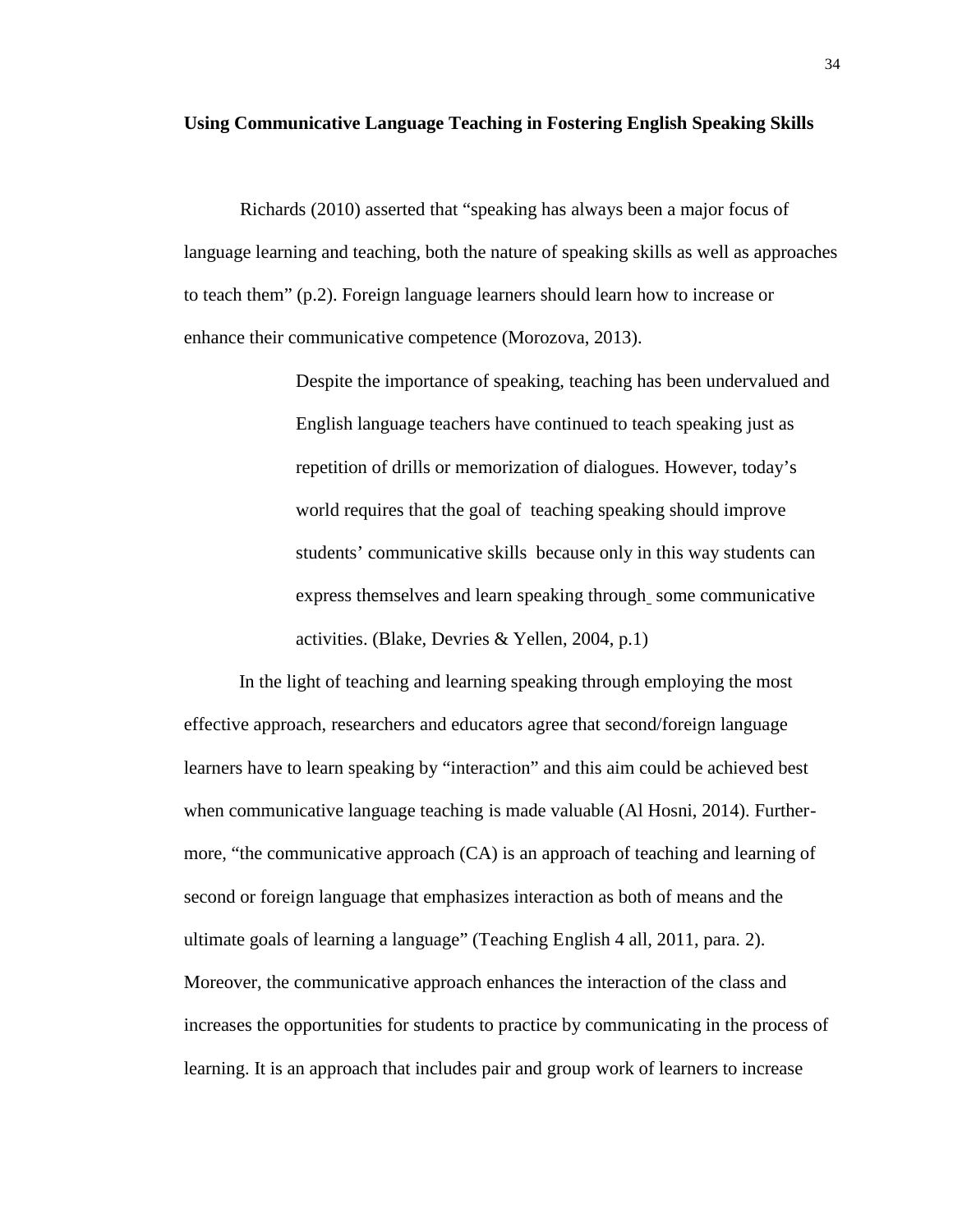**Using Communicative Language Teaching in Fostering English Speaking Skills**

Richards (2010) asserted that "speaking has always been a major focus of language learning and teaching, both the nature of speaking skills as well as approaches to teach them" (p.2). Foreign language learners should learn how to increase or enhance their communicative competence (Morozova, 2013).

> Despite the importance of speaking, teaching has been undervalued and English language teachers have continued to teach speaking just as repetition of drills or memorization of dialogues. However, today's world requires that the goal of teaching speaking should improve students' communicative skills because only in this way students can express themselves and learn speaking through some communicative activities. (Blake, Devries & Yellen, 2004, p.1)

In the light of teaching and learning speaking through employing the most effective approach, researchers and educators agree that second/foreign language learners have to learn speaking by "interaction" and this aim could be achieved best when communicative language teaching is made valuable (Al Hosni, 2014). Furthermore, "the communicative approach (CA) is an approach of teaching and learning of second or foreign language that emphasizes interaction as both of means and the ultimate goals of learning a language" (Teaching English 4 all, 2011, para. 2). Moreover, the communicative approach enhances the interaction of the class and increases the opportunities for students to practice by communicating in the process of learning. It is an approach that includes pair and group work of learners to increase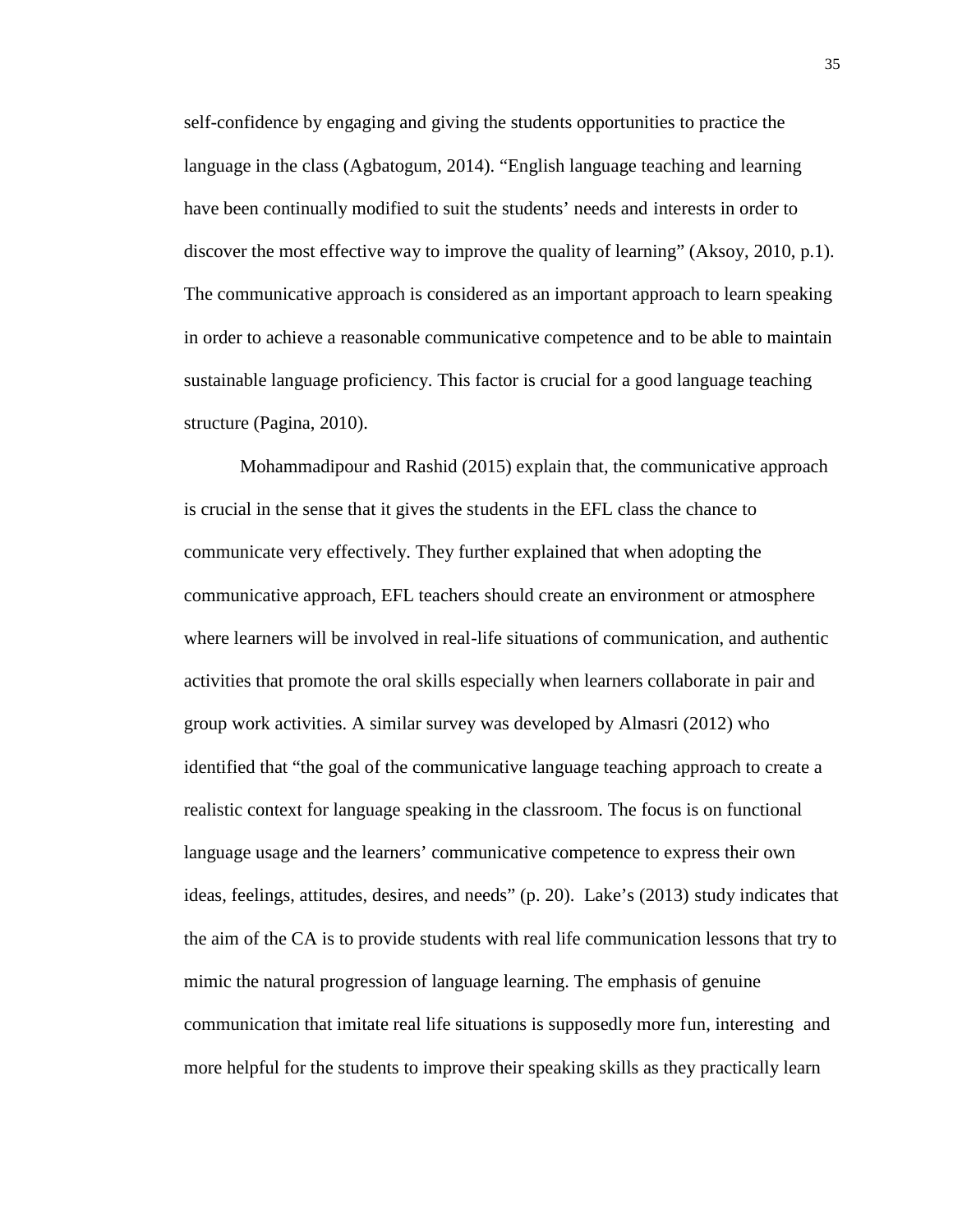self-confidence by engaging and giving the students opportunities to practice the language in the class (Agbatogum, 2014). “English language teaching and learning have been continually modified to suit the students’ needs and interests in order to discover the most effective way to improve the quality of learning” (Aksoy, 2010, p.1). The communicative approach is considered as an important approach to learn speaking in order to achieve a reasonable communicative competence and to be able to maintain sustainable language proficiency. This factor is crucial for a good language teaching structure (Pagina, 2010).

Mohammadipour and Rashid (2015) explain that, the communicative approach is crucial in the sense that it gives the students in the EFL class the chance to communicate very effectively. They further explained that when adopting the communicative approach, EFL teachers should create an environment or atmosphere where learners will be involved in real-life situations of communication, and authentic activities that promote the oral skills especially when learners collaborate in pair and group work activities. A similar survey was developed by Almasri (2012) who identified that “the goal of the communicative language teaching approach to create a realistic context for language speaking in the classroom. The focus is on functional language usage and the learners’ communicative competence to express their own ideas, feelings, attitudes, desires, and needs” (p. 20). Lake’s (2013) study indicates that the aim of the CA is to provide students with real life communication lessons that try to mimic the natural progression of language learning. The emphasis of genuine communication that imitate real life situations is supposedly more fun, interesting and more helpful for the students to improve their speaking skills as they practically learn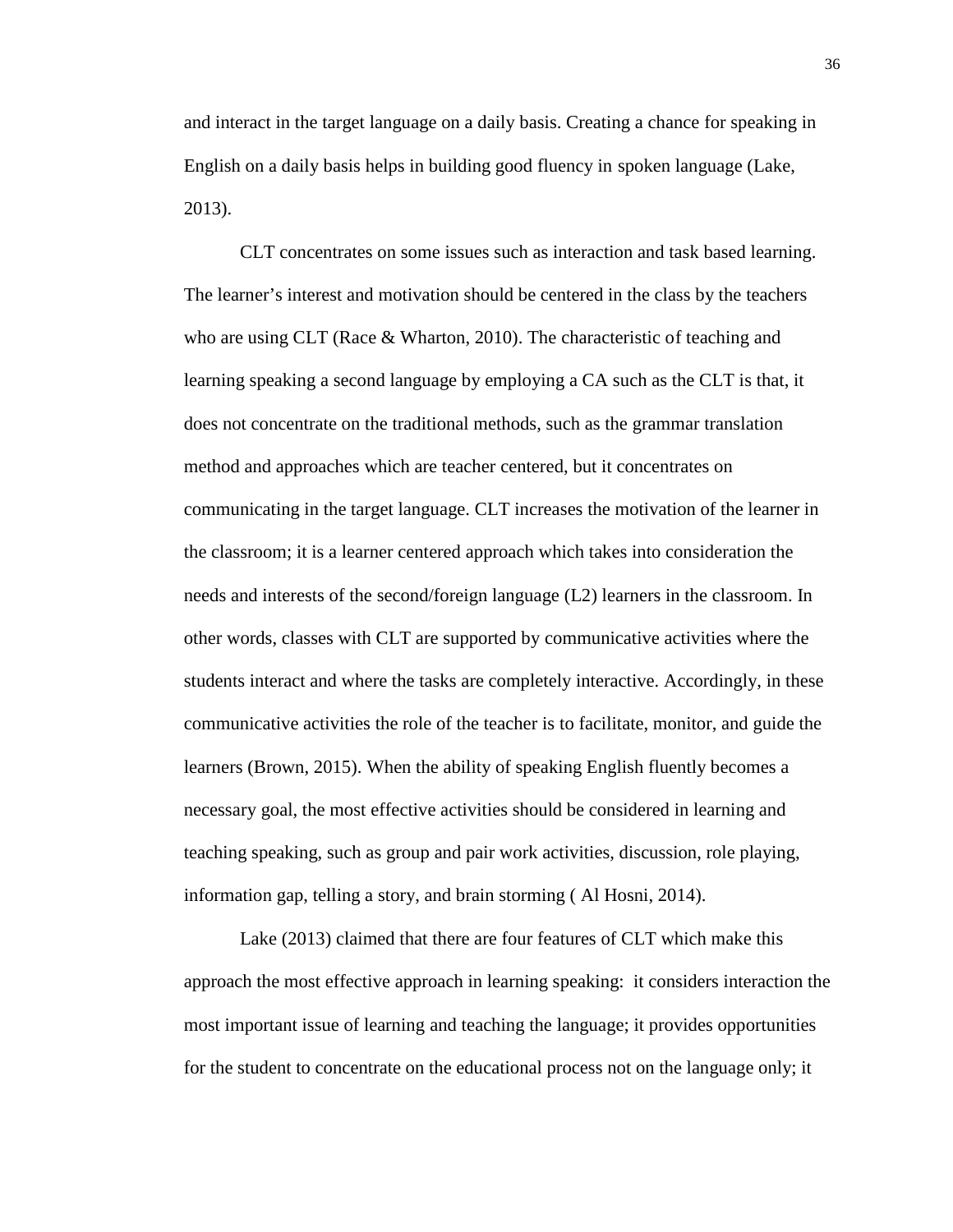and interact in the target language on a daily basis. Creating a chance for speaking in English on a daily basis helps in building good fluency in spoken language (Lake, 2013).

CLT concentrates on some issues such as interaction and task based learning. The learner's interest and motivation should be centered in the class by the teachers who are using CLT (Race & Wharton, 2010). The characteristic of teaching and learning speaking a second language by employing a CA such as the CLT is that, it does not concentrate on the traditional methods, such as the grammar translation method and approaches which are teacher centered, but it concentrates on communicating in the target language. CLT increases the motivation of the learner in the classroom; it is a learner centered approach which takes into consideration the needs and interests of the second/foreign language (L2) learners in the classroom. In other words, classes with CLT are supported by communicative activities where the students interact and where the tasks are completely interactive. Accordingly, in these communicative activities the role of the teacher is to facilitate, monitor, and guide the learners (Brown, 2015). When the ability of speaking English fluently becomes a necessary goal, the most effective activities should be considered in learning and teaching speaking, such as group and pair work activities, discussion, role playing, information gap, telling a story, and brain storming ( Al Hosni, 2014).

Lake (2013) claimed that there are four features of CLT which make this approach the most effective approach in learning speaking: it considers interaction the most important issue of learning and teaching the language; it provides opportunities for the student to concentrate on the educational process not on the language only; it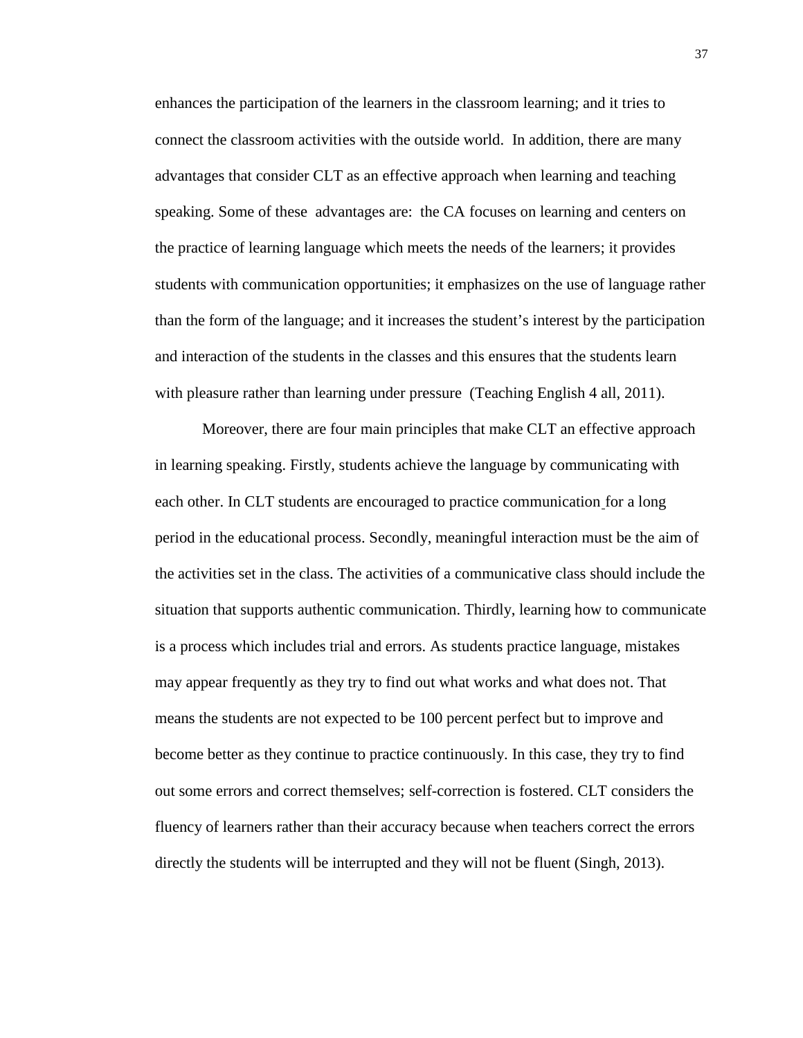enhances the participation of the learners in the classroom learning; and it tries to connect the classroom activities with the outside world. In addition, there are many advantages that consider CLT as an effective approach when learning and teaching speaking. Some of these advantages are: the CA focuses on learning and centers on the practice of learning language which meets the needs of the learners; it provides students with communication opportunities; it emphasizes on the use of language rather than the form of the language; and it increases the student's interest by the participation and interaction of the students in the classes and this ensures that the students learn with pleasure rather than learning under pressure (Teaching English 4 all, 2011).

Moreover, there are four main principles that make CLT an effective approach in learning speaking. Firstly, students achieve the language by communicating with each other. In CLT students are encouraged to practice communication for a long period in the educational process. Secondly, meaningful interaction must be the aim of the activities set in the class. The activities of a communicative class should include the situation that supports authentic communication. Thirdly, learning how to communicate is a process which includes trial and errors. As students practice language, mistakes may appear frequently as they try to find out what works and what does not. That means the students are not expected to be 100 percent perfect but to improve and become better as they continue to practice continuously. In this case, they try to find out some errors and correct themselves; self-correction is fostered. CLT considers the fluency of learners rather than their accuracy because when teachers correct the errors directly the students will be interrupted and they will not be fluent (Singh, 2013).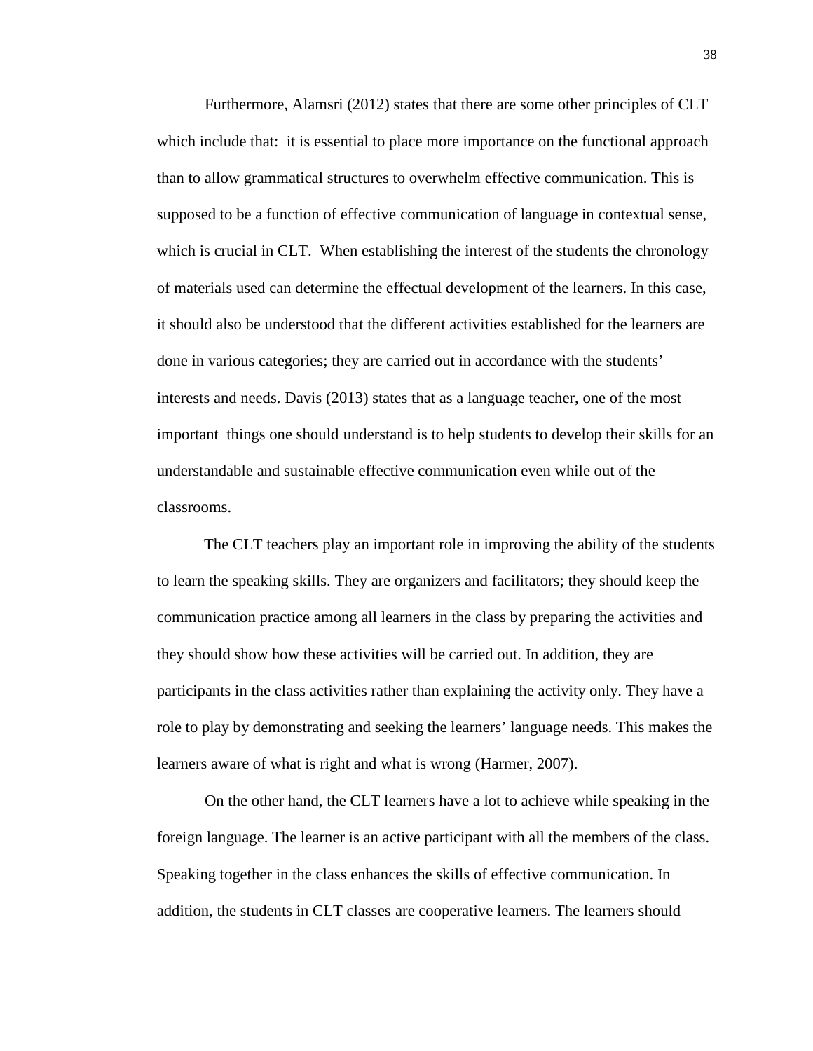Furthermore, Alamsri (2012) states that there are some other principles of CLT which include that: it is essential to place more importance on the functional approach than to allow grammatical structures to overwhelm effective communication. This is supposed to be a function of effective communication of language in contextual sense, which is crucial in CLT. When establishing the interest of the students the chronology of materials used can determine the effectual development of the learners. In this case, it should also be understood that the different activities established for the learners are done in various categories; they are carried out in accordance with the students' interests and needs. Davis (2013) states that as a language teacher, one of the most important things one should understand is to help students to develop their skills for an understandable and sustainable effective communication even while out of the classrooms.

The CLT teachers play an important role in improving the ability of the students to learn the speaking skills. They are organizers and facilitators; they should keep the communication practice among all learners in the class by preparing the activities and they should show how these activities will be carried out. In addition, they are participants in the class activities rather than explaining the activity only. They have a role to play by demonstrating and seeking the learners' language needs. This makes the learners aware of what is right and what is wrong (Harmer, 2007).

On the other hand, the CLT learners have a lot to achieve while speaking in the foreign language. The learner is an active participant with all the members of the class. Speaking together in the class enhances the skills of effective communication. In addition, the students in CLT classes are cooperative learners. The learners should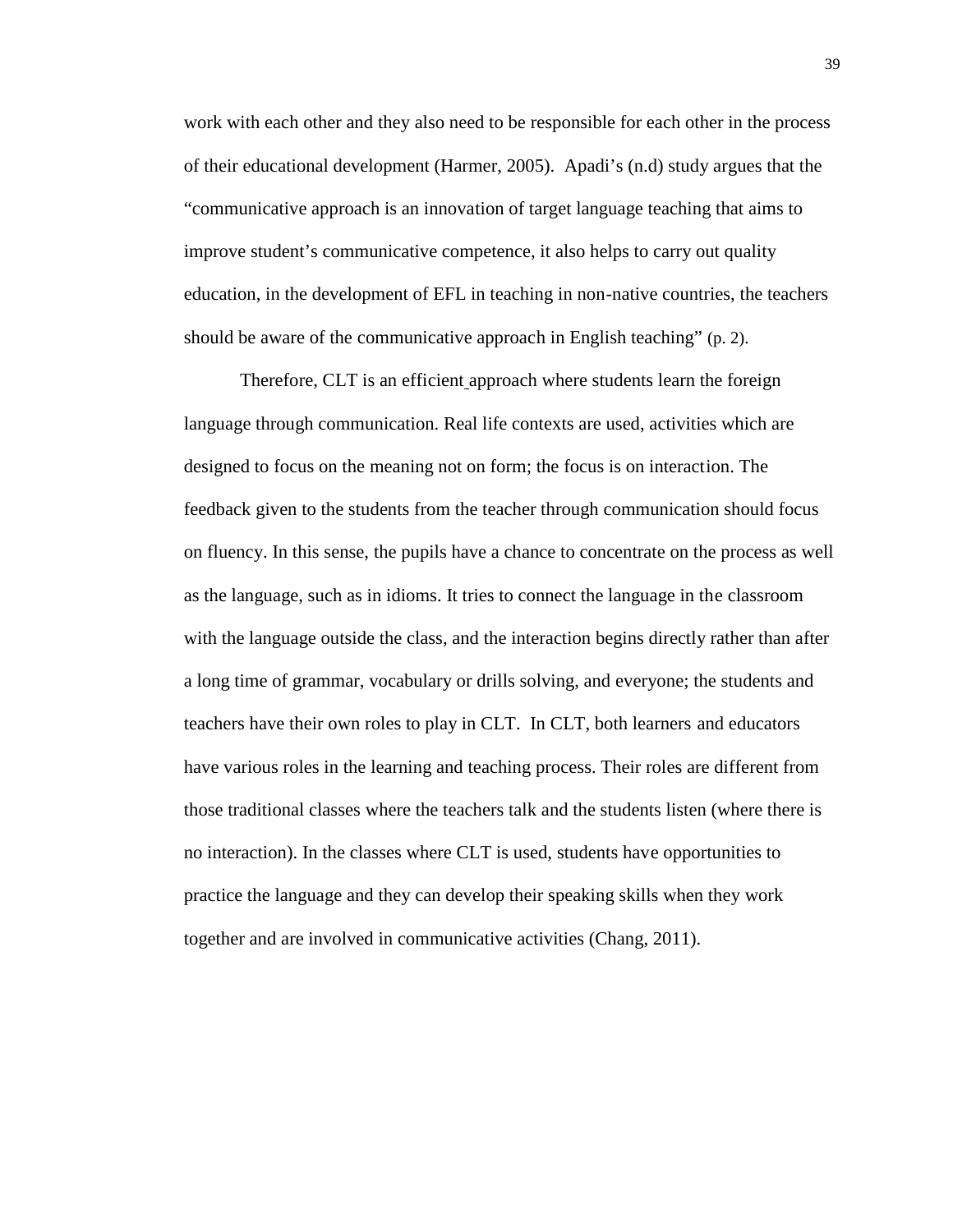work with each other and they also need to be responsible for each other in the process of their educational development (Harmer, 2005). Apadi's (n.d) study argues that the "communicative approach is an innovation of target language teaching that aims to improve student's communicative competence, it also helps to carry out quality education, in the development of EFL in teaching in non-native countries, the teachers should be aware of the communicative approach in English teaching" (p. 2).

Therefore, CLT is an efficient approach where students learn the foreign language through communication. Real life contexts are used, activities which are designed to focus on the meaning not on form; the focus is on interaction. The feedback given to the students from the teacher through communication should focus on fluency. In this sense, the pupils have a chance to concentrate on the process as well as the language, such as in idioms. It tries to connect the language in the classroom with the language outside the class, and the interaction begins directly rather than after a long time of grammar, vocabulary or drills solving, and everyone; the students and teachers have their own roles to play in CLT. In CLT, both learners and educators have various roles in the learning and teaching process. Their roles are different from those traditional classes where the teachers talk and the students listen (where there is no interaction). In the classes where CLT is used, students have opportunities to practice the language and they can develop their speaking skills when they work together and are involved in communicative activities (Chang, 2011).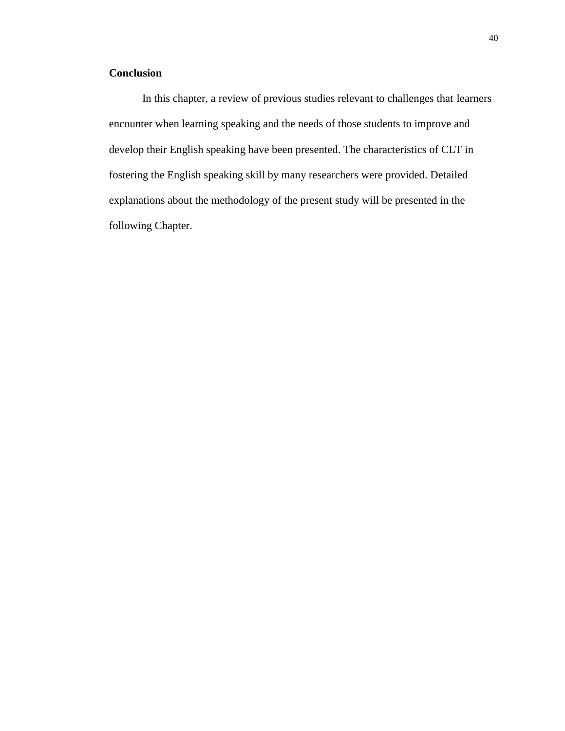**Conclusion**

In this chapter, a review of previous studies relevant to challenges that learners encounter when learning speaking and the needs of those students to improve and develop their English speaking have been presented. The characteristics of CLT in fostering the English speaking skill by many researchers were provided. Detailed explanations about the methodology of the present study will be presented in the following Chapter.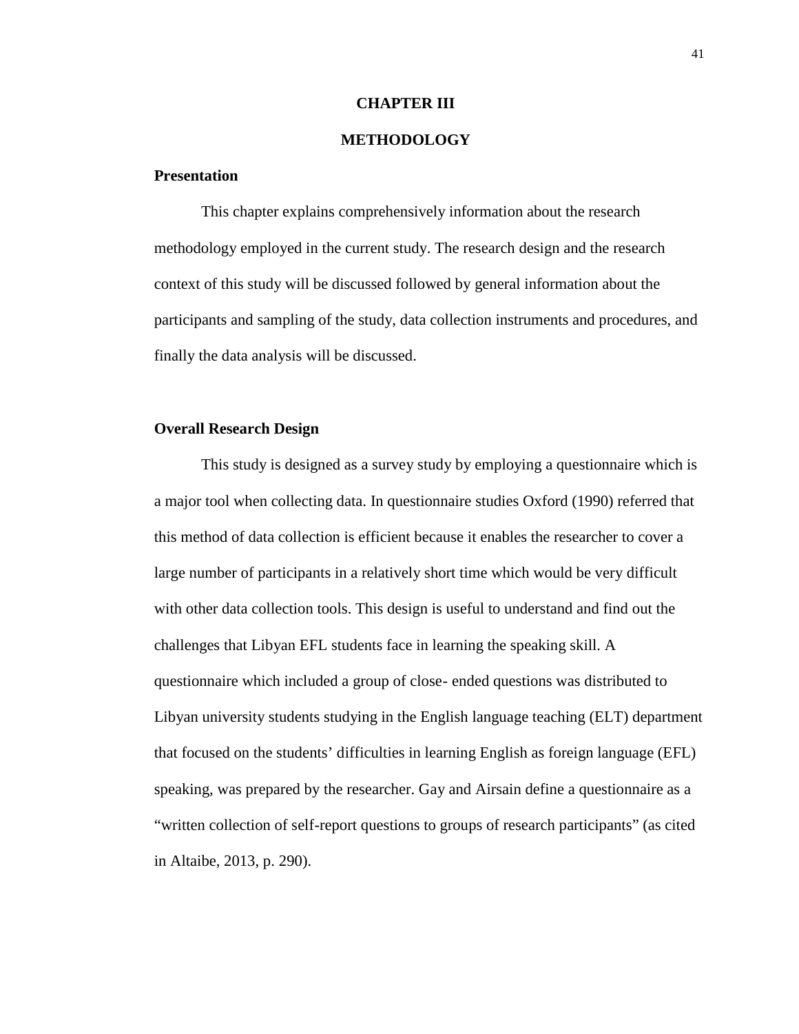# CHAPTER III

# METHODOLOGY

## Presentation

This chapter explains comprehensively information about the research methodology employed in the current study. The research design and the research context of this study will be discussed followed by general information about the participants and sampling of the study, data collection instruments and procedures, and finally the data analysis will be discussed.

## Overall Research Design

This study is designed as a survey study by employing a questionnaire which is a major tool when collecting data. In questionnaire studies Oxford (1990) referred that this method of data collection is efficient because it enables the researcher to cover a large number of participants in a relatively short time which would be very difficult with other data collection tools. This design is useful to understand and find out the challenges that Libyan EFL students face in learning the speaking skill. A questionnaire which included a group of close- ended questions was distributed to Libyan university students studying in the English language teaching (ELT) department that focused on the students' difficulties in learning English as foreign language (EFL) speaking, was prepared by the researcher. Gay and Airsain define a questionnaire as a "written collection of self-report questions to groups of research participants" (as cited in Altaibe, 2013, p. 290).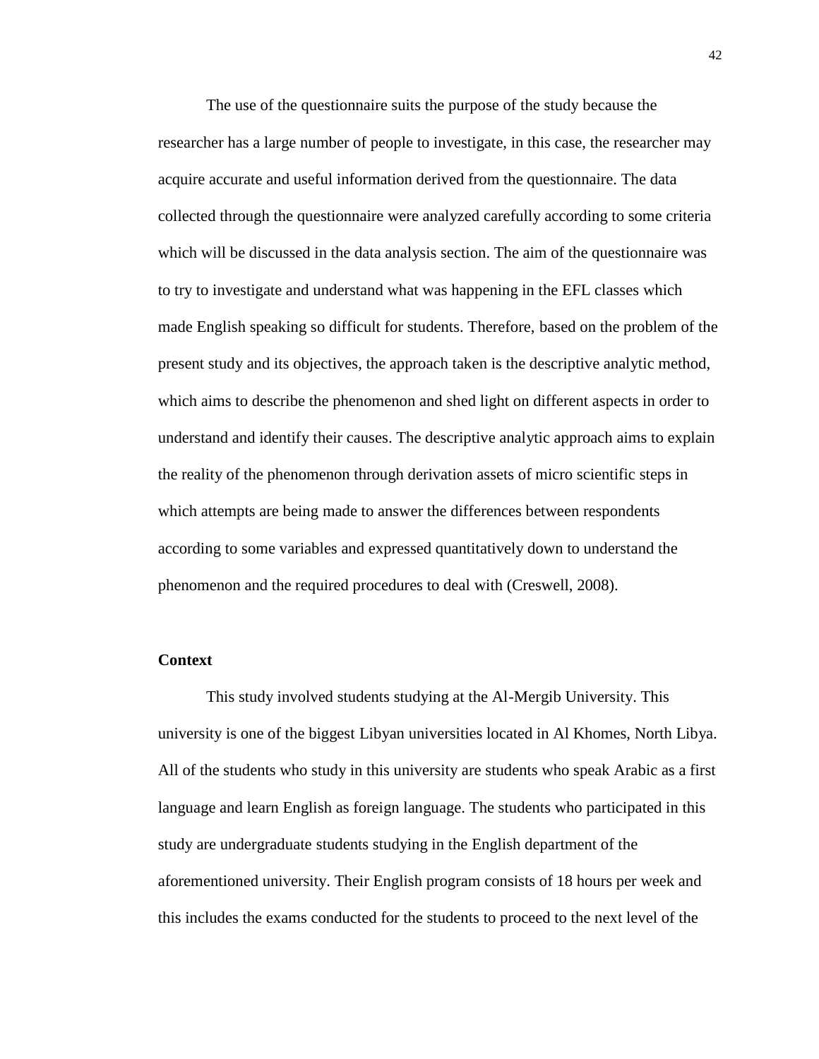The use of the questionnaire suits the purpose of the study because the researcher has a large number of people to investigate, in this case, the researcher may acquire accurate and useful information derived from the questionnaire. The data collected through the questionnaire were analyzed carefully according to some criteria which will be discussed in the data analysis section. The aim of the questionnaire was to try to investigate and understand what was happening in the EFL classes which made English speaking so difficult for students. Therefore, based on the problem of the present study and its objectives, the approach taken is the descriptive analytic method, which aims to describe the phenomenon and shed light on different aspects in order to understand and identify their causes. The descriptive analytic approach aims to explain the reality of the phenomenon through derivation assets of micro scientific steps in which attempts are being made to answer the differences between respondents according to some variables and expressed quantitatively down to understand the phenomenon and the required procedures to deal with (Creswell, 2008).

### Context

This study involved students studying at the Al-Mergib University. This university is one of the biggest Libyan universities located in Al Khomes, North Libya. All of the students who study in this university are students who speak Arabic as a first language and learn English as foreign language. The students who participated in this study are undergraduate students studying in the English department of the aforementioned university. Their English program consists of 18 hours per week and this includes the exams conducted for the students to proceed to the next level of the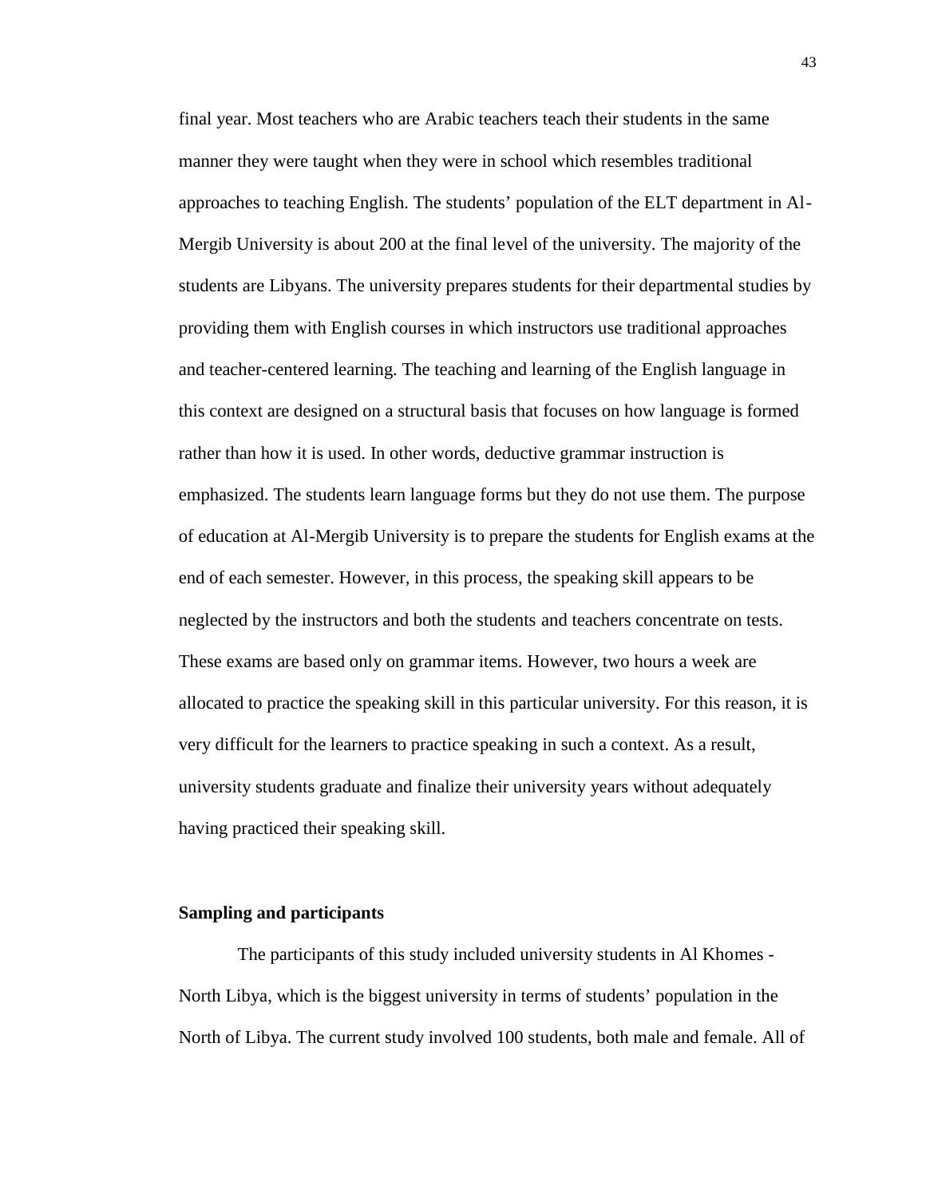final year. Most teachers who are Arabic teachers teach their students in the same manner they were taught when they were in school which resembles traditional approaches to teaching English. The students' population of the ELT department in Al-Mergib University is about 200 at the final level of the university. The majority of the students are Libyans. The university prepares students for their departmental studies by providing them with English courses in which instructors use traditional approaches and teacher-centered learning. The teaching and learning of the English language in this context are designed on a structural basis that focuses on how language is formed rather than how it is used. In other words, deductive grammar instruction is emphasized. The students learn language forms but they do not use them. The purpose of education at Al-Mergib University is to prepare the students for English exams at the end of each semester. However, in this process, the speaking skill appears to be neglected by the instructors and both the students and teachers concentrate on tests. These exams are based only on grammar items. However, two hours a week are allocated to practice the speaking skill in this particular university. For this reason, it is very difficult for the learners to practice speaking in such a context. As a result, university students graduate and finalize their university years without adequately having practiced their speaking skill.

**Sampling and participants**

The participants of this study included university students in Al Khomes - North Libya, which is the biggest university in terms of students' population in the North of Libya. The current study involved 100 students, both male and female. All of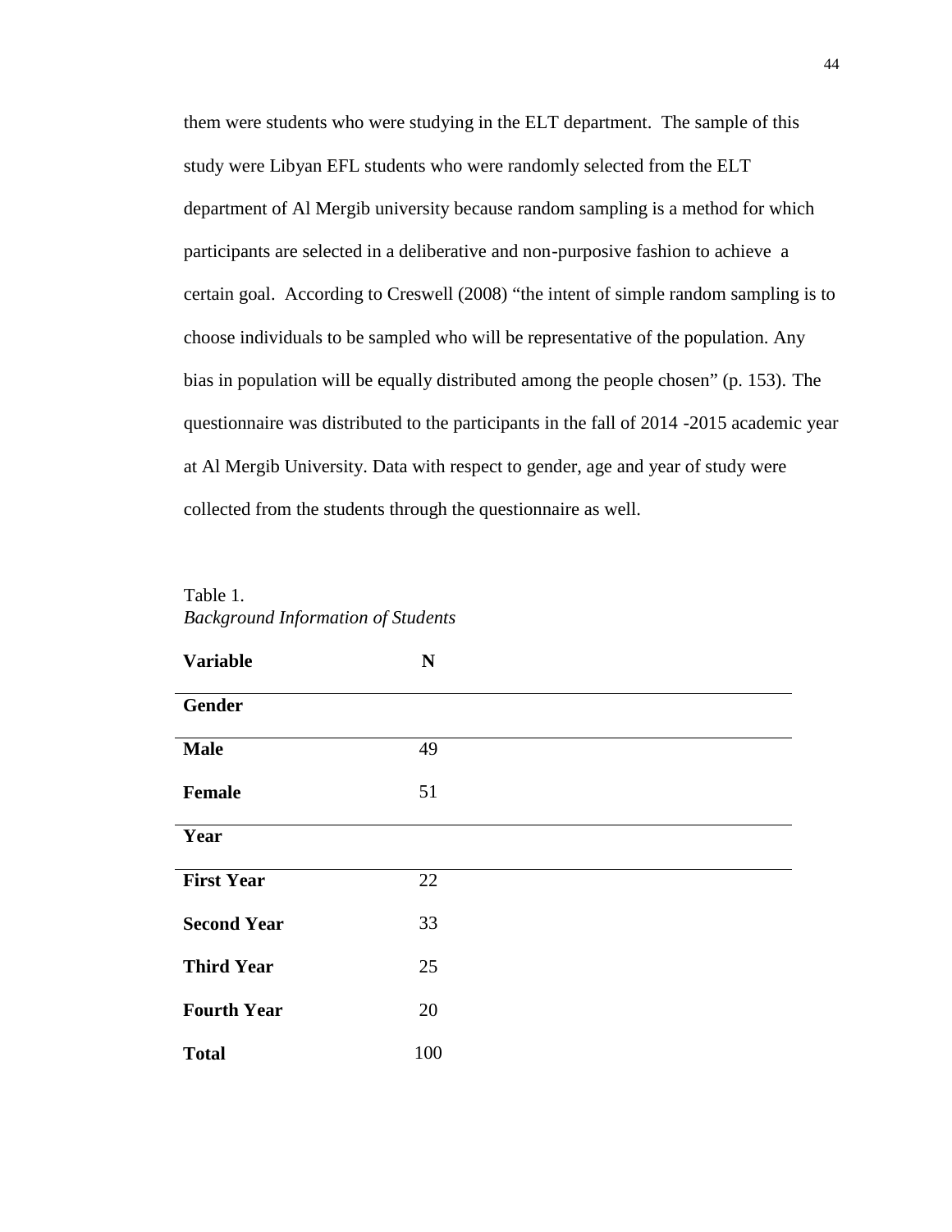them were students who were studying in the ELT department. The sample of this study were Libyan EFL students who were randomly selected from the ELT department of Al Mergib university because random sampling is a method for which participants are selected in a deliberative and non-purposive fashion to achieve a certain goal. According to Creswell (2008) "the intent of simple random sampling is to choose individuals to be sampled who will be representative of the population. Any bias in population will be equally distributed among the people chosen" (p. 153). The questionnaire was distributed to the participants in the fall of 2014 -2015 academic year at Al Mergib University. Data with respect to gender, age and year of study were collected from the students through the questionnaire as well.

Table 1.
*Background Information of Students*

| **Variable** | **N** |
|---|---|
| **Gender** | |
| **Male** | 49 |
| **Female** | 51 |
| **Year** | |
| **First Year** | 22 |
| **Second Year** | 33 |
| **Third Year** | 25 |
| **Fourth Year** | 20 |
| **Total** | 100 |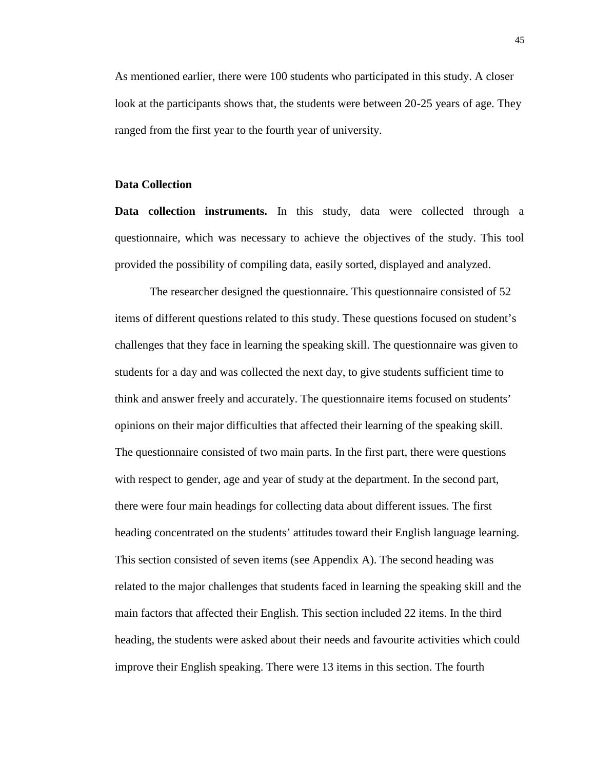As mentioned earlier, there were 100 students who participated in this study. A closer look at the participants shows that, the students were between 20-25 years of age. They ranged from the first year to the fourth year of university.

## Data Collection

**Data collection instruments.** In this study, data were collected through a questionnaire, which was necessary to achieve the objectives of the study. This tool provided the possibility of compiling data, easily sorted, displayed and analyzed.

The researcher designed the questionnaire. This questionnaire consisted of 52 items of different questions related to this study. These questions focused on student's challenges that they face in learning the speaking skill. The questionnaire was given to students for a day and was collected the next day, to give students sufficient time to think and answer freely and accurately. The questionnaire items focused on students' opinions on their major difficulties that affected their learning of the speaking skill. The questionnaire consisted of two main parts. In the first part, there were questions with respect to gender, age and year of study at the department. In the second part, there were four main headings for collecting data about different issues. The first heading concentrated on the students' attitudes toward their English language learning. This section consisted of seven items (see Appendix A). The second heading was related to the major challenges that students faced in learning the speaking skill and the main factors that affected their English. This section included 22 items. In the third heading, the students were asked about their needs and favourite activities which could improve their English speaking. There were 13 items in this section. The fourth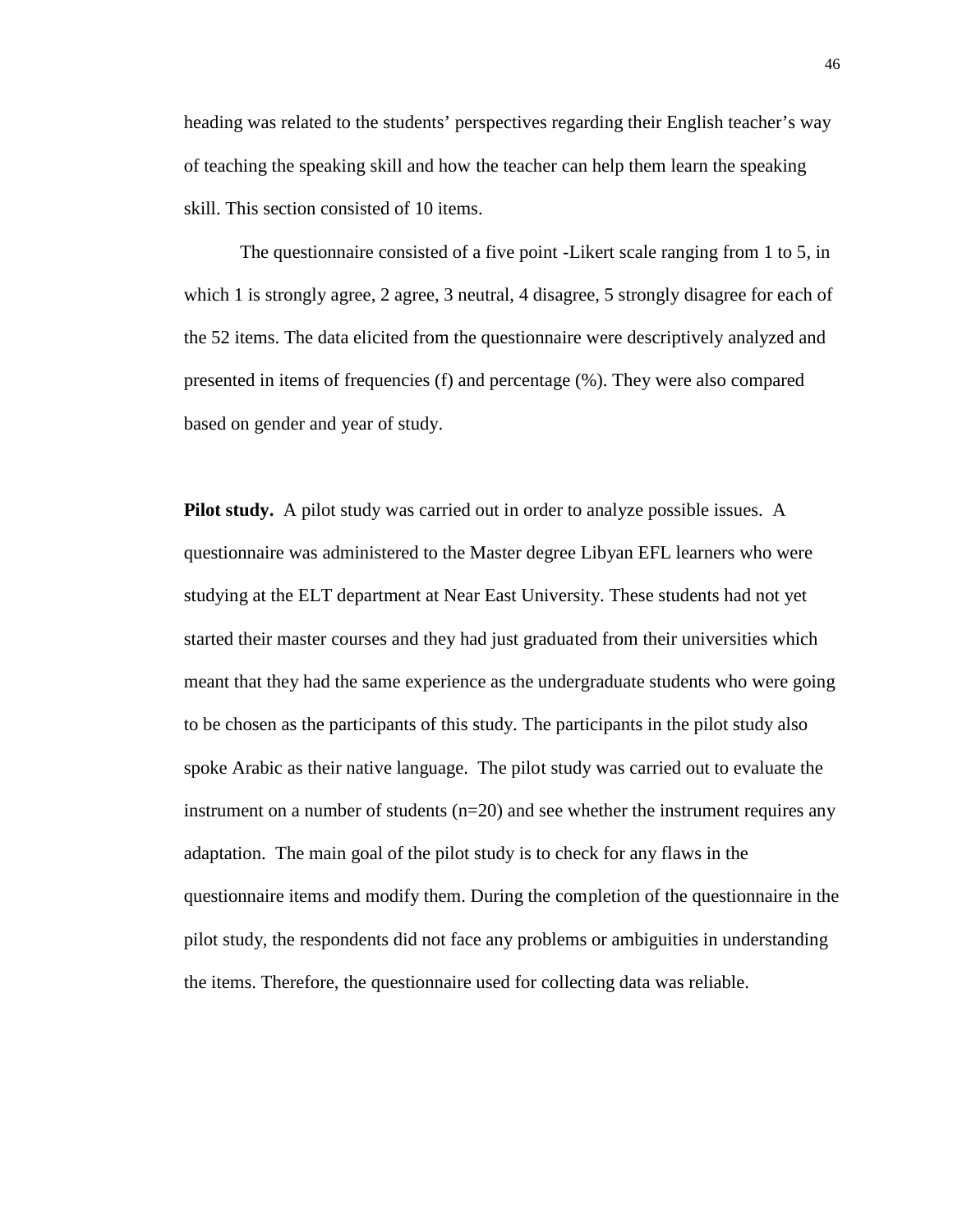heading was related to the students' perspectives regarding their English teacher's way of teaching the speaking skill and how the teacher can help them learn the speaking skill. This section consisted of 10 items.

The questionnaire consisted of a five point -Likert scale ranging from 1 to 5, in which 1 is strongly agree, 2 agree, 3 neutral, 4 disagree, 5 strongly disagree for each of the 52 items. The data elicited from the questionnaire were descriptively analyzed and presented in items of frequencies (f) and percentage (%). They were also compared based on gender and year of study.

**Pilot study.** A pilot study was carried out in order to analyze possible issues. A questionnaire was administered to the Master degree Libyan EFL learners who were studying at the ELT department at Near East University. These students had not yet started their master courses and they had just graduated from their universities which meant that they had the same experience as the undergraduate students who were going to be chosen as the participants of this study. The participants in the pilot study also spoke Arabic as their native language. The pilot study was carried out to evaluate the instrument on a number of students (n=20) and see whether the instrument requires any adaptation. The main goal of the pilot study is to check for any flaws in the questionnaire items and modify them. During the completion of the questionnaire in the pilot study, the respondents did not face any problems or ambiguities in understanding the items. Therefore, the questionnaire used for collecting data was reliable.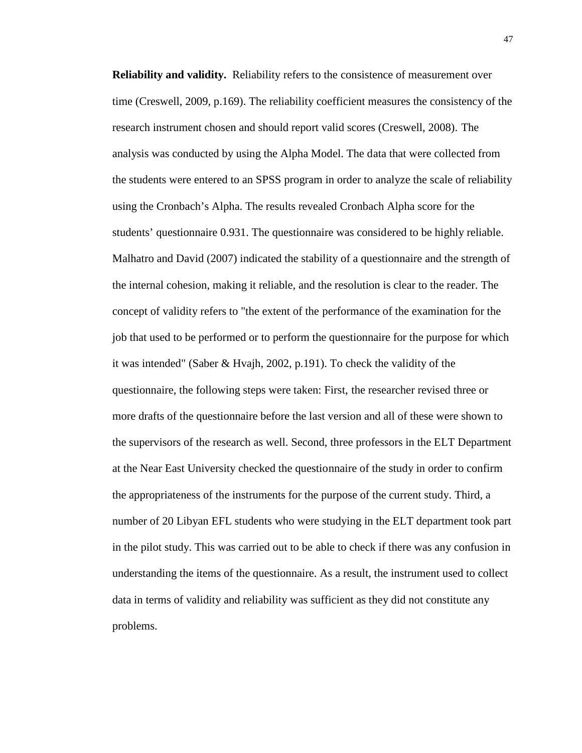**Reliability and validity.** Reliability refers to the consistence of measurement over time (Creswell, 2009, p.169). The reliability coefficient measures the consistency of the research instrument chosen and should report valid scores (Creswell, 2008). The analysis was conducted by using the Alpha Model. The data that were collected from the students were entered to an SPSS program in order to analyze the scale of reliability using the Cronbach's Alpha. The results revealed Cronbach Alpha score for the students' questionnaire 0.931. The questionnaire was considered to be highly reliable. Malhatro and David (2007) indicated the stability of a questionnaire and the strength of the internal cohesion, making it reliable, and the resolution is clear to the reader. The concept of validity refers to "the extent of the performance of the examination for the job that used to be performed or to perform the questionnaire for the purpose for which it was intended" (Saber & Hvajh, 2002, p.191). To check the validity of the questionnaire, the following steps were taken: First, the researcher revised three or more drafts of the questionnaire before the last version and all of these were shown to the supervisors of the research as well. Second, three professors in the ELT Department at the Near East University checked the questionnaire of the study in order to confirm the appropriateness of the instruments for the purpose of the current study. Third, a number of 20 Libyan EFL students who were studying in the ELT department took part in the pilot study. This was carried out to be able to check if there was any confusion in understanding the items of the questionnaire. As a result, the instrument used to collect data in terms of validity and reliability was sufficient as they did not constitute any problems.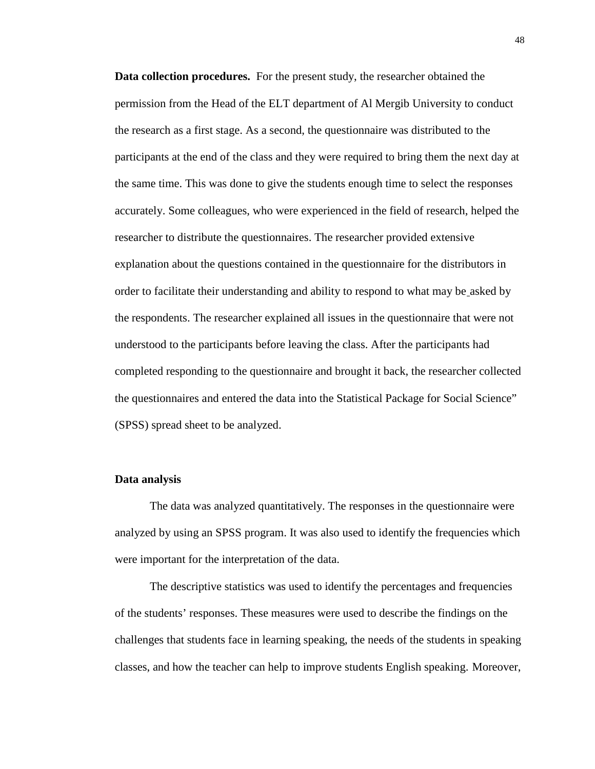**Data collection procedures.** For the present study, the researcher obtained the permission from the Head of the ELT department of Al Mergib University to conduct the research as a first stage. As a second, the questionnaire was distributed to the participants at the end of the class and they were required to bring them the next day at the same time. This was done to give the students enough time to select the responses accurately. Some colleagues, who were experienced in the field of research, helped the researcher to distribute the questionnaires. The researcher provided extensive explanation about the questions contained in the questionnaire for the distributors in order to facilitate their understanding and ability to respond to what may be asked by the respondents. The researcher explained all issues in the questionnaire that were not understood to the participants before leaving the class. After the participants had completed responding to the questionnaire and brought it back, the researcher collected the questionnaires and entered the data into the Statistical Package for Social Science" (SPSS) spread sheet to be analyzed.

**Data analysis**

The data was analyzed quantitatively. The responses in the questionnaire were analyzed by using an SPSS program. It was also used to identify the frequencies which were important for the interpretation of the data.

The descriptive statistics was used to identify the percentages and frequencies of the students' responses. These measures were used to describe the findings on the challenges that students face in learning speaking, the needs of the students in speaking classes, and how the teacher can help to improve students English speaking. Moreover,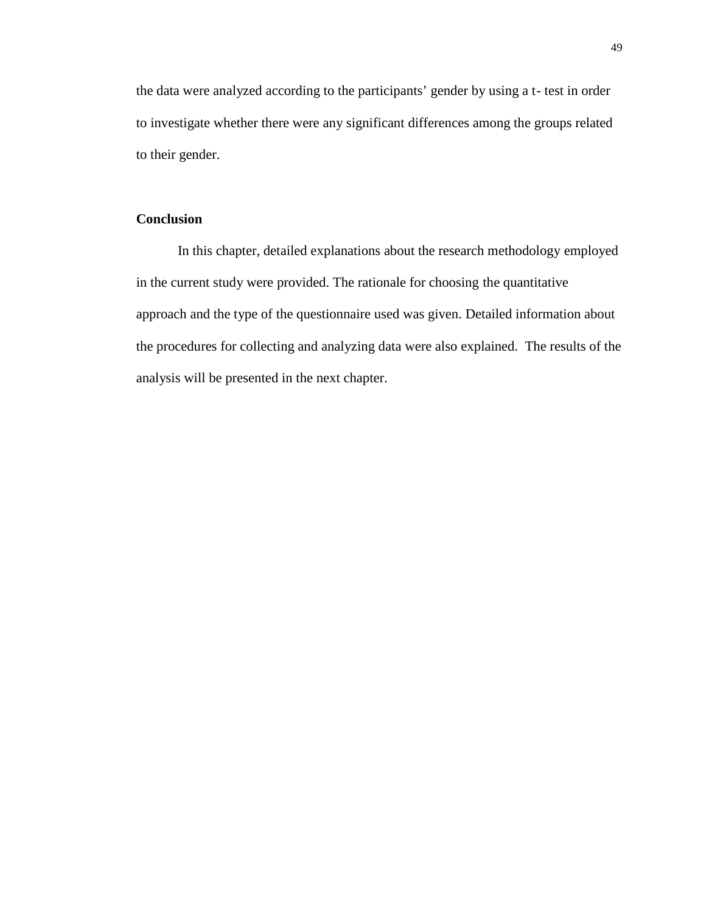the data were analyzed according to the participants' gender by using a t- test in order to investigate whether there were any significant differences among the groups related to their gender.

## Conclusion

In this chapter, detailed explanations about the research methodology employed in the current study were provided. The rationale for choosing the quantitative approach and the type of the questionnaire used was given. Detailed information about the procedures for collecting and analyzing data were also explained. The results of the analysis will be presented in the next chapter.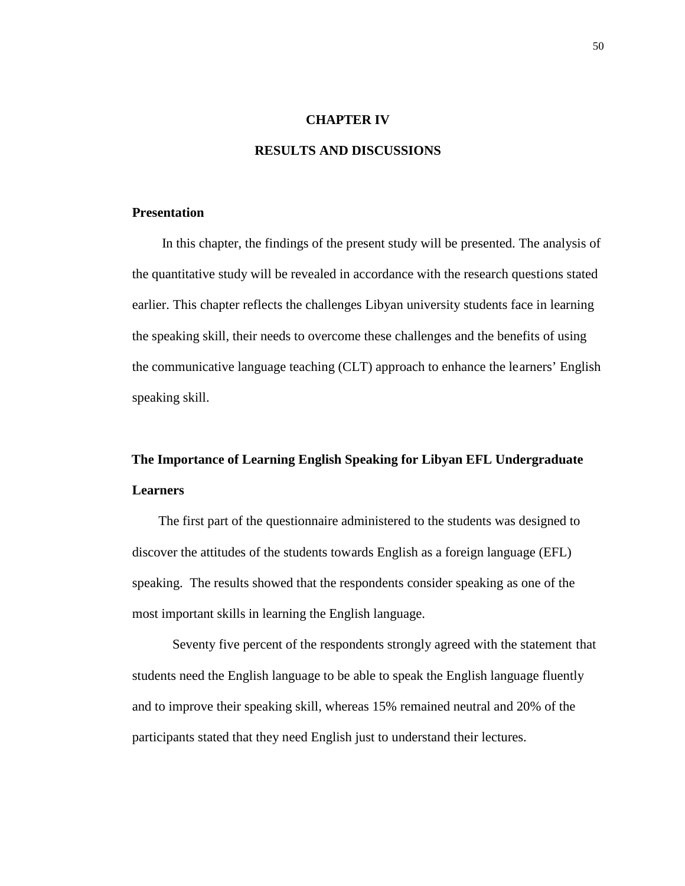# CHAPTER IV

# RESULTS AND DISCUSSIONS

## Presentation

In this chapter, the findings of the present study will be presented. The analysis of the quantitative study will be revealed in accordance with the research questions stated earlier. This chapter reflects the challenges Libyan university students face in learning the speaking skill, their needs to overcome these challenges and the benefits of using the communicative language teaching (CLT) approach to enhance the learners' English speaking skill.

## The Importance of Learning English Speaking for Libyan EFL Undergraduate Learners

The first part of the questionnaire administered to the students was designed to discover the attitudes of the students towards English as a foreign language (EFL) speaking. The results showed that the respondents consider speaking as one of the most important skills in learning the English language.

Seventy five percent of the respondents strongly agreed with the statement that students need the English language to be able to speak the English language fluently and to improve their speaking skill, whereas 15% remained neutral and 20% of the participants stated that they need English just to understand their lectures.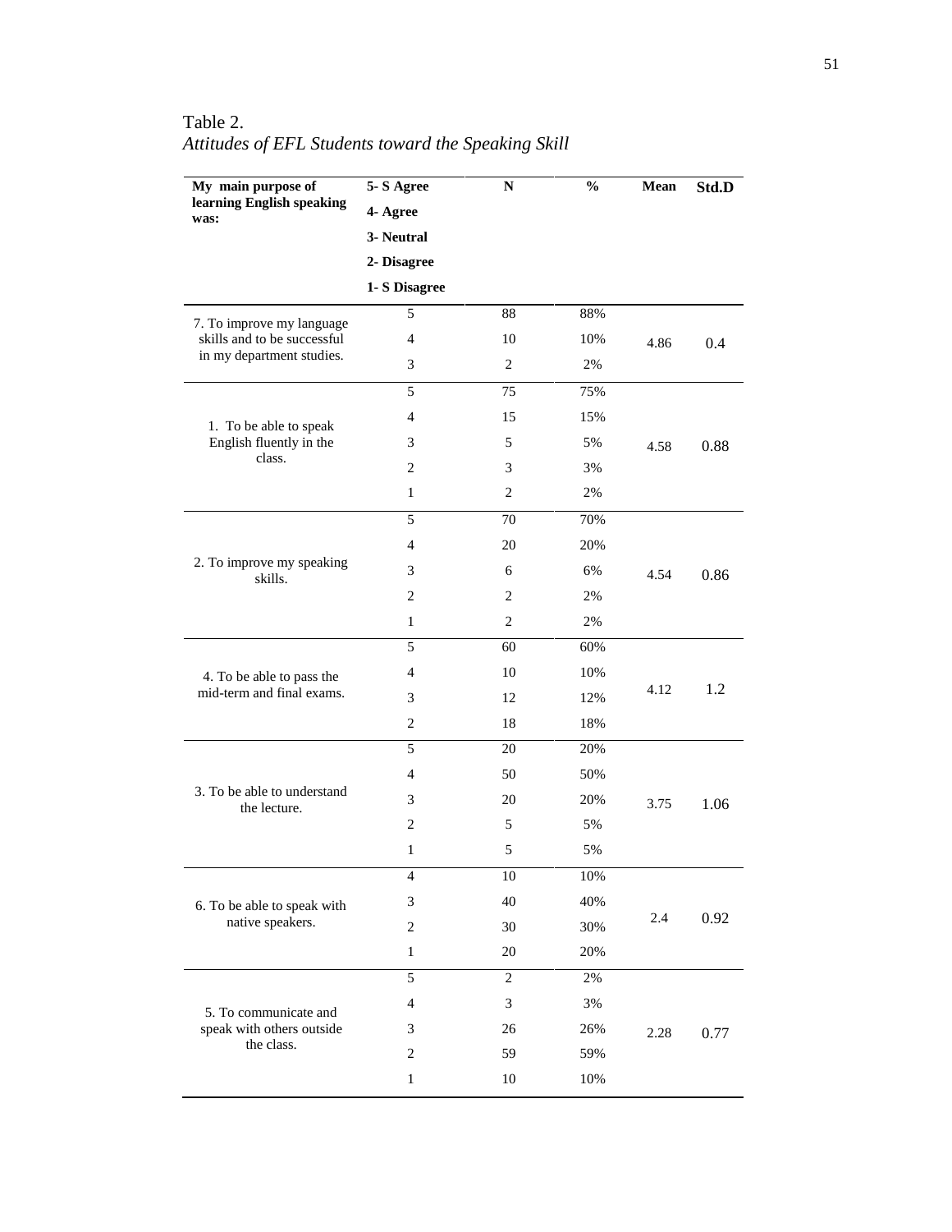Table 2.

*Attitudes of EFL Students toward the Speaking Skill*

| My main purpose of learning English speaking was: | 5- S Agree<br>4- Agree<br>3- Neutral<br>2- Disagree<br>1- S Disagree | N | % | Mean | Std.D |
|---|---|---|---|---|---|
| 7. To improve my language skills and to be successful in my department studies. | 5 | 88 | 88% | 4.86 | 0.4 |
| | 4 | 10 | 10% | | |
| | 3 | 2 | 2% | | |
| 1. To be able to speak English fluently in the class. | 5 | 75 | 75% | 4.58 | 0.88 |
| | 4 | 15 | 15% | | |
| | 3 | 5 | 5% | | |
| | 2 | 3 | 3% | | |
| | 1 | 2 | 2% | | |
| 2. To improve my speaking skills. | 5 | 70 | 70% | 4.54 | 0.86 |
| | 4 | 20 | 20% | | |
| | 3 | 6 | 6% | | |
| | 2 | 2 | 2% | | |
| | 1 | 2 | 2% | | |
| 4. To be able to pass the mid-term and final exams. | 5 | 60 | 60% | 4.12 | 1.2 |
| | 4 | 10 | 10% | | |
| | 3 | 12 | 12% | | |
| | 2 | 18 | 18% | | |
| 3. To be able to understand the lecture. | 5 | 20 | 20% | 3.75 | 1.06 |
| | 4 | 50 | 50% | | |
| | 3 | 20 | 20% | | |
| | 2 | 5 | 5% | | |
| | 1 | 5 | 5% | | |
| 6. To be able to speak with native speakers. | 4 | 10 | 10% | 2.4 | 0.92 |
| | 3 | 40 | 40% | | |
| | 2 | 30 | 30% | | |
| | 1 | 20 | 20% | | |
| 5. To communicate and speak with others outside the class. | 5 | 2 | 2% | 2.28 | 0.77 |
| | 4 | 3 | 3% | | |
| | 3 | 26 | 26% | | |
| | 2 | 59 | 59% | | |
| | 1 | 10 | 10% | | |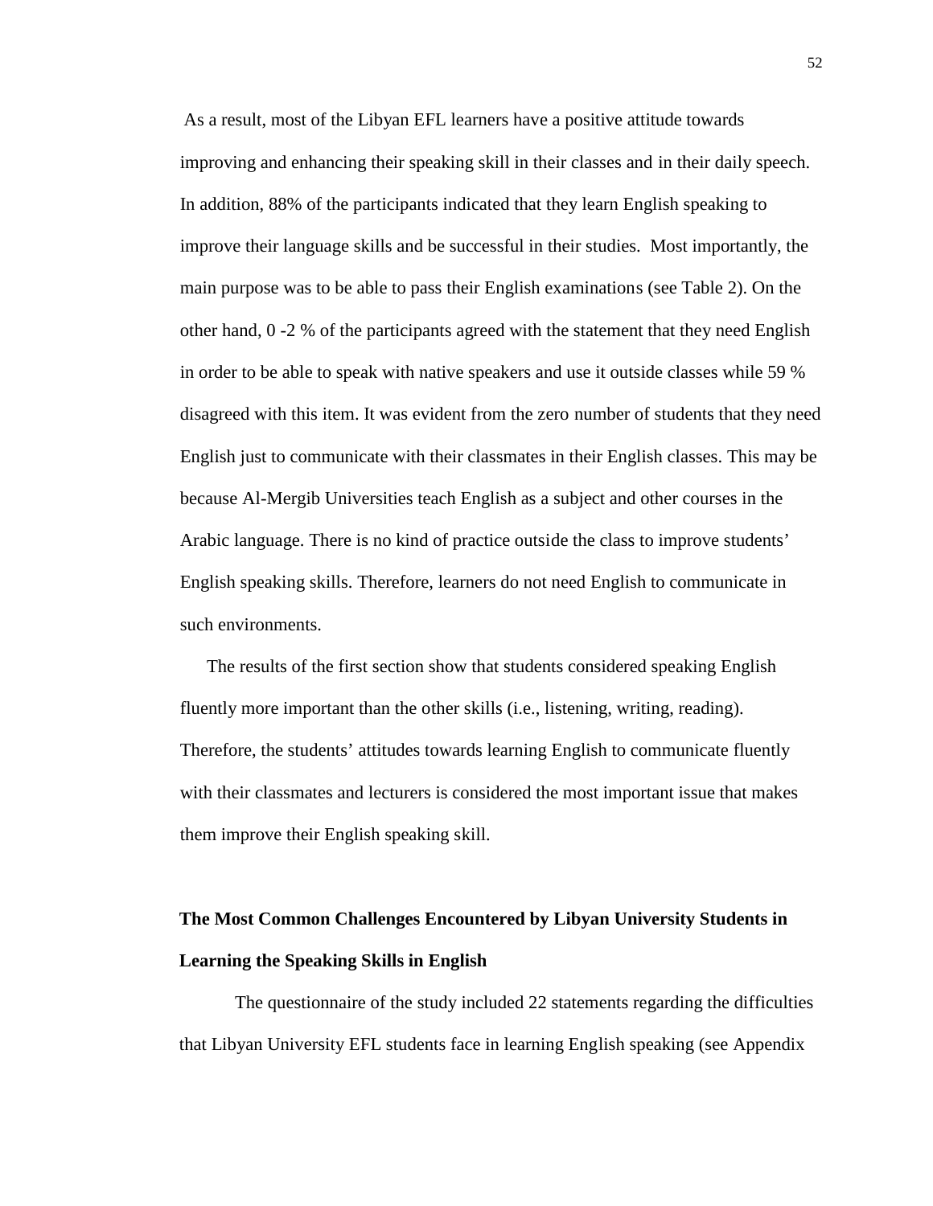As a result, most of the Libyan EFL learners have a positive attitude towards improving and enhancing their speaking skill in their classes and in their daily speech. In addition, 88% of the participants indicated that they learn English speaking to improve their language skills and be successful in their studies. Most importantly, the main purpose was to be able to pass their English examinations (see Table 2). On the other hand, 0 -2 % of the participants agreed with the statement that they need English in order to be able to speak with native speakers and use it outside classes while 59 % disagreed with this item. It was evident from the zero number of students that they need English just to communicate with their classmates in their English classes. This may be because Al-Mergib Universities teach English as a subject and other courses in the Arabic language. There is no kind of practice outside the class to improve students' English speaking skills. Therefore, learners do not need English to communicate in such environments.

The results of the first section show that students considered speaking English fluently more important than the other skills (i.e., listening, writing, reading). Therefore, the students' attitudes towards learning English to communicate fluently with their classmates and lecturers is considered the most important issue that makes them improve their English speaking skill.

## The Most Common Challenges Encountered by Libyan University Students in Learning the Speaking Skills in English

The questionnaire of the study included 22 statements regarding the difficulties that Libyan University EFL students face in learning English speaking (see Appendix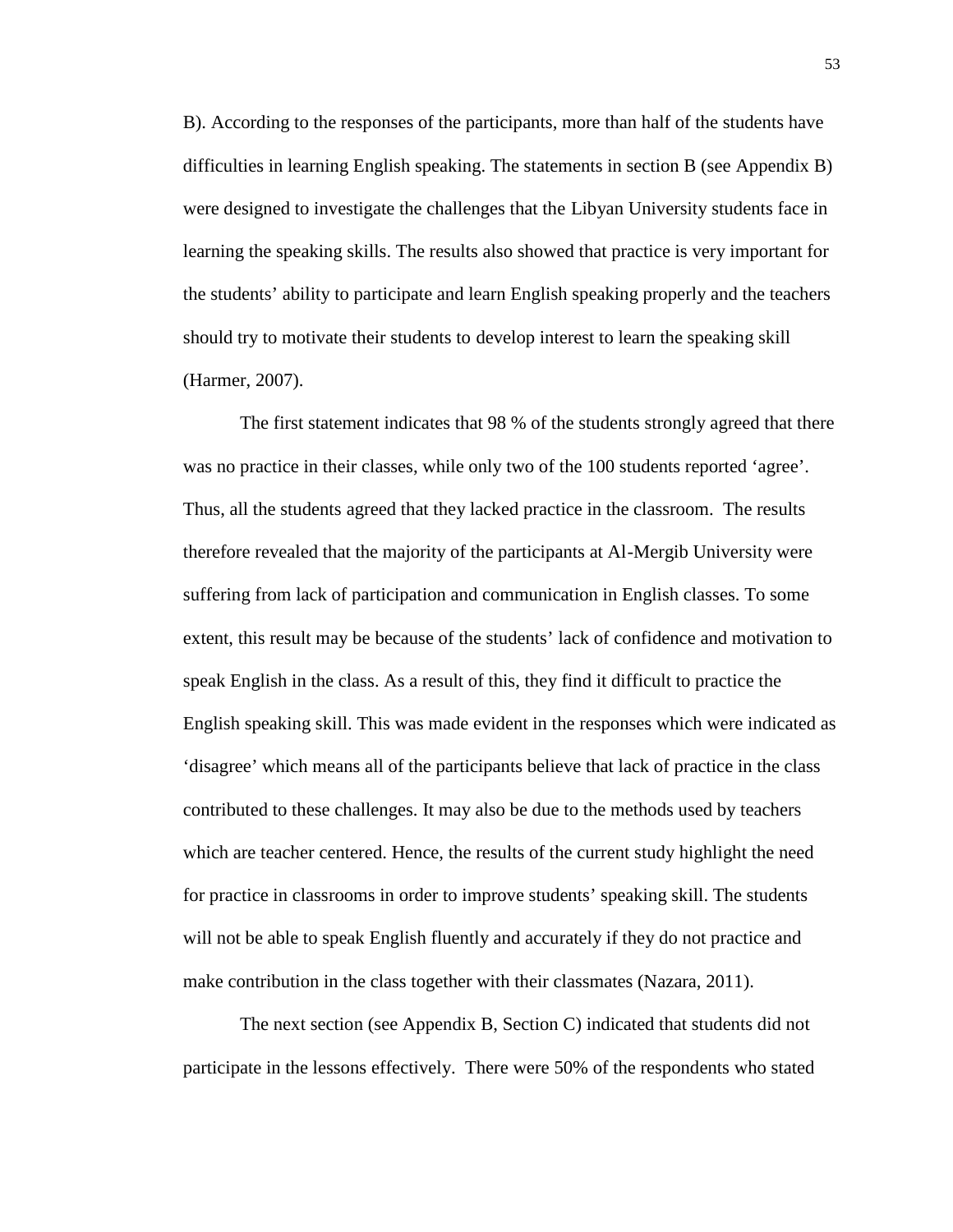B). According to the responses of the participants, more than half of the students have difficulties in learning English speaking. The statements in section B (see Appendix B) were designed to investigate the challenges that the Libyan University students face in learning the speaking skills. The results also showed that practice is very important for the students' ability to participate and learn English speaking properly and the teachers should try to motivate their students to develop interest to learn the speaking skill (Harmer, 2007).

The first statement indicates that 98 % of the students strongly agreed that there was no practice in their classes, while only two of the 100 students reported 'agree'. Thus, all the students agreed that they lacked practice in the classroom. The results therefore revealed that the majority of the participants at Al-Mergib University were suffering from lack of participation and communication in English classes. To some extent, this result may be because of the students' lack of confidence and motivation to speak English in the class. As a result of this, they find it difficult to practice the English speaking skill. This was made evident in the responses which were indicated as 'disagree' which means all of the participants believe that lack of practice in the class contributed to these challenges. It may also be due to the methods used by teachers which are teacher centered. Hence, the results of the current study highlight the need for practice in classrooms in order to improve students' speaking skill. The students will not be able to speak English fluently and accurately if they do not practice and make contribution in the class together with their classmates (Nazara, 2011).

The next section (see Appendix B, Section C) indicated that students did not participate in the lessons effectively. There were 50% of the respondents who stated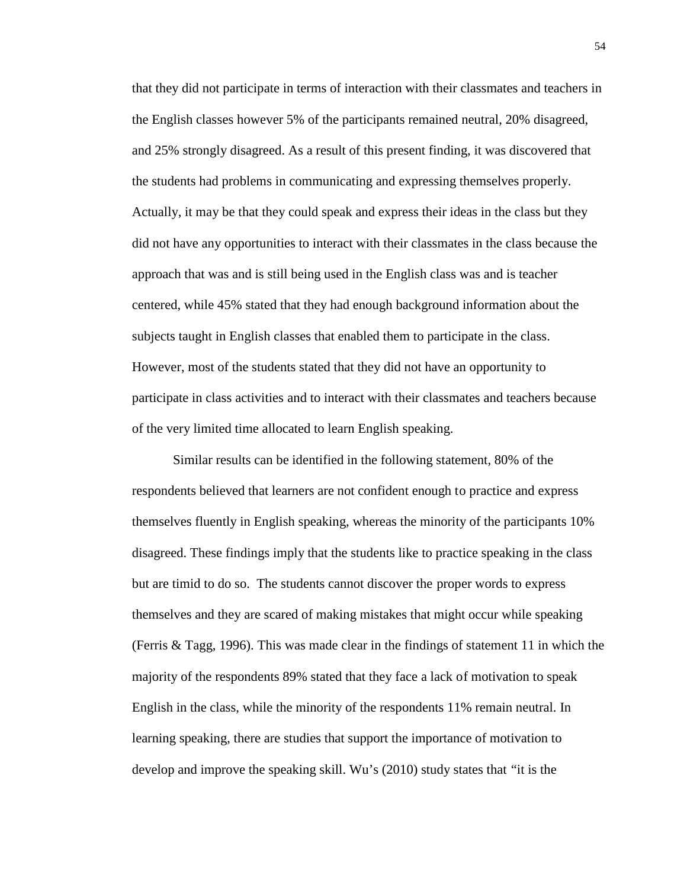that they did not participate in terms of interaction with their classmates and teachers in the English classes however 5% of the participants remained neutral, 20% disagreed, and 25% strongly disagreed. As a result of this present finding, it was discovered that the students had problems in communicating and expressing themselves properly. Actually, it may be that they could speak and express their ideas in the class but they did not have any opportunities to interact with their classmates in the class because the approach that was and is still being used in the English class was and is teacher centered, while 45% stated that they had enough background information about the subjects taught in English classes that enabled them to participate in the class. However, most of the students stated that they did not have an opportunity to participate in class activities and to interact with their classmates and teachers because of the very limited time allocated to learn English speaking.

Similar results can be identified in the following statement, 80% of the respondents believed that learners are not confident enough to practice and express themselves fluently in English speaking, whereas the minority of the participants 10% disagreed. These findings imply that the students like to practice speaking in the class but are timid to do so. The students cannot discover the proper words to express themselves and they are scared of making mistakes that might occur while speaking (Ferris & Tagg, 1996). This was made clear in the findings of statement 11 in which the majority of the respondents 89% stated that they face a lack of motivation to speak English in the class, while the minority of the respondents 11% remain neutral. In learning speaking, there are studies that support the importance of motivation to develop and improve the speaking skill. Wu's (2010) study states that "it is the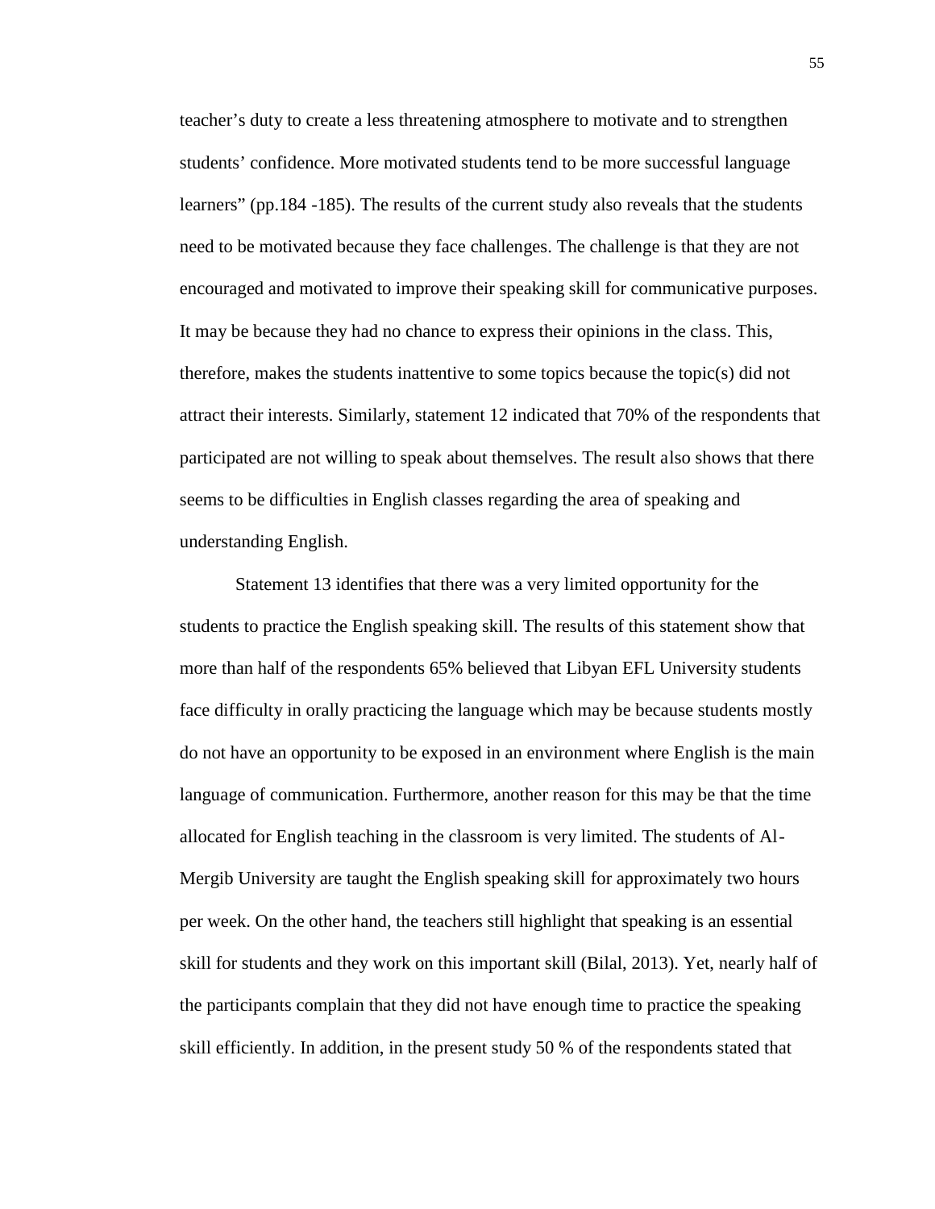teacher's duty to create a less threatening atmosphere to motivate and to strengthen students' confidence. More motivated students tend to be more successful language learners" (pp.184 -185). The results of the current study also reveals that the students need to be motivated because they face challenges. The challenge is that they are not encouraged and motivated to improve their speaking skill for communicative purposes. It may be because they had no chance to express their opinions in the class. This, therefore, makes the students inattentive to some topics because the topic(s) did not attract their interests. Similarly, statement 12 indicated that 70% of the respondents that participated are not willing to speak about themselves. The result also shows that there seems to be difficulties in English classes regarding the area of speaking and understanding English.

Statement 13 identifies that there was a very limited opportunity for the students to practice the English speaking skill. The results of this statement show that more than half of the respondents 65% believed that Libyan EFL University students face difficulty in orally practicing the language which may be because students mostly do not have an opportunity to be exposed in an environment where English is the main language of communication. Furthermore, another reason for this may be that the time allocated for English teaching in the classroom is very limited. The students of Al-Mergib University are taught the English speaking skill for approximately two hours per week. On the other hand, the teachers still highlight that speaking is an essential skill for students and they work on this important skill (Bilal, 2013). Yet, nearly half of the participants complain that they did not have enough time to practice the speaking skill efficiently. In addition, in the present study 50 % of the respondents stated that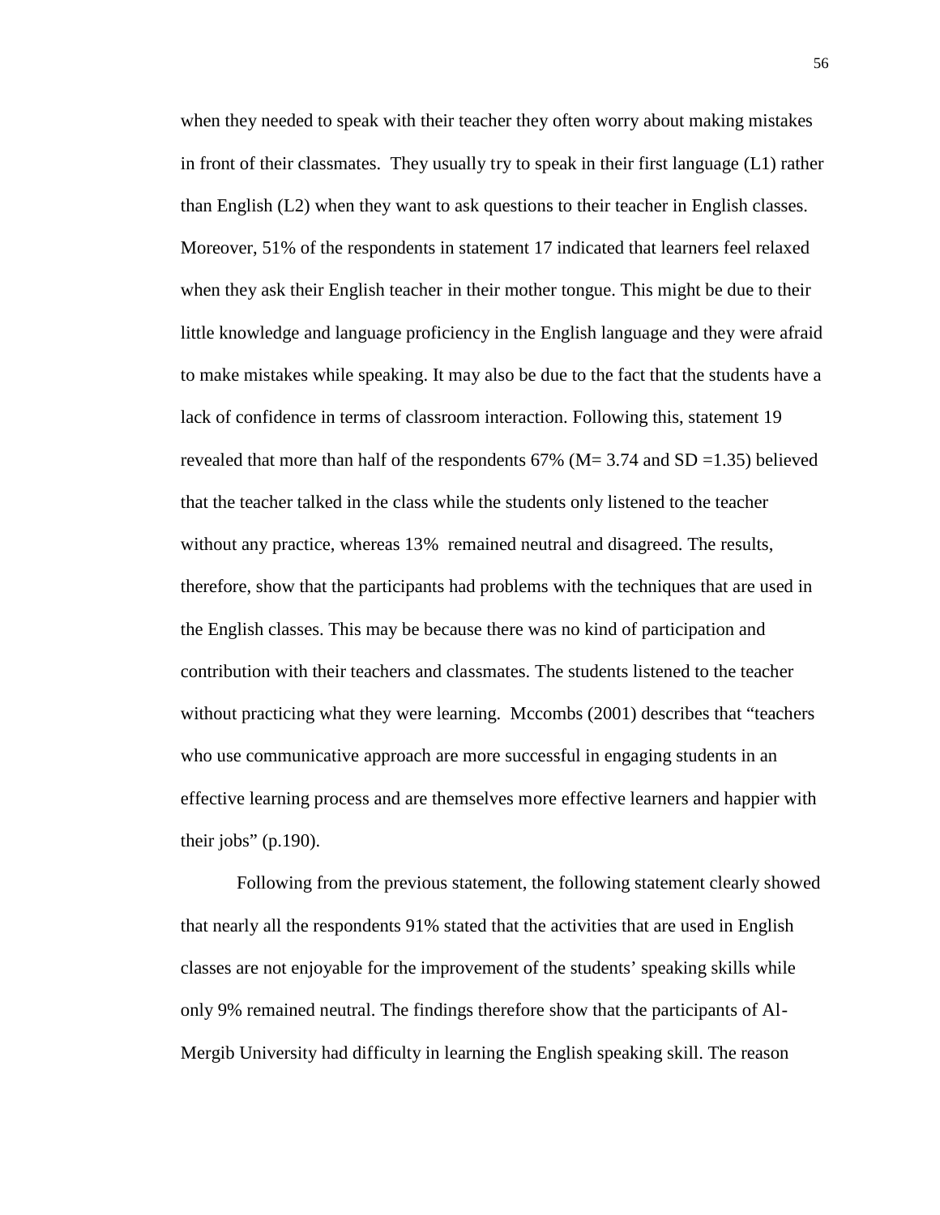when they needed to speak with their teacher they often worry about making mistakes in front of their classmates. They usually try to speak in their first language (L1) rather than English (L2) when they want to ask questions to their teacher in English classes. Moreover, 51% of the respondents in statement 17 indicated that learners feel relaxed when they ask their English teacher in their mother tongue. This might be due to their little knowledge and language proficiency in the English language and they were afraid to make mistakes while speaking. It may also be due to the fact that the students have a lack of confidence in terms of classroom interaction. Following this, statement 19 revealed that more than half of the respondents 67% ($M= 3.74$ and $SD =1.35$) believed that the teacher talked in the class while the students only listened to the teacher without any practice, whereas 13% remained neutral and disagreed. The results, therefore, show that the participants had problems with the techniques that are used in the English classes. This may be because there was no kind of participation and contribution with their teachers and classmates. The students listened to the teacher without practicing what they were learning. Mccombs (2001) describes that "teachers who use communicative approach are more successful in engaging students in an effective learning process and are themselves more effective learners and happier with their jobs" (p.190).

Following from the previous statement, the following statement clearly showed that nearly all the respondents 91% stated that the activities that are used in English classes are not enjoyable for the improvement of the students' speaking skills while only 9% remained neutral. The findings therefore show that the participants of Al-Mergib University had difficulty in learning the English speaking skill. The reason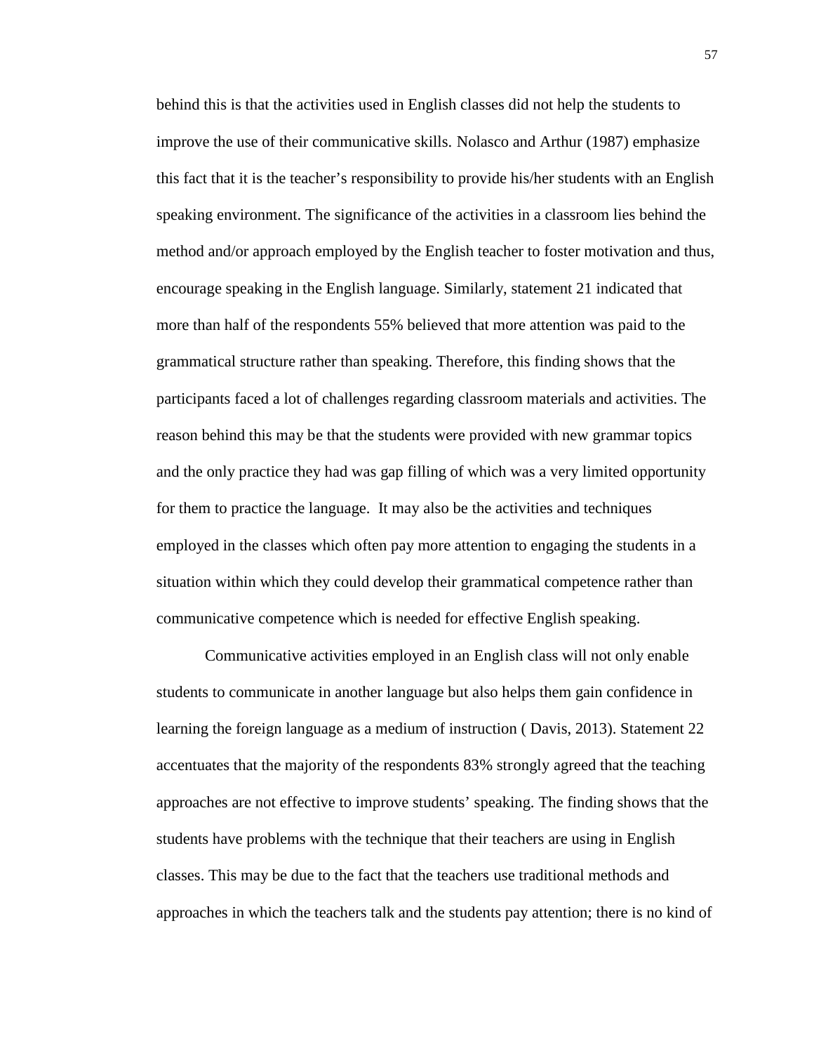behind this is that the activities used in English classes did not help the students to improve the use of their communicative skills. Nolasco and Arthur (1987) emphasize this fact that it is the teacher's responsibility to provide his/her students with an English speaking environment. The significance of the activities in a classroom lies behind the method and/or approach employed by the English teacher to foster motivation and thus, encourage speaking in the English language. Similarly, statement 21 indicated that more than half of the respondents 55% believed that more attention was paid to the grammatical structure rather than speaking. Therefore, this finding shows that the participants faced a lot of challenges regarding classroom materials and activities. The reason behind this may be that the students were provided with new grammar topics and the only practice they had was gap filling of which was a very limited opportunity for them to practice the language. It may also be the activities and techniques employed in the classes which often pay more attention to engaging the students in a situation within which they could develop their grammatical competence rather than communicative competence which is needed for effective English speaking.

Communicative activities employed in an English class will not only enable students to communicate in another language but also helps them gain confidence in learning the foreign language as a medium of instruction ( Davis, 2013). Statement 22 accentuates that the majority of the respondents 83% strongly agreed that the teaching approaches are not effective to improve students' speaking. The finding shows that the students have problems with the technique that their teachers are using in English classes. This may be due to the fact that the teachers use traditional methods and approaches in which the teachers talk and the students pay attention; there is no kind of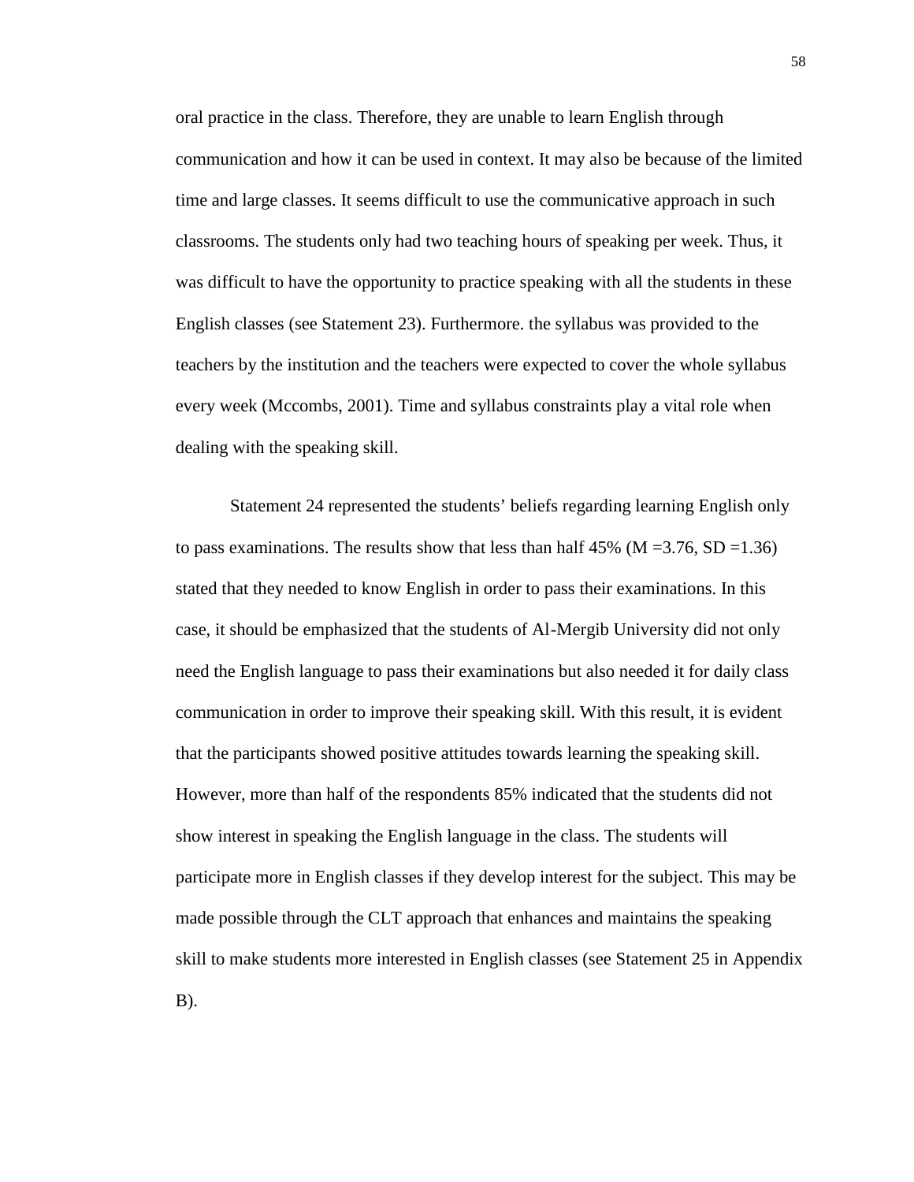oral practice in the class. Therefore, they are unable to learn English through communication and how it can be used in context. It may also be because of the limited time and large classes. It seems difficult to use the communicative approach in such classrooms. The students only had two teaching hours of speaking per week. Thus, it was difficult to have the opportunity to practice speaking with all the students in these English classes (see Statement 23). Furthermore. the syllabus was provided to the teachers by the institution and the teachers were expected to cover the whole syllabus every week (Mccombs, 2001). Time and syllabus constraints play a vital role when dealing with the speaking skill.

Statement 24 represented the students' beliefs regarding learning English only to pass examinations. The results show that less than half 45% ($M = 3.76$, $SD = 1.36$) stated that they needed to know English in order to pass their examinations. In this case, it should be emphasized that the students of Al-Mergib University did not only need the English language to pass their examinations but also needed it for daily class communication in order to improve their speaking skill. With this result, it is evident that the participants showed positive attitudes towards learning the speaking skill. However, more than half of the respondents 85% indicated that the students did not show interest in speaking the English language in the class. The students will participate more in English classes if they develop interest for the subject. This may be made possible through the CLT approach that enhances and maintains the speaking skill to make students more interested in English classes (see Statement 25 in Appendix B).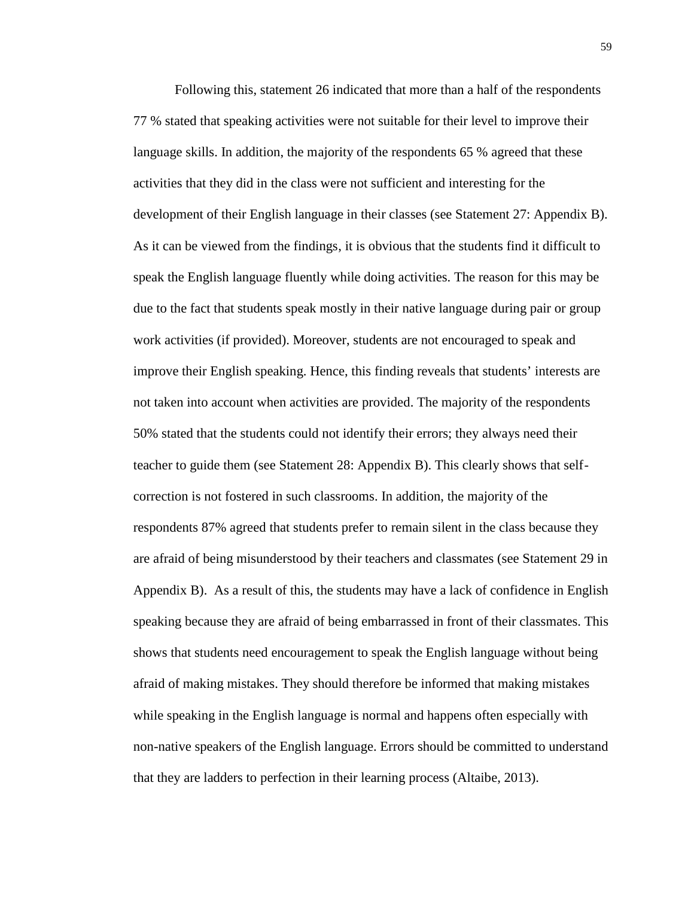Following this, statement 26 indicated that more than a half of the respondents 77 % stated that speaking activities were not suitable for their level to improve their language skills. In addition, the majority of the respondents 65 % agreed that these activities that they did in the class were not sufficient and interesting for the development of their English language in their classes (see Statement 27: Appendix B). As it can be viewed from the findings, it is obvious that the students find it difficult to speak the English language fluently while doing activities. The reason for this may be due to the fact that students speak mostly in their native language during pair or group work activities (if provided). Moreover, students are not encouraged to speak and improve their English speaking. Hence, this finding reveals that students' interests are not taken into account when activities are provided. The majority of the respondents 50% stated that the students could not identify their errors; they always need their teacher to guide them (see Statement 28: Appendix B). This clearly shows that self-correction is not fostered in such classrooms. In addition, the majority of the respondents 87% agreed that students prefer to remain silent in the class because they are afraid of being misunderstood by their teachers and classmates (see Statement 29 in Appendix B). As a result of this, the students may have a lack of confidence in English speaking because they are afraid of being embarrassed in front of their classmates. This shows that students need encouragement to speak the English language without being afraid of making mistakes. They should therefore be informed that making mistakes while speaking in the English language is normal and happens often especially with non-native speakers of the English language. Errors should be committed to understand that they are ladders to perfection in their learning process (Altaibe, 2013).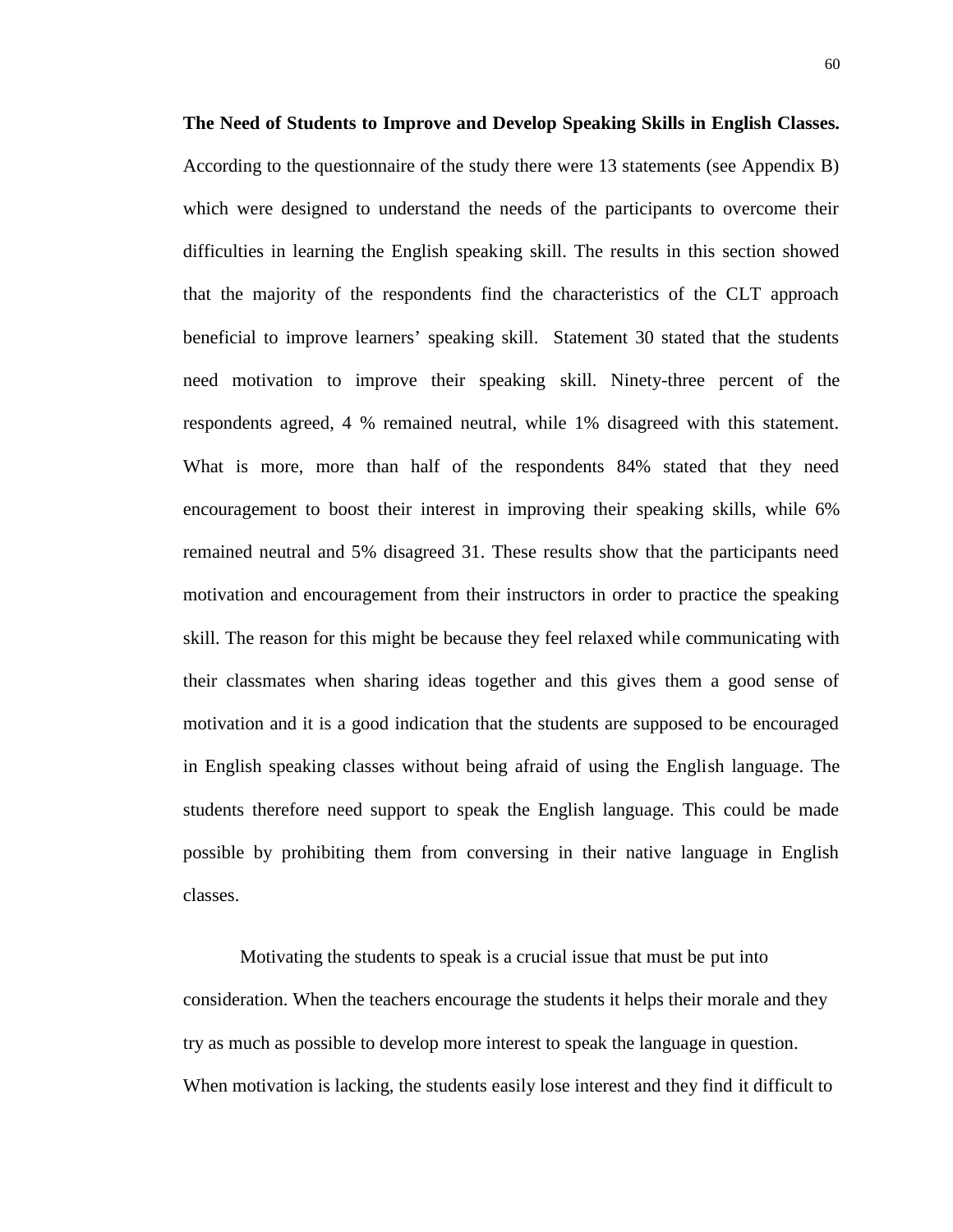**The Need of Students to Improve and Develop Speaking Skills in English Classes.** According to the questionnaire of the study there were 13 statements (see Appendix B) which were designed to understand the needs of the participants to overcome their difficulties in learning the English speaking skill. The results in this section showed that the majority of the respondents find the characteristics of the CLT approach beneficial to improve learners' speaking skill. Statement 30 stated that the students need motivation to improve their speaking skill. Ninety-three percent of the respondents agreed, 4 % remained neutral, while 1% disagreed with this statement. What is more, more than half of the respondents 84% stated that they need encouragement to boost their interest in improving their speaking skills, while 6% remained neutral and 5% disagreed 31. These results show that the participants need motivation and encouragement from their instructors in order to practice the speaking skill. The reason for this might be because they feel relaxed while communicating with their classmates when sharing ideas together and this gives them a good sense of motivation and it is a good indication that the students are supposed to be encouraged in English speaking classes without being afraid of using the English language. The students therefore need support to speak the English language. This could be made possible by prohibiting them from conversing in their native language in English classes.

Motivating the students to speak is a crucial issue that must be put into consideration. When the teachers encourage the students it helps their morale and they try as much as possible to develop more interest to speak the language in question. When motivation is lacking, the students easily lose interest and they find it difficult to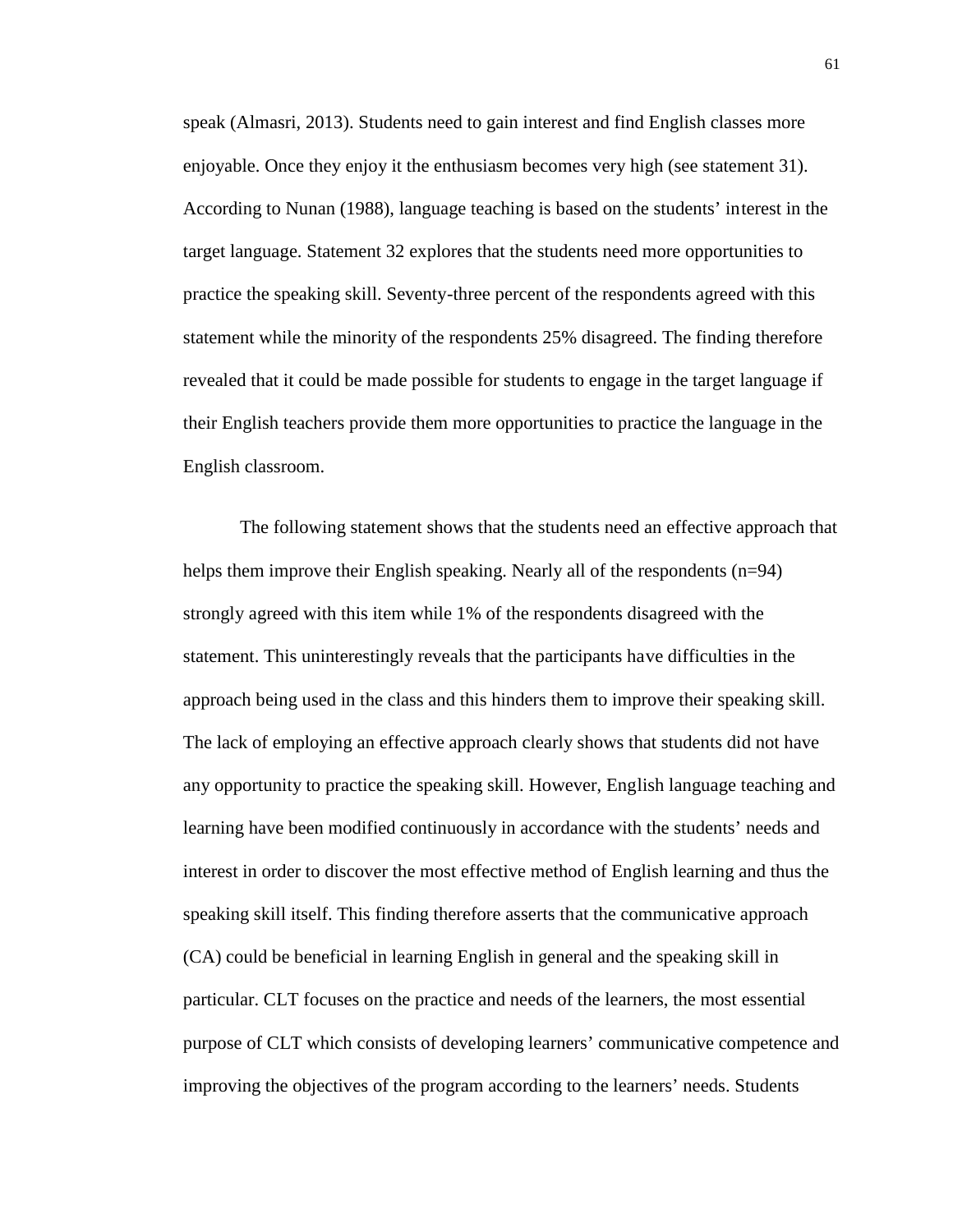speak (Almasri, 2013). Students need to gain interest and find English classes more enjoyable. Once they enjoy it the enthusiasm becomes very high (see statement 31). According to Nunan (1988), language teaching is based on the students' interest in the target language. Statement 32 explores that the students need more opportunities to practice the speaking skill. Seventy-three percent of the respondents agreed with this statement while the minority of the respondents 25% disagreed. The finding therefore revealed that it could be made possible for students to engage in the target language if their English teachers provide them more opportunities to practice the language in the English classroom.

The following statement shows that the students need an effective approach that helps them improve their English speaking. Nearly all of the respondents (n=94) strongly agreed with this item while 1% of the respondents disagreed with the statement. This uninterestingly reveals that the participants have difficulties in the approach being used in the class and this hinders them to improve their speaking skill. The lack of employing an effective approach clearly shows that students did not have any opportunity to practice the speaking skill. However, English language teaching and learning have been modified continuously in accordance with the students' needs and interest in order to discover the most effective method of English learning and thus the speaking skill itself. This finding therefore asserts that the communicative approach (CA) could be beneficial in learning English in general and the speaking skill in particular. CLT focuses on the practice and needs of the learners, the most essential purpose of CLT which consists of developing learners' communicative competence and improving the objectives of the program according to the learners' needs. Students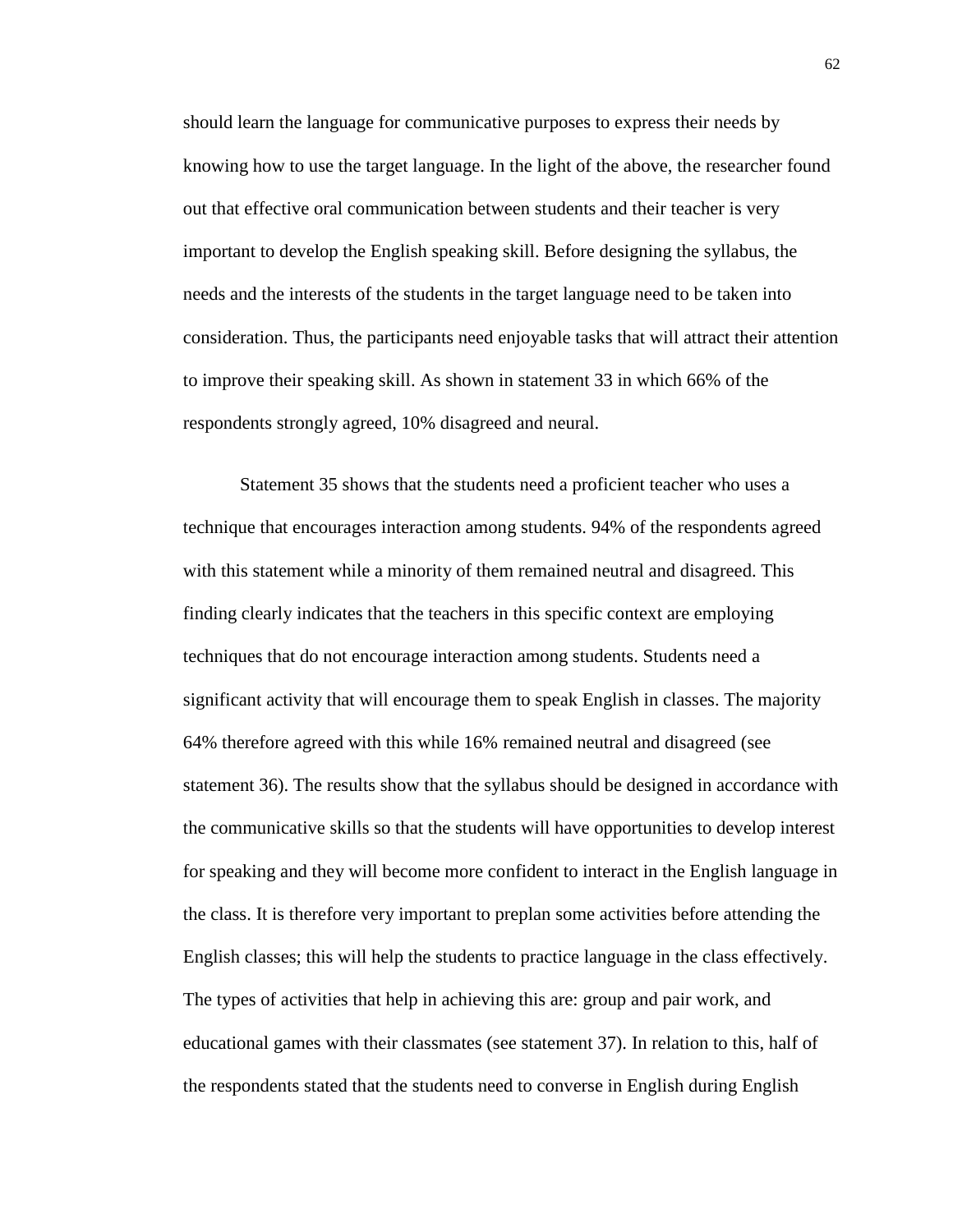should learn the language for communicative purposes to express their needs by knowing how to use the target language. In the light of the above, the researcher found out that effective oral communication between students and their teacher is very important to develop the English speaking skill. Before designing the syllabus, the needs and the interests of the students in the target language need to be taken into consideration. Thus, the participants need enjoyable tasks that will attract their attention to improve their speaking skill. As shown in statement 33 in which 66% of the respondents strongly agreed, 10% disagreed and neural.

Statement 35 shows that the students need a proficient teacher who uses a technique that encourages interaction among students. 94% of the respondents agreed with this statement while a minority of them remained neutral and disagreed. This finding clearly indicates that the teachers in this specific context are employing techniques that do not encourage interaction among students. Students need a significant activity that will encourage them to speak English in classes. The majority 64% therefore agreed with this while 16% remained neutral and disagreed (see statement 36). The results show that the syllabus should be designed in accordance with the communicative skills so that the students will have opportunities to develop interest for speaking and they will become more confident to interact in the English language in the class. It is therefore very important to preplan some activities before attending the English classes; this will help the students to practice language in the class effectively. The types of activities that help in achieving this are: group and pair work, and educational games with their classmates (see statement 37). In relation to this, half of the respondents stated that the students need to converse in English during English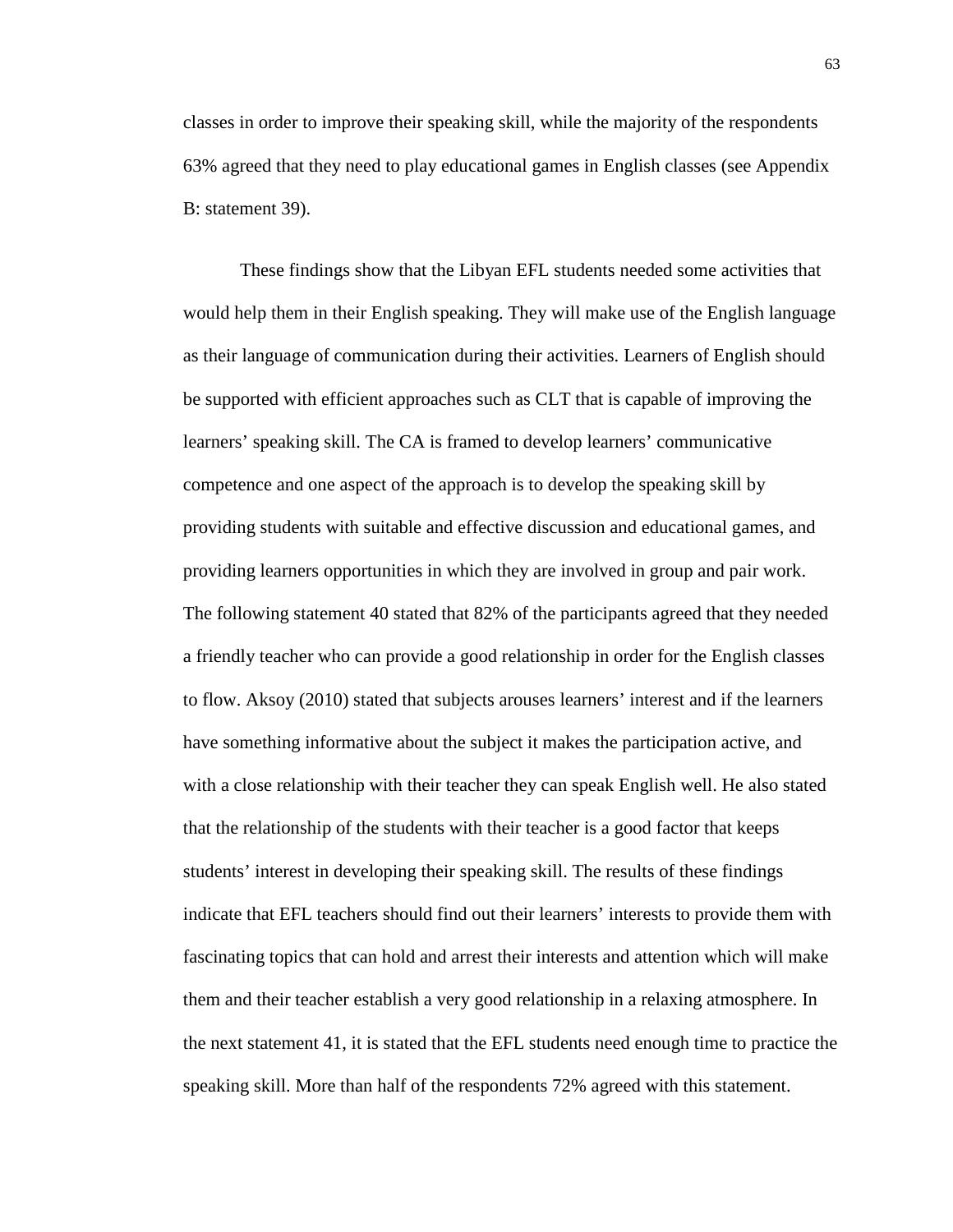classes in order to improve their speaking skill, while the majority of the respondents 63% agreed that they need to play educational games in English classes (see Appendix B: statement 39).

These findings show that the Libyan EFL students needed some activities that would help them in their English speaking. They will make use of the English language as their language of communication during their activities. Learners of English should be supported with efficient approaches such as CLT that is capable of improving the learners' speaking skill. The CA is framed to develop learners' communicative competence and one aspect of the approach is to develop the speaking skill by providing students with suitable and effective discussion and educational games, and providing learners opportunities in which they are involved in group and pair work. The following statement 40 stated that 82% of the participants agreed that they needed a friendly teacher who can provide a good relationship in order for the English classes to flow. Aksoy (2010) stated that subjects arouses learners' interest and if the learners have something informative about the subject it makes the participation active, and with a close relationship with their teacher they can speak English well. He also stated that the relationship of the students with their teacher is a good factor that keeps students' interest in developing their speaking skill. The results of these findings indicate that EFL teachers should find out their learners' interests to provide them with fascinating topics that can hold and arrest their interests and attention which will make them and their teacher establish a very good relationship in a relaxing atmosphere. In the next statement 41, it is stated that the EFL students need enough time to practice the speaking skill. More than half of the respondents 72% agreed with this statement.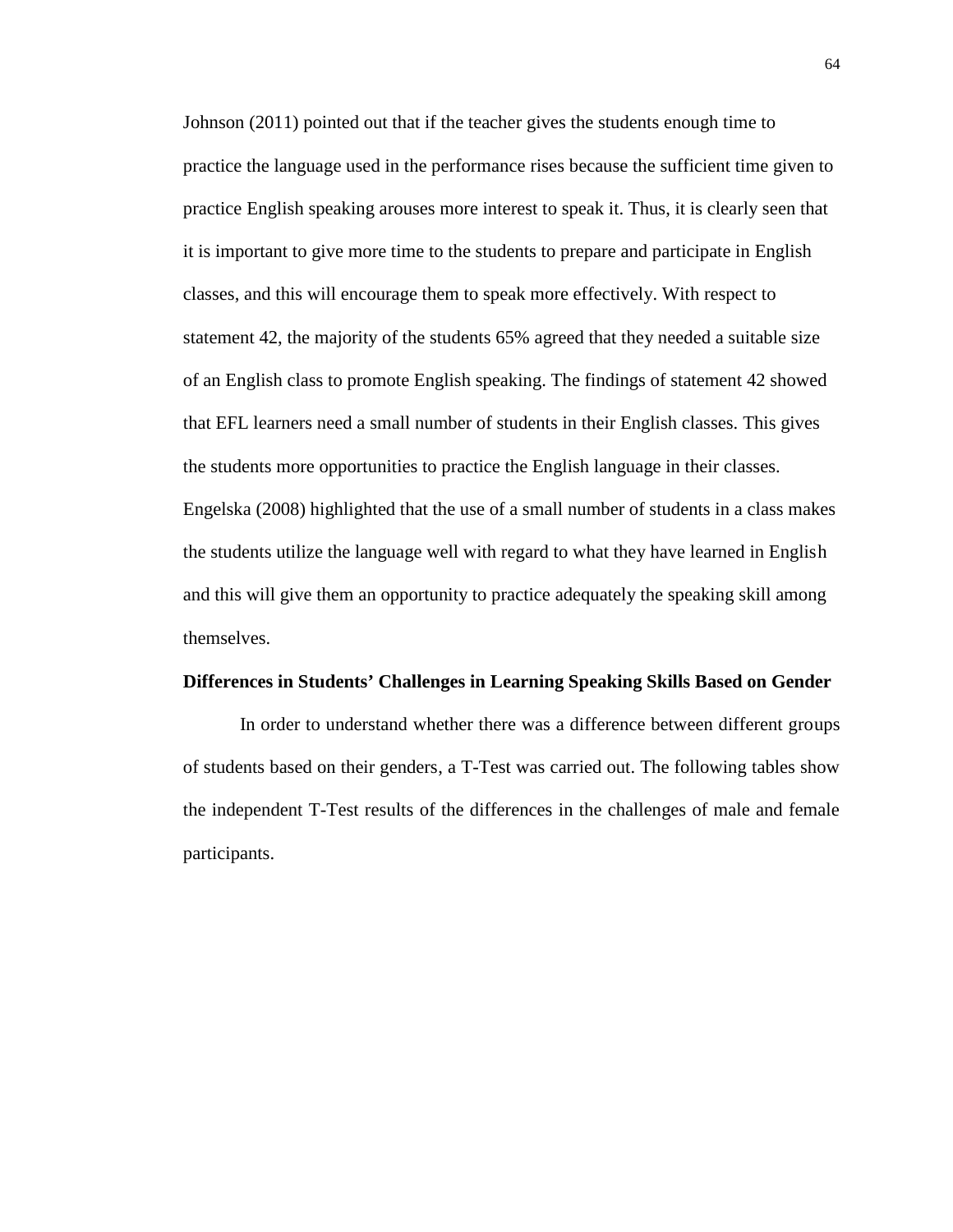Johnson (2011) pointed out that if the teacher gives the students enough time to practice the language used in the performance rises because the sufficient time given to practice English speaking arouses more interest to speak it. Thus, it is clearly seen that it is important to give more time to the students to prepare and participate in English classes, and this will encourage them to speak more effectively. With respect to statement 42, the majority of the students 65% agreed that they needed a suitable size of an English class to promote English speaking. The findings of statement 42 showed that EFL learners need a small number of students in their English classes. This gives the students more opportunities to practice the English language in their classes. Engelska (2008) highlighted that the use of a small number of students in a class makes the students utilize the language well with regard to what they have learned in English and this will give them an opportunity to practice adequately the speaking skill among themselves.

**Differences in Students' Challenges in Learning Speaking Skills Based on Gender**

In order to understand whether there was a difference between different groups of students based on their genders, a T-Test was carried out. The following tables show the independent T-Test results of the differences in the challenges of male and female participants.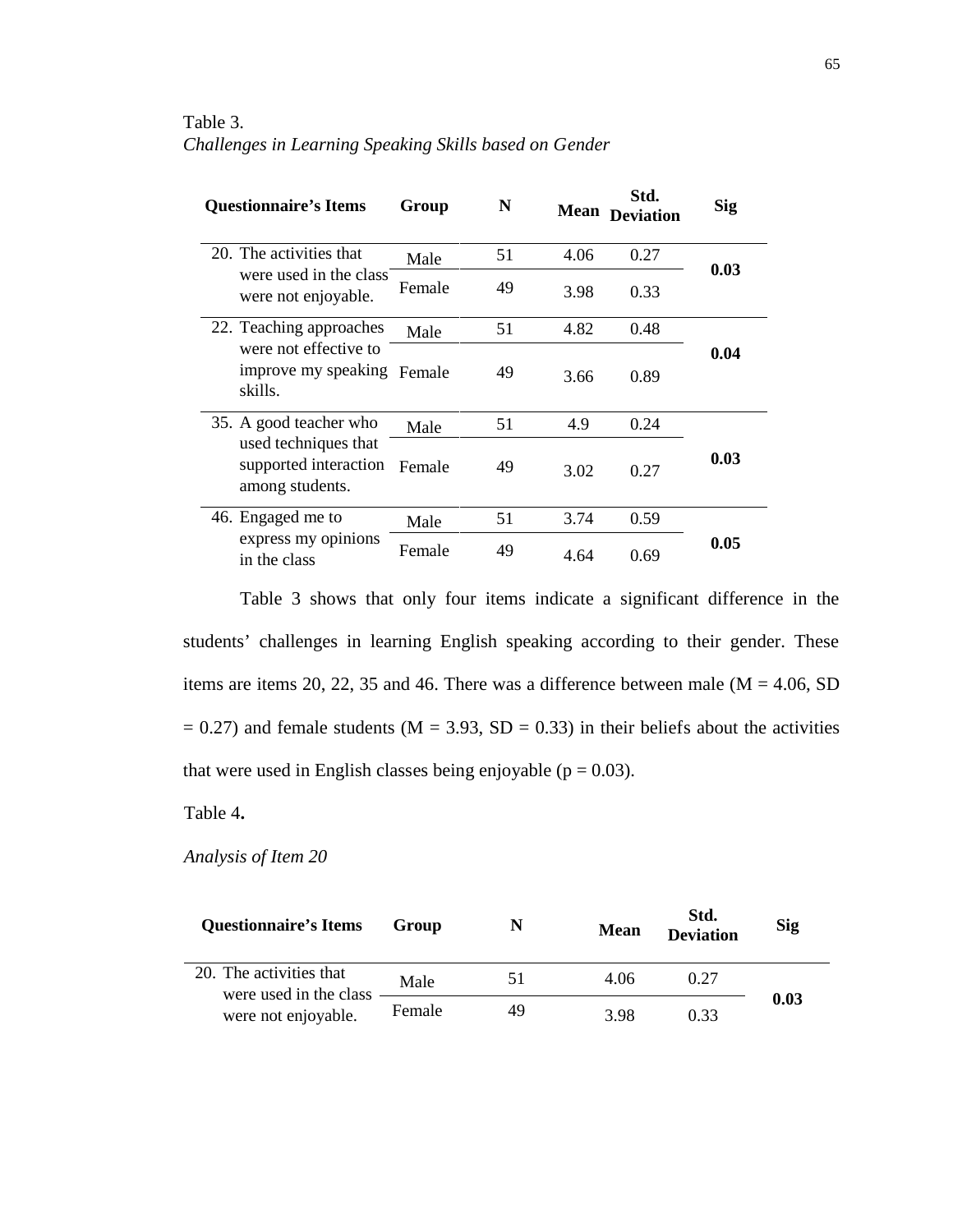Table 3.

*Challenges in Learning Speaking Skills based on Gender*

| Questionnaire's Items | Group | N | Mean | Std. Deviation | Sig |
|---|---|---|---|---|---|
| 20. The activities that were used in the class were not enjoyable. | Male | 51 | 4.06 | 0.27 | **0.03** |
| | Female | 49 | 3.98 | 0.33 | |
| 22. Teaching approaches were not effective to improve my speaking skills. | Male | 51 | 4.82 | 0.48 | **0.04** |
| | Female | 49 | 3.66 | 0.89 | |
| 35. A good teacher who used techniques that supported interaction among students. | Male | 51 | 4.9 | 0.24 | **0.03** |
| | Female | 49 | 3.02 | 0.27 | |
| 46. Engaged me to express my opinions in the class | Male | 51 | 3.74 | 0.59 | **0.05** |
| | Female | 49 | 4.64 | 0.69 | |

Table 3 shows that only four items indicate a significant difference in the students' challenges in learning English speaking according to their gender. These items are items 20, 22, 35 and 46. There was a difference between male (M = 4.06, SD = 0.27) and female students (M = 3.93, SD = 0.33) in their beliefs about the activities that were used in English classes being enjoyable (p = 0.03).

Table 4**.**

*Analysis of Item 20*

| Questionnaire's Items | Group | N | Mean | Std. Deviation | Sig |
|---|---|---|---|---|---|
| 20. The activities that were used in the class were not enjoyable. | Male | 51 | 4.06 | 0.27 | **0.03** |
| | Female | 49 | 3.98 | 0.33 | |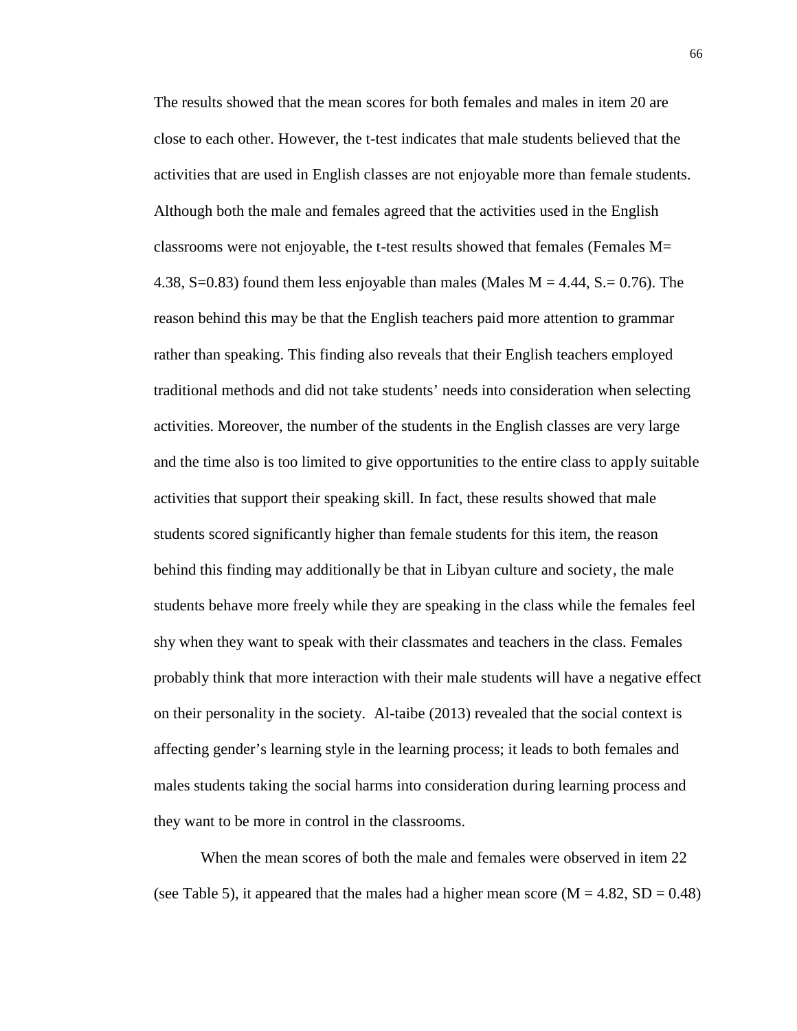The results showed that the mean scores for both females and males in item 20 are close to each other. However, the t-test indicates that male students believed that the activities that are used in English classes are not enjoyable more than female students. Although both the male and females agreed that the activities used in the English classrooms were not enjoyable, the t-test results showed that females (Females $M= 4.38$, $S=0.83$) found them less enjoyable than males (Males $M = 4.44$, $S.= 0.76$). The reason behind this may be that the English teachers paid more attention to grammar rather than speaking. This finding also reveals that their English teachers employed traditional methods and did not take students' needs into consideration when selecting activities. Moreover, the number of the students in the English classes are very large and the time also is too limited to give opportunities to the entire class to apply suitable activities that support their speaking skill. In fact, these results showed that male students scored significantly higher than female students for this item, the reason behind this finding may additionally be that in Libyan culture and society, the male students behave more freely while they are speaking in the class while the females feel shy when they want to speak with their classmates and teachers in the class. Females probably think that more interaction with their male students will have a negative effect on their personality in the society. Al-taibe (2013) revealed that the social context is affecting gender's learning style in the learning process; it leads to both females and males students taking the social harms into consideration during learning process and they want to be more in control in the classrooms.

When the mean scores of both the male and females were observed in item 22 (see Table 5), it appeared that the males had a higher mean score ($M = 4.82$, $SD = 0.48$)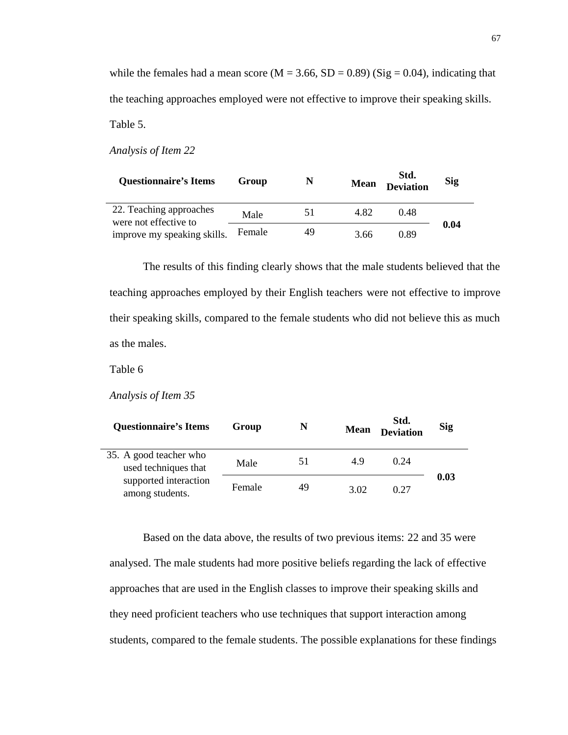while the females had a mean score (M = 3.66, SD = 0.89) (Sig = 0.04), indicating that the teaching approaches employed were not effective to improve their speaking skills.

Table 5.

*Analysis of Item 22*

| Questionnaire's Items | Group | N | Mean | Std. Deviation | Sig |
|---|---|---|---|---|---|
| 22. Teaching approaches were not effective to improve my speaking skills. | Male | 51 | 4.82 | 0.48 | **0.04** |
| | Female | 49 | 3.66 | 0.89 | |

The results of this finding clearly shows that the male students believed that the teaching approaches employed by their English teachers were not effective to improve their speaking skills, compared to the female students who did not believe this as much as the males.

Table 6

*Analysis of Item 35*

| Questionnaire's Items | Group | N | Mean | Std. Deviation | Sig |
|---|---|---|---|---|---|
| 35. A good teacher who used techniques that supported interaction among students. | Male | 51 | 4.9 | 0.24 | **0.03** |
| | Female | 49 | 3.02 | 0.27 | |

Based on the data above, the results of two previous items: 22 and 35 were analysed. The male students had more positive beliefs regarding the lack of effective approaches that are used in the English classes to improve their speaking skills and they need proficient teachers who use techniques that support interaction among students, compared to the female students. The possible explanations for these findings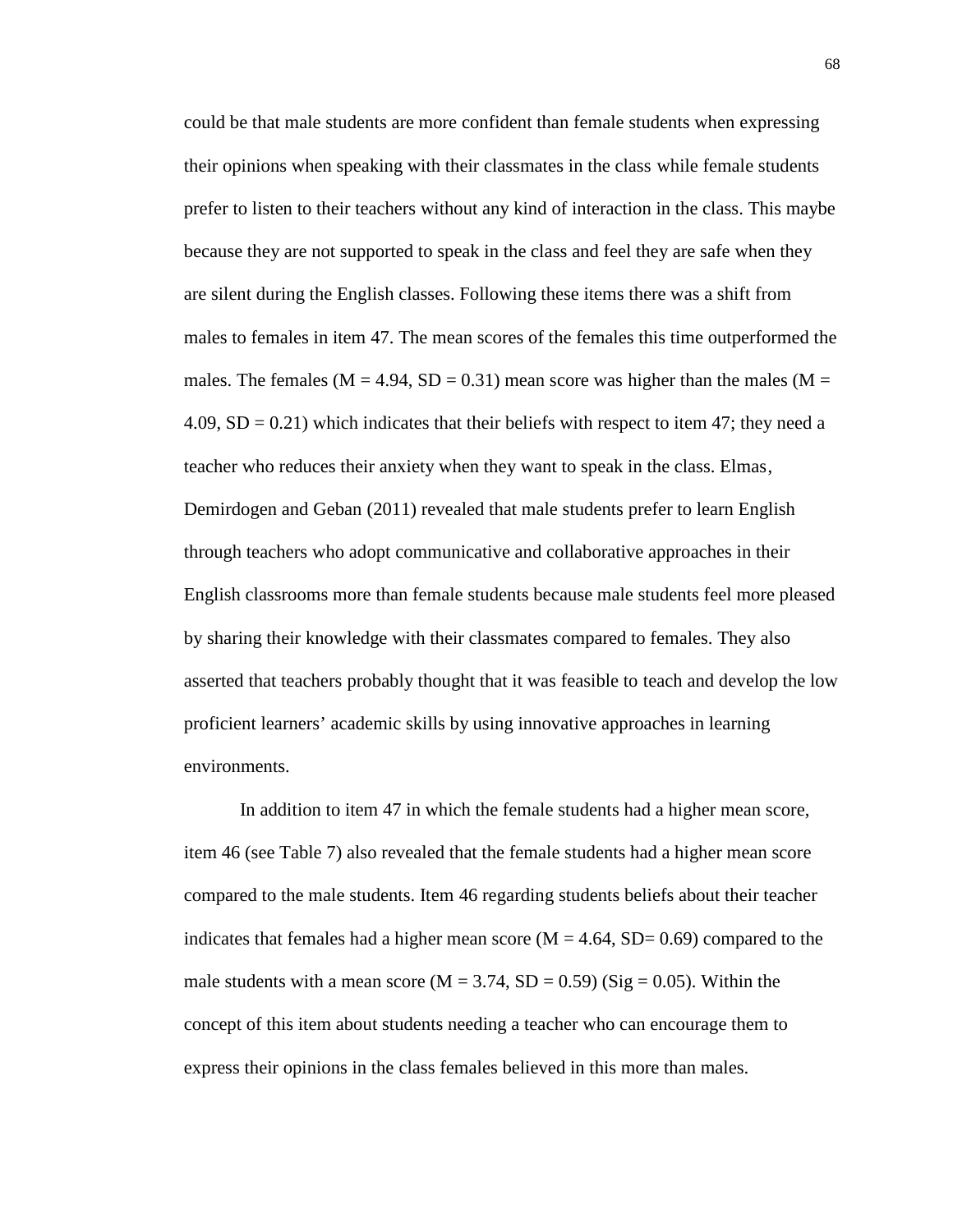could be that male students are more confident than female students when expressing their opinions when speaking with their classmates in the class while female students prefer to listen to their teachers without any kind of interaction in the class. This maybe because they are not supported to speak in the class and feel they are safe when they are silent during the English classes. Following these items there was a shift from males to females in item 47. The mean scores of the females this time outperformed the males. The females ($M = 4.94$, $SD = 0.31$) mean score was higher than the males ($M = 4.09$, $SD = 0.21$) which indicates that their beliefs with respect to item 47; they need a teacher who reduces their anxiety when they want to speak in the class. Elmas, Demirdogen and Geban (2011) revealed that male students prefer to learn English through teachers who adopt communicative and collaborative approaches in their English classrooms more than female students because male students feel more pleased by sharing their knowledge with their classmates compared to females. They also asserted that teachers probably thought that it was feasible to teach and develop the low proficient learners' academic skills by using innovative approaches in learning environments.

In addition to item 47 in which the female students had a higher mean score, item 46 (see Table 7) also revealed that the female students had a higher mean score compared to the male students. Item 46 regarding students beliefs about their teacher indicates that females had a higher mean score ($M = 4.64$, $SD= 0.69$) compared to the male students with a mean score ($M = 3.74$, $SD = 0.59$) ($Sig = 0.05$). Within the concept of this item about students needing a teacher who can encourage them to express their opinions in the class females believed in this more than males.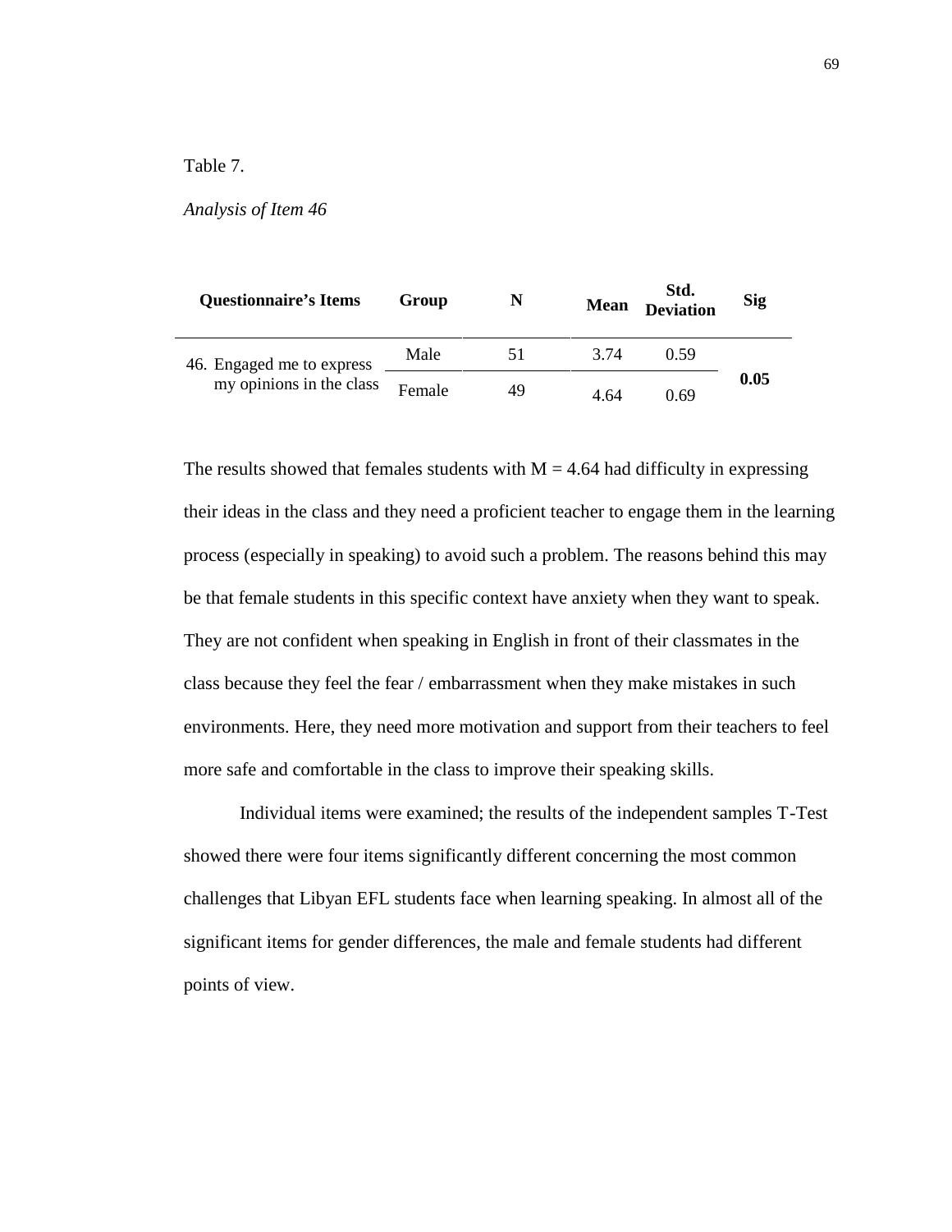Table 7.

*Analysis of Item 46*

| Questionnaire's Items | Group | N | Mean | Std. Deviation | Sig |
|---|---|---|---|---|---|
| 46. Engaged me to express my opinions in the class | Male | 51 | 3.74 | 0.59 | **0.05** |
| | Female | 49 | 4.64 | 0.69 | |

The results showed that females students with M = 4.64 had difficulty in expressing their ideas in the class and they need a proficient teacher to engage them in the learning process (especially in speaking) to avoid such a problem. The reasons behind this may be that female students in this specific context have anxiety when they want to speak. They are not confident when speaking in English in front of their classmates in the class because they feel the fear / embarrassment when they make mistakes in such environments. Here, they need more motivation and support from their teachers to feel more safe and comfortable in the class to improve their speaking skills.

Individual items were examined; the results of the independent samples T-Test showed there were four items significantly different concerning the most common challenges that Libyan EFL students face when learning speaking. In almost all of the significant items for gender differences, the male and female students had different points of view.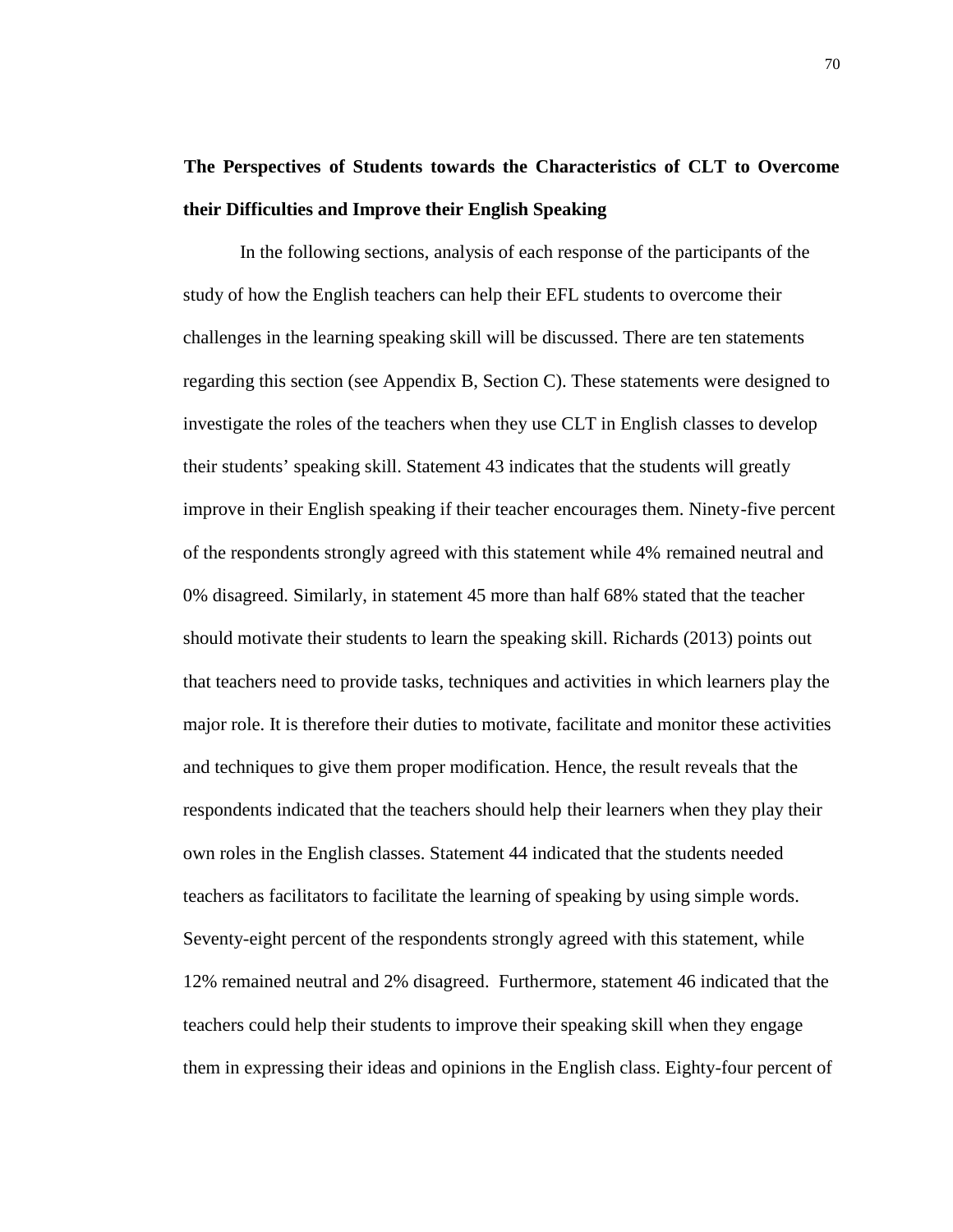**The Perspectives of Students towards the Characteristics of CLT to Overcome their Difficulties and Improve their English Speaking**

In the following sections, analysis of each response of the participants of the study of how the English teachers can help their EFL students to overcome their challenges in the learning speaking skill will be discussed. There are ten statements regarding this section (see Appendix B, Section C). These statements were designed to investigate the roles of the teachers when they use CLT in English classes to develop their students' speaking skill. Statement 43 indicates that the students will greatly improve in their English speaking if their teacher encourages them. Ninety-five percent of the respondents strongly agreed with this statement while 4% remained neutral and 0% disagreed. Similarly, in statement 45 more than half 68% stated that the teacher should motivate their students to learn the speaking skill. Richards (2013) points out that teachers need to provide tasks, techniques and activities in which learners play the major role. It is therefore their duties to motivate, facilitate and monitor these activities and techniques to give them proper modification. Hence, the result reveals that the respondents indicated that the teachers should help their learners when they play their own roles in the English classes. Statement 44 indicated that the students needed teachers as facilitators to facilitate the learning of speaking by using simple words. Seventy-eight percent of the respondents strongly agreed with this statement, while 12% remained neutral and 2% disagreed. Furthermore, statement 46 indicated that the teachers could help their students to improve their speaking skill when they engage them in expressing their ideas and opinions in the English class. Eighty-four percent of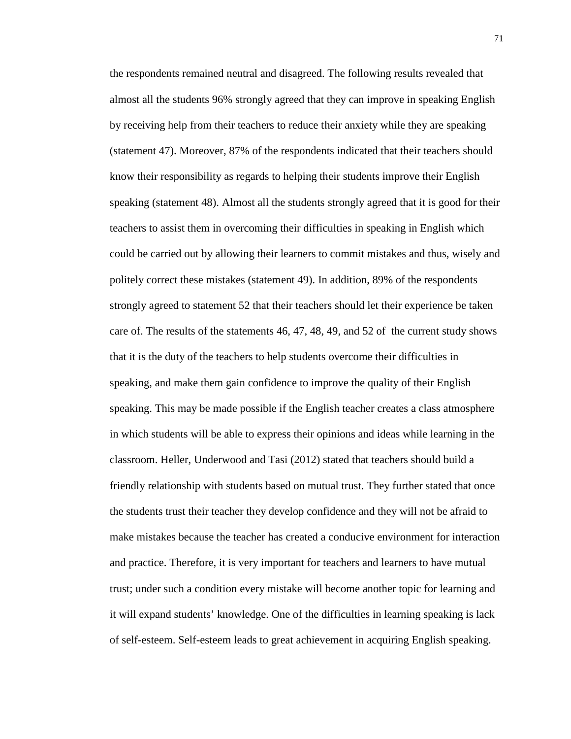the respondents remained neutral and disagreed. The following results revealed that almost all the students 96% strongly agreed that they can improve in speaking English by receiving help from their teachers to reduce their anxiety while they are speaking (statement 47). Moreover, 87% of the respondents indicated that their teachers should know their responsibility as regards to helping their students improve their English speaking (statement 48). Almost all the students strongly agreed that it is good for their teachers to assist them in overcoming their difficulties in speaking in English which could be carried out by allowing their learners to commit mistakes and thus, wisely and politely correct these mistakes (statement 49). In addition, 89% of the respondents strongly agreed to statement 52 that their teachers should let their experience be taken care of. The results of the statements 46, 47, 48, 49, and 52 of the current study shows that it is the duty of the teachers to help students overcome their difficulties in speaking, and make them gain confidence to improve the quality of their English speaking. This may be made possible if the English teacher creates a class atmosphere in which students will be able to express their opinions and ideas while learning in the classroom. Heller, Underwood and Tasi (2012) stated that teachers should build a friendly relationship with students based on mutual trust. They further stated that once the students trust their teacher they develop confidence and they will not be afraid to make mistakes because the teacher has created a conducive environment for interaction and practice. Therefore, it is very important for teachers and learners to have mutual trust; under such a condition every mistake will become another topic for learning and it will expand students' knowledge. One of the difficulties in learning speaking is lack of self-esteem. Self-esteem leads to great achievement in acquiring English speaking.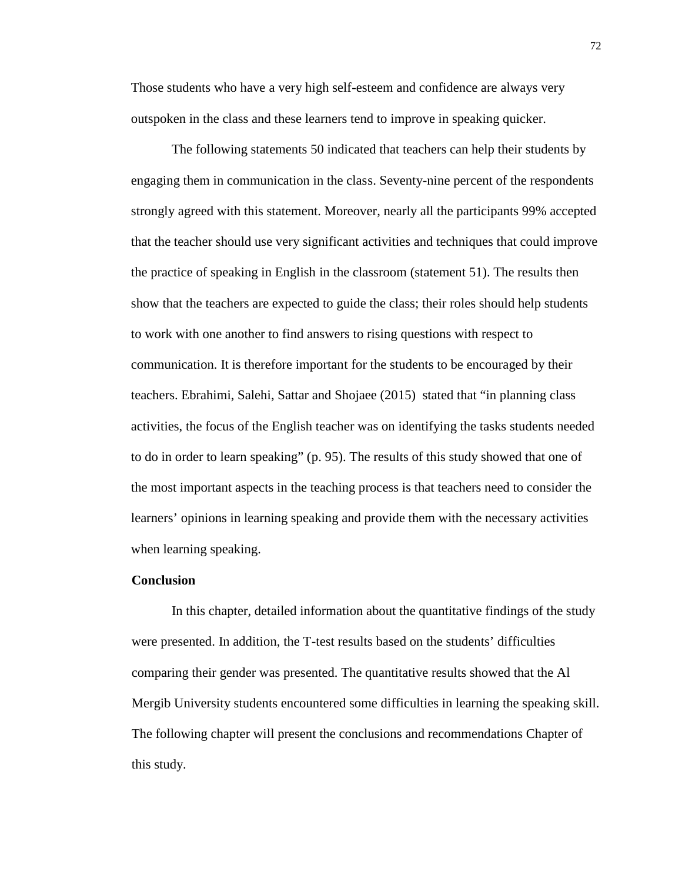Those students who have a very high self-esteem and confidence are always very outspoken in the class and these learners tend to improve in speaking quicker.

The following statements 50 indicated that teachers can help their students by engaging them in communication in the class. Seventy-nine percent of the respondents strongly agreed with this statement. Moreover, nearly all the participants 99% accepted that the teacher should use very significant activities and techniques that could improve the practice of speaking in English in the classroom (statement 51). The results then show that the teachers are expected to guide the class; their roles should help students to work with one another to find answers to rising questions with respect to communication. It is therefore important for the students to be encouraged by their teachers. Ebrahimi, Salehi, Sattar and Shojaee (2015) stated that "in planning class activities, the focus of the English teacher was on identifying the tasks students needed to do in order to learn speaking" (p. 95). The results of this study showed that one of the most important aspects in the teaching process is that teachers need to consider the learners' opinions in learning speaking and provide them with the necessary activities when learning speaking.

**Conclusion**

In this chapter, detailed information about the quantitative findings of the study were presented. In addition, the T-test results based on the students' difficulties comparing their gender was presented. The quantitative results showed that the Al Mergib University students encountered some difficulties in learning the speaking skill. The following chapter will present the conclusions and recommendations Chapter of this study.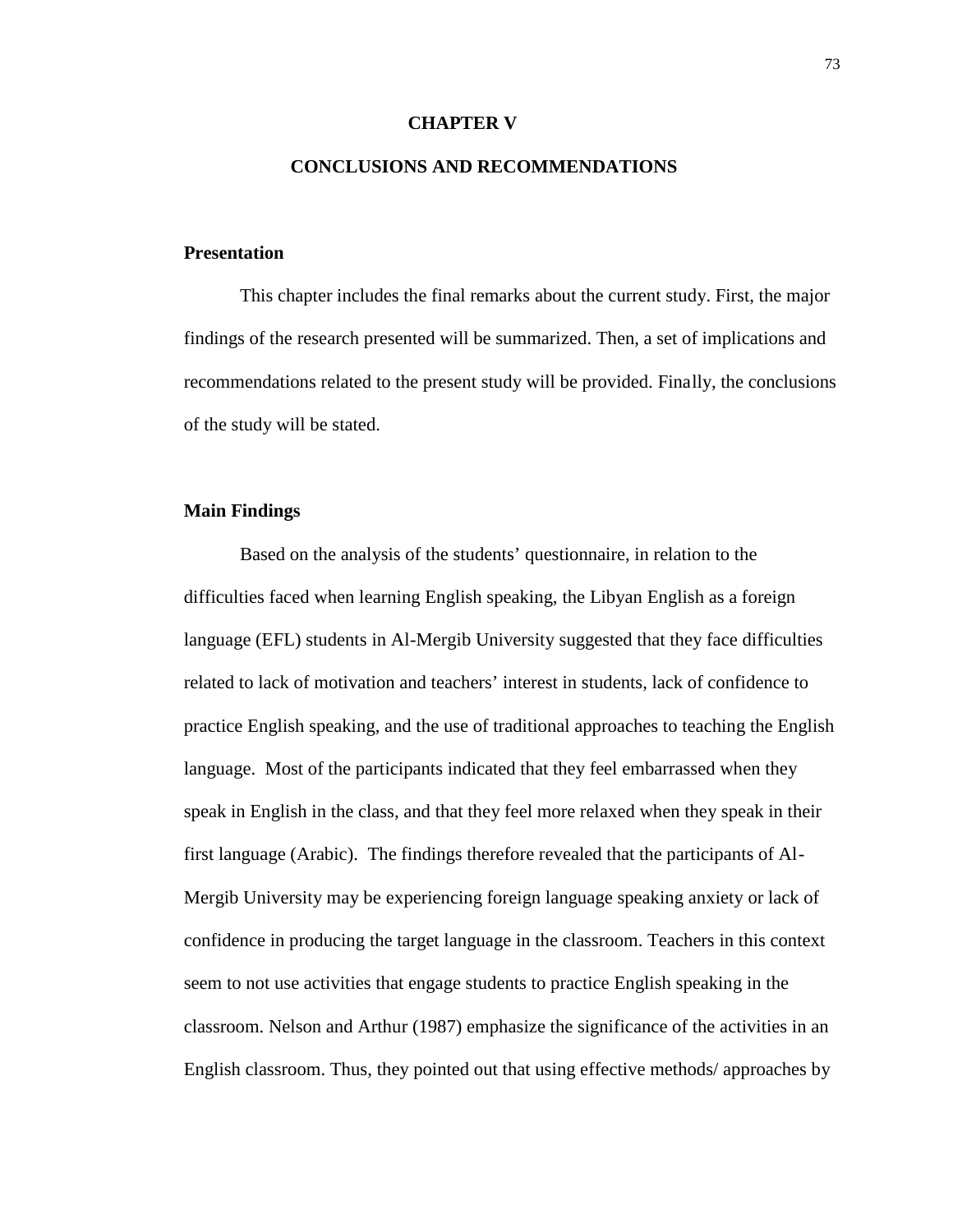# CHAPTER V

# CONCLUSIONS AND RECOMMENDATIONS

## Presentation

This chapter includes the final remarks about the current study. First, the major findings of the research presented will be summarized. Then, a set of implications and recommendations related to the present study will be provided. Finally, the conclusions of the study will be stated.

## Main Findings

Based on the analysis of the students' questionnaire, in relation to the difficulties faced when learning English speaking, the Libyan English as a foreign language (EFL) students in Al-Mergib University suggested that they face difficulties related to lack of motivation and teachers' interest in students, lack of confidence to practice English speaking, and the use of traditional approaches to teaching the English language. Most of the participants indicated that they feel embarrassed when they speak in English in the class, and that they feel more relaxed when they speak in their first language (Arabic). The findings therefore revealed that the participants of Al-Mergib University may be experiencing foreign language speaking anxiety or lack of confidence in producing the target language in the classroom. Teachers in this context seem to not use activities that engage students to practice English speaking in the classroom. Nelson and Arthur (1987) emphasize the significance of the activities in an English classroom. Thus, they pointed out that using effective methods/ approaches by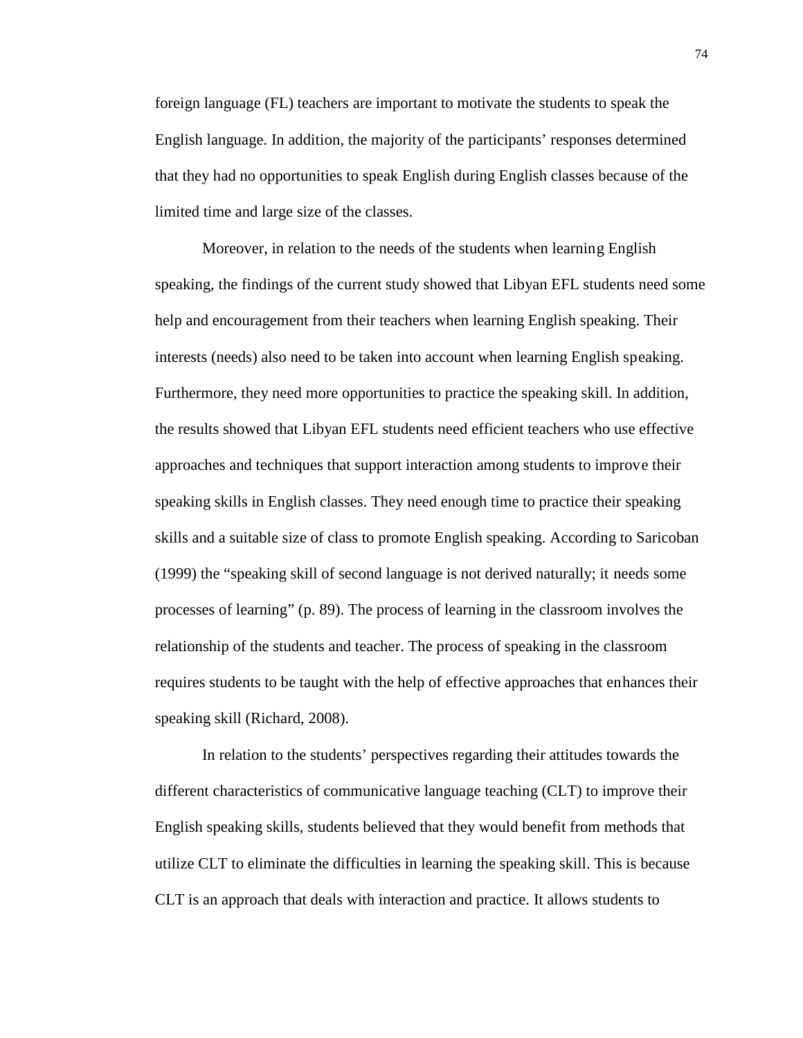foreign language (FL) teachers are important to motivate the students to speak the English language. In addition, the majority of the participants' responses determined that they had no opportunities to speak English during English classes because of the limited time and large size of the classes.

Moreover, in relation to the needs of the students when learning English speaking, the findings of the current study showed that Libyan EFL students need some help and encouragement from their teachers when learning English speaking. Their interests (needs) also need to be taken into account when learning English speaking. Furthermore, they need more opportunities to practice the speaking skill. In addition, the results showed that Libyan EFL students need efficient teachers who use effective approaches and techniques that support interaction among students to improve their speaking skills in English classes. They need enough time to practice their speaking skills and a suitable size of class to promote English speaking. According to Saricoban (1999) the "speaking skill of second language is not derived naturally; it needs some processes of learning" (p. 89). The process of learning in the classroom involves the relationship of the students and teacher. The process of speaking in the classroom requires students to be taught with the help of effective approaches that enhances their speaking skill (Richard, 2008).

In relation to the students' perspectives regarding their attitudes towards the different characteristics of communicative language teaching (CLT) to improve their English speaking skills, students believed that they would benefit from methods that utilize CLT to eliminate the difficulties in learning the speaking skill. This is because CLT is an approach that deals with interaction and practice. It allows students to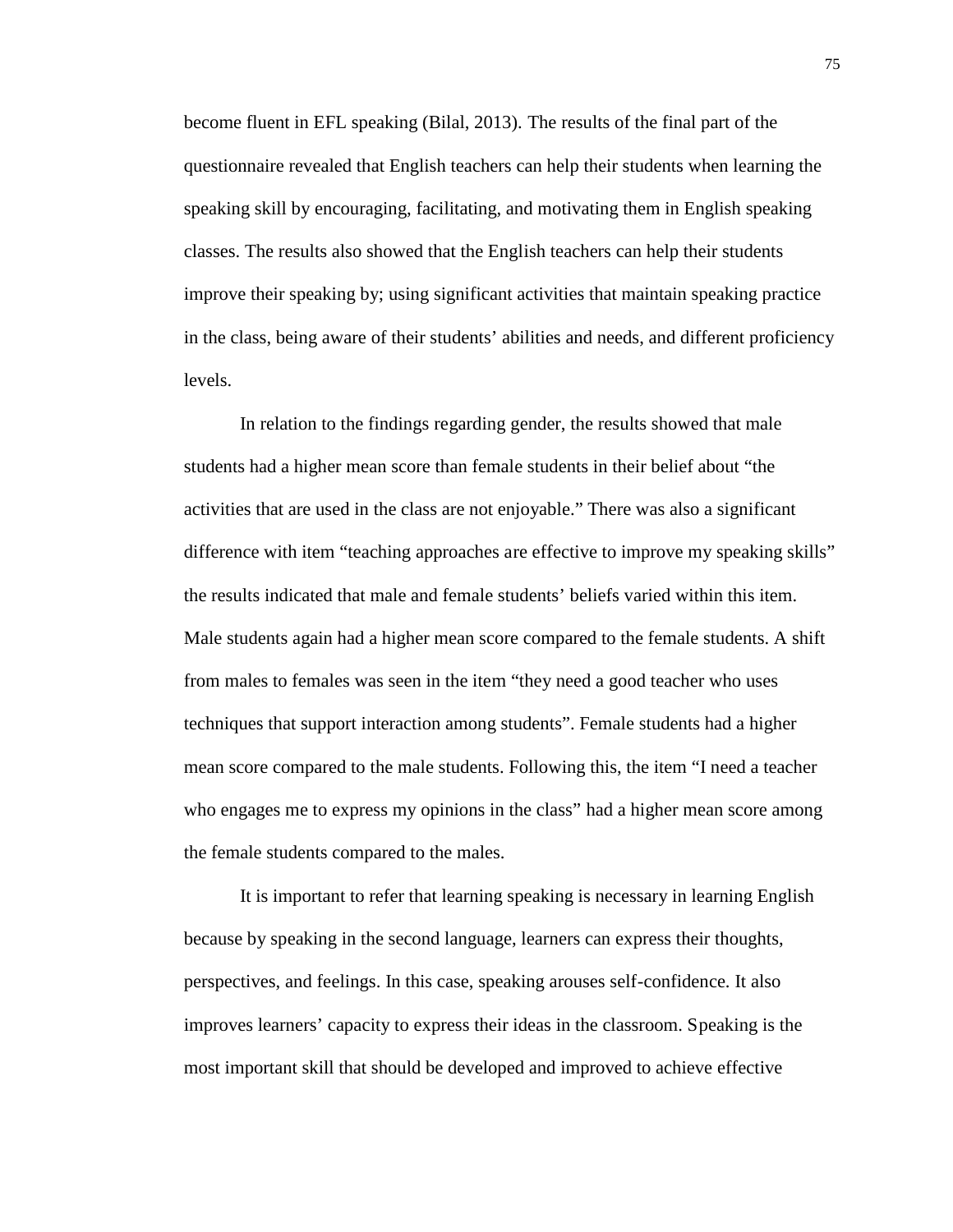become fluent in EFL speaking (Bilal, 2013). The results of the final part of the questionnaire revealed that English teachers can help their students when learning the speaking skill by encouraging, facilitating, and motivating them in English speaking classes. The results also showed that the English teachers can help their students improve their speaking by; using significant activities that maintain speaking practice in the class, being aware of their students' abilities and needs, and different proficiency levels.

In relation to the findings regarding gender, the results showed that male students had a higher mean score than female students in their belief about "the activities that are used in the class are not enjoyable." There was also a significant difference with item "teaching approaches are effective to improve my speaking skills" the results indicated that male and female students' beliefs varied within this item. Male students again had a higher mean score compared to the female students. A shift from males to females was seen in the item "they need a good teacher who uses techniques that support interaction among students". Female students had a higher mean score compared to the male students. Following this, the item "I need a teacher who engages me to express my opinions in the class" had a higher mean score among the female students compared to the males.

It is important to refer that learning speaking is necessary in learning English because by speaking in the second language, learners can express their thoughts, perspectives, and feelings. In this case, speaking arouses self-confidence. It also improves learners' capacity to express their ideas in the classroom. Speaking is the most important skill that should be developed and improved to achieve effective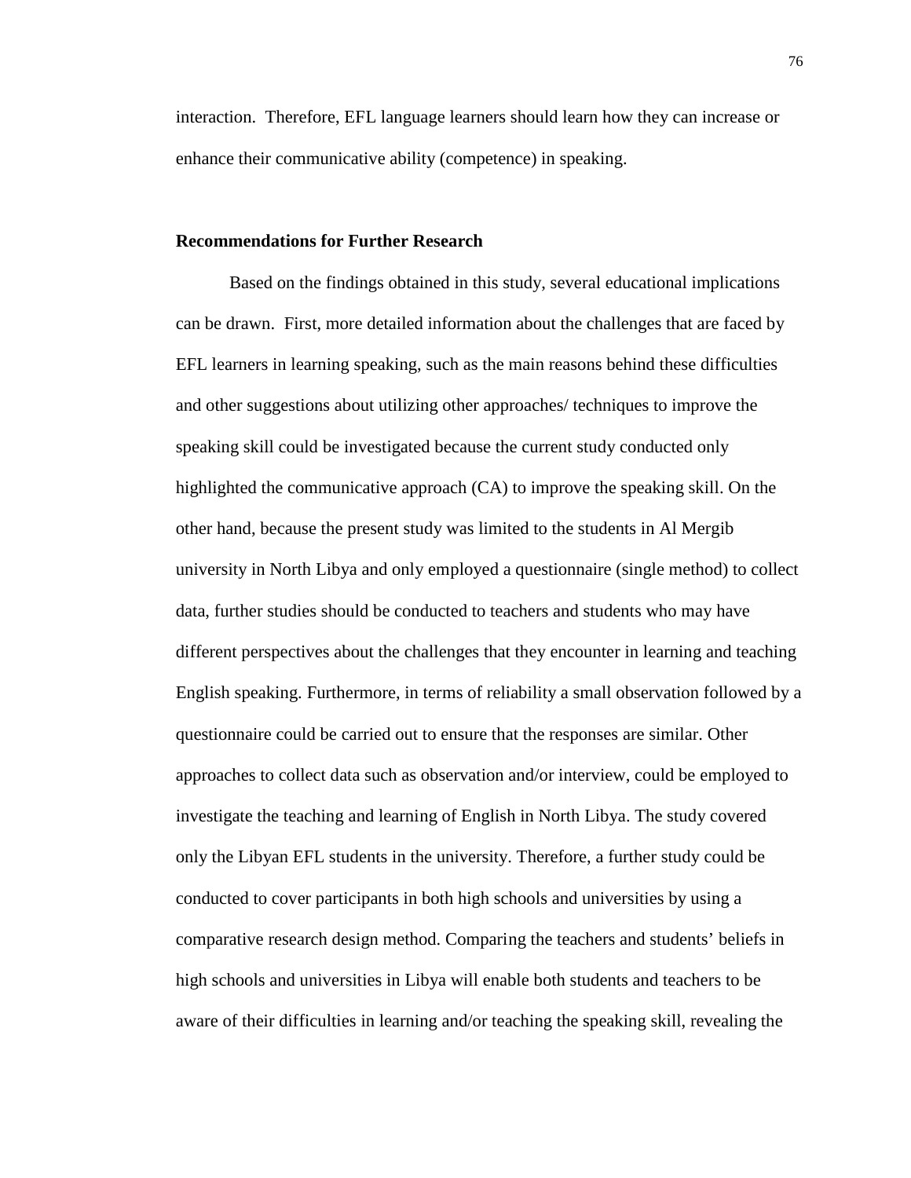interaction. Therefore, EFL language learners should learn how they can increase or enhance their communicative ability (competence) in speaking.

**Recommendations for Further Research**

Based on the findings obtained in this study, several educational implications can be drawn. First, more detailed information about the challenges that are faced by EFL learners in learning speaking, such as the main reasons behind these difficulties and other suggestions about utilizing other approaches/ techniques to improve the speaking skill could be investigated because the current study conducted only highlighted the communicative approach (CA) to improve the speaking skill. On the other hand, because the present study was limited to the students in Al Mergib university in North Libya and only employed a questionnaire (single method) to collect data, further studies should be conducted to teachers and students who may have different perspectives about the challenges that they encounter in learning and teaching English speaking. Furthermore, in terms of reliability a small observation followed by a questionnaire could be carried out to ensure that the responses are similar. Other approaches to collect data such as observation and/or interview, could be employed to investigate the teaching and learning of English in North Libya. The study covered only the Libyan EFL students in the university. Therefore, a further study could be conducted to cover participants in both high schools and universities by using a comparative research design method. Comparing the teachers and students' beliefs in high schools and universities in Libya will enable both students and teachers to be aware of their difficulties in learning and/or teaching the speaking skill, revealing the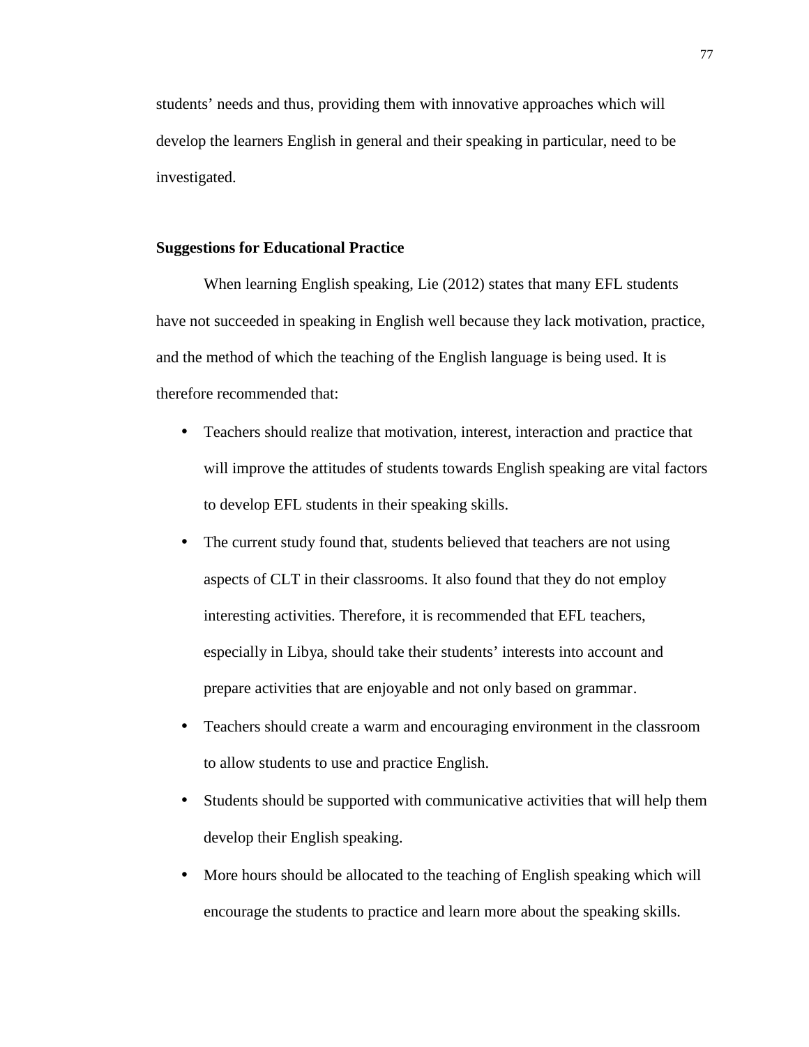students' needs and thus, providing them with innovative approaches which will develop the learners English in general and their speaking in particular, need to be investigated.

**Suggestions for Educational Practice**

When learning English speaking, Lie (2012) states that many EFL students have not succeeded in speaking in English well because they lack motivation, practice, and the method of which the teaching of the English language is being used. It is therefore recommended that:

- Teachers should realize that motivation, interest, interaction and practice that will improve the attitudes of students towards English speaking are vital factors to develop EFL students in their speaking skills.
- The current study found that, students believed that teachers are not using aspects of CLT in their classrooms. It also found that they do not employ interesting activities. Therefore, it is recommended that EFL teachers, especially in Libya, should take their students' interests into account and prepare activities that are enjoyable and not only based on grammar.
- Teachers should create a warm and encouraging environment in the classroom to allow students to use and practice English.
- Students should be supported with communicative activities that will help them develop their English speaking.
- More hours should be allocated to the teaching of English speaking which will encourage the students to practice and learn more about the speaking skills.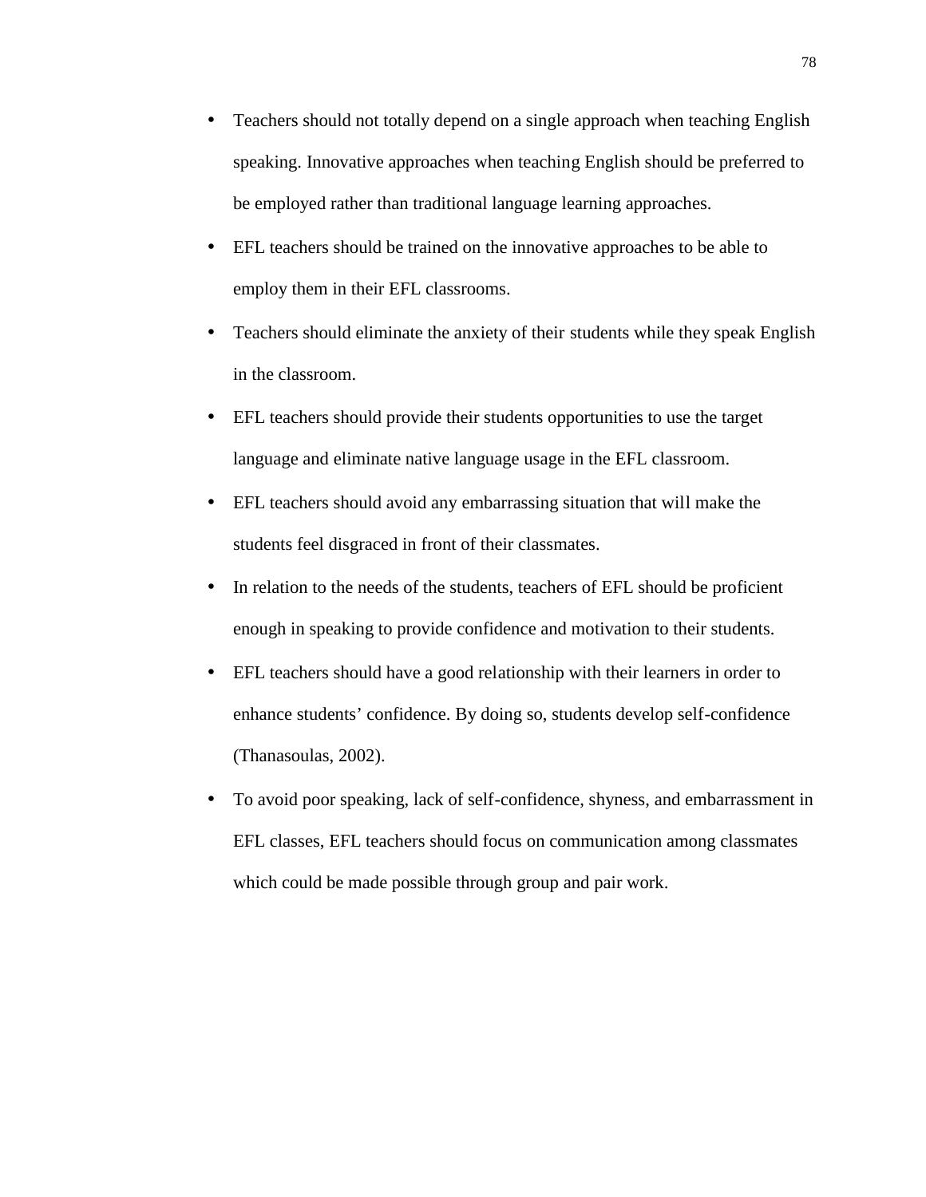- Teachers should not totally depend on a single approach when teaching English speaking. Innovative approaches when teaching English should be preferred to be employed rather than traditional language learning approaches.
- EFL teachers should be trained on the innovative approaches to be able to employ them in their EFL classrooms.
- Teachers should eliminate the anxiety of their students while they speak English in the classroom.
- EFL teachers should provide their students opportunities to use the target language and eliminate native language usage in the EFL classroom.
- EFL teachers should avoid any embarrassing situation that will make the students feel disgraced in front of their classmates.
- In relation to the needs of the students, teachers of EFL should be proficient enough in speaking to provide confidence and motivation to their students.
- EFL teachers should have a good relationship with their learners in order to enhance students' confidence. By doing so, students develop self-confidence (Thanasoulas, 2002).
- To avoid poor speaking, lack of self-confidence, shyness, and embarrassment in EFL classes, EFL teachers should focus on communication among classmates which could be made possible through group and pair work.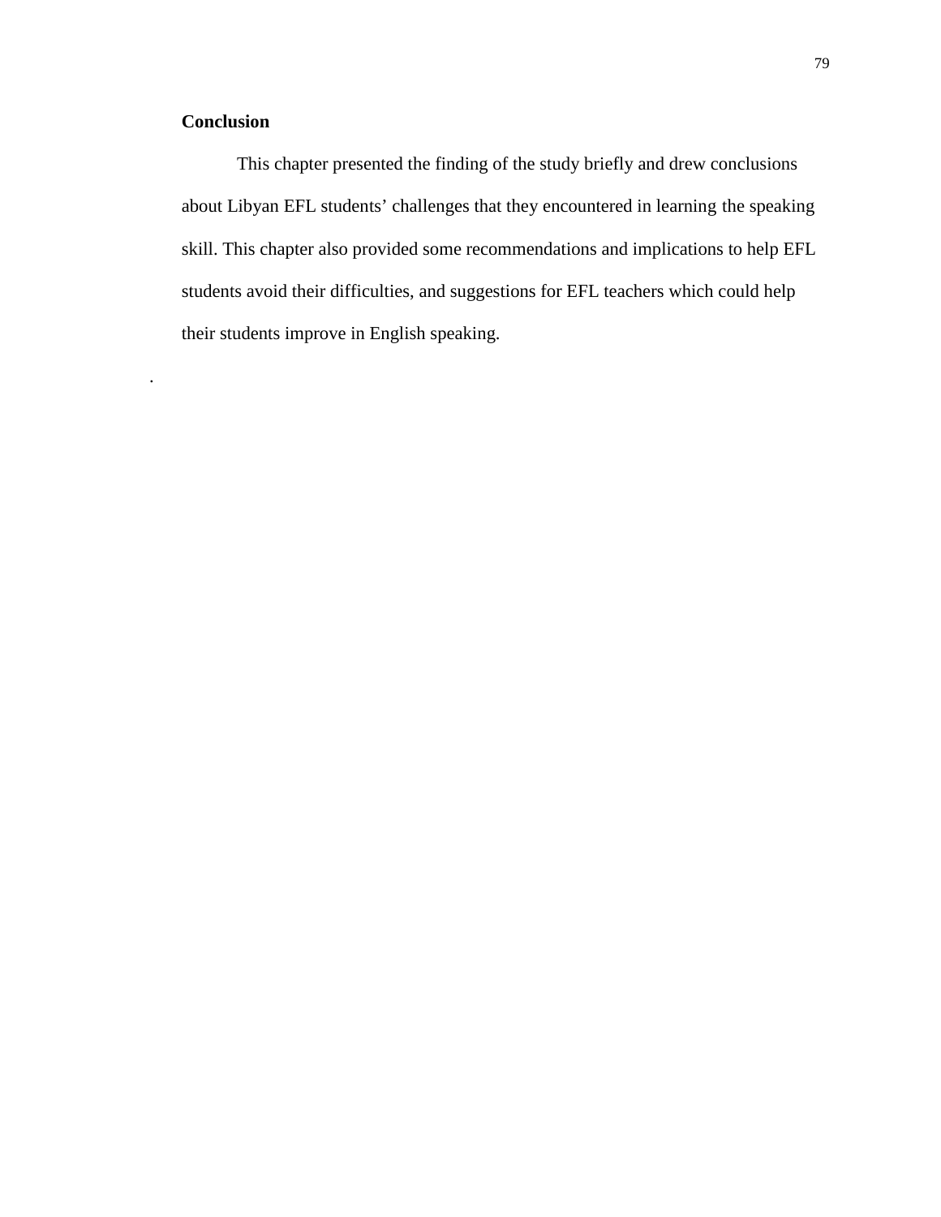## Conclusion

This chapter presented the finding of the study briefly and drew conclusions about Libyan EFL students' challenges that they encountered in learning the speaking skill. This chapter also provided some recommendations and implications to help EFL students avoid their difficulties, and suggestions for EFL teachers which could help their students improve in English speaking.

.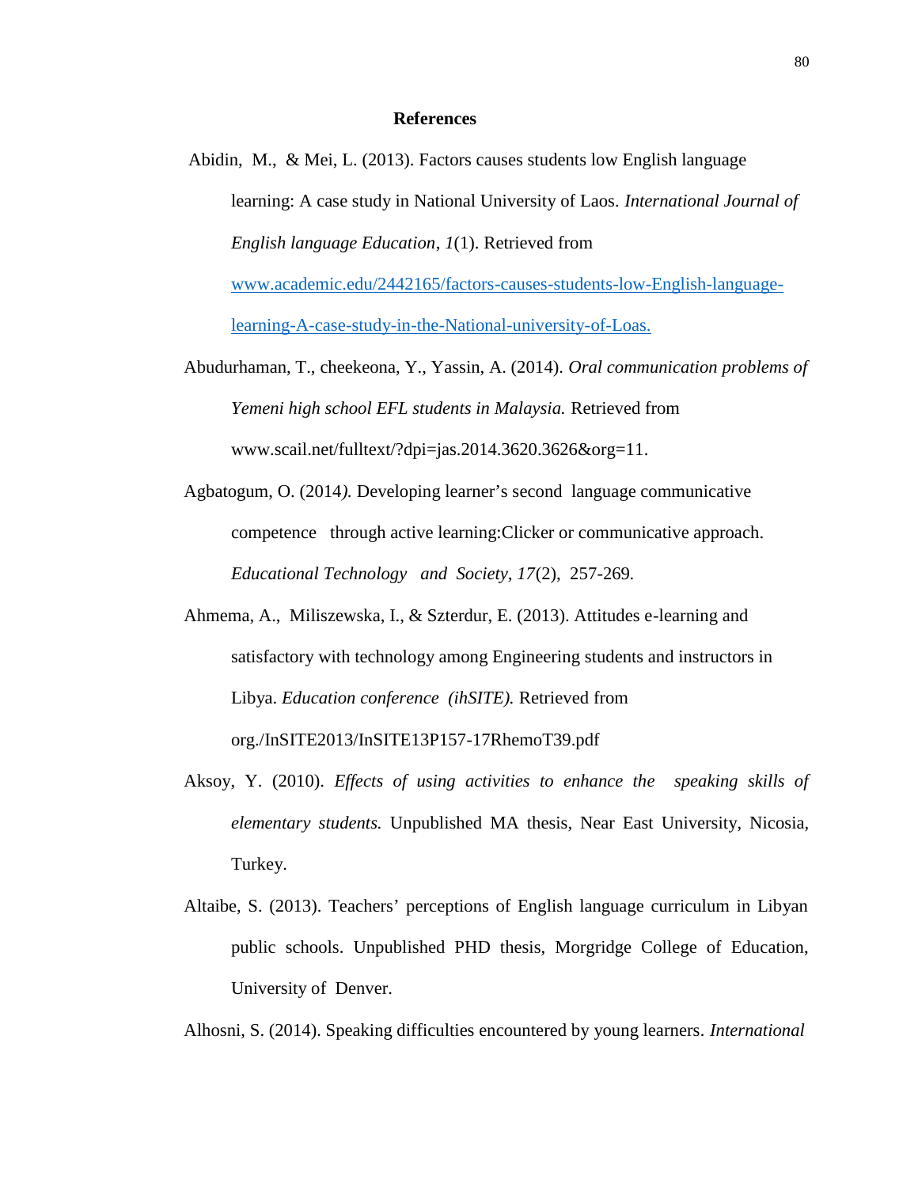# References

Abidin, M., & Mei, L. (2013). Factors causes students low English language learning: A case study in National University of Laos. *International Journal of English language Education*, *1*(1). Retrieved from [www.academic.edu/2442165/factors-causes-students-low-English-language-learning-A-case-study-in-the-National-university-of-Loas.](www.academic.edu/2442165/factors-causes-students-low-English-language-learning-A-case-study-in-the-National-university-of-Loas.)

Abudurhaman, T., cheekeona, Y., Yassin, A. (2014). *Oral communication problems of Yemeni high school EFL students in Malaysia.* Retrieved from www.scail.net/fulltext/?dpi=jas.2014.3620.3626&org=11.

Agbatogum, O. (2014*).* Developing learner's second language communicative competence through active learning:Clicker or communicative approach. *Educational Technology and Society, 17*(2), 257-269*.*

Ahmema, A., Miliszewska, I., & Szterdur, E. (2013). Attitudes e-learning and satisfactory with technology among Engineering students and instructors in Libya. *Education conference (ihSITE).* Retrieved from org./InSITE2013/InSITE13P157-17RhemoT39.pdf

Aksoy, Y. (2010). *Effects of using activities to enhance the speaking skills of elementary students.* Unpublished MA thesis, Near East University, Nicosia, Turkey.

Altaibe, S. (2013). Teachers' perceptions of English language curriculum in Libyan public schools. Unpublished PHD thesis, Morgridge College of Education, University of Denver.

Alhosni, S. (2014). Speaking difficulties encountered by young learners. *International*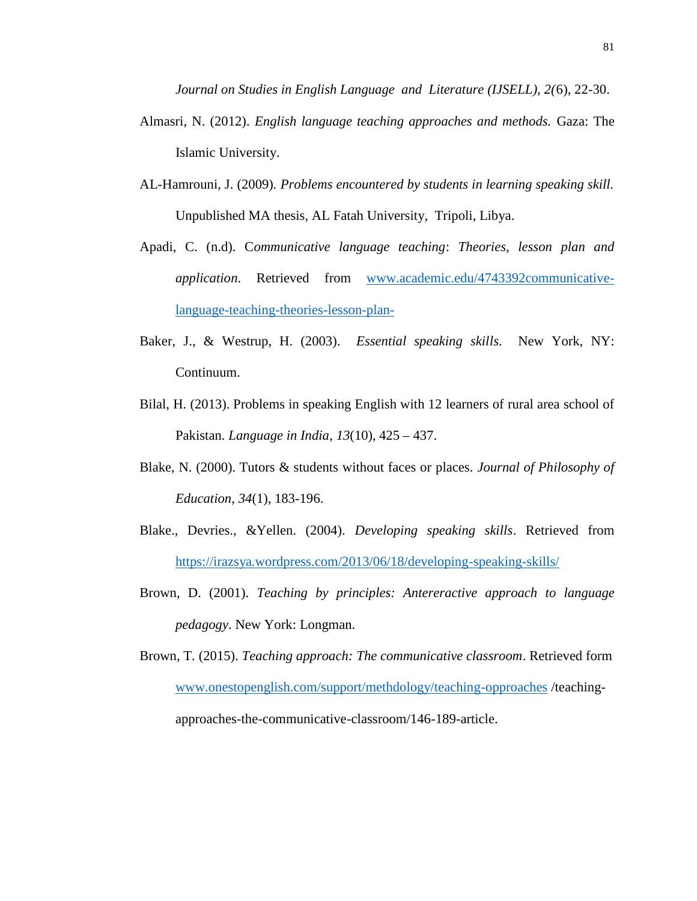*Journal on Studies in English Language and Literature (IJSELL), 2(*6), 22-30.

Almasri, N. (2012). *English language teaching approaches and methods.* Gaza: The Islamic University.

AL-Hamrouni, J. (2009). *Problems encountered by students in learning speaking skill.* Unpublished MA thesis, AL Fatah University, Tripoli, Libya.

Apadi, C. (n.d). C*ommunicative language teaching*: *Theories, lesson plan and application*. Retrieved from www.academic.edu/4743392communicative-language-teaching-theories-lesson-plan-

Baker, J., & Westrup, H. (2003). *Essential speaking skills*. New York, NY: Continuum.

Bilal, H. (2013). Problems in speaking English with 12 learners of rural area school of Pakistan. *Language in India*, *13*(10), 425 – 437.

Blake, N. (2000). Tutors & students without faces or places. *Journal of Philosophy of Education*, *34*(1), 183-196.

Blake., Devries., &Yellen. (2004). *Developing speaking skills*. Retrieved from https://irazsya.wordpress.com/2013/06/18/developing-speaking-skills/

Brown, D. (2001). *Teaching by principles: Antereractive approach to language pedagogy*. New York: Longman.

Brown, T. (2015). *Teaching approach: The communicative classroom*. Retrieved form www.onestopenglish.com/support/methdology/teaching-opproaches /teaching-approaches-the-communicative-classroom/146-189-article.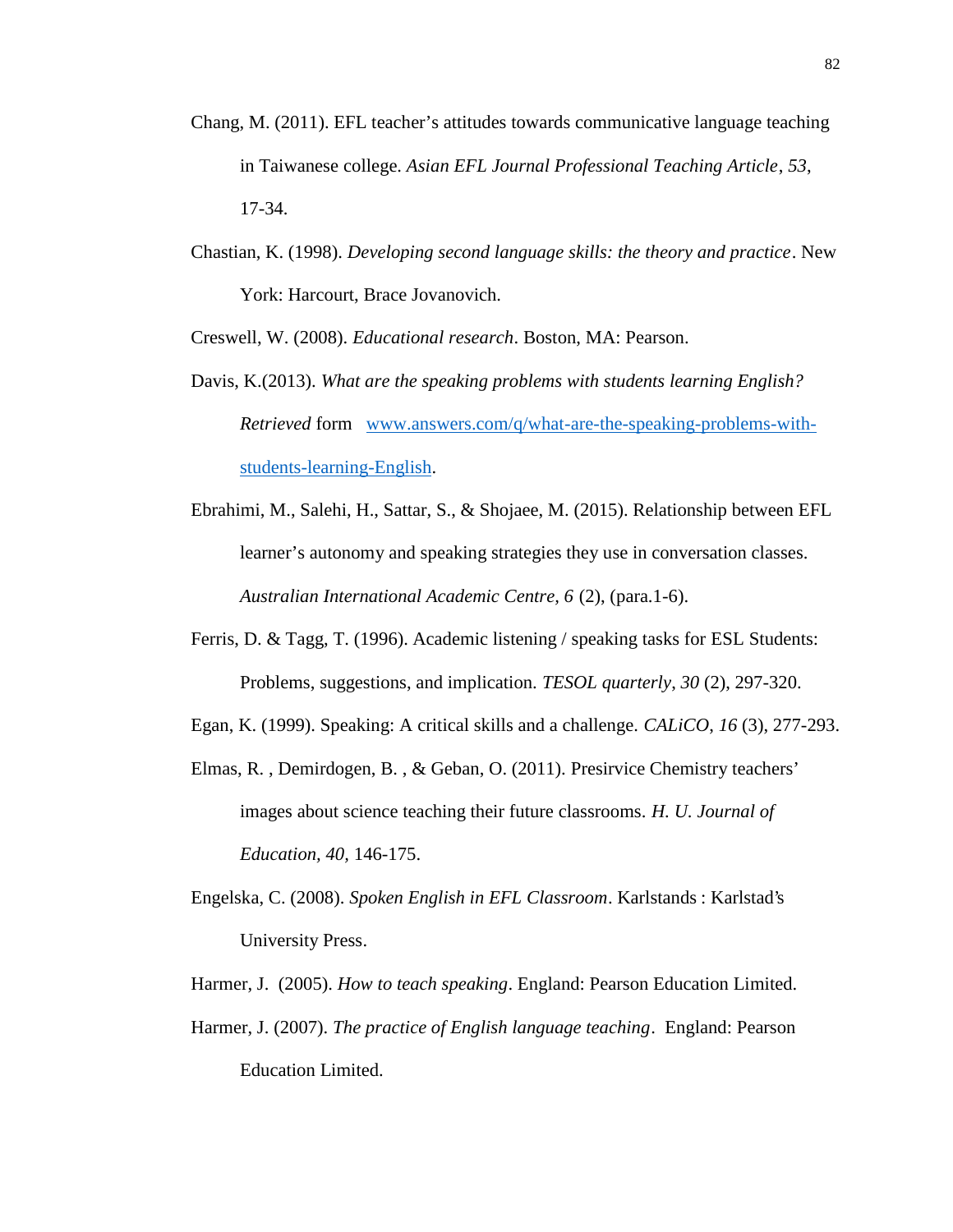Chang, M. (2011). EFL teacher's attitudes towards communicative language teaching in Taiwanese college. *Asian EFL Journal Professional Teaching Article*, *53*, 17-34.

Chastian, K. (1998). *Developing second language skills: the theory and practice*. New York: Harcourt, Brace Jovanovich.

Creswell, W. (2008). *Educational research*. Boston, MA: Pearson.

Davis, K.(2013). *What are the speaking problems with students learning English? Retrieved* form [www.answers.com/q/what-are-the-speaking-problems-with-students-learning-English](www.answers.com/q/what-are-the-speaking-problems-with-students-learning-English).

Ebrahimi, M., Salehi, H., Sattar, S., & Shojaee, M. (2015). Relationship between EFL learner's autonomy and speaking strategies they use in conversation classes. *Australian International Academic Centre, 6* (2), (para.1-6).

Ferris, D. & Tagg, T. (1996). Academic listening / speaking tasks for ESL Students: Problems, suggestions, and implication. *TESOL quarterly*, *30* (2), 297-320.

Egan, K. (1999). Speaking: A critical skills and a challenge. *CALiCO, 16* (3), 277-293.

Elmas, R. , Demirdogen, B. , & Geban, O. (2011). Presirvice Chemistry teachers' images about science teaching their future classrooms. *H. U. Journal of Education, 40,* 146-175.

Engelska, C. (2008). *Spoken English in EFL Classroom*. Karlstands : Karlstad's University Press.

Harmer, J. (2005). *How to teach speaking*. England: Pearson Education Limited.

Harmer, J. (2007). *The practice of English language teaching*. England: Pearson Education Limited.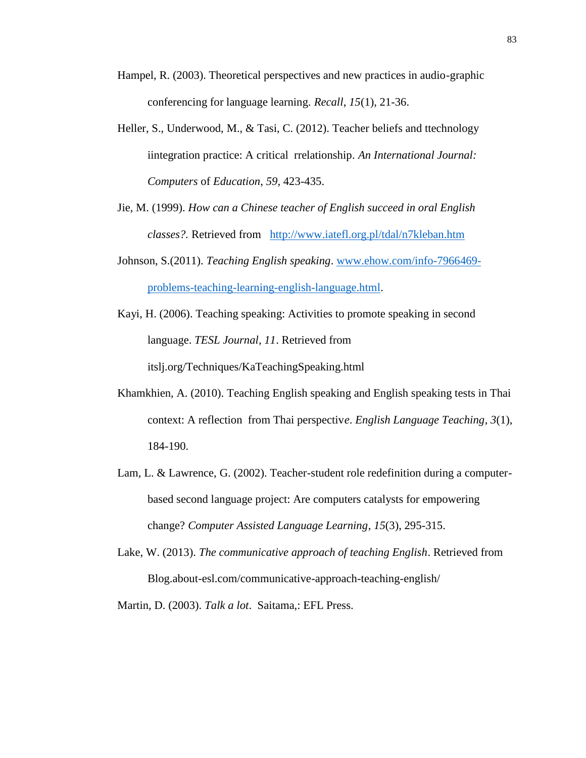Hampel, R. (2003). Theoretical perspectives and new practices in audio-graphic conferencing for language learning. *Recall*, *15*(1), 21-36.

Heller, S., Underwood, M., & Tasi, C. (2012). Teacher beliefs and ttechnology iintegration practice: A critical  rrelationship. *An International Journal: Computers* of *Education*, *59*, 423-435.

Jie, M. (1999). *How can a Chinese teacher of English succeed in oral English classes?.* Retrieved from   http://www.iatefl.org.pl/tdal/n7kleban.htm

Johnson, S.(2011). *Teaching English speaking*. www.ehow.com/info-7966469-problems-teaching-learning-english-language.html.

Kayi, H. (2006). Teaching speaking: Activities to promote speaking in second language. *TESL Journal*, *11*. Retrieved from itslj.org/Techniques/KaTeachingSpeaking.html

Khamkhien, A. (2010). Teaching English speaking and English speaking tests in Thai context: A reflection  from Thai perspective. *English Language Teaching*, *3*(1), 184-190.

Lam, L. & Lawrence, G. (2002). Teacher-student role redefinition during a computer-based second language project: Are computers catalysts for empowering change? *Computer Assisted Language Learning*, *15*(3), 295-315.

Lake, W. (2013). *The communicative approach of teaching English*. Retrieved from Blog.about-esl.com/communicative-approach-teaching-english/

Martin, D. (2003). *Talk a lot*.  Saitama,: EFL Press.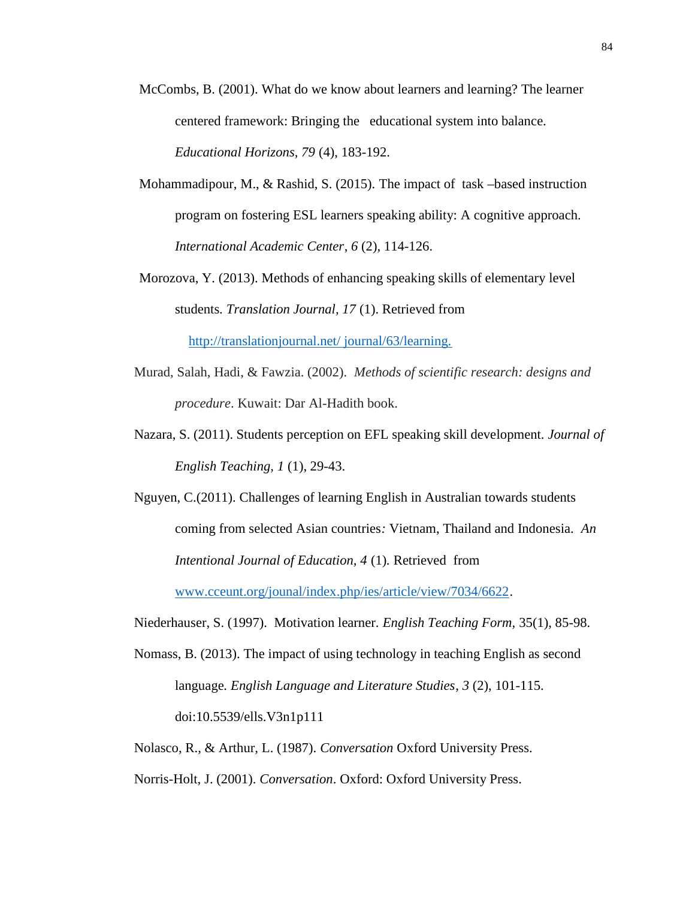McCombs, B. (2001). What do we know about learners and learning? The learner centered framework: Bringing the educational system into balance. *Educational Horizons, 79* (4), 183-192.

Mohammadipour, M., & Rashid, S. (2015). The impact of task –based instruction program on fostering ESL learners speaking ability: A cognitive approach. *International Academic Center*, *6* (2), 114-126.

Morozova, Y. (2013). Methods of enhancing speaking skills of elementary level students. *Translation Journal, 17* (1). Retrieved from [http://translationjournal.net/ journal/63/learning.](http://translationjournal.net/journal/63/learning.)

Murad, Salah, Hadi, & Fawzia. (2002). *Methods of scientific research: designs and procedure*. Kuwait: Dar Al-Hadith book.

Nazara, S. (2011). Students perception on EFL speaking skill development. *Journal of English Teaching, 1* (1), 29-43.

Nguyen, C.(2011). Challenges of learning English in Australian towards students coming from selected Asian countries*:* Vietnam, Thailand and Indonesia. *An Intentional Journal of Education, 4* (1). Retrieved from [www.cceunt.org/jounal/index.php/ies/article/view/7034/6622](www.cceunt.org/jounal/index.php/ies/article/view/7034/6622).

Niederhauser, S. (1997). Motivation learner. *English Teaching Form,* 35(1), 85-98.

Nomass, B. (2013). The impact of using technology in teaching English as second language*. English Language and Literature Studies*, *3* (2), 101-115. doi:10.5539/ells.V3n1p111

Nolasco, R., & Arthur, L. (1987). *Conversation* Oxford University Press.

Norris-Holt, J. (2001). *Conversation*. Oxford: Oxford University Press.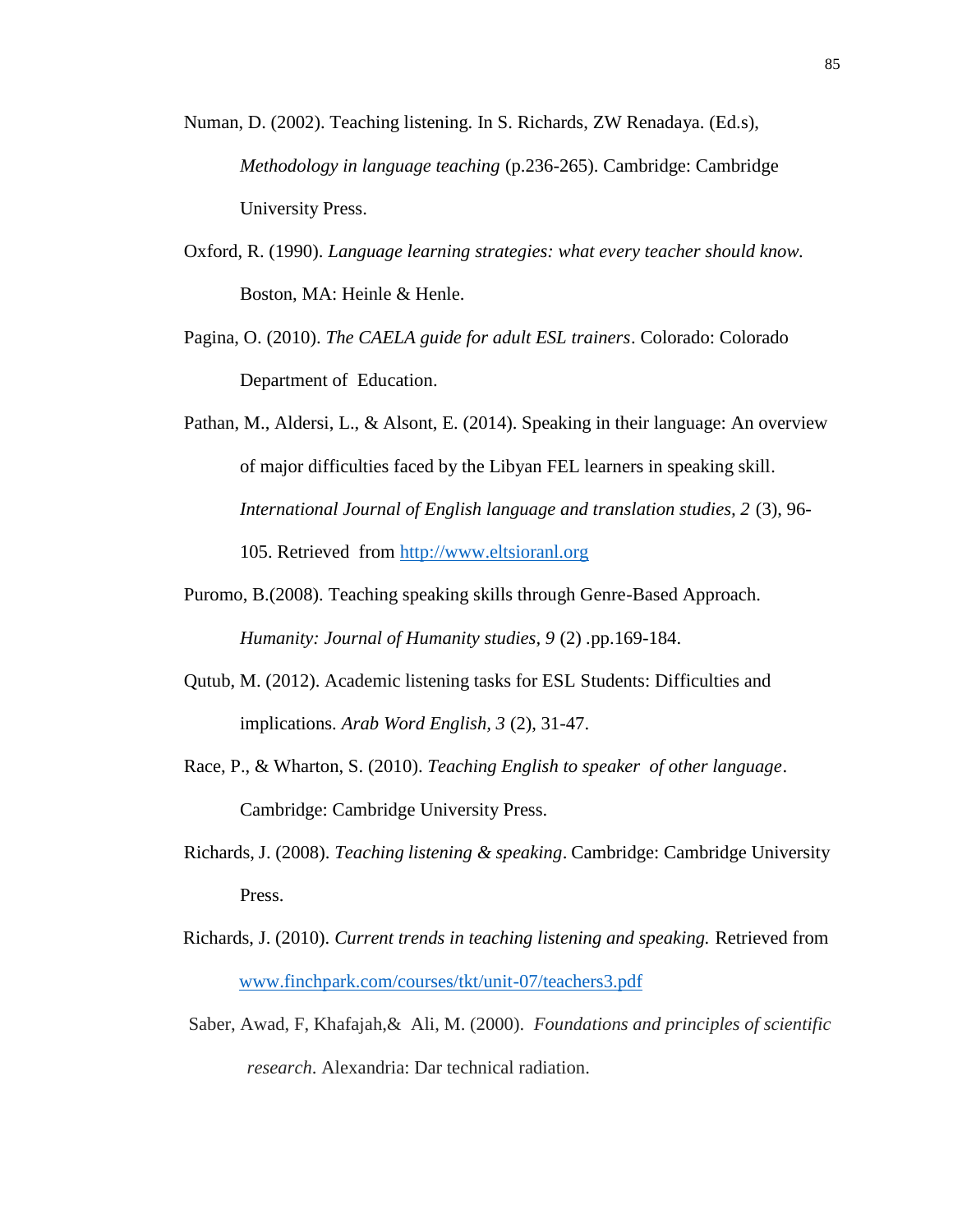Numan, D. (2002). Teaching listening. In S. Richards, ZW Renadaya. (Ed.s), *Methodology in language teaching* (p.236-265). Cambridge: Cambridge University Press.

Oxford, R. (1990). *Language learning strategies: what every teacher should know.* Boston, MA: Heinle & Henle.

Pagina, O. (2010). *The CAELA guide for adult ESL trainers*. Colorado: Colorado Department of Education.

Pathan, M., Aldersi, L., & Alsont, E. (2014). Speaking in their language: An overview of major difficulties faced by the Libyan FEL learners in speaking skill. *International Journal of English language and translation studies, 2* (3), 96-105. Retrieved from http://www.eltsioranl.org

Puromo, B.(2008). Teaching speaking skills through Genre-Based Approach. *Humanity: Journal of Humanity studies, 9* (2) .pp.169-184.

Qutub, M. (2012). Academic listening tasks for ESL Students: Difficulties and implications. *Arab Word English, 3* (2), 31-47.

Race, P., & Wharton, S. (2010). *Teaching English to speaker of other language*. Cambridge: Cambridge University Press.

Richards, J. (2008). *Teaching listening & speaking*. Cambridge: Cambridge University Press.

Richards, J. (2010). *Current trends in teaching listening and speaking.* Retrieved from www.finchpark.com/courses/tkt/unit-07/teachers3.pdf

Saber, Awad, F, Khafajah,& Ali, M. (2000). *Foundations and principles of scientific research.* Alexandria: Dar technical radiation.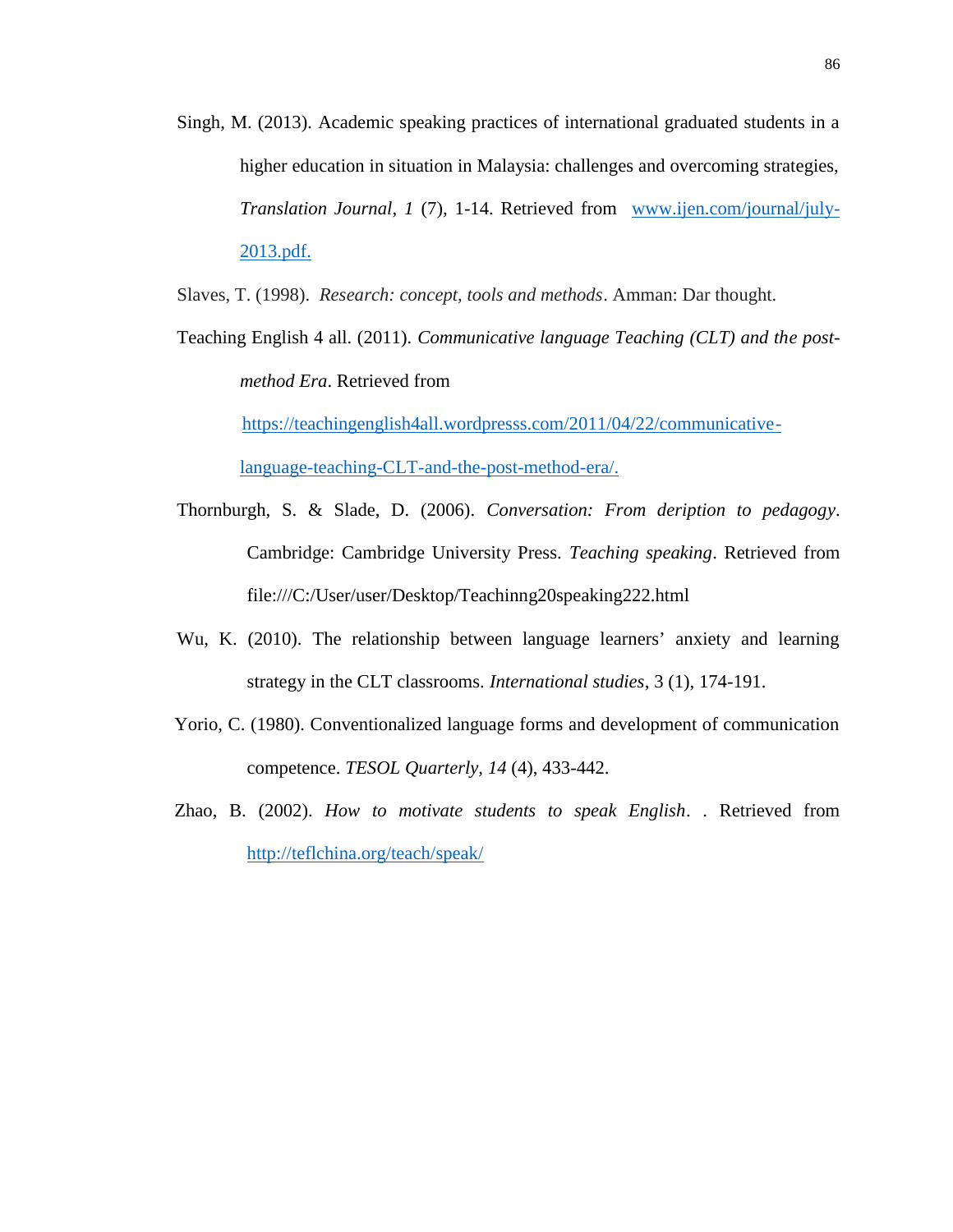Singh, M. (2013). Academic speaking practices of international graduated students in a higher education in situation in Malaysia: challenges and overcoming strategies, *Translation Journal*, *1* (7), 1-14. Retrieved from [www.ijen.com/journal/july-2013.pdf.](www.ijen.com/journal/july-2013.pdf.)

Slaves, T. (1998). *Research: concept, tools and methods*. Amman: Dar thought.

Teaching English 4 all. (2011). *Communicative language Teaching (CLT) and the post-method Era*. Retrieved from [https://teachingenglish4all.wordpresss.com/2011/04/22/communicative-language-teaching-CLT-and-the-post-method-era/.](https://teachingenglish4all.wordpresss.com/2011/04/22/communicative-language-teaching-CLT-and-the-post-method-era/.)

Thornburgh, S. & Slade, D. (2006). *Conversation: From deription to pedagogy*. Cambridge: Cambridge University Press. *Teaching speaking*. Retrieved from file:///C:/User/user/Desktop/Teachinng20speaking222.html

Wu, K. (2010). The relationship between language learners' anxiety and learning strategy in the CLT classrooms. *International studies*, 3 (1), 174-191.

Yorio, C. (1980). Conventionalized language forms and development of communication competence. *TESOL Quarterly*, *14* (4), 433-442.

Zhao, B. (2002). *How to motivate students to speak English*. . Retrieved from [http://teflchina.org/teach/speak/](http://teflchina.org/teach/speak/)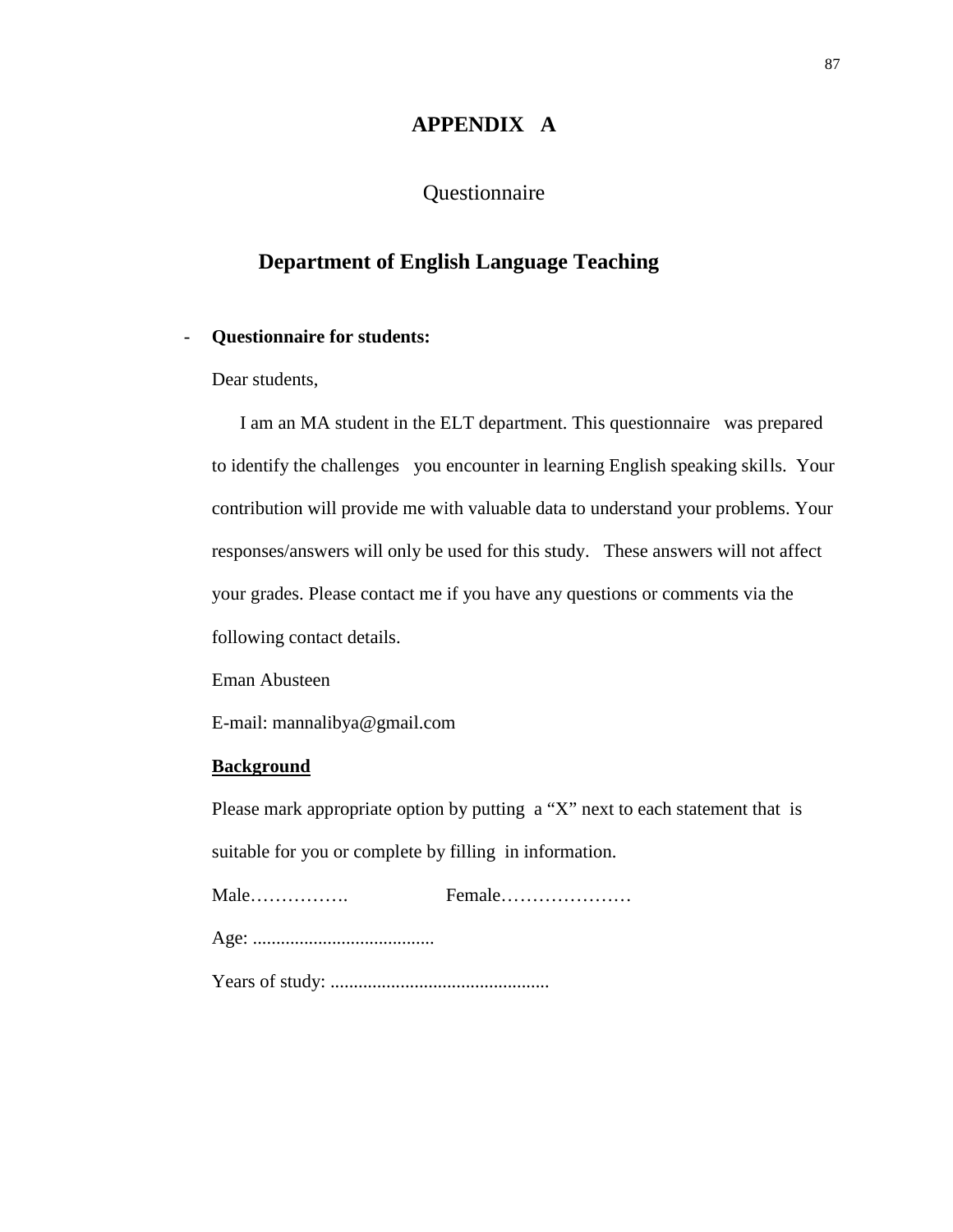# APPENDIX A

## Questionnaire

## Department of English Language Teaching

- **Questionnaire for students:**

Dear students,

I am an MA student in the ELT department. This questionnaire was prepared to identify the challenges you encounter in learning English speaking skills. Your contribution will provide me with valuable data to understand your problems. Your responses/answers will only be used for this study. These answers will not affect your grades. Please contact me if you have any questions or comments via the following contact details.

Eman Abusteen

E-mail: mannalibya@gmail.com

**Background**

Please mark appropriate option by putting a "X" next to each statement that is suitable for you or complete by filling in information.

Male……………. Female…………………

Age: .......................................

Years of study: ...............................................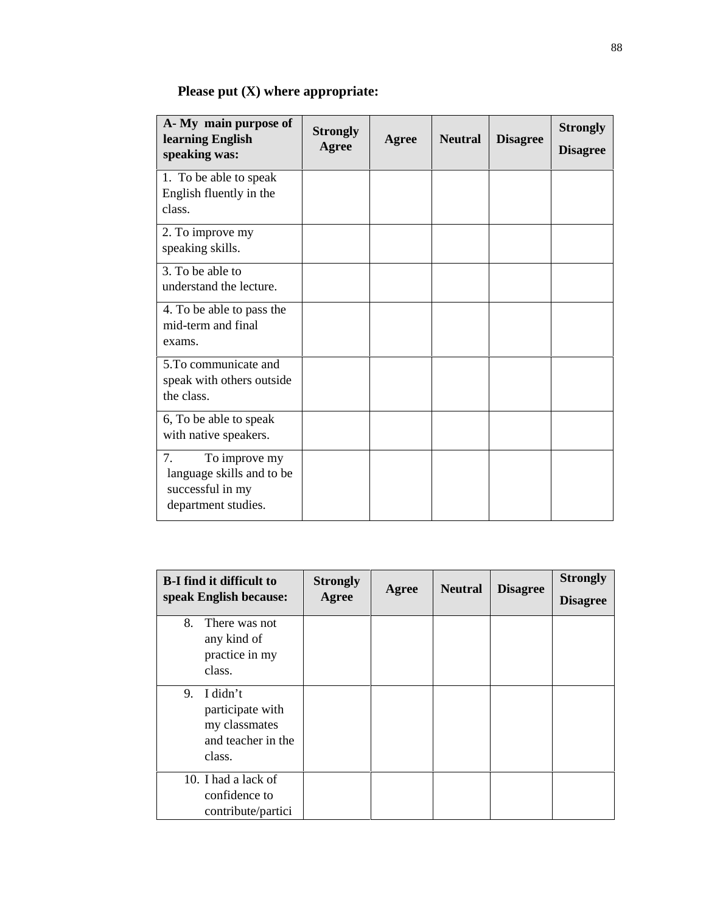**Please put (X) where appropriate:**

| A- My main purpose of learning English speaking was: | Strongly Agree | Agree | Neutral | Disagree | Strongly Disagree |
|---|---|---|---|---|---|
| 1. To be able to speak English fluently in the class. | | | | | |
| 2. To improve my speaking skills. | | | | | |
| 3. To be able to understand the lecture. | | | | | |
| 4. To be able to pass the mid-term and final exams. | | | | | |
| 5.To communicate and speak with others outside the class. | | | | | |
| 6, To be able to speak with native speakers. | | | | | |
| 7. To improve my language skills and to be successful in my department studies. | | | | | |

| B-I find it difficult to speak English because: | Strongly Agree | Agree | Neutral | Disagree | Strongly Disagree |
|---|---|---|---|---|---|
| 8. There was not any kind of practice in my class. | | | | | |
| 9. I didn't participate with my classmates and teacher in the class. | | | | | |
| 10. I had a lack of confidence to contribute/partici | | | | | |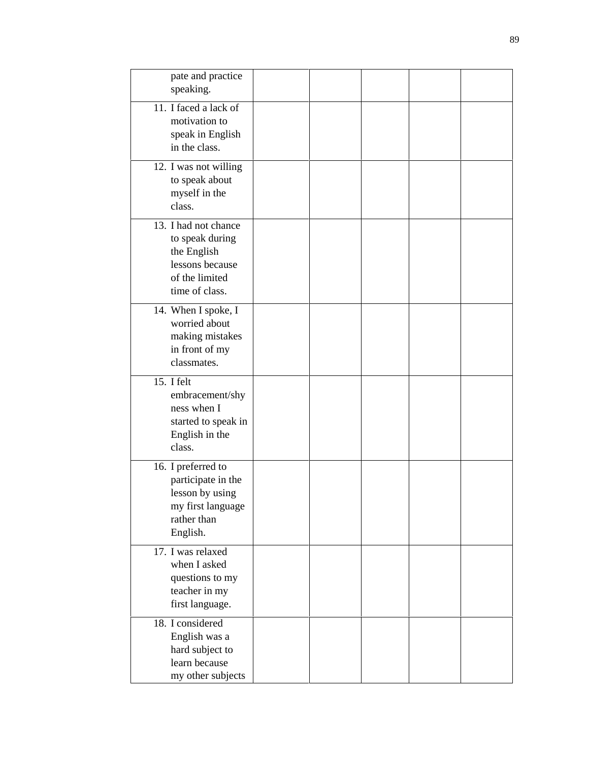| | | | | | |
|---|---|---|---|---|---|
| pate and practice speaking. | | | | | |
| 11. I faced a lack of motivation to speak in English in the class. | | | | | |
| 12. I was not willing to speak about myself in the class. | | | | | |
| 13. I had not chance to speak during the English lessons because of the limited time of class. | | | | | |
| 14. When I spoke, I worried about making mistakes in front of my classmates. | | | | | |
| 15. I felt embracement/shyness when I started to speak in English in the class. | | | | | |
| 16. I preferred to participate in the lesson by using my first language rather than English. | | | | | |
| 17. I was relaxed when I asked questions to my teacher in my first language. | | | | | |
| 18. I considered English was a hard subject to learn because my other subjects | | | | | |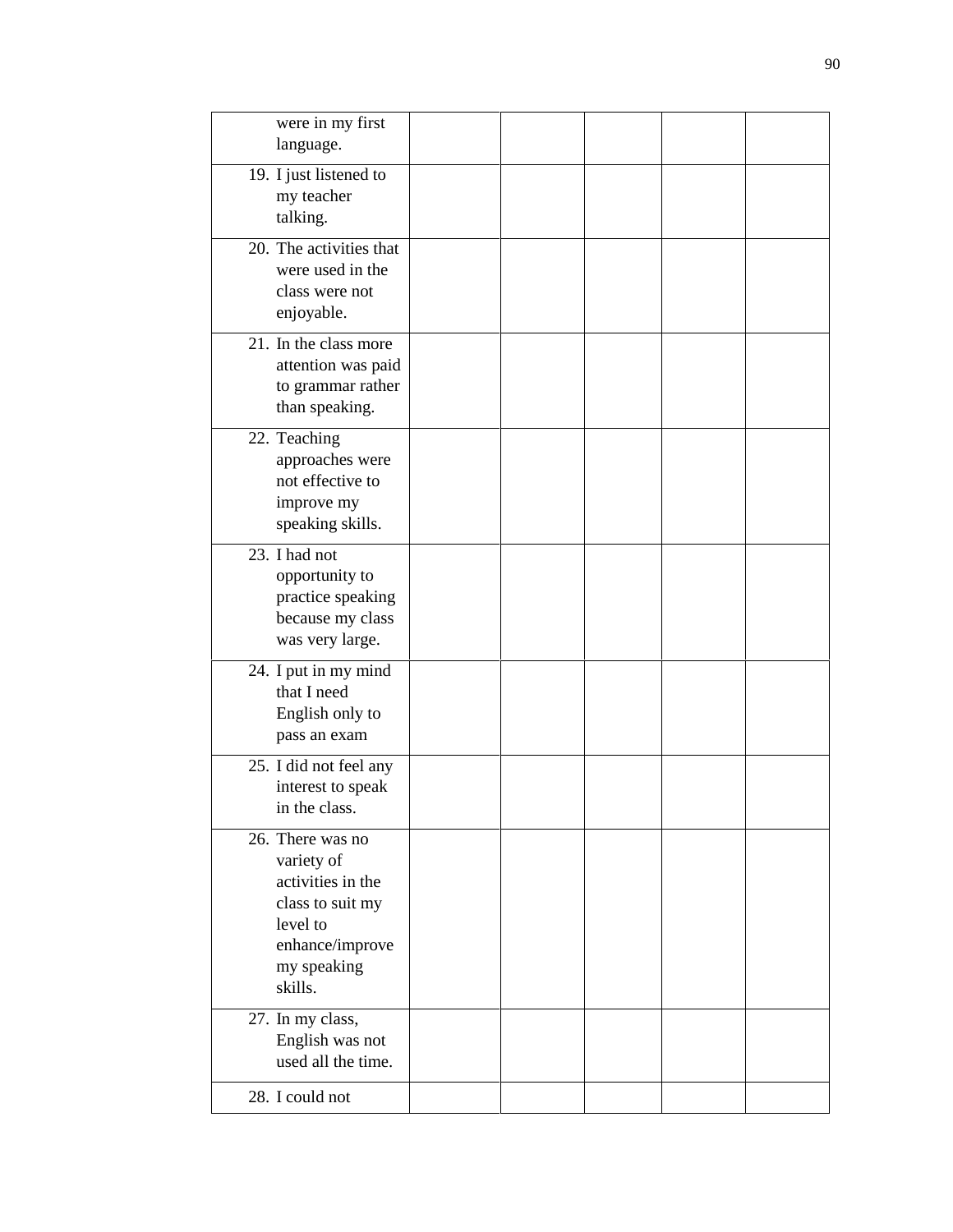| | | | | | |
|---|---|---|---|---|---|
| were in my first language. | | | | | |
| 19. I just listened to my teacher talking. | | | | | |
| 20. The activities that were used in the class were not enjoyable. | | | | | |
| 21. In the class more attention was paid to grammar rather than speaking. | | | | | |
| 22. Teaching approaches were not effective to improve my speaking skills. | | | | | |
| 23. I had not opportunity to practice speaking because my class was very large. | | | | | |
| 24. I put in my mind that I need English only to pass an exam | | | | | |
| 25. I did not feel any interest to speak in the class. | | | | | |
| 26. There was no variety of activities in the class to suit my level to enhance/improve my speaking skills. | | | | | |
| 27. In my class, English was not used all the time. | | | | | |
| 28. I could not | | | | | |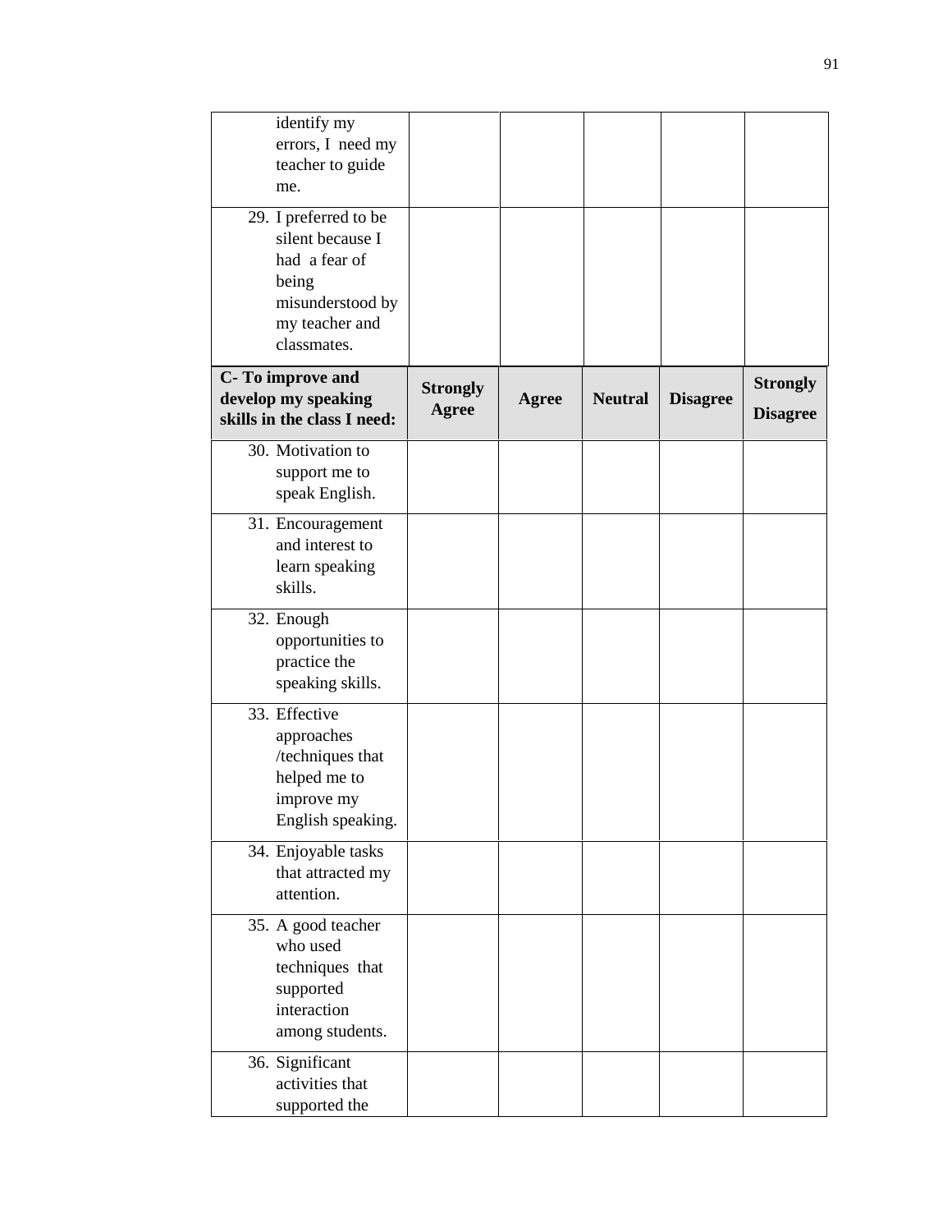| | | | | | |
|---|---|---|---|---|---|
| identify my errors, I need my teacher to guide me. | | | | | |
| 29. I preferred to be silent because I had a fear of being misunderstood by my teacher and classmates. | | | | | |
| **C- To improve and develop my speaking skills in the class I need:** | **Strongly Agree** | **Agree** | **Neutral** | **Disagree** | **Strongly Disagree** |
| 30. Motivation to support me to speak English. | | | | | |
| 31. Encouragement and interest to learn speaking skills. | | | | | |
| 32. Enough opportunities to practice the speaking skills. | | | | | |
| 33. Effective approaches /techniques that helped me to improve my English speaking. | | | | | |
| 34. Enjoyable tasks that attracted my attention. | | | | | |
| 35. A good teacher who used techniques that supported interaction among students. | | | | | |
| 36. Significant activities that supported the | | | | | |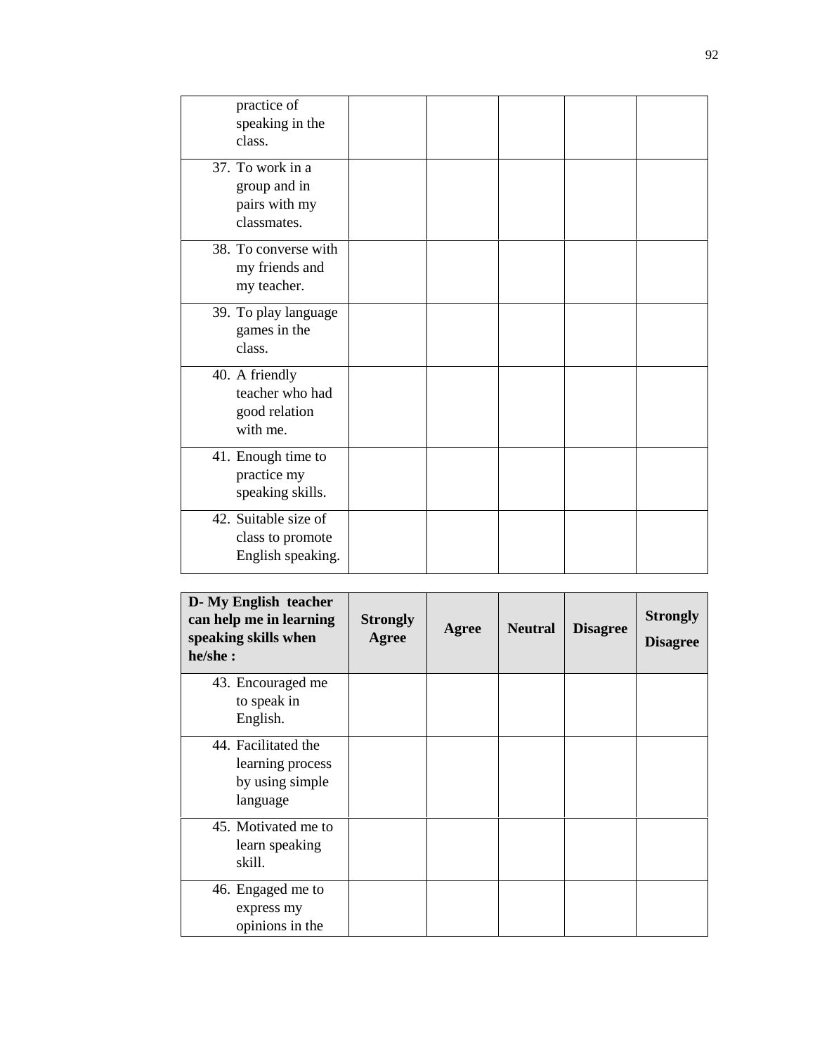| | | | | | |
|---|---|---|---|---|---|
| practice of speaking in the class. | | | | | |
| 37. To work in a group and in pairs with my classmates. | | | | | |
| 38. To converse with my friends and my teacher. | | | | | |
| 39. To play language games in the class. | | | | | |
| 40. A friendly teacher who had good relation with me. | | | | | |
| 41. Enough time to practice my speaking skills. | | | | | |
| 42. Suitable size of class to promote English speaking. | | | | | |

| **D- My English teacher can help me in learning speaking skills when he/she :** | **Strongly Agree** | **Agree** | **Neutral** | **Disagree** | **Strongly Disagree** |
|---|---|---|---|---|---|
| 43. Encouraged me to speak in English. | | | | | |
| 44. Facilitated the learning process by using simple language | | | | | |
| 45. Motivated me to learn speaking skill. | | | | | |
| 46. Engaged me to express my opinions in the | | | | | |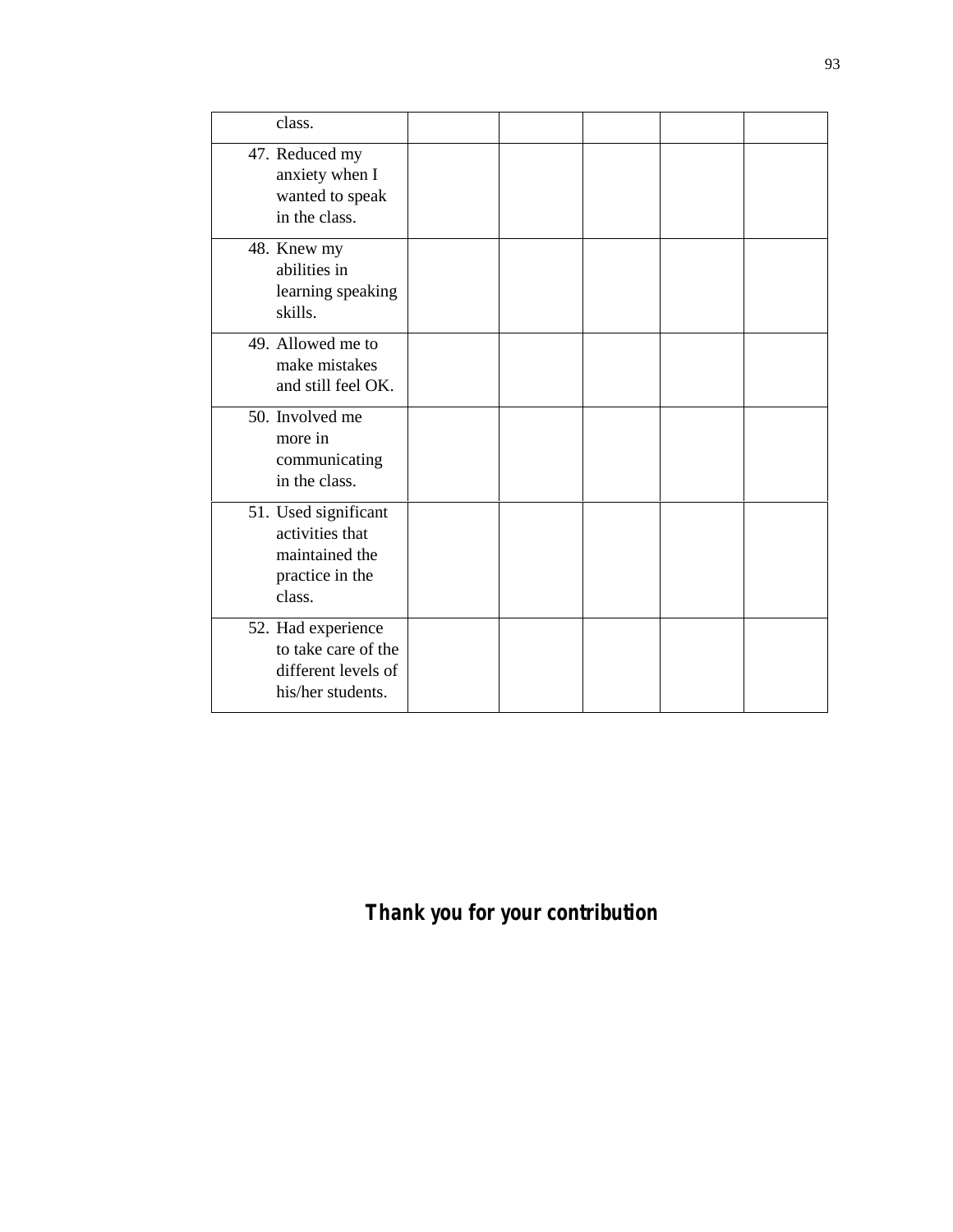| | | | | | |
|---|---|---|---|---|---|
| class. | | | | | |
| 47. Reduced my anxiety when I wanted to speak in the class. | | | | | |
| 48. Knew my abilities in learning speaking skills. | | | | | |
| 49. Allowed me to make mistakes and still feel OK. | | | | | |
| 50. Involved me more in communicating in the class. | | | | | |
| 51. Used significant activities that maintained the practice in the class. | | | | | |
| 52. Had experience to take care of the different levels of his/her students. | | | | | |

***Thank you for your contribution***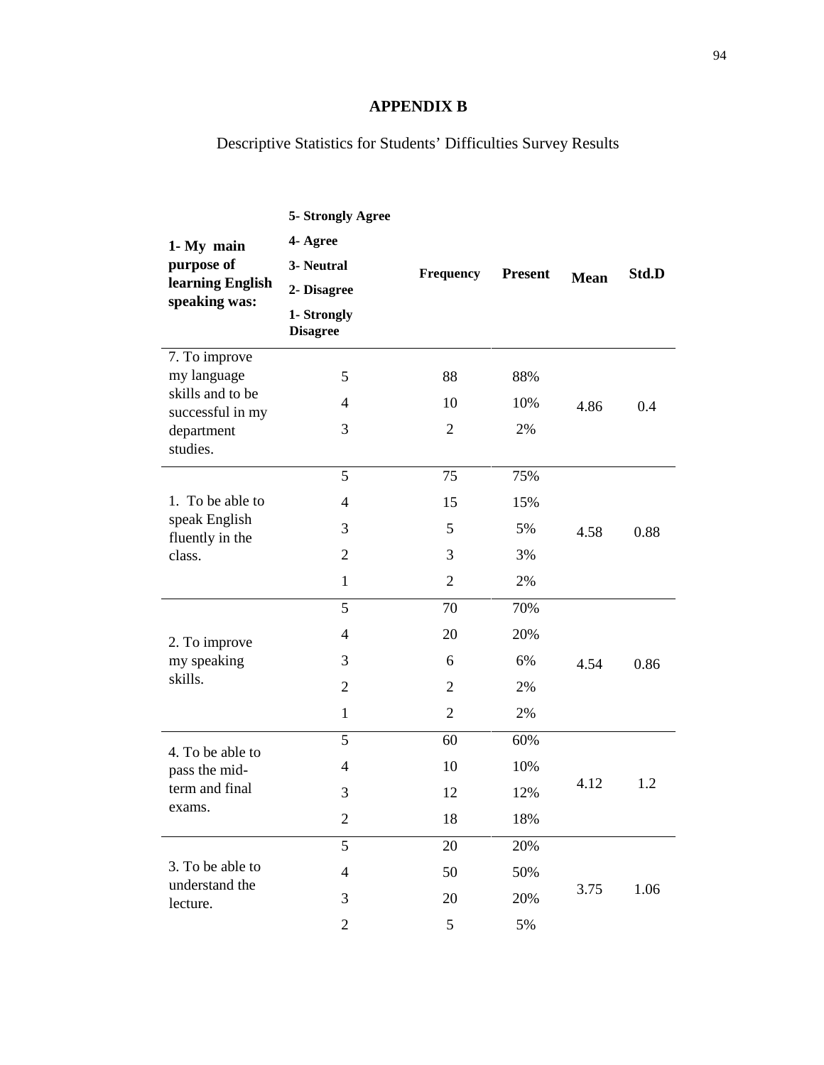# APPENDIX B

Descriptive Statistics for Students' Difficulties Survey Results

| **1- My main purpose of learning English speaking was:** | **5- Strongly Agree<br>4- Agree<br>3- Neutral<br>2- Disagree<br>1- Strongly Disagree** | **Frequency** | **Present** | **Mean** | **Std.D** |
|---|---|---|---|---|---|
| 7. To improve my language skills and to be successful in my department studies. | 5 | 88 | 88% | 4.86 | 0.4 |
| | 4 | 10 | 10% | | |
| | 3 | 2 | 2% | | |
| 1. To be able to speak English fluently in the class. | 5 | 75 | 75% | 4.58 | 0.88 |
| | 4 | 15 | 15% | | |
| | 3 | 5 | 5% | | |
| | 2 | 3 | 3% | | |
| | 1 | 2 | 2% | | |
| 2. To improve my speaking skills. | 5 | 70 | 70% | 4.54 | 0.86 |
| | 4 | 20 | 20% | | |
| | 3 | 6 | 6% | | |
| | 2 | 2 | 2% | | |
| | 1 | 2 | 2% | | |
| 4. To be able to pass the mid-term and final exams. | 5 | 60 | 60% | 4.12 | 1.2 |
| | 4 | 10 | 10% | | |
| | 3 | 12 | 12% | | |
| | 2 | 18 | 18% | | |
| 3. To be able to understand the lecture. | 5 | 20 | 20% | 3.75 | 1.06 |
| | 4 | 50 | 50% | | |
| | 3 | 20 | 20% | | |
| | 2 | 5 | 5% | | |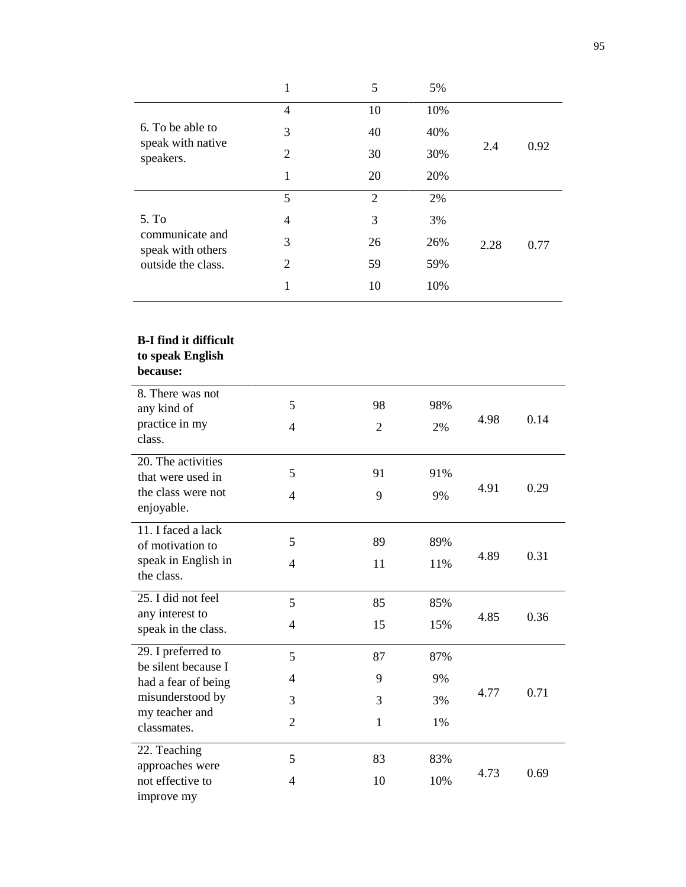| | 1 | 5 | 5% | | |
|---|---|---|---|---|---|
| 6. To be able to speak with native speakers. | 4 | 10 | 10% | 2.4 | 0.92 |
| | 3 | 40 | 40% | | |
| | 2 | 30 | 30% | | |
| | 1 | 20 | 20% | | |
| 5. To communicate and speak with others outside the class. | 5 | 2 | 2% | 2.28 | 0.77 |
| | 4 | 3 | 3% | | |
| | 3 | 26 | 26% | | |
| | 2 | 59 | 59% | | |
| | 1 | 10 | 10% | | |

| **B-I find it difficult to speak English because:** | | | | | |
|---|---|---|---|---|---|
| 8. There was not any kind of practice in my class. | 5 | 98 | 98% | 4.98 | 0.14 |
| | 4 | 2 | 2% | | |
| 20. The activities that were used in the class were not enjoyable. | 5 | 91 | 91% | 4.91 | 0.29 |
| | 4 | 9 | 9% | | |
| 11. I faced a lack of motivation to speak in English in the class. | 5 | 89 | 89% | 4.89 | 0.31 |
| | 4 | 11 | 11% | | |
| 25. I did not feel any interest to speak in the class. | 5 | 85 | 85% | 4.85 | 0.36 |
| | 4 | 15 | 15% | | |
| 29. I preferred to be silent because I had a fear of being misunderstood by my teacher and classmates. | 5 | 87 | 87% | 4.77 | 0.71 |
| | 4 | 9 | 9% | | |
| | 3 | 3 | 3% | | |
| | 2 | 1 | 1% | | |
| 22. Teaching approaches were not effective to improve my | 5 | 83 | 83% | 4.73 | 0.69 |
| | 4 | 10 | 10% | | |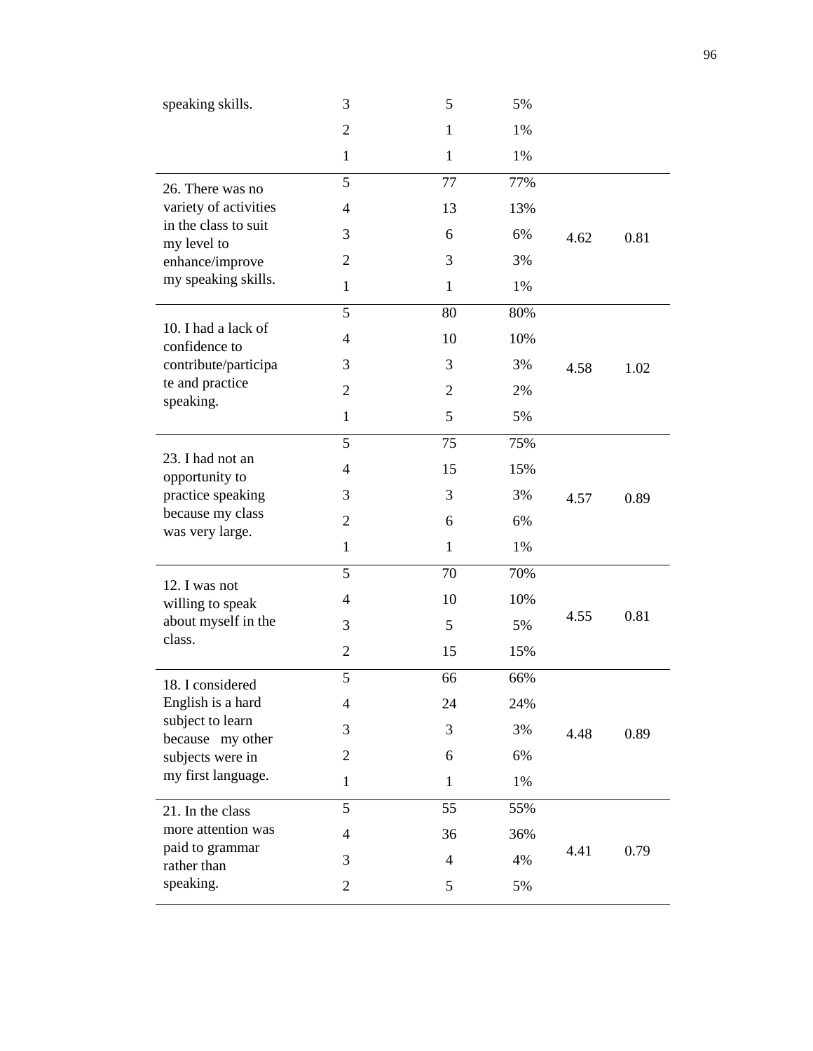| | | | | | |
|---|---|---|---|---|---|
| speaking skills. | 3 | 5 | 5% | | |
| | 2 | 1 | 1% | | |
| | 1 | 1 | 1% | | |
| 26. There was no variety of activities in the class to suit my level to enhance/improve my speaking skills. | 5 | 77 | 77% | 4.62 | 0.81 |
| | 4 | 13 | 13% | | |
| | 3 | 6 | 6% | | |
| | 2 | 3 | 3% | | |
| | 1 | 1 | 1% | | |
| 10. I had a lack of confidence to contribute/participate and practice speaking. | 5 | 80 | 80% | 4.58 | 1.02 |
| | 4 | 10 | 10% | | |
| | 3 | 3 | 3% | | |
| | 2 | 2 | 2% | | |
| | 1 | 5 | 5% | | |
| 23. I had not an opportunity to practice speaking because my class was very large. | 5 | 75 | 75% | 4.57 | 0.89 |
| | 4 | 15 | 15% | | |
| | 3 | 3 | 3% | | |
| | 2 | 6 | 6% | | |
| | 1 | 1 | 1% | | |
| 12. I was not willing to speak about myself in the class. | 5 | 70 | 70% | 4.55 | 0.81 |
| | 4 | 10 | 10% | | |
| | 3 | 5 | 5% | | |
| | 2 | 15 | 15% | | |
| 18. I considered English is a hard subject to learn because my other subjects were in my first language. | 5 | 66 | 66% | 4.48 | 0.89 |
| | 4 | 24 | 24% | | |
| | 3 | 3 | 3% | | |
| | 2 | 6 | 6% | | |
| | 1 | 1 | 1% | | |
| 21. In the class more attention was paid to grammar rather than speaking. | 5 | 55 | 55% | 4.41 | 0.79 |
| | 4 | 36 | 36% | | |
| | 3 | 4 | 4% | | |
| | 2 | 5 | 5% | | |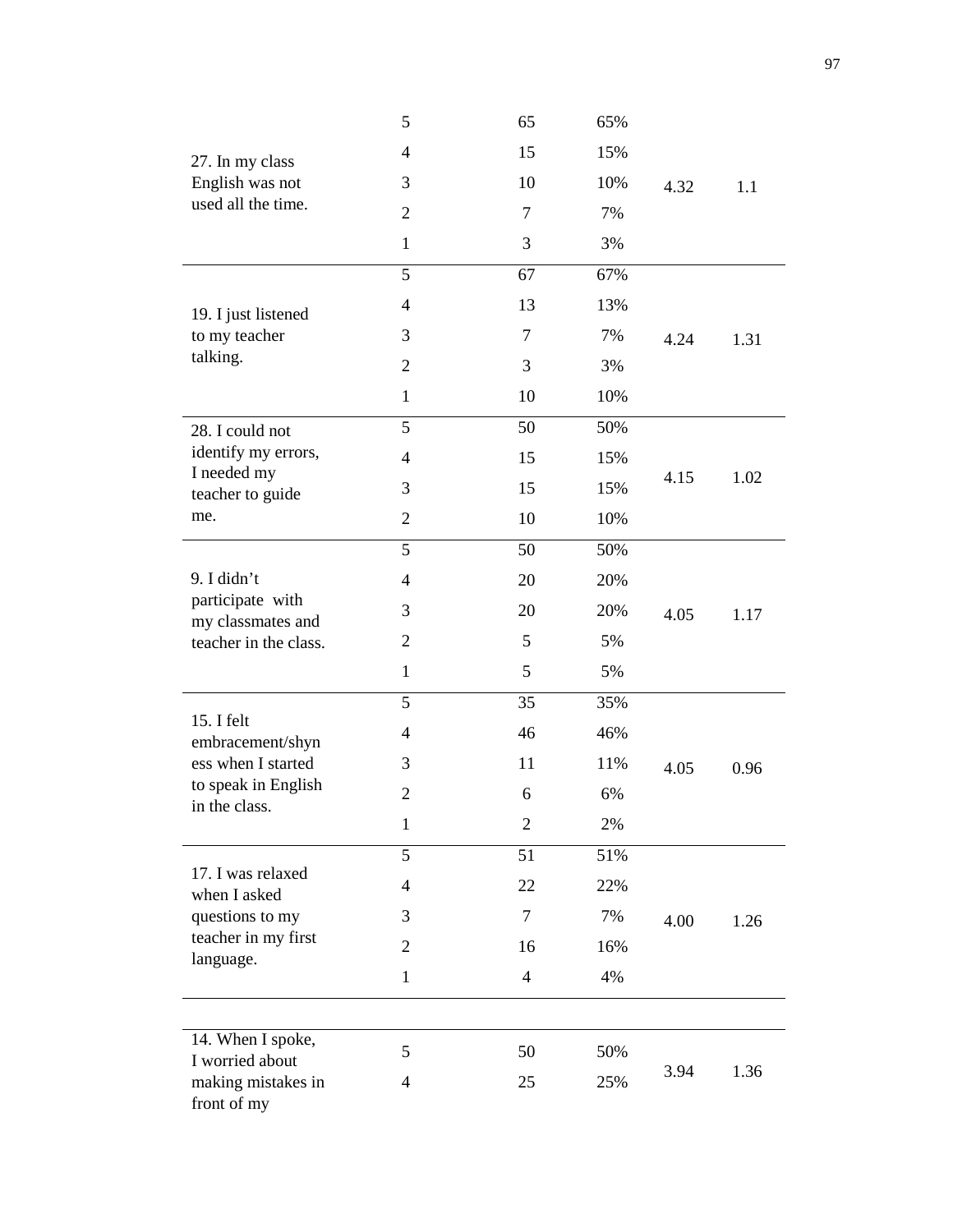| | | | | | |
|---|---|---|---|---|---|
| 27. In my class English was not used all the time. | 5 | 65 | 65% | 4.32 | 1.1 |
| | 4 | 15 | 15% | | |
| | 3 | 10 | 10% | | |
| | 2 | 7 | 7% | | |
| | 1 | 3 | 3% | | |
| 19. I just listened to my teacher talking. | 5 | 67 | 67% | 4.24 | 1.31 |
| | 4 | 13 | 13% | | |
| | 3 | 7 | 7% | | |
| | 2 | 3 | 3% | | |
| | 1 | 10 | 10% | | |
| 28. I could not identify my errors, I needed my teacher to guide me. | 5 | 50 | 50% | 4.15 | 1.02 |
| | 4 | 15 | 15% | | |
| | 3 | 15 | 15% | | |
| | 2 | 10 | 10% | | |
| 9. I didn't participate with my classmates and teacher in the class. | 5 | 50 | 50% | 4.05 | 1.17 |
| | 4 | 20 | 20% | | |
| | 3 | 20 | 20% | | |
| | 2 | 5 | 5% | | |
| | 1 | 5 | 5% | | |
| 15. I felt embracement/shyness when I started to speak in English in the class. | 5 | 35 | 35% | 4.05 | 0.96 |
| | 4 | 46 | 46% | | |
| | 3 | 11 | 11% | | |
| | 2 | 6 | 6% | | |
| | 1 | 2 | 2% | | |
| 17. I was relaxed when I asked questions to my teacher in my first language. | 5 | 51 | 51% | 4.00 | 1.26 |
| | 4 | 22 | 22% | | |
| | 3 | 7 | 7% | | |
| | 2 | 16 | 16% | | |
| | 1 | 4 | 4% | | |
| 14. When I spoke, I worried about making mistakes in front of my | 5 | 50 | 50% | 3.94 | 1.36 |
| | 4 | 25 | 25% | | |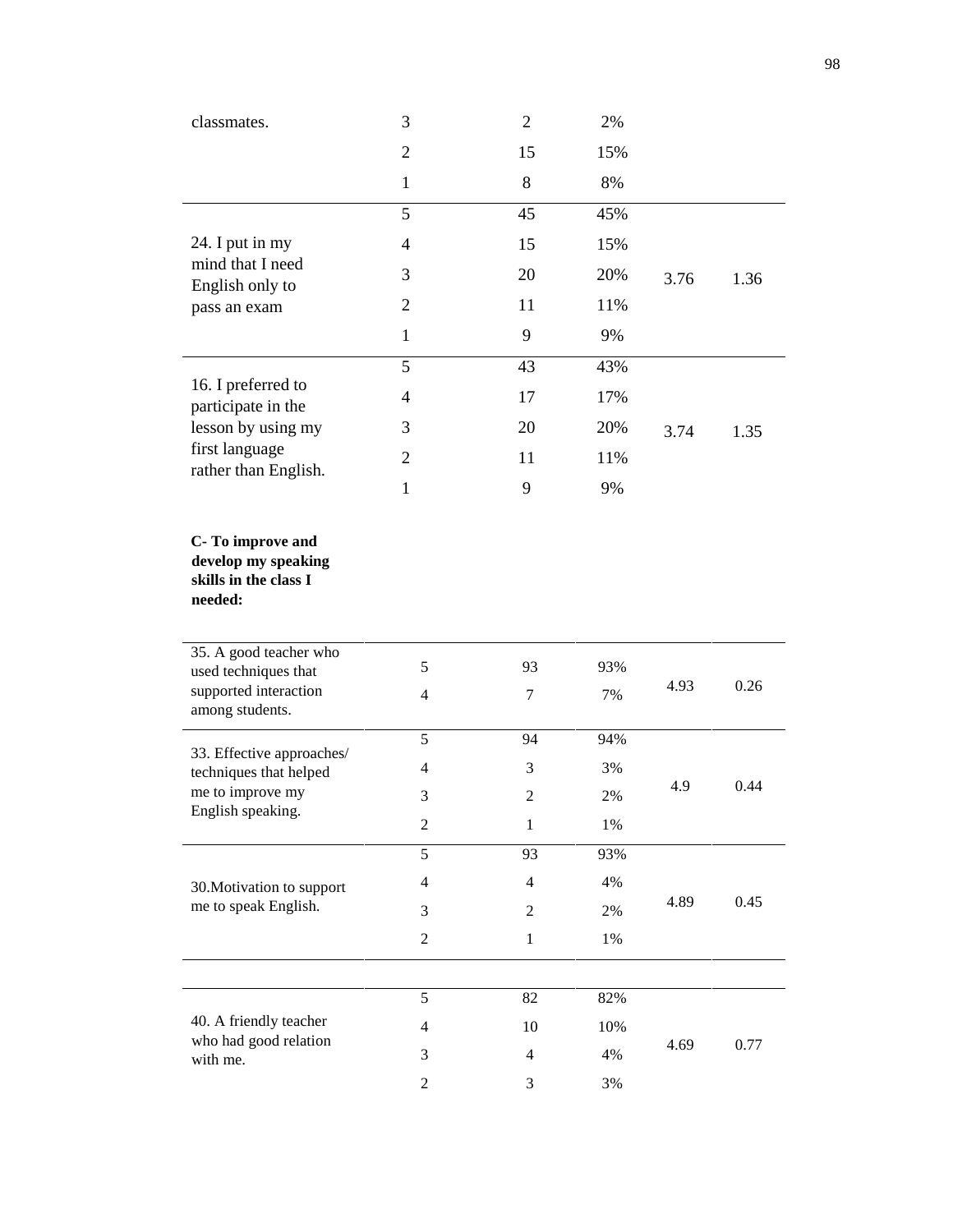| | | | | | |
|---|---|---|---|---|---|
| classmates. | 3 | 2 | 2% | | |
| | 2 | 15 | 15% | | |
| | 1 | 8 | 8% | | |
| 24. I put in my mind that I need English only to pass an exam | 5 | 45 | 45% | 3.76 | 1.36 |
| | 4 | 15 | 15% | | |
| | 3 | 20 | 20% | | |
| | 2 | 11 | 11% | | |
| | 1 | 9 | 9% | | |
| 16. I preferred to participate in the lesson by using my first language rather than English. | 5 | 43 | 43% | 3.74 | 1.35 |
| | 4 | 17 | 17% | | |
| | 3 | 20 | 20% | | |
| | 2 | 11 | 11% | | |
| | 1 | 9 | 9% | | |

**C- To improve and develop my speaking skills in the class I needed:**

| | | | | | |
|---|---|---|---|---|---|
| 35. A good teacher who used techniques that supported interaction among students. | 5 | 93 | 93% | 4.93 | 0.26 |
| | 4 | 7 | 7% | | |
| 33. Effective approaches/ techniques that helped me to improve my English speaking. | 5 | 94 | 94% | 4.9 | 0.44 |
| | 4 | 3 | 3% | | |
| | 3 | 2 | 2% | | |
| | 2 | 1 | 1% | | |
| 30.Motivation to support me to speak English. | 5 | 93 | 93% | 4.89 | 0.45 |
| | 4 | 4 | 4% | | |
| | 3 | 2 | 2% | | |
| | 2 | 1 | 1% | | |
| 40. A friendly teacher who had good relation with me. | 5 | 82 | 82% | 4.69 | 0.77 |
| | 4 | 10 | 10% | | |
| | 3 | 4 | 4% | | |
| | 2 | 3 | 3% | | |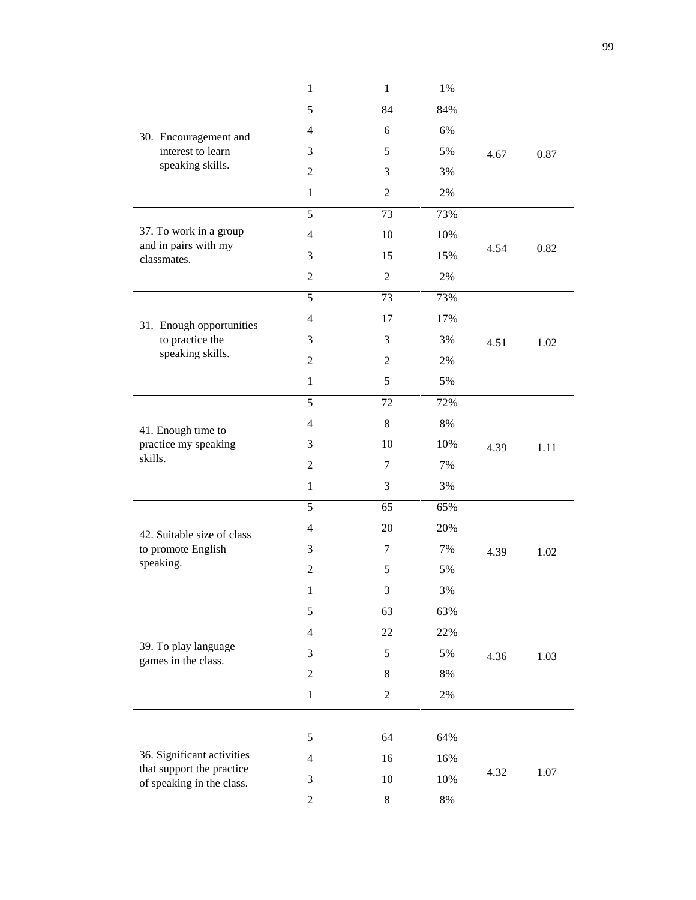| | | | | | |
|---|---|---|---|---|---|
| | 1 | 1 | 1% | | |
| 30. Encouragement and interest to learn speaking skills. | 5 | 84 | 84% | 4.67 | 0.87 |
| | 4 | 6 | 6% | | |
| | 3 | 5 | 5% | | |
| | 2 | 3 | 3% | | |
| | 1 | 2 | 2% | | |
| 37. To work in a group and in pairs with my classmates. | 5 | 73 | 73% | 4.54 | 0.82 |
| | 4 | 10 | 10% | | |
| | 3 | 15 | 15% | | |
| | 2 | 2 | 2% | | |
| 31. Enough opportunities to practice the speaking skills. | 5 | 73 | 73% | 4.51 | 1.02 |
| | 4 | 17 | 17% | | |
| | 3 | 3 | 3% | | |
| | 2 | 2 | 2% | | |
| | 1 | 5 | 5% | | |
| 41. Enough time to practice my speaking skills. | 5 | 72 | 72% | 4.39 | 1.11 |
| | 4 | 8 | 8% | | |
| | 3 | 10 | 10% | | |
| | 2 | 7 | 7% | | |
| | 1 | 3 | 3% | | |
| 42. Suitable size of class to promote English speaking. | 5 | 65 | 65% | 4.39 | 1.02 |
| | 4 | 20 | 20% | | |
| | 3 | 7 | 7% | | |
| | 2 | 5 | 5% | | |
| | 1 | 3 | 3% | | |
| 39. To play language games in the class. | 5 | 63 | 63% | 4.36 | 1.03 |
| | 4 | 22 | 22% | | |
| | 3 | 5 | 5% | | |
| | 2 | 8 | 8% | | |
| | 1 | 2 | 2% | | |
| 36. Significant activities that support the practice of speaking in the class. | 5 | 64 | 64% | 4.32 | 1.07 |
| | 4 | 16 | 16% | | |
| | 3 | 10 | 10% | | |
| | 2 | 8 | 8% | | |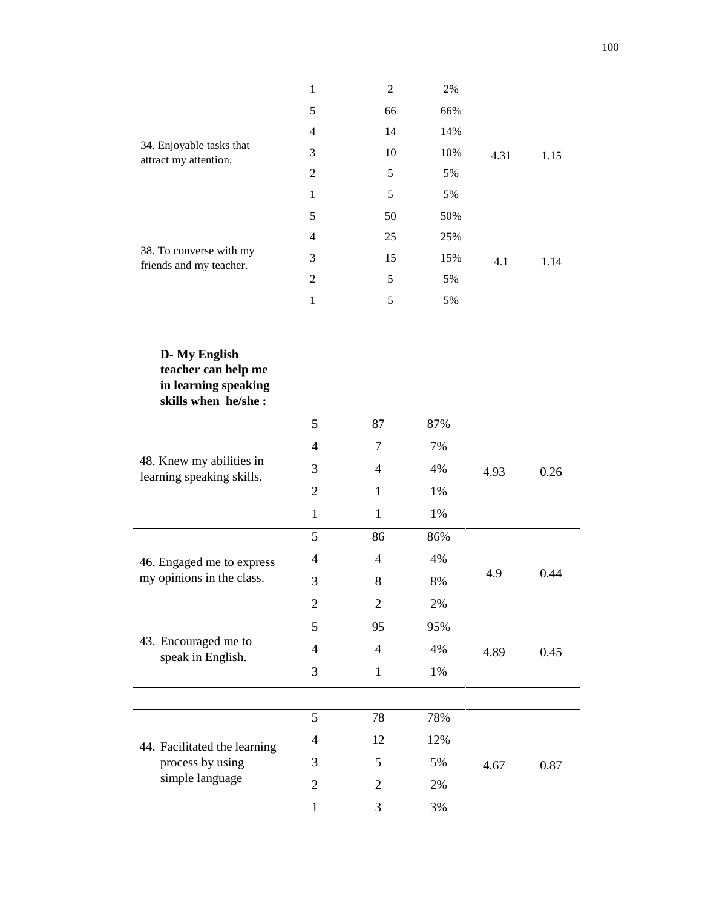| | | | | | |
|---|---|---|---|---|---|
| | 1 | 2 | 2% | | |
| 34. Enjoyable tasks that attract my attention. | 5 | 66 | 66% | 4.31 | 1.15 |
| | 4 | 14 | 14% | | |
| | 3 | 10 | 10% | | |
| | 2 | 5 | 5% | | |
| | 1 | 5 | 5% | | |
| 38. To converse with my friends and my teacher. | 5 | 50 | 50% | 4.1 | 1.14 |
| | 4 | 25 | 25% | | |
| | 3 | 15 | 15% | | |
| | 2 | 5 | 5% | | |
| | 1 | 5 | 5% | | |

**D- My English teacher can help me in learning speaking skills when he/she :**

| | | | | | |
|---|---|---|---|---|---|
| 48. Knew my abilities in learning speaking skills. | 5 | 87 | 87% | 4.93 | 0.26 |
| | 4 | 7 | 7% | | |
| | 3 | 4 | 4% | | |
| | 2 | 1 | 1% | | |
| | 1 | 1 | 1% | | |
| 46. Engaged me to express my opinions in the class. | 5 | 86 | 86% | 4.9 | 0.44 |
| | 4 | 4 | 4% | | |
| | 3 | 8 | 8% | | |
| | 2 | 2 | 2% | | |
| 43. Encouraged me to speak in English. | 5 | 95 | 95% | 4.89 | 0.45 |
| | 4 | 4 | 4% | | |
| | 3 | 1 | 1% | | |
| 44. Facilitated the learning process by using simple language | 5 | 78 | 78% | 4.67 | 0.87 |
| | 4 | 12 | 12% | | |
| | 3 | 5 | 5% | | |
| | 2 | 2 | 2% | | |
| | 1 | 3 | 3% | | |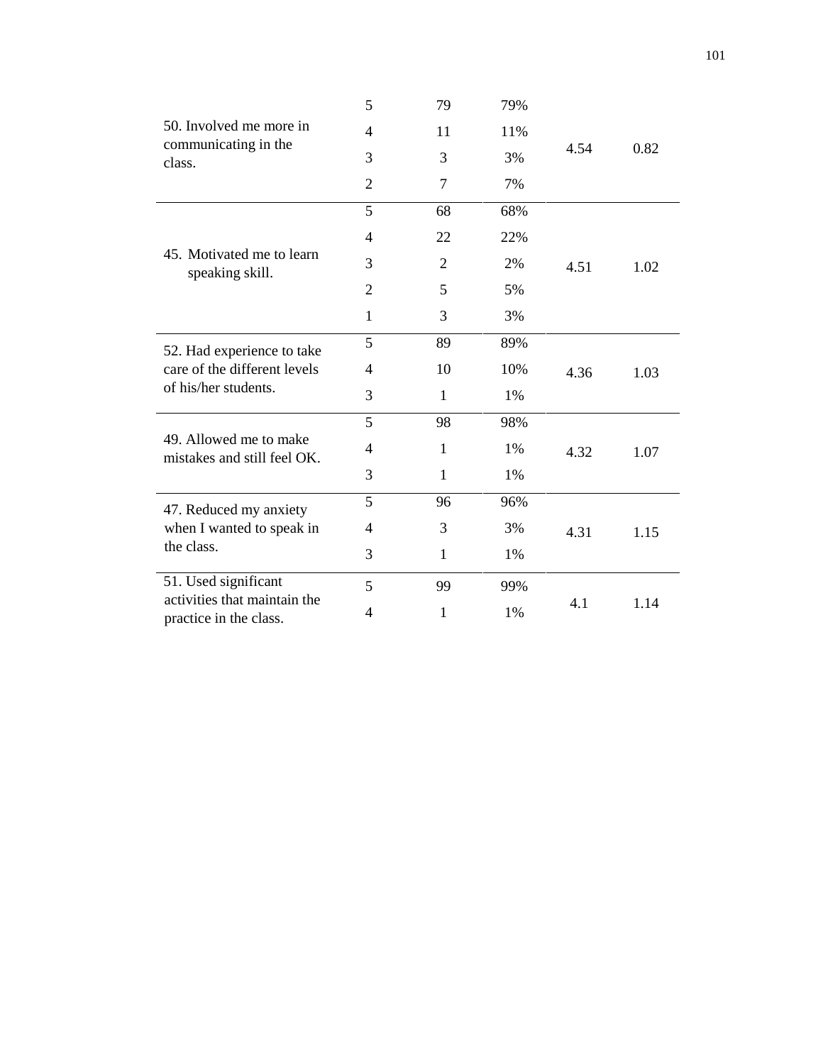| | | | | | |
|---|---|---|---|---|---|
| 50. Involved me more in communicating in the class. | 5 | 79 | 79% | 4.54 | 0.82 |
| | 4 | 11 | 11% | | |
| | 3 | 3 | 3% | | |
| | 2 | 7 | 7% | | |
| 45. Motivated me to learn speaking skill. | 5 | 68 | 68% | 4.51 | 1.02 |
| | 4 | 22 | 22% | | |
| | 3 | 2 | 2% | | |
| | 2 | 5 | 5% | | |
| | 1 | 3 | 3% | | |
| 52. Had experience to take care of the different levels of his/her students. | 5 | 89 | 89% | 4.36 | 1.03 |
| | 4 | 10 | 10% | | |
| | 3 | 1 | 1% | | |
| 49. Allowed me to make mistakes and still feel OK. | 5 | 98 | 98% | 4.32 | 1.07 |
| | 4 | 1 | 1% | | |
| | 3 | 1 | 1% | | |
| 47. Reduced my anxiety when I wanted to speak in the class. | 5 | 96 | 96% | 4.31 | 1.15 |
| | 4 | 3 | 3% | | |
| | 3 | 1 | 1% | | |
| 51. Used significant activities that maintain the practice in the class. | 5 | 99 | 99% | 4.1 | 1.14 |
| | 4 | 1 | 1% | | |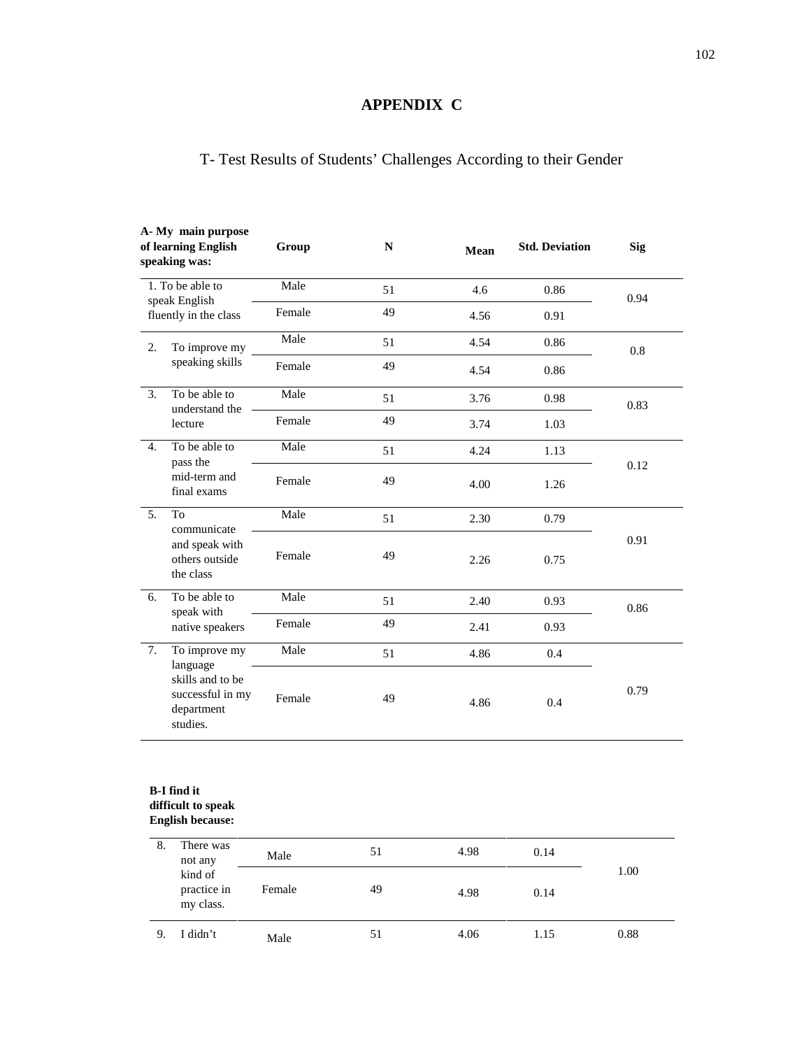# APPENDIX C

## T- Test Results of Students' Challenges According to their Gender

| A- My main purpose of learning English speaking was: | Group | N | Mean | Std. Deviation | Sig |
|---|---|---|---|---|---|
| 1. To be able to speak English fluently in the class | Male | 51 | 4.6 | 0.86 | 0.94 |
| | Female | 49 | 4.56 | 0.91 | |
| 2. To improve my speaking skills | Male | 51 | 4.54 | 0.86 | 0.8 |
| | Female | 49 | 4.54 | 0.86 | |
| 3. To be able to understand the lecture | Male | 51 | 3.76 | 0.98 | 0.83 |
| | Female | 49 | 3.74 | 1.03 | |
| 4. To be able to pass the mid-term and final exams | Male | 51 | 4.24 | 1.13 | 0.12 |
| | Female | 49 | 4.00 | 1.26 | |
| 5. To communicate and speak with others outside the class | Male | 51 | 2.30 | 0.79 | 0.91 |
| | Female | 49 | 2.26 | 0.75 | |
| 6. To be able to speak with native speakers | Male | 51 | 2.40 | 0.93 | 0.86 |
| | Female | 49 | 2.41 | 0.93 | |
| 7. To improve my language skills and to be successful in my department studies. | Male | 51 | 4.86 | 0.4 | 0.79 |
| | Female | 49 | 4.86 | 0.4 | |

| B-I find it difficult to speak English because: | Group | N | Mean | Std. Deviation | Sig |
|---|---|---|---|---|---|
| 8. There was not any kind of practice in my class. | Male | 51 | 4.98 | 0.14 | 1.00 |
| | Female | 49 | 4.98 | 0.14 | |
| 9. I didn't | Male | 51 | 4.06 | 1.15 | 0.88 |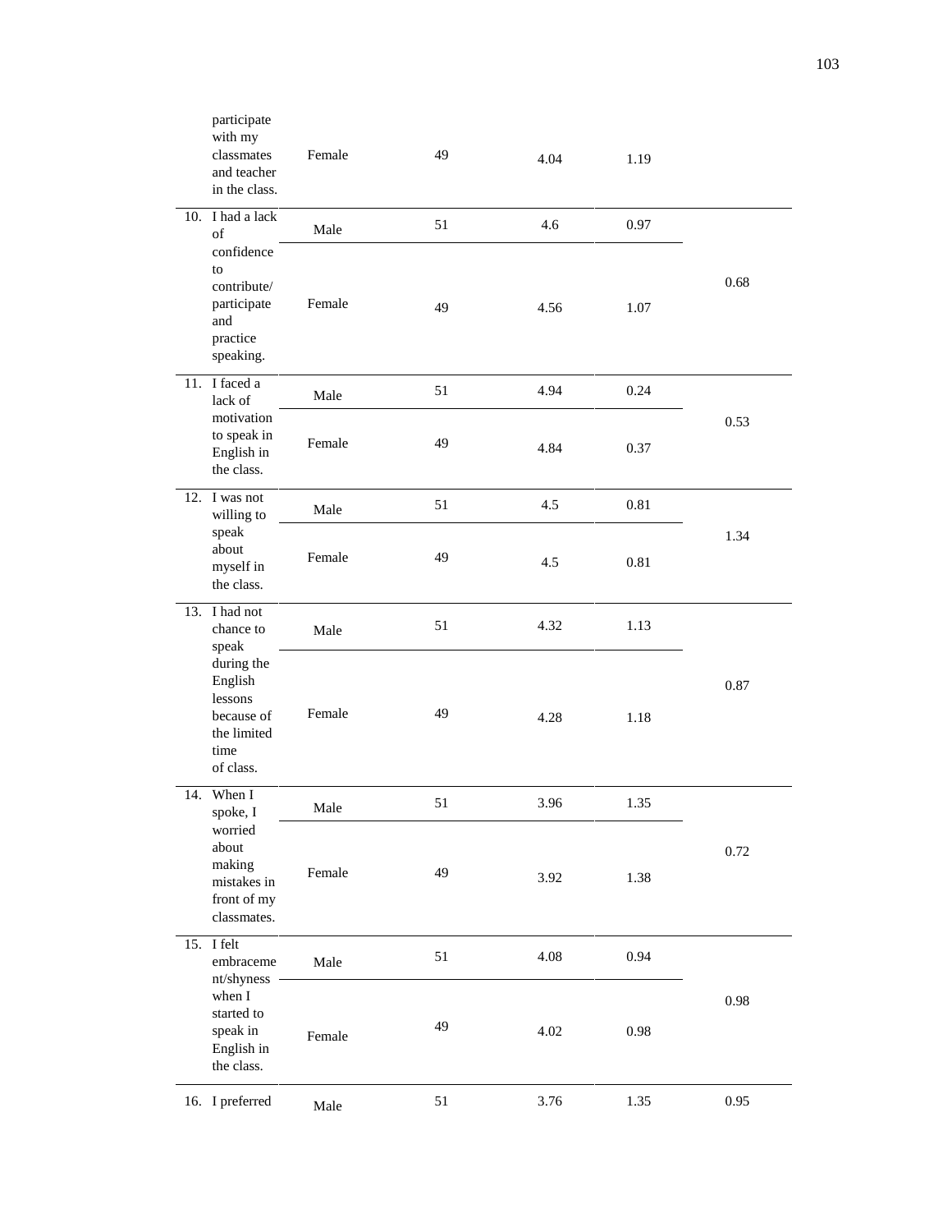| | | | | | |
|---|---|---|---|---|---|
| participate with my classmates and teacher in the class. | Female | 49 | 4.04 | 1.19 | |
| 10. I had a lack of confidence to contribute/ participate and practice speaking. | Male | 51 | 4.6 | 0.97 | 0.68 |
| | Female | 49 | 4.56 | 1.07 | |
| 11. I faced a lack of motivation to speak in English in the class. | Male | 51 | 4.94 | 0.24 | 0.53 |
| | Female | 49 | 4.84 | 0.37 | |
| 12. I was not willing to speak about myself in the class. | Male | 51 | 4.5 | 0.81 | 1.34 |
| | Female | 49 | 4.5 | 0.81 | |
| 13. I had not chance to speak during the English lessons because of the limited time of class. | Male | 51 | 4.32 | 1.13 | 0.87 |
| | Female | 49 | 4.28 | 1.18 | |
| 14. When I spoke, I worried about making mistakes in front of my classmates. | Male | 51 | 3.96 | 1.35 | 0.72 |
| | Female | 49 | 3.92 | 1.38 | |
| 15. I felt embracement/shyness when I started to speak in English in the class. | Male | 51 | 4.08 | 0.94 | 0.98 |
| | Female | 49 | 4.02 | 0.98 | |
| 16. I preferred | Male | 51 | 3.76 | 1.35 | 0.95 |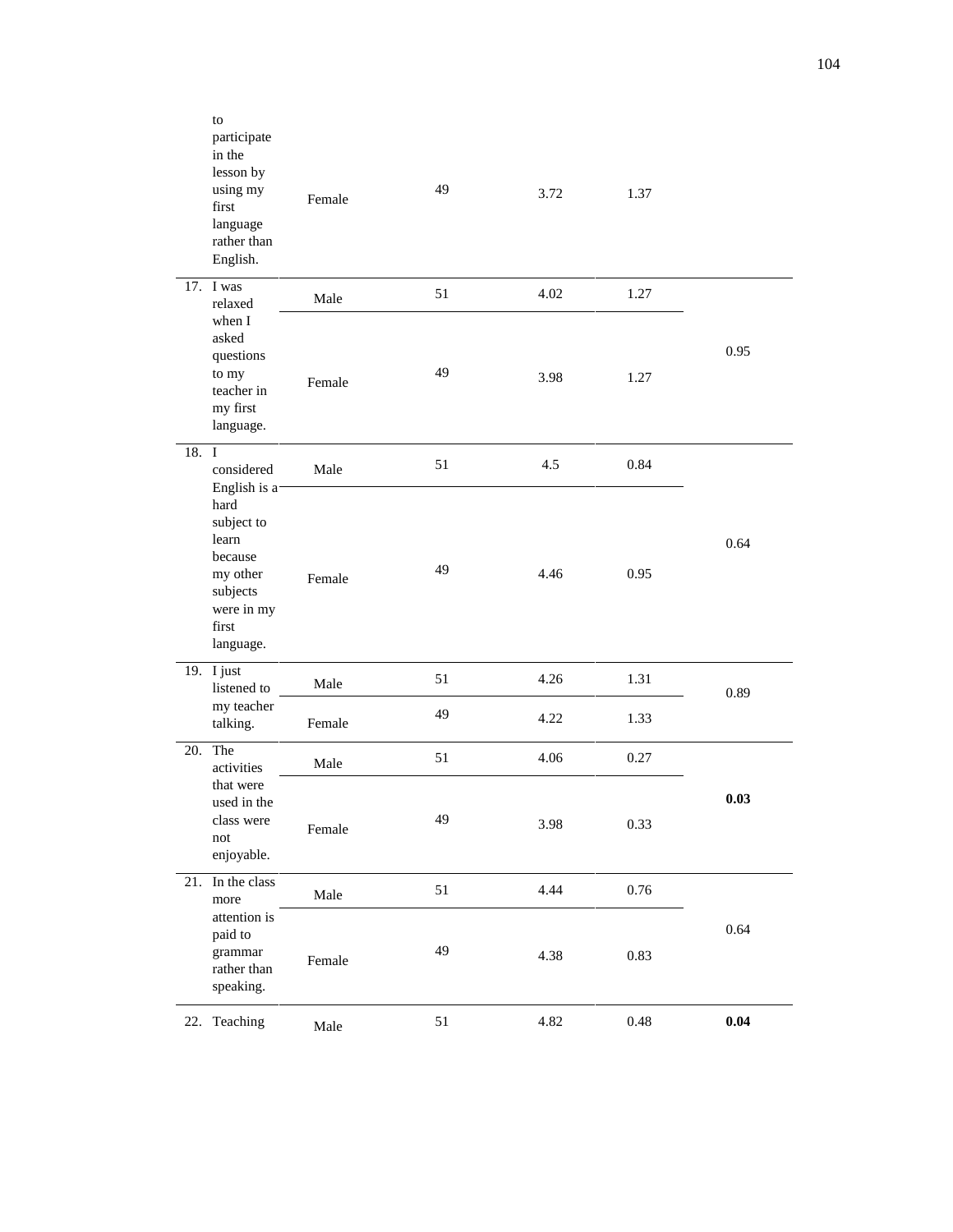| | | | | | |
|---|---|---|---|---|---|
| | to participate in the lesson by using my first language rather than English. | Female | 49 | 3.72 | 1.37 | |
| 17. | I was relaxed when I asked questions to my teacher in my first language. | Male | 51 | 4.02 | 1.27 | 0.95 |
| | | Female | 49 | 3.98 | 1.27 | |
| 18. | I considered English is a hard subject to learn because my other subjects were in my first language. | Male | 51 | 4.5 | 0.84 | 0.64 |
| | | Female | 49 | 4.46 | 0.95 | |
| 19. | I just listened to my teacher talking. | Male | 51 | 4.26 | 1.31 | 0.89 |
| | | Female | 49 | 4.22 | 1.33 | |
| 20. | The activities that were used in the class were not enjoyable. | Male | 51 | 4.06 | 0.27 | **0.03** |
| | | Female | 49 | 3.98 | 0.33 | |
| 21. | In the class more attention is paid to grammar rather than speaking. | Male | 51 | 4.44 | 0.76 | 0.64 |
| | | Female | 49 | 4.38 | 0.83 | |
| 22. | Teaching | Male | 51 | 4.82 | 0.48 | **0.04** |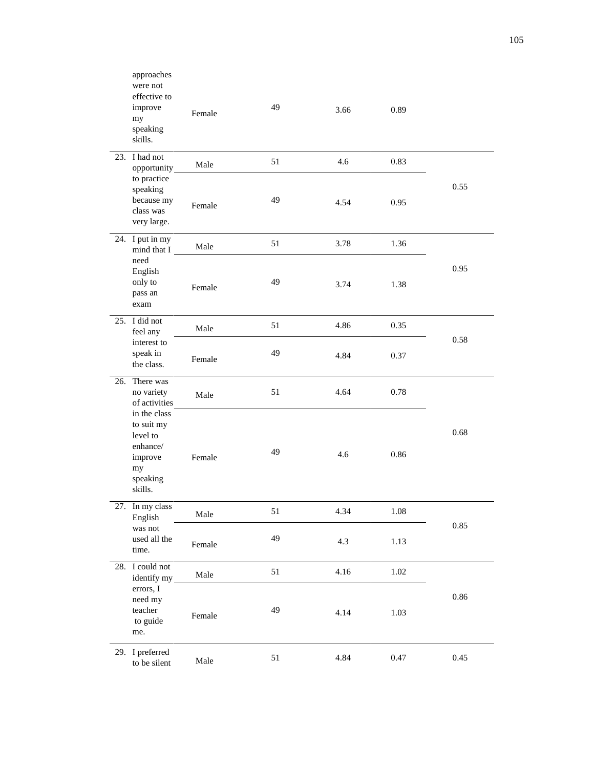| | | | | | |
|---|---|---|---|---|---|
| | approaches were not effective to improve my speaking skills. | Female | 49 | 3.66 | 0.89 | |
| 23. | I had not opportunity to practice speaking because my class was very large. | Male | 51 | 4.6 | 0.83 | 0.55 |
| | | Female | 49 | 4.54 | 0.95 | |
| 24. | I put in my mind that I need English only to pass an exam | Male | 51 | 3.78 | 1.36 | 0.95 |
| | | Female | 49 | 3.74 | 1.38 | |
| 25. | I did not feel any interest to speak in the class. | Male | 51 | 4.86 | 0.35 | 0.58 |
| | | Female | 49 | 4.84 | 0.37 | |
| 26. | There was no variety of activities in the class to suit my level to enhance/ improve my speaking skills. | Male | 51 | 4.64 | 0.78 | 0.68 |
| | | Female | 49 | 4.6 | 0.86 | |
| 27. | In my class English was not used all the time. | Male | 51 | 4.34 | 1.08 | 0.85 |
| | | Female | 49 | 4.3 | 1.13 | |
| 28. | I could not identify my errors, I need my teacher to guide me. | Male | 51 | 4.16 | 1.02 | 0.86 |
| | | Female | 49 | 4.14 | 1.03 | |
| 29. | I preferred to be silent | Male | 51 | 4.84 | 0.47 | 0.45 |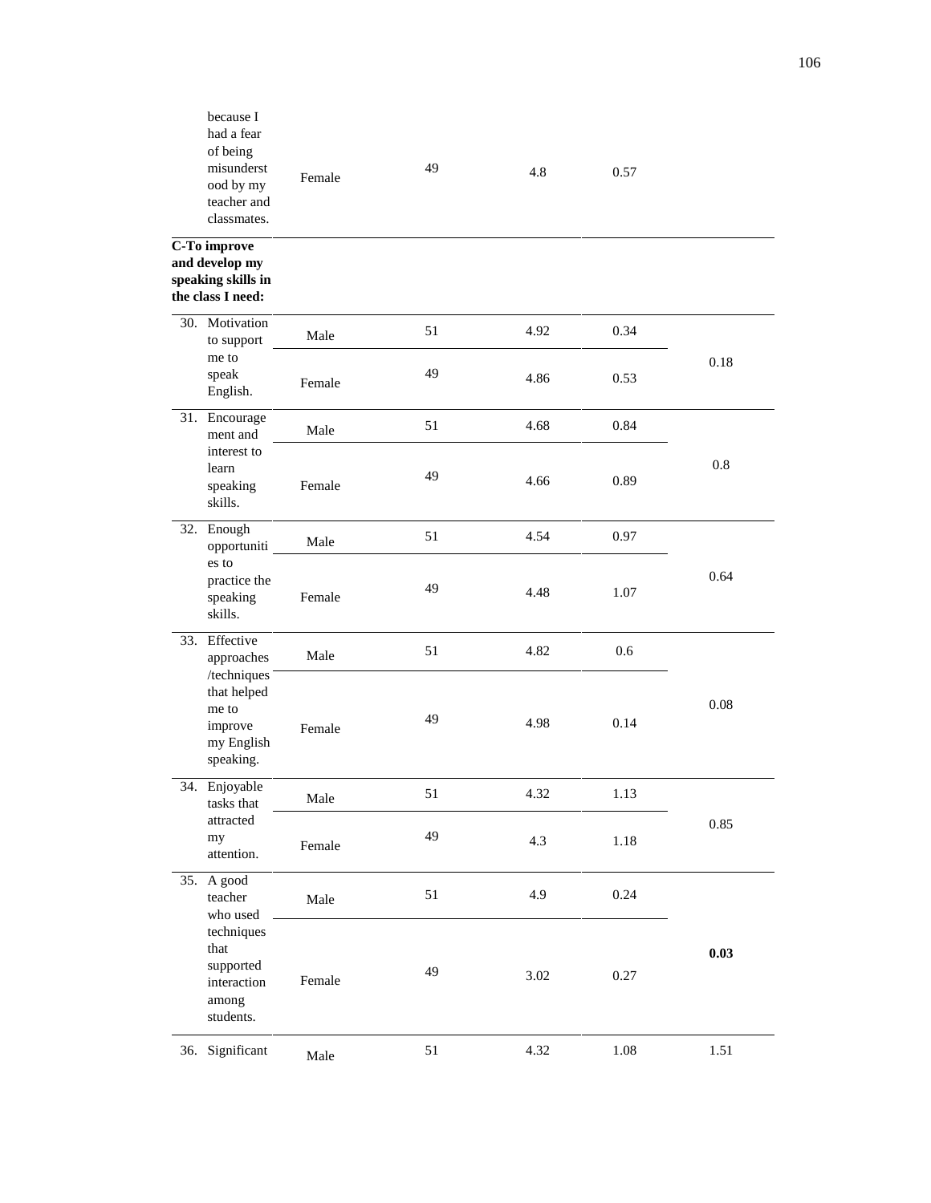| | | | | | |
|---|---|---|---|---|---|
| because I had a fear of being misunderstood by my teacher and classmates. | Female | 49 | 4.8 | 0.57 | |
| **C-To improve and develop my speaking skills in the class I need:** | | | | | |
| 30. Motivation to support me to speak English. | Male | 51 | 4.92 | 0.34 | 0.18 |
| | Female | 49 | 4.86 | 0.53 | |
| 31. Encouragement and interest to learn speaking skills. | Male | 51 | 4.68 | 0.84 | 0.8 |
| | Female | 49 | 4.66 | 0.89 | |
| 32. Enough opportunities to practice the speaking skills. | Male | 51 | 4.54 | 0.97 | 0.64 |
| | Female | 49 | 4.48 | 1.07 | |
| 33. Effective approaches /techniques that helped me to improve my English speaking. | Male | 51 | 4.82 | 0.6 | 0.08 |
| | Female | 49 | 4.98 | 0.14 | |
| 34. Enjoyable tasks that attracted my attention. | Male | 51 | 4.32 | 1.13 | 0.85 |
| | Female | 49 | 4.3 | 1.18 | |
| 35. A good teacher who used techniques that supported interaction among students. | Male | 51 | 4.9 | 0.24 | **0.03** |
| | Female | 49 | 3.02 | 0.27 | |
| 36. Significant | Male | 51 | 4.32 | 1.08 | 1.51 |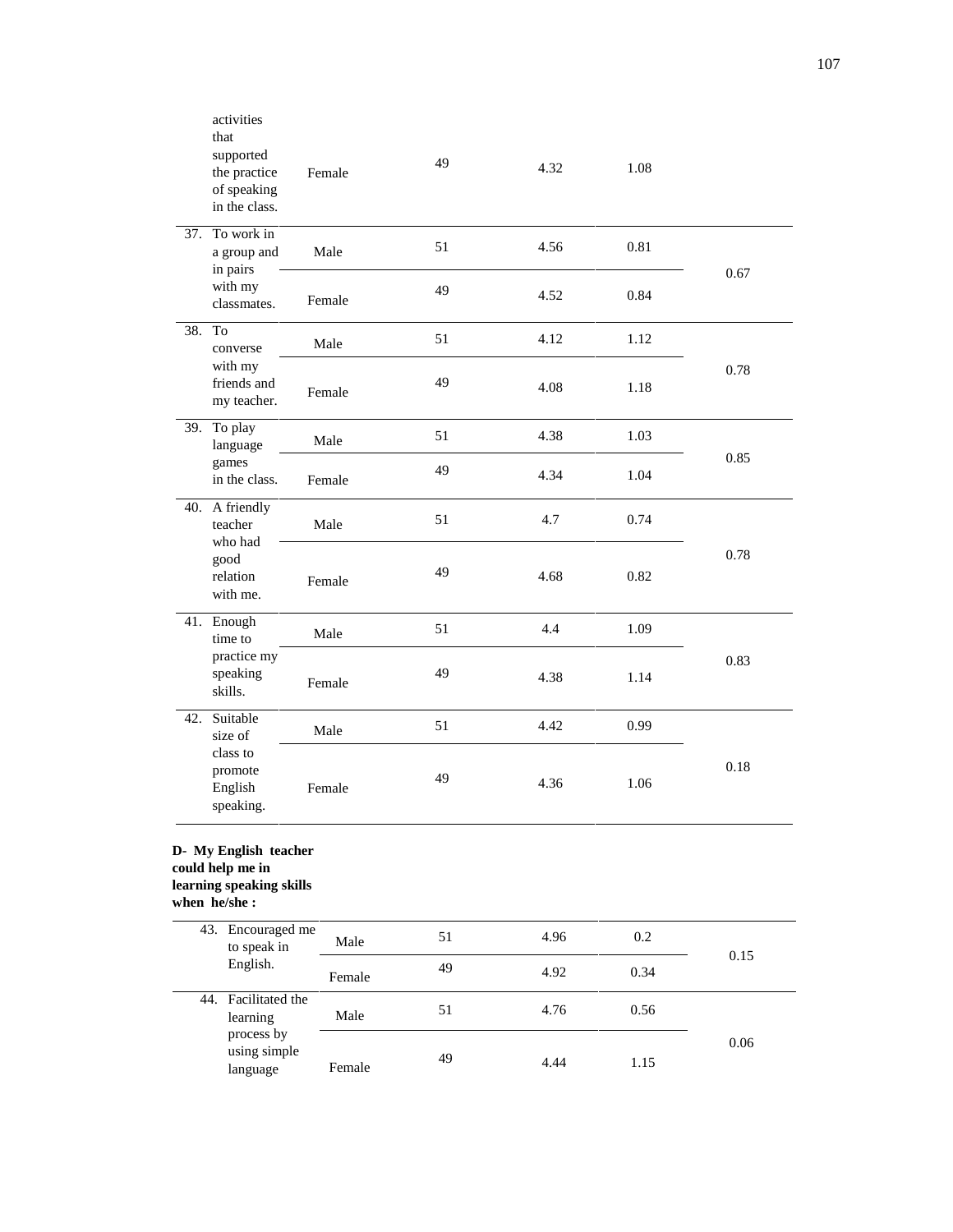| | | | | | |
|---|---|---|---|---|---|
| activities that supported the practice of speaking in the class. | Female | 49 | 4.32 | 1.08 | |
| 37. To work in a group and in pairs with my classmates. | Male | 51 | 4.56 | 0.81 | 0.67 |
| | Female | 49 | 4.52 | 0.84 | |
| 38. To converse with my friends and my teacher. | Male | 51 | 4.12 | 1.12 | 0.78 |
| | Female | 49 | 4.08 | 1.18 | |
| 39. To play language games in the class. | Male | 51 | 4.38 | 1.03 | 0.85 |
| | Female | 49 | 4.34 | 1.04 | |
| 40. A friendly teacher who had good relation with me. | Male | 51 | 4.7 | 0.74 | 0.78 |
| | Female | 49 | 4.68 | 0.82 | |
| 41. Enough time to practice my speaking skills. | Male | 51 | 4.4 | 1.09 | 0.83 |
| | Female | 49 | 4.38 | 1.14 | |
| 42. Suitable size of class to promote English speaking. | Male | 51 | 4.42 | 0.99 | 0.18 |
| | Female | 49 | 4.36 | 1.06 | |

**D- My English teacher could help me in learning speaking skills when he/she :**

| | | | | | |
|---|---|---|---|---|---|
| 43. Encouraged me to speak in English. | Male | 51 | 4.96 | 0.2 | 0.15 |
| | Female | 49 | 4.92 | 0.34 | |
| 44. Facilitated the learning process by using simple language | Male | 51 | 4.76 | 0.56 | 0.06 |
| | Female | 49 | 4.44 | 1.15 | |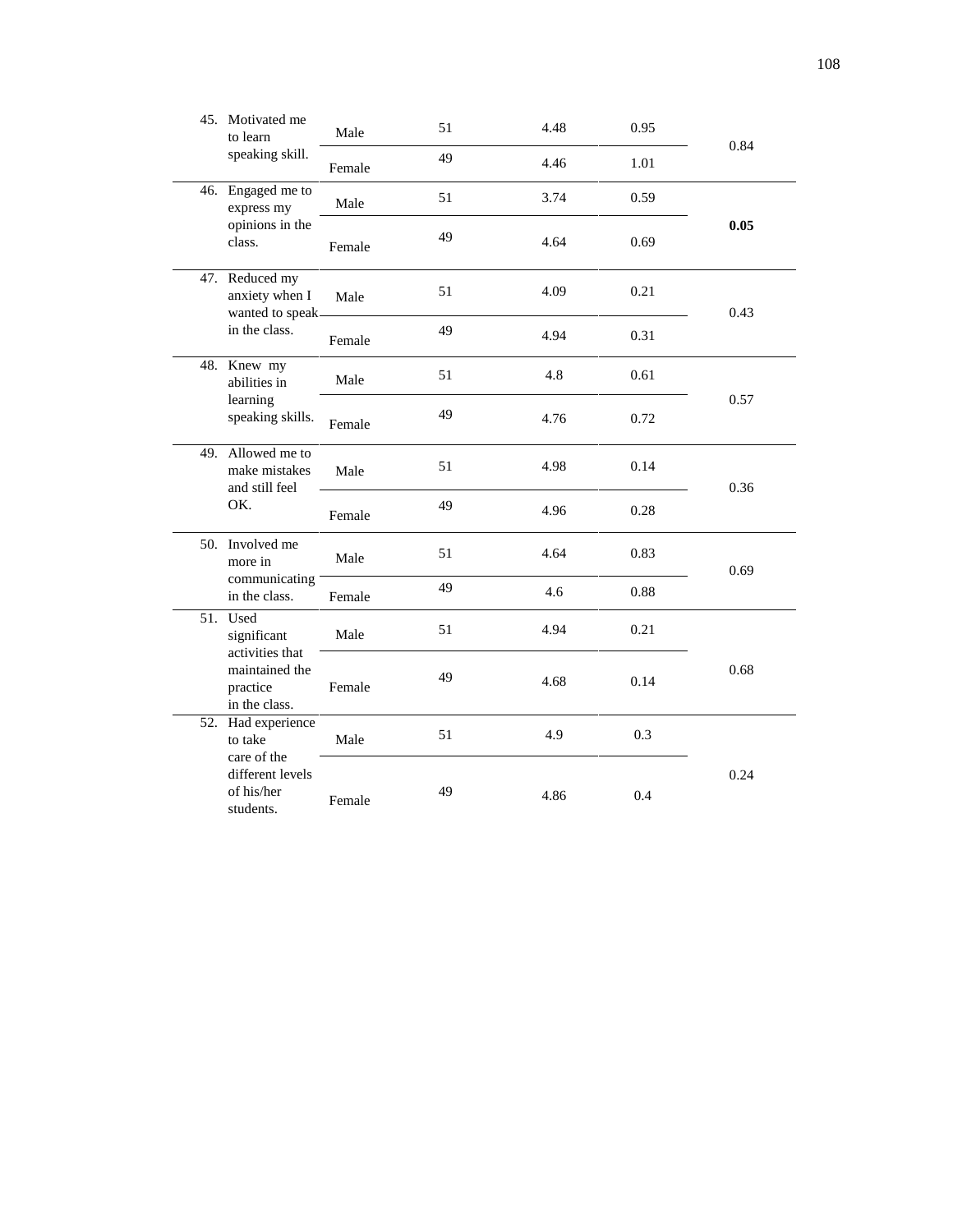| | | | | | |
|---|---|---|---|---|---|
| 45. Motivated me to learn speaking skill. | Male | 51 | 4.48 | 0.95 | 0.84 |
| | Female | 49 | 4.46 | 1.01 | |
| 46. Engaged me to express my opinions in the class. | Male | 51 | 3.74 | 0.59 | **0.05** |
| | Female | 49 | 4.64 | 0.69 | |
| 47. Reduced my anxiety when I wanted to speak in the class. | Male | 51 | 4.09 | 0.21 | 0.43 |
| | Female | 49 | 4.94 | 0.31 | |
| 48. Knew my abilities in learning speaking skills. | Male | 51 | 4.8 | 0.61 | 0.57 |
| | Female | 49 | 4.76 | 0.72 | |
| 49. Allowed me to make mistakes and still feel OK. | Male | 51 | 4.98 | 0.14 | 0.36 |
| | Female | 49 | 4.96 | 0.28 | |
| 50. Involved me more in communicating in the class. | Male | 51 | 4.64 | 0.83 | 0.69 |
| | Female | 49 | 4.6 | 0.88 | |
| 51. Used significant activities that maintained the practice in the class. | Male | 51 | 4.94 | 0.21 | 0.68 |
| | Female | 49 | 4.68 | 0.14 | |
| 52. Had experience to take care of the different levels of his/her students. | Male | 51 | 4.9 | 0.3 | 0.24 |
| | Female | 49 | 4.86 | 0.4 | |